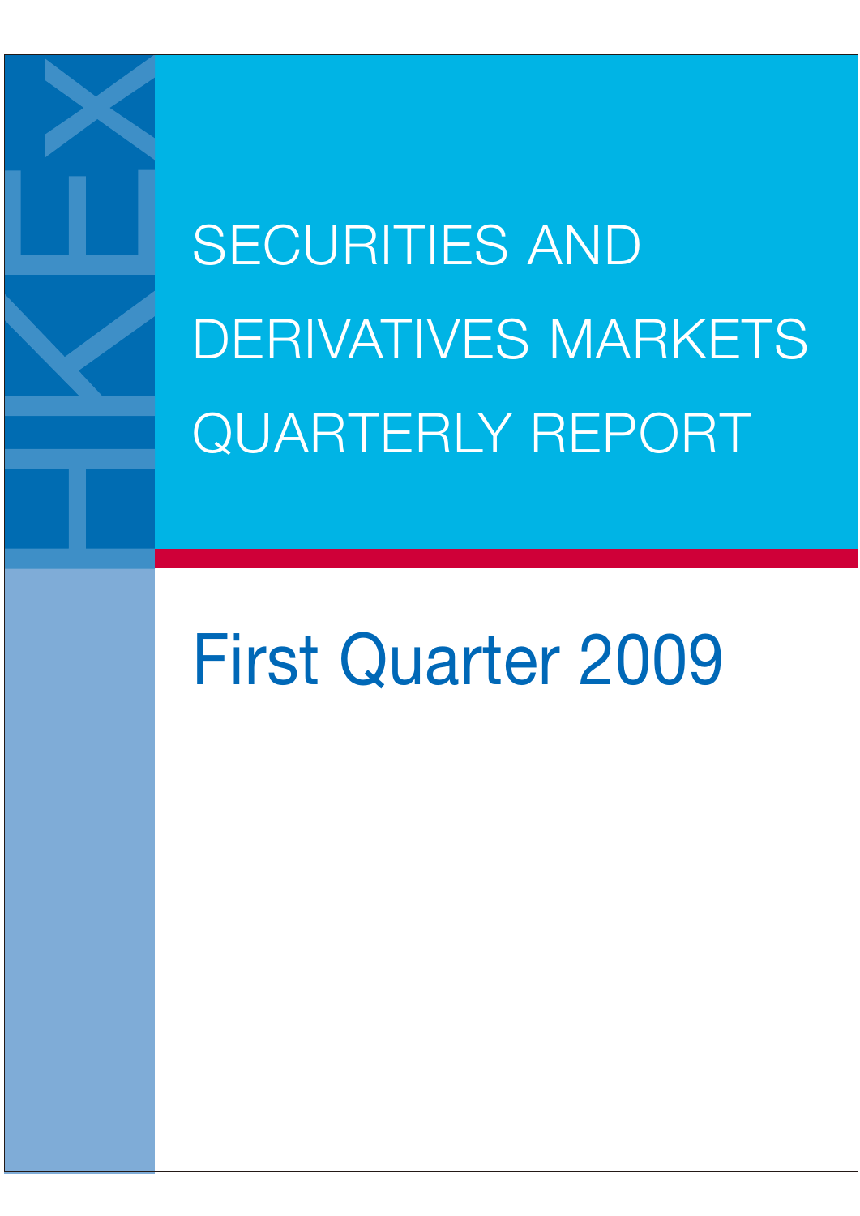HKEX

# SECURITIES AND DERIVATIVES MARKETS QUARTERLY REPORT

## First Quarter 2009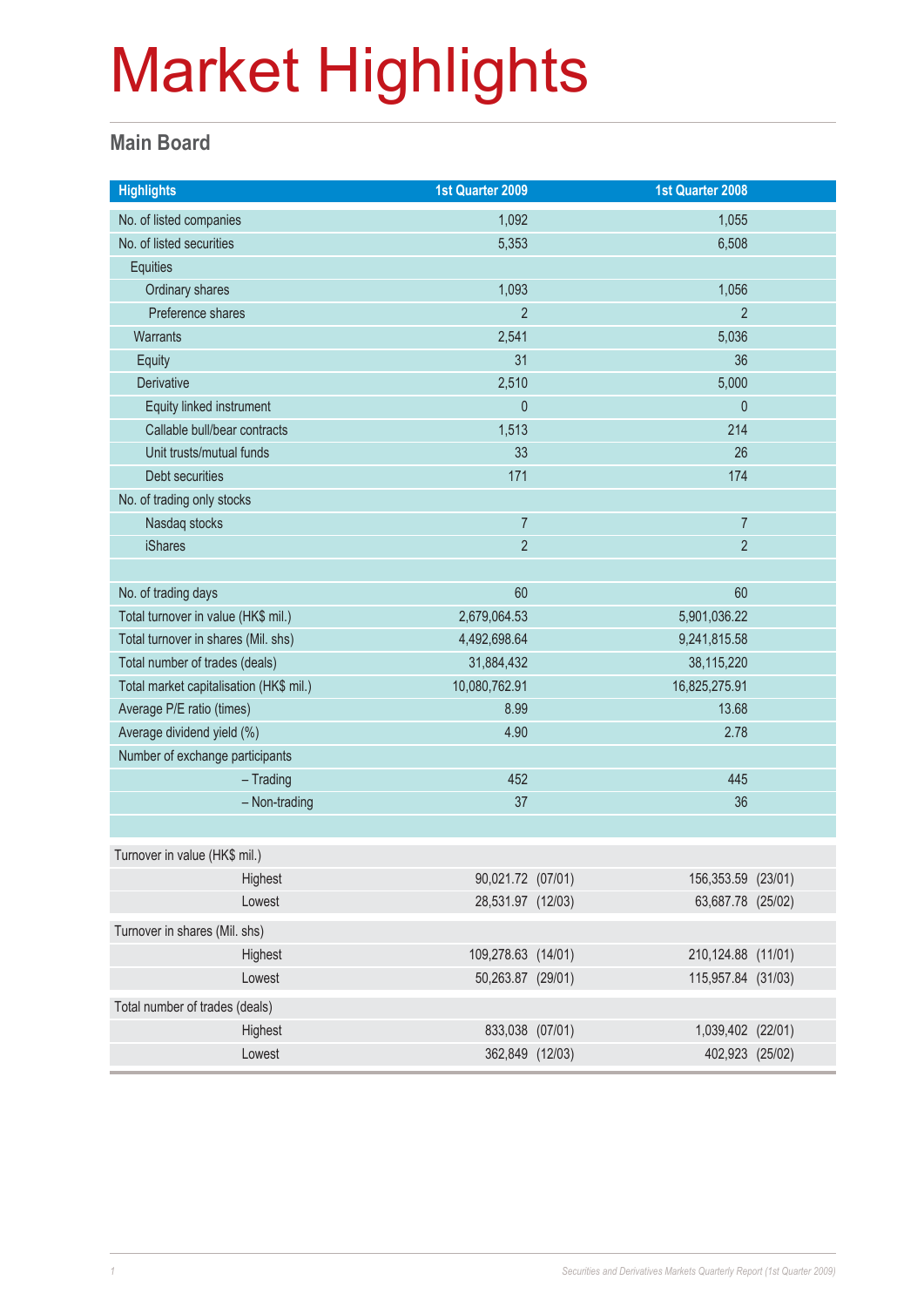# Market Highlights

## Main Board

| Highlights | 1st Quarter 2009 | 1st Quarter 2008 |
|---|---|---|
| No. of listed companies | 1,092 | 1,055 |
| No. of listed securities | 5,353 | 6,508 |
| Equities | | |
| Ordinary shares | 1,093 | 1,056 |
| Preference shares | 2 | 2 |
| Warrants | 2,541 | 5,036 |
| Equity | 31 | 36 |
| Derivative | 2,510 | 5,000 |
| Equity linked instrument | 0 | 0 |
| Callable bull/bear contracts | 1,513 | 214 |
| Unit trusts/mutual funds | 33 | 26 |
| Debt securities | 171 | 174 |
| No. of trading only stocks | | |
| Nasdaq stocks | 7 | 7 |
| iShares | 2 | 2 |
| | | |
| No. of trading days | 60 | 60 |
| Total turnover in value (HK$ mil.) | 2,679,064.53 | 5,901,036.22 |
| Total turnover in shares (Mil. shs) | 4,492,698.64 | 9,241,815.58 |
| Total number of trades (deals) | 31,884,432 | 38,115,220 |
| Total market capitalisation (HK$ mil.) | 10,080,762.91 | 16,825,275.91 |
| Average P/E ratio (times) | 8.99 | 13.68 |
| Average dividend yield (%) | 4.90 | 2.78 |
| Number of exchange participants | | |
| – Trading | 452 | 445 |
| – Non-trading | 37 | 36 |
| | | |
| Turnover in value (HK$ mil.) | | |
| Highest | 90,021.72 (07/01) | 156,353.59 (23/01) |
| Lowest | 28,531.97 (12/03) | 63,687.78 (25/02) |
| Turnover in shares (Mil. shs) | | |
| Highest | 109,278.63 (14/01) | 210,124.88 (11/01) |
| Lowest | 50,263.87 (29/01) | 115,957.84 (31/03) |
| Total number of trades (deals) | | |
| Highest | 833,038 (07/01) | 1,039,402 (22/01) |
| Lowest | 362,849 (12/03) | 402,923 (25/02) |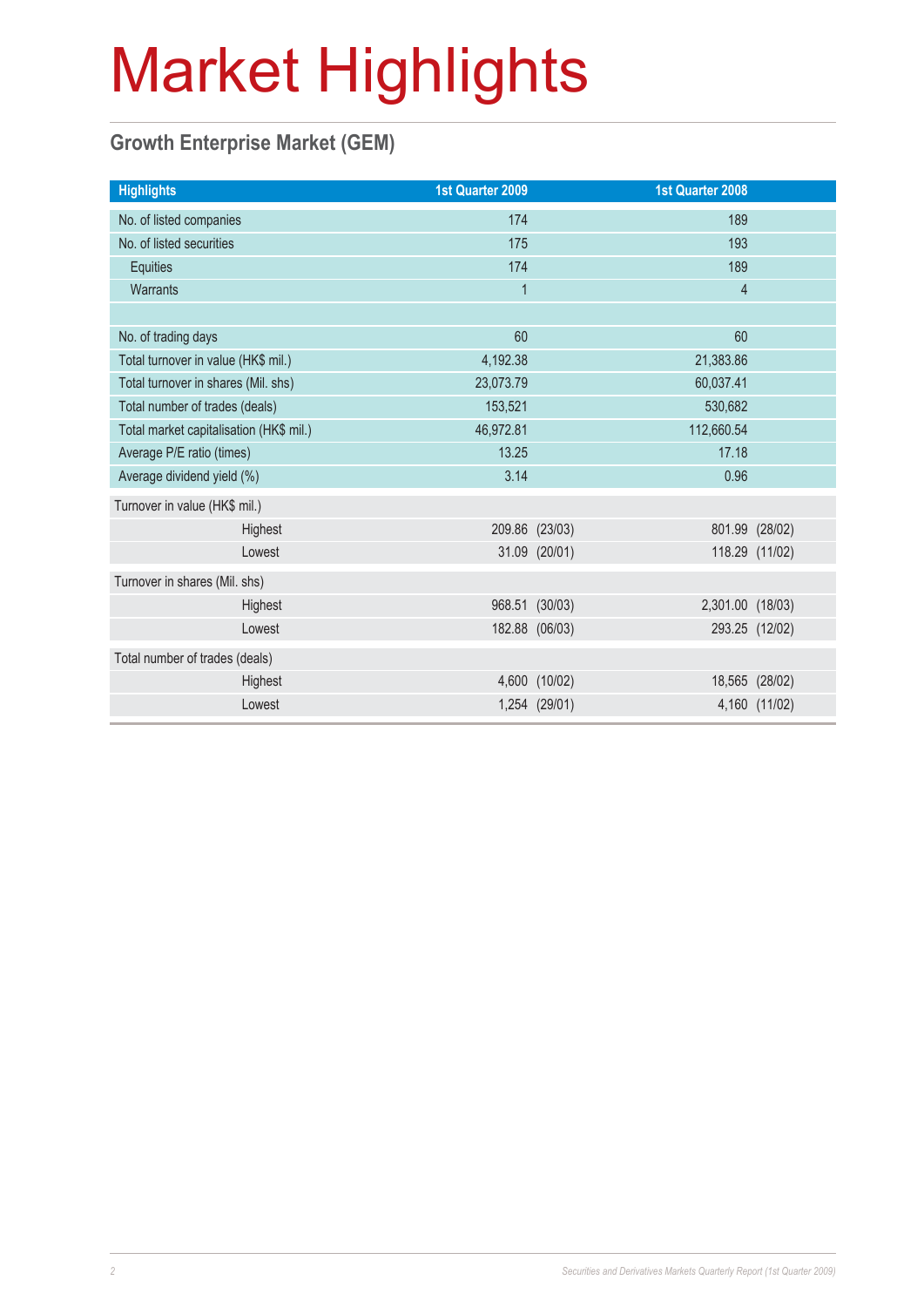# Market Highlights

## Growth Enterprise Market (GEM)

| Highlights | 1st Quarter 2009 | 1st Quarter 2008 |
|---|---|---|
| No. of listed companies | 174 | 189 |
| No. of listed securities | 175 | 193 |
| Equities | 174 | 189 |
| Warrants | 1 | 4 |
| | | |
| No. of trading days | 60 | 60 |
| Total turnover in value (HK$ mil.) | 4,192.38 | 21,383.86 |
| Total turnover in shares (Mil. shs) | 23,073.79 | 60,037.41 |
| Total number of trades (deals) | 153,521 | 530,682 |
| Total market capitalisation (HK$ mil.) | 46,972.81 | 112,660.54 |
| Average P/E ratio (times) | 13.25 | 17.18 |
| Average dividend yield (%) | 3.14 | 0.96 |
| Turnover in value (HK$ mil.) | | |
| Highest | 209.86 (23/03) | 801.99 (28/02) |
| Lowest | 31.09 (20/01) | 118.29 (11/02) |
| Turnover in shares (Mil. shs) | | |
| Highest | 968.51 (30/03) | 2,301.00 (18/03) |
| Lowest | 182.88 (06/03) | 293.25 (12/02) |
| Total number of trades (deals) | | |
| Highest | 4,600 (10/02) | 18,565 (28/02) |
| Lowest | 1,254 (29/01) | 4,160 (11/02) |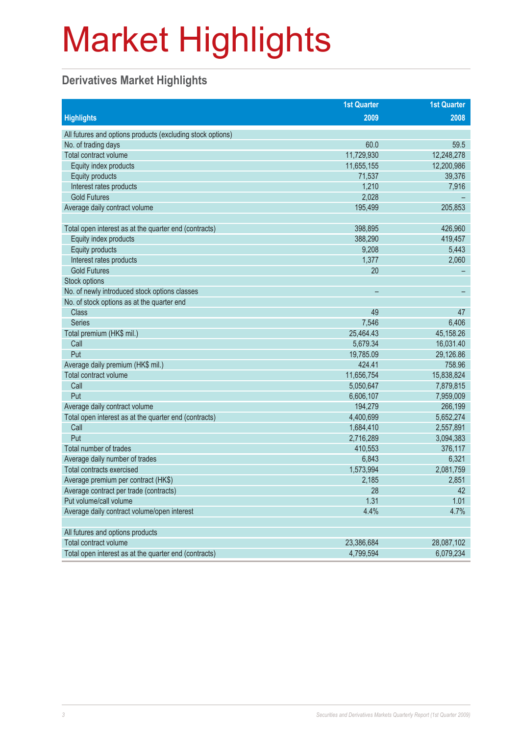# Market Highlights

## Derivatives Market Highlights

| Highlights | 1st Quarter 2009 | 1st Quarter 2008 |
|---|---|---|
| All futures and options products (excluding stock options) | | |
| No. of trading days | 60.0 | 59.5 |
| Total contract volume | 11,729,930 | 12,248,278 |
| Equity index products | 11,655,155 | 12,200,986 |
| Equity products | 71,537 | 39,376 |
| Interest rates products | 1,210 | 7,916 |
| Gold Futures | 2,028 | – |
| Average daily contract volume | 195,499 | 205,853 |
| | | |
| Total open interest as at the quarter end (contracts) | 398,895 | 426,960 |
| Equity index products | 388,290 | 419,457 |
| Equity products | 9,208 | 5,443 |
| Interest rates products | 1,377 | 2,060 |
| Gold Futures | 20 | – |
| Stock options | | |
| No. of newly introduced stock options classes | – | – |
| No. of stock options as at the quarter end | | |
| Class | 49 | 47 |
| Series | 7,546 | 6,406 |
| Total premium (HK$ mil.) | 25,464.43 | 45,158.26 |
| Call | 5,679.34 | 16,031.40 |
| Put | 19,785.09 | 29,126.86 |
| Average daily premium (HK$ mil.) | 424.41 | 758.96 |
| Total contract volume | 11,656,754 | 15,838,824 |
| Call | 5,050,647 | 7,879,815 |
| Put | 6,606,107 | 7,959,009 |
| Average daily contract volume | 194,279 | 266,199 |
| Total open interest as at the quarter end (contracts) | 4,400,699 | 5,652,274 |
| Call | 1,684,410 | 2,557,891 |
| Put | 2,716,289 | 3,094,383 |
| Total number of trades | 410,553 | 376,117 |
| Average daily number of trades | 6,843 | 6,321 |
| Total contracts exercised | 1,573,994 | 2,081,759 |
| Average premium per contract (HK$) | 2,185 | 2,851 |
| Average contract per trade (contracts) | 28 | 42 |
| Put volume/call volume | 1.31 | 1.01 |
| Average daily contract volume/open interest | 4.4% | 4.7% |
| | | |
| All futures and options products | | |
| Total contract volume | 23,386,684 | 28,087,102 |
| Total open interest as at the quarter end (contracts) | 4,799,594 | 6,079,234 |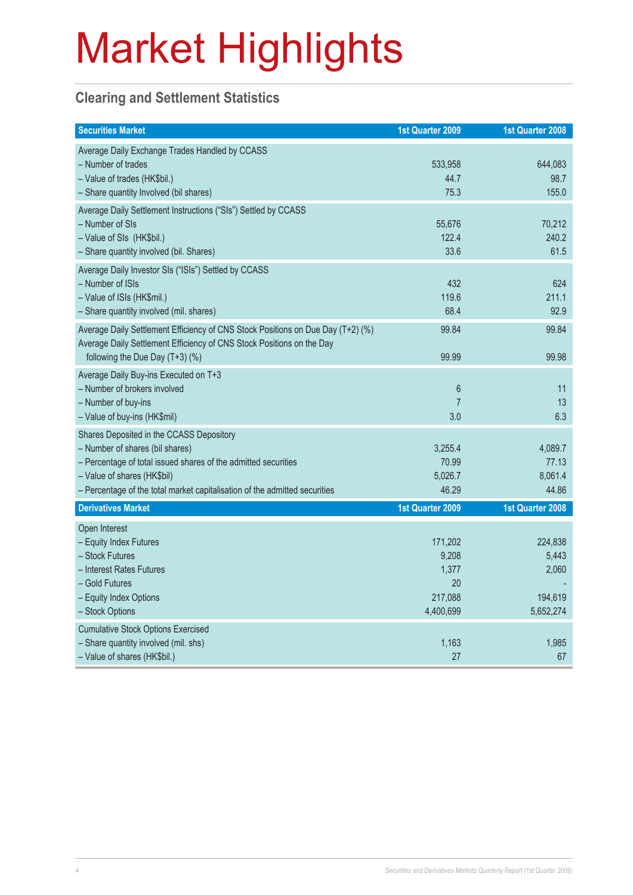# Market Highlights

## Clearing and Settlement Statistics

| Securities Market | 1st Quarter 2009 | 1st Quarter 2008 |
|---|---|---|
| Average Daily Exchange Trades Handled by CCASS | | |
| – Number of trades | 533,958 | 644,083 |
| – Value of trades (HK$bil.) | 44.7 | 98.7 |
| – Share quantity Involved (bil shares) | 75.3 | 155.0 |
| Average Daily Settlement Instructions ("SIs") Settled by CCASS | | |
| – Number of SIs | 55,676 | 70,212 |
| – Value of SIs (HK$bil.) | 122.4 | 240.2 |
| – Share quantity involved (bil. Shares) | 33.6 | 61.5 |
| Average Daily Investor SIs ("ISIs") Settled by CCASS | | |
| – Number of ISIs | 432 | 624 |
| – Value of ISIs (HK$mil.) | 119.6 | 211.1 |
| – Share quantity involved (mil. shares) | 68.4 | 92.9 |
| Average Daily Settlement Efficiency of CNS Stock Positions on Due Day (T+2) (%) | 99.84 | 99.84 |
| Average Daily Settlement Efficiency of CNS Stock Positions on the Day following the Due Day (T+3) (%) | 99.99 | 99.98 |
| Average Daily Buy-ins Executed on T+3 | | |
| – Number of brokers involved | 6 | 11 |
| – Number of buy-ins | 7 | 13 |
| – Value of buy-ins (HK$mil) | 3.0 | 6.3 |
| Shares Deposited in the CCASS Depository | | |
| – Number of shares (bil shares) | 3,255.4 | 4,089.7 |
| – Percentage of total issued shares of the admitted securities | 70.99 | 77.13 |
| – Value of shares (HK$bil) | 5,026.7 | 8,061.4 |
| – Percentage of the total market capitalisation of the admitted securities | 46.29 | 44.86 |

| Derivatives Market | 1st Quarter 2009 | 1st Quarter 2008 |
|---|---|---|
| Open Interest | | |
| – Equity Index Futures | 171,202 | 224,838 |
| – Stock Futures | 9,208 | 5,443 |
| – Interest Rates Futures | 1,377 | 2,060 |
| – Gold Futures | 20 | - |
| – Equity Index Options | 217,088 | 194,619 |
| – Stock Options | 4,400,699 | 5,652,274 |
| Cumulative Stock Options Exercised | | |
| – Share quantity involved (mil. shs) | 1,163 | 1,985 |
| – Value of shares (HK$bil.) | 27 | 67 |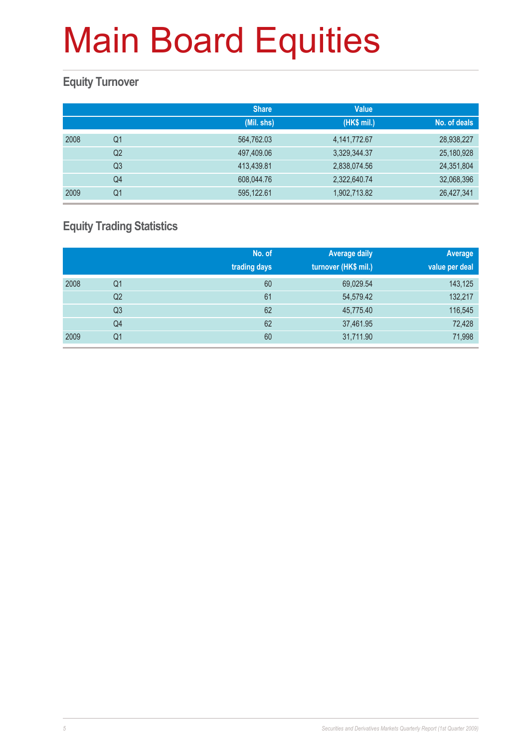# Main Board Equities

## Equity Turnover

| | | Share (Mil. shs) | Value (HK$ mil.) | No. of deals |
|---|---|---|---|---|
| 2008 | Q1 | 564,762.03 | 4,141,772.67 | 28,938,227 |
| | Q2 | 497,409.06 | 3,329,344.37 | 25,180,928 |
| | Q3 | 413,439.81 | 2,838,074.56 | 24,351,804 |
| | Q4 | 608,044.76 | 2,322,640.74 | 32,068,396 |
| 2009 | Q1 | 595,122.61 | 1,902,713.82 | 26,427,341 |

## Equity Trading Statistics

| | | No. of trading days | Average daily turnover (HK$ mil.) | Average value per deal |
|---|---|---|---|---|
| 2008 | Q1 | 60 | 69,029.54 | 143,125 |
| | Q2 | 61 | 54,579.42 | 132,217 |
| | Q3 | 62 | 45,775.40 | 116,545 |
| | Q4 | 62 | 37,461.95 | 72,428 |
| 2009 | Q1 | 60 | 31,711.90 | 71,998 |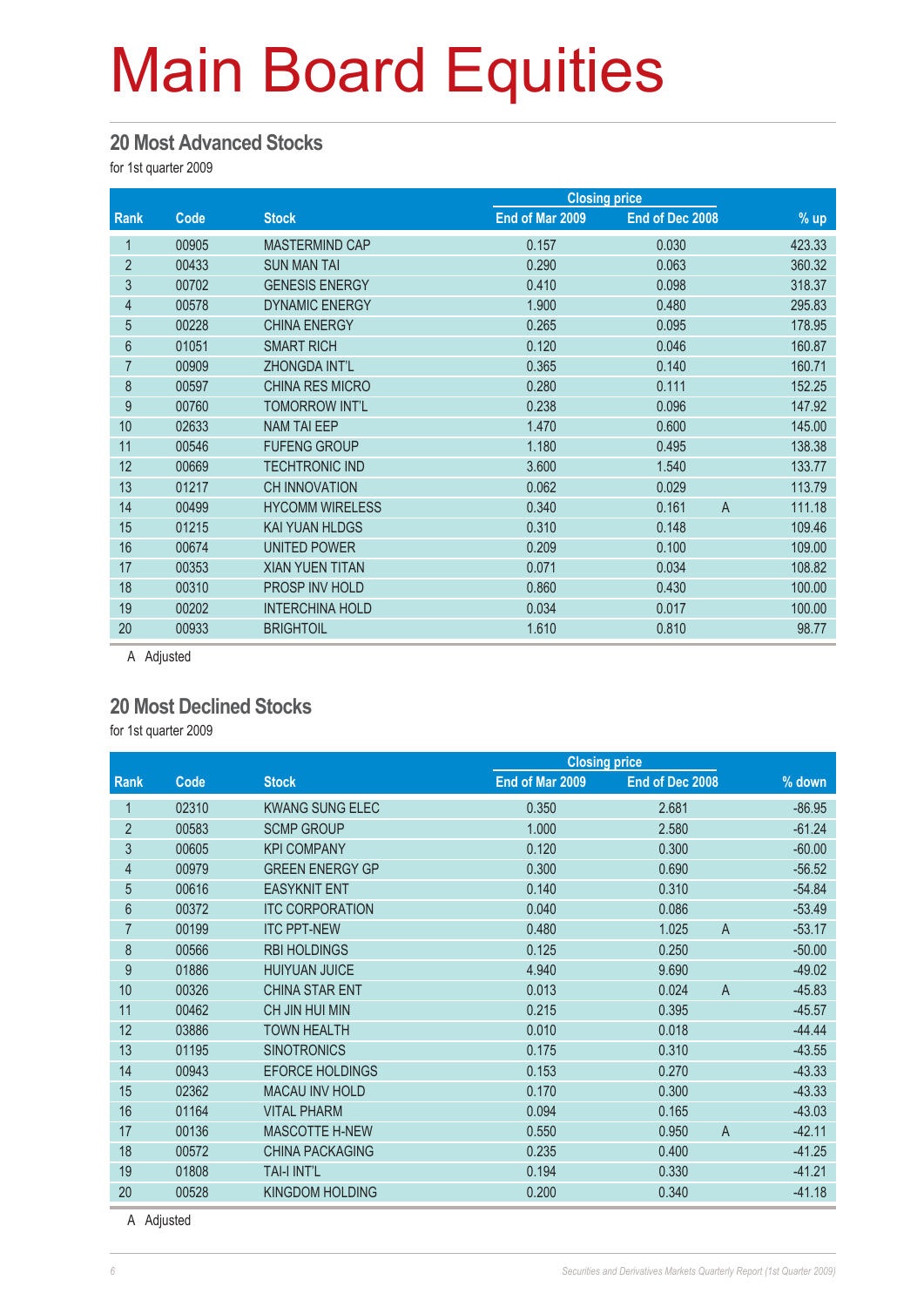# Main Board Equities

## 20 Most Advanced Stocks

for 1st quarter 2009

| Rank | Code | Stock | Closing price | | | % up |
|---|---|---|---|---|---|---|
| | | | End of Mar 2009 | End of Dec 2008 | | |
| 1 | 00905 | MASTERMIND CAP | 0.157 | 0.030 | | 423.33 |
| 2 | 00433 | SUN MAN TAI | 0.290 | 0.063 | | 360.32 |
| 3 | 00702 | GENESIS ENERGY | 0.410 | 0.098 | | 318.37 |
| 4 | 00578 | DYNAMIC ENERGY | 1.900 | 0.480 | | 295.83 |
| 5 | 00228 | CHINA ENERGY | 0.265 | 0.095 | | 178.95 |
| 6 | 01051 | SMART RICH | 0.120 | 0.046 | | 160.87 |
| 7 | 00909 | ZHONGDA INT'L | 0.365 | 0.140 | | 160.71 |
| 8 | 00597 | CHINA RES MICRO | 0.280 | 0.111 | | 152.25 |
| 9 | 00760 | TOMORROW INT'L | 0.238 | 0.096 | | 147.92 |
| 10 | 02633 | NAM TAI EEP | 1.470 | 0.600 | | 145.00 |
| 11 | 00546 | FUFENG GROUP | 1.180 | 0.495 | | 138.38 |
| 12 | 00669 | TECHTRONIC IND | 3.600 | 1.540 | | 133.77 |
| 13 | 01217 | CH INNOVATION | 0.062 | 0.029 | | 113.79 |
| 14 | 00499 | HYCOMM WIRELESS | 0.340 | 0.161 | A | 111.18 |
| 15 | 01215 | KAI YUAN HLDGS | 0.310 | 0.148 | | 109.46 |
| 16 | 00674 | UNITED POWER | 0.209 | 0.100 | | 109.00 |
| 17 | 00353 | XIAN YUEN TITAN | 0.071 | 0.034 | | 108.82 |
| 18 | 00310 | PROSP INV HOLD | 0.860 | 0.430 | | 100.00 |
| 19 | 00202 | INTERCHINA HOLD | 0.034 | 0.017 | | 100.00 |
| 20 | 00933 | BRIGHTOIL | 1.610 | 0.810 | | 98.77 |

A Adjusted

## 20 Most Declined Stocks

for 1st quarter 2009

| Rank | Code | Stock | Closing price | | | % down |
|---|---|---|---|---|---|---|
| | | | End of Mar 2009 | End of Dec 2008 | | |
| 1 | 02310 | KWANG SUNG ELEC | 0.350 | 2.681 | | -86.95 |
| 2 | 00583 | SCMP GROUP | 1.000 | 2.580 | | -61.24 |
| 3 | 00605 | KPI COMPANY | 0.120 | 0.300 | | -60.00 |
| 4 | 00979 | GREEN ENERGY GP | 0.300 | 0.690 | | -56.52 |
| 5 | 00616 | EASYKNIT ENT | 0.140 | 0.310 | | -54.84 |
| 6 | 00372 | ITC CORPORATION | 0.040 | 0.086 | | -53.49 |
| 7 | 00199 | ITC PPT-NEW | 0.480 | 1.025 | A | -53.17 |
| 8 | 00566 | RBI HOLDINGS | 0.125 | 0.250 | | -50.00 |
| 9 | 01886 | HUIYUAN JUICE | 4.940 | 9.690 | | -49.02 |
| 10 | 00326 | CHINA STAR ENT | 0.013 | 0.024 | A | -45.83 |
| 11 | 00462 | CH JIN HUI MIN | 0.215 | 0.395 | | -45.57 |
| 12 | 03886 | TOWN HEALTH | 0.010 | 0.018 | | -44.44 |
| 13 | 01195 | SINOTRONICS | 0.175 | 0.310 | | -43.55 |
| 14 | 00943 | EFORCE HOLDINGS | 0.153 | 0.270 | | -43.33 |
| 15 | 02362 | MACAU INV HOLD | 0.170 | 0.300 | | -43.33 |
| 16 | 01164 | VITAL PHARM | 0.094 | 0.165 | | -43.03 |
| 17 | 00136 | MASCOTTE H-NEW | 0.550 | 0.950 | A | -42.11 |
| 18 | 00572 | CHINA PACKAGING | 0.235 | 0.400 | | -41.25 |
| 19 | 01808 | TAI-I INT'L | 0.194 | 0.330 | | -41.21 |
| 20 | 00528 | KINGDOM HOLDING | 0.200 | 0.340 | | -41.18 |

A Adjusted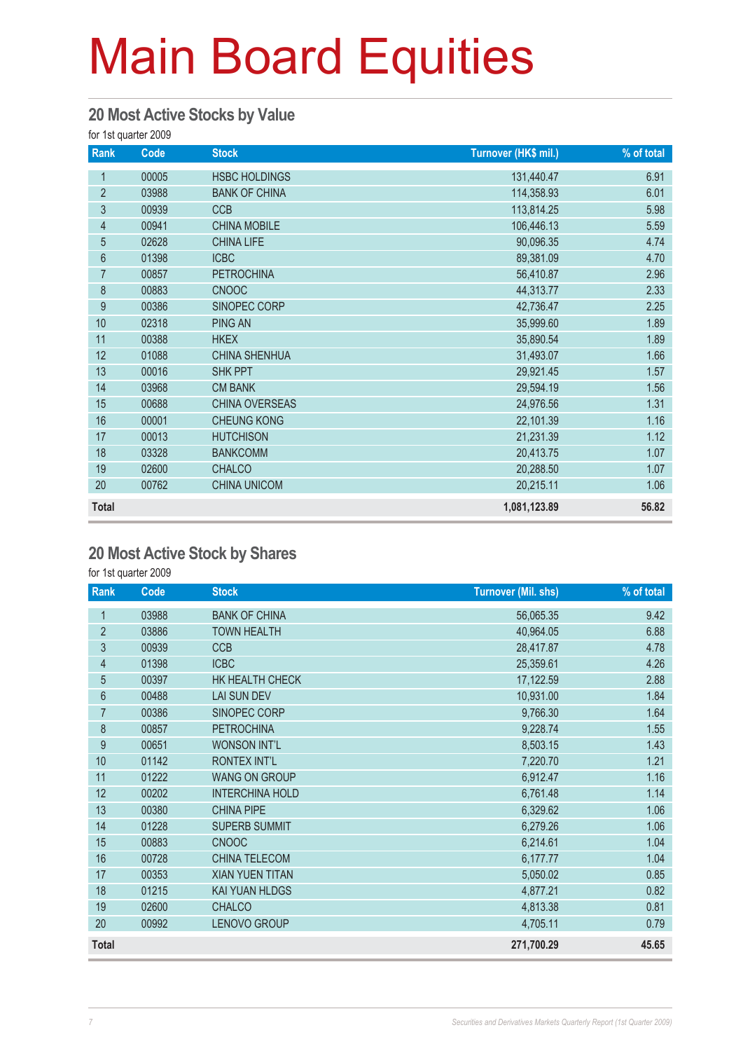# Main Board Equities

## 20 Most Active Stocks by Value

for 1st quarter 2009

| Rank | Code | Stock | Turnover (HK$ mil.) | % of total |
|---|---|---|---|---|
| 1 | 00005 | HSBC HOLDINGS | 131,440.47 | 6.91 |
| 2 | 03988 | BANK OF CHINA | 114,358.93 | 6.01 |
| 3 | 00939 | CCB | 113,814.25 | 5.98 |
| 4 | 00941 | CHINA MOBILE | 106,446.13 | 5.59 |
| 5 | 02628 | CHINA LIFE | 90,096.35 | 4.74 |
| 6 | 01398 | ICBC | 89,381.09 | 4.70 |
| 7 | 00857 | PETROCHINA | 56,410.87 | 2.96 |
| 8 | 00883 | CNOOC | 44,313.77 | 2.33 |
| 9 | 00386 | SINOPEC CORP | 42,736.47 | 2.25 |
| 10 | 02318 | PING AN | 35,999.60 | 1.89 |
| 11 | 00388 | HKEX | 35,890.54 | 1.89 |
| 12 | 01088 | CHINA SHENHUA | 31,493.07 | 1.66 |
| 13 | 00016 | SHK PPT | 29,921.45 | 1.57 |
| 14 | 03968 | CM BANK | 29,594.19 | 1.56 |
| 15 | 00688 | CHINA OVERSEAS | 24,976.56 | 1.31 |
| 16 | 00001 | CHEUNG KONG | 22,101.39 | 1.16 |
| 17 | 00013 | HUTCHISON | 21,231.39 | 1.12 |
| 18 | 03328 | BANKCOMM | 20,413.75 | 1.07 |
| 19 | 02600 | CHALCO | 20,288.50 | 1.07 |
| 20 | 00762 | CHINA UNICOM | 20,215.11 | 1.06 |
| **Total** | | | **1,081,123.89** | **56.82** |

## 20 Most Active Stock by Shares

for 1st quarter 2009

| Rank | Code | Stock | Turnover (Mil. shs) | % of total |
|---|---|---|---|---|
| 1 | 03988 | BANK OF CHINA | 56,065.35 | 9.42 |
| 2 | 03886 | TOWN HEALTH | 40,964.05 | 6.88 |
| 3 | 00939 | CCB | 28,417.87 | 4.78 |
| 4 | 01398 | ICBC | 25,359.61 | 4.26 |
| 5 | 00397 | HK HEALTH CHECK | 17,122.59 | 2.88 |
| 6 | 00488 | LAI SUN DEV | 10,931.00 | 1.84 |
| 7 | 00386 | SINOPEC CORP | 9,766.30 | 1.64 |
| 8 | 00857 | PETROCHINA | 9,228.74 | 1.55 |
| 9 | 00651 | WONSON INT'L | 8,503.15 | 1.43 |
| 10 | 01142 | RONTEX INT'L | 7,220.70 | 1.21 |
| 11 | 01222 | WANG ON GROUP | 6,912.47 | 1.16 |
| 12 | 00202 | INTERCHINA HOLD | 6,761.48 | 1.14 |
| 13 | 00380 | CHINA PIPE | 6,329.62 | 1.06 |
| 14 | 01228 | SUPERB SUMMIT | 6,279.26 | 1.06 |
| 15 | 00883 | CNOOC | 6,214.61 | 1.04 |
| 16 | 00728 | CHINA TELECOM | 6,177.77 | 1.04 |
| 17 | 00353 | XIAN YUEN TITAN | 5,050.02 | 0.85 |
| 18 | 01215 | KAI YUAN HLDGS | 4,877.21 | 0.82 |
| 19 | 02600 | CHALCO | 4,813.38 | 0.81 |
| 20 | 00992 | LENOVO GROUP | 4,705.11 | 0.79 |
| **Total** | | | **271,700.29** | **45.65** |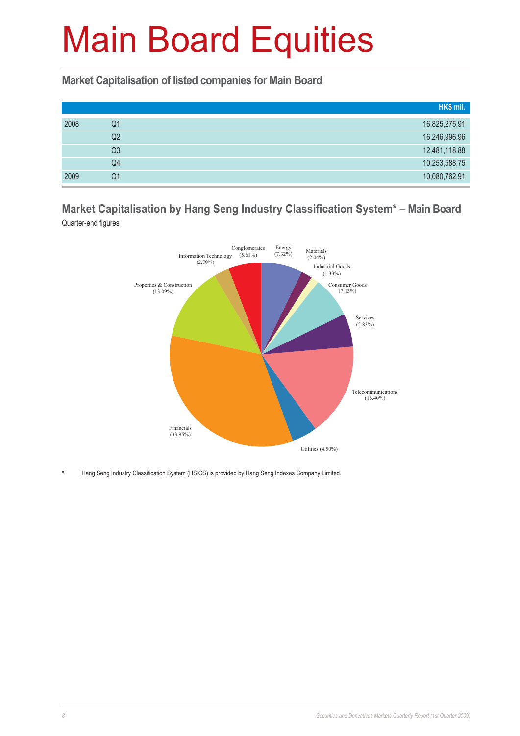# Main Board Equities

## Market Capitalisation of listed companies for Main Board

| | | HK$ mil. |
|---|---|---|
| 2008 | Q1 | 16,825,275.91 |
| | Q2 | 16,246,996.96 |
| | Q3 | 12,481,118.88 |
| | Q4 | 10,253,588.75 |
| 2009 | Q1 | 10,080,762.91 |

## Market Capitalisation by Hang Seng Industry Classification System* – Main Board

Quarter-end figures

Conglomerates (5.61%)
Energy (7.32%)
Materials (2.04%)
Industrial Goods (1.33%)
Consumer Goods (7.13%)
Services (5.83%)
Telecommunications (16.40%)
Utilities (4.50%)
Financials (33.95%)
Properties & Construction (13.09%)
Information Technology (2.79%)

\* Hang Seng Industry Classification System (HSICS) is provided by Hang Seng Indexes Company Limited.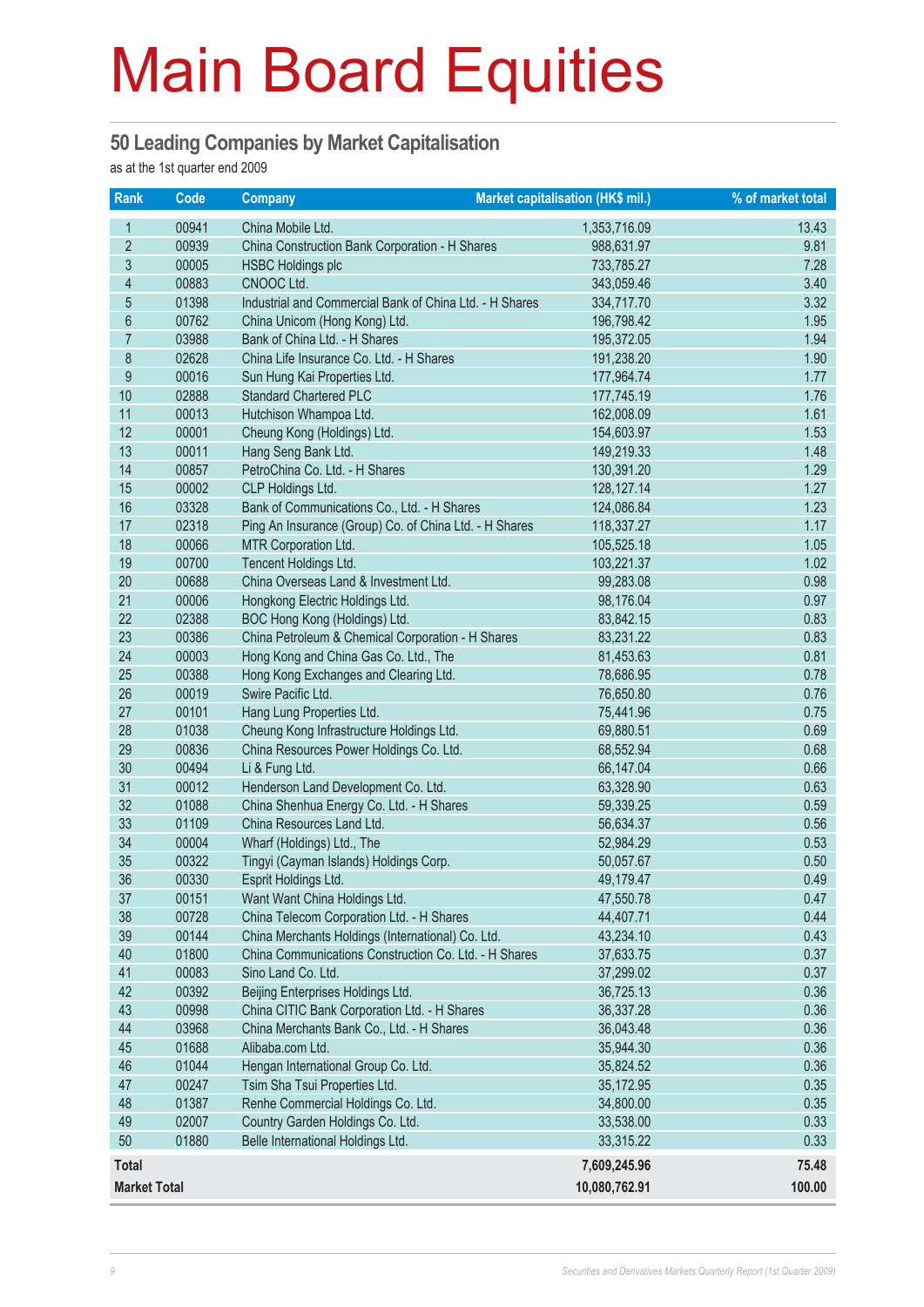# Main Board Equities

## 50 Leading Companies by Market Capitalisation

as at the 1st quarter end 2009

| Rank | Code | Company | Market capitalisation (HK$ mil.) | % of market total |
|---|---|---|---|---|
| 1 | 00941 | China Mobile Ltd. | 1,353,716.09 | 13.43 |
| 2 | 00939 | China Construction Bank Corporation - H Shares | 988,631.97 | 9.81 |
| 3 | 00005 | HSBC Holdings plc | 733,785.27 | 7.28 |
| 4 | 00883 | CNOOC Ltd. | 343,059.46 | 3.40 |
| 5 | 01398 | Industrial and Commercial Bank of China Ltd. - H Shares | 334,717.70 | 3.32 |
| 6 | 00762 | China Unicom (Hong Kong) Ltd. | 196,798.42 | 1.95 |
| 7 | 03988 | Bank of China Ltd. - H Shares | 195,372.05 | 1.94 |
| 8 | 02628 | China Life Insurance Co. Ltd. - H Shares | 191,238.20 | 1.90 |
| 9 | 00016 | Sun Hung Kai Properties Ltd. | 177,964.74 | 1.77 |
| 10 | 02888 | Standard Chartered PLC | 177,745.19 | 1.76 |
| 11 | 00013 | Hutchison Whampoa Ltd. | 162,008.09 | 1.61 |
| 12 | 00001 | Cheung Kong (Holdings) Ltd. | 154,603.97 | 1.53 |
| 13 | 00011 | Hang Seng Bank Ltd. | 149,219.33 | 1.48 |
| 14 | 00857 | PetroChina Co. Ltd. - H Shares | 130,391.20 | 1.29 |
| 15 | 00002 | CLP Holdings Ltd. | 128,127.14 | 1.27 |
| 16 | 03328 | Bank of Communications Co., Ltd. - H Shares | 124,086.84 | 1.23 |
| 17 | 02318 | Ping An Insurance (Group) Co. of China Ltd. - H Shares | 118,337.27 | 1.17 |
| 18 | 00066 | MTR Corporation Ltd. | 105,525.18 | 1.05 |
| 19 | 00700 | Tencent Holdings Ltd. | 103,221.37 | 1.02 |
| 20 | 00688 | China Overseas Land & Investment Ltd. | 99,283.08 | 0.98 |
| 21 | 00006 | Hongkong Electric Holdings Ltd. | 98,176.04 | 0.97 |
| 22 | 02388 | BOC Hong Kong (Holdings) Ltd. | 83,842.15 | 0.83 |
| 23 | 00386 | China Petroleum & Chemical Corporation - H Shares | 83,231.22 | 0.83 |
| 24 | 00003 | Hong Kong and China Gas Co. Ltd., The | 81,453.63 | 0.81 |
| 25 | 00388 | Hong Kong Exchanges and Clearing Ltd. | 78,686.95 | 0.78 |
| 26 | 00019 | Swire Pacific Ltd. | 76,650.80 | 0.76 |
| 27 | 00101 | Hang Lung Properties Ltd. | 75,441.96 | 0.75 |
| 28 | 01038 | Cheung Kong Infrastructure Holdings Ltd. | 69,880.51 | 0.69 |
| 29 | 00836 | China Resources Power Holdings Co. Ltd. | 68,552.94 | 0.68 |
| 30 | 00494 | Li & Fung Ltd. | 66,147.04 | 0.66 |
| 31 | 00012 | Henderson Land Development Co. Ltd. | 63,328.90 | 0.63 |
| 32 | 01088 | China Shenhua Energy Co. Ltd. - H Shares | 59,339.25 | 0.59 |
| 33 | 01109 | China Resources Land Ltd. | 56,634.37 | 0.56 |
| 34 | 00004 | Wharf (Holdings) Ltd., The | 52,984.29 | 0.53 |
| 35 | 00322 | Tingyi (Cayman Islands) Holdings Corp. | 50,057.67 | 0.50 |
| 36 | 00330 | Esprit Holdings Ltd. | 49,179.47 | 0.49 |
| 37 | 00151 | Want Want China Holdings Ltd. | 47,550.78 | 0.47 |
| 38 | 00728 | China Telecom Corporation Ltd. - H Shares | 44,407.71 | 0.44 |
| 39 | 00144 | China Merchants Holdings (International) Co. Ltd. | 43,234.10 | 0.43 |
| 40 | 01800 | China Communications Construction Co. Ltd. - H Shares | 37,633.75 | 0.37 |
| 41 | 00083 | Sino Land Co. Ltd. | 37,299.02 | 0.37 |
| 42 | 00392 | Beijing Enterprises Holdings Ltd. | 36,725.13 | 0.36 |
| 43 | 00998 | China CITIC Bank Corporation Ltd. - H Shares | 36,337.28 | 0.36 |
| 44 | 03968 | China Merchants Bank Co., Ltd. - H Shares | 36,043.48 | 0.36 |
| 45 | 01688 | Alibaba.com Ltd. | 35,944.30 | 0.36 |
| 46 | 01044 | Hengan International Group Co. Ltd. | 35,824.52 | 0.36 |
| 47 | 00247 | Tsim Sha Tsui Properties Ltd. | 35,172.95 | 0.35 |
| 48 | 01387 | Renhe Commercial Holdings Co. Ltd. | 34,800.00 | 0.35 |
| 49 | 02007 | Country Garden Holdings Co. Ltd. | 33,538.00 | 0.33 |
| 50 | 01880 | Belle International Holdings Ltd. | 33,315.22 | 0.33 |
| **Total** | | | **7,609,245.96** | **75.48** |
| **Market Total** | | | **10,080,762.91** | **100.00** |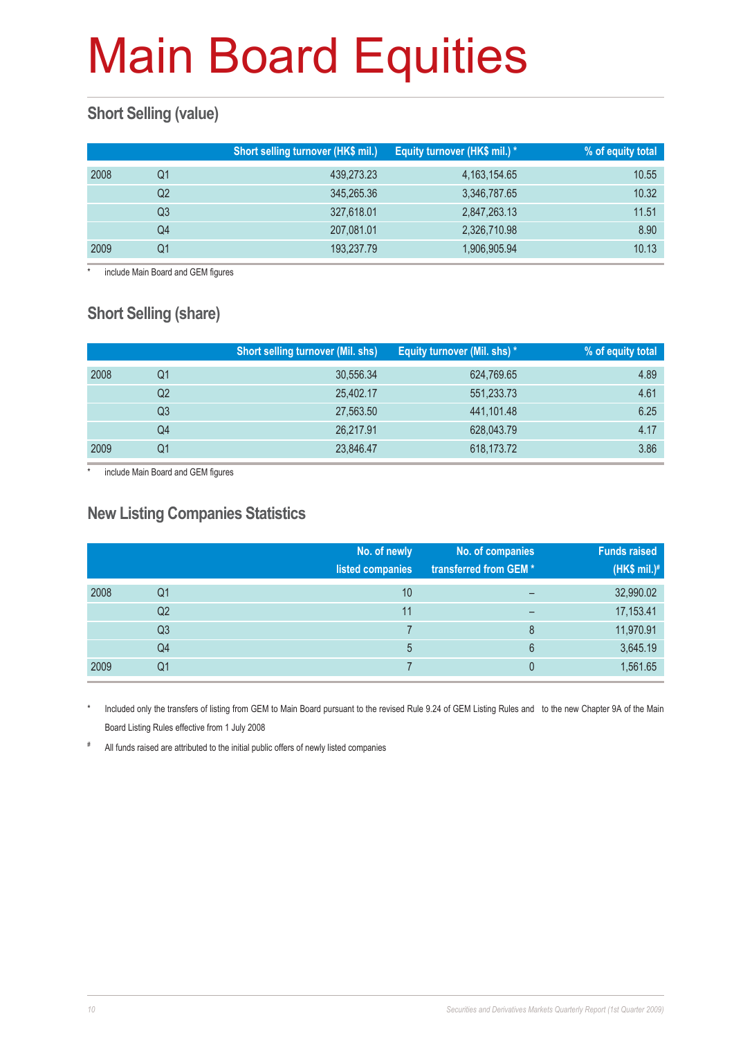# Main Board Equities

## Short Selling (value)

| | | Short selling turnover (HK$ mil.) | Equity turnover (HK$ mil.) * | % of equity total |
|---|---|---|---|---|
| 2008 | Q1 | 439,273.23 | 4,163,154.65 | 10.55 |
| | Q2 | 345,265.36 | 3,346,787.65 | 10.32 |
| | Q3 | 327,618.01 | 2,847,263.13 | 11.51 |
| | Q4 | 207,081.01 | 2,326,710.98 | 8.90 |
| 2009 | Q1 | 193,237.79 | 1,906,905.94 | 10.13 |

\* include Main Board and GEM figures

## Short Selling (share)

| | | Short selling turnover (Mil. shs) | Equity turnover (Mil. shs) * | % of equity total |
|---|---|---|---|---|
| 2008 | Q1 | 30,556.34 | 624,769.65 | 4.89 |
| | Q2 | 25,402.17 | 551,233.73 | 4.61 |
| | Q3 | 27,563.50 | 441,101.48 | 6.25 |
| | Q4 | 26,217.91 | 628,043.79 | 4.17 |
| 2009 | Q1 | 23,846.47 | 618,173.72 | 3.86 |

\* include Main Board and GEM figures

## New Listing Companies Statistics

| | | No. of newly listed companies | No. of companies transferred from GEM * | Funds raised (HK$ mil.)# |
|---|---|---|---|---|
| 2008 | Q1 | 10 | – | 32,990.02 |
| | Q2 | 11 | – | 17,153.41 |
| | Q3 | 7 | 8 | 11,970.91 |
| | Q4 | 5 | 6 | 3,645.19 |
| 2009 | Q1 | 7 | 0 | 1,561.65 |

\* Included only the transfers of listing from GEM to Main Board pursuant to the revised Rule 9.24 of GEM Listing Rules and to the new Chapter 9A of the Main Board Listing Rules effective from 1 July 2008

\# All funds raised are attributed to the initial public offers of newly listed companies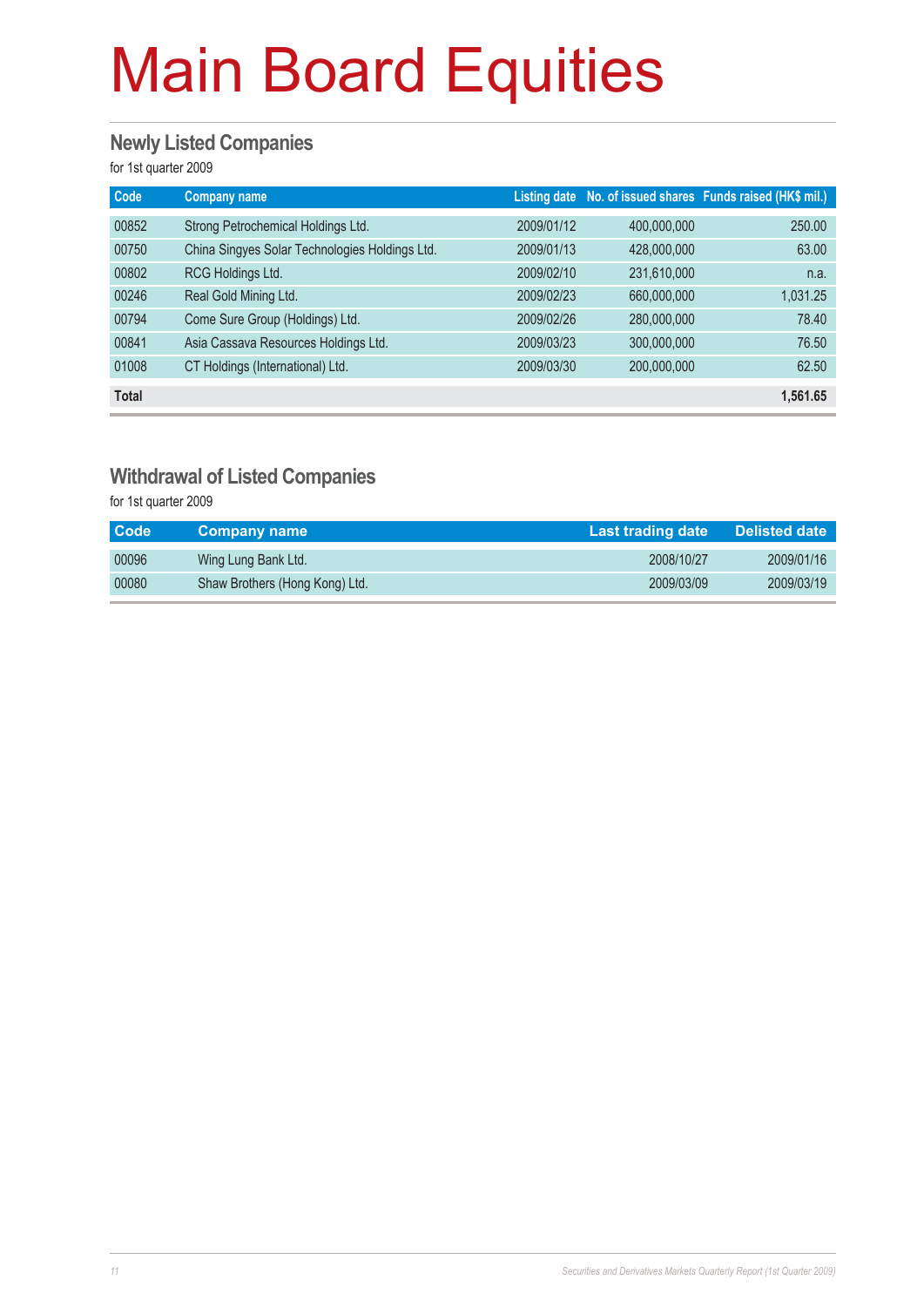# Main Board Equities

## Newly Listed Companies

for 1st quarter 2009

| Code | Company name | Listing date | No. of issued shares | Funds raised (HK$ mil.) |
|---|---|---|---|---|
| 00852 | Strong Petrochemical Holdings Ltd. | 2009/01/12 | 400,000,000 | 250.00 |
| 00750 | China Singyes Solar Technologies Holdings Ltd. | 2009/01/13 | 428,000,000 | 63.00 |
| 00802 | RCG Holdings Ltd. | 2009/02/10 | 231,610,000 | n.a. |
| 00246 | Real Gold Mining Ltd. | 2009/02/23 | 660,000,000 | 1,031.25 |
| 00794 | Come Sure Group (Holdings) Ltd. | 2009/02/26 | 280,000,000 | 78.40 |
| 00841 | Asia Cassava Resources Holdings Ltd. | 2009/03/23 | 300,000,000 | 76.50 |
| 01008 | CT Holdings (International) Ltd. | 2009/03/30 | 200,000,000 | 62.50 |
| **Total** | | | | **1,561.65** |

## Withdrawal of Listed Companies

for 1st quarter 2009

| Code | Company name | Last trading date | Delisted date |
|---|---|---|---|
| 00096 | Wing Lung Bank Ltd. | 2008/10/27 | 2009/01/16 |
| 00080 | Shaw Brothers (Hong Kong) Ltd. | 2009/03/09 | 2009/03/19 |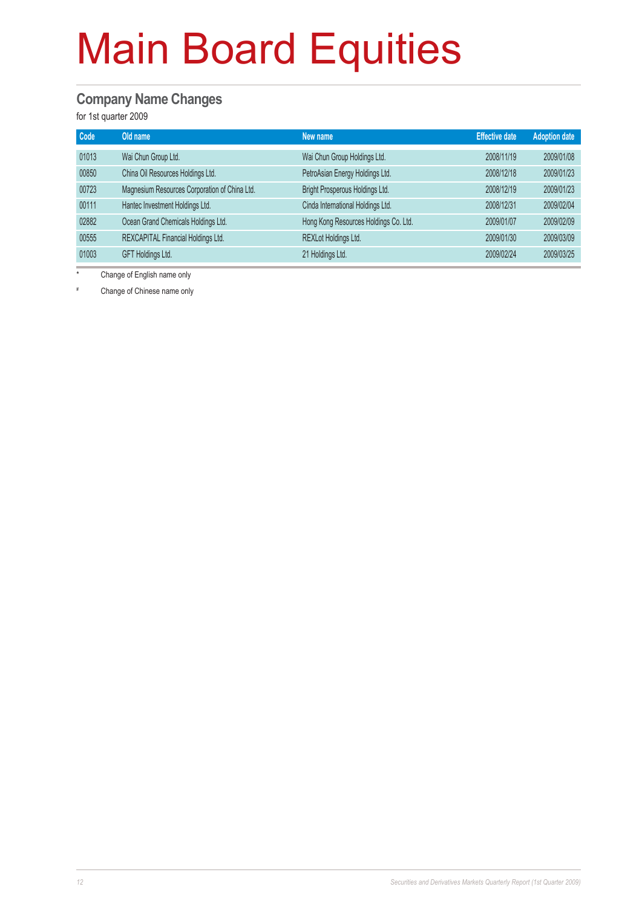# Main Board Equities

## Company Name Changes

for 1st quarter 2009

| Code | Old name | New name | Effective date | Adoption date |
|---|---|---|---|---|
| 01013 | Wai Chun Group Ltd. | Wai Chun Group Holdings Ltd. | 2008/11/19 | 2009/01/08 |
| 00850 | China Oil Resources Holdings Ltd. | PetroAsian Energy Holdings Ltd. | 2008/12/18 | 2009/01/23 |
| 00723 | Magnesium Resources Corporation of China Ltd. | Bright Prosperous Holdings Ltd. | 2008/12/19 | 2009/01/23 |
| 00111 | Hantec Investment Holdings Ltd. | Cinda International Holdings Ltd. | 2008/12/31 | 2009/02/04 |
| 02882 | Ocean Grand Chemicals Holdings Ltd. | Hong Kong Resources Holdings Co. Ltd. | 2009/01/07 | 2009/02/09 |
| 00555 | REXCAPITAL Financial Holdings Ltd. | REXLot Holdings Ltd. | 2009/01/30 | 2009/03/09 |
| 01003 | GFT Holdings Ltd. | 21 Holdings Ltd. | 2009/02/24 | 2009/03/25 |

\* Change of English name only

\# Change of Chinese name only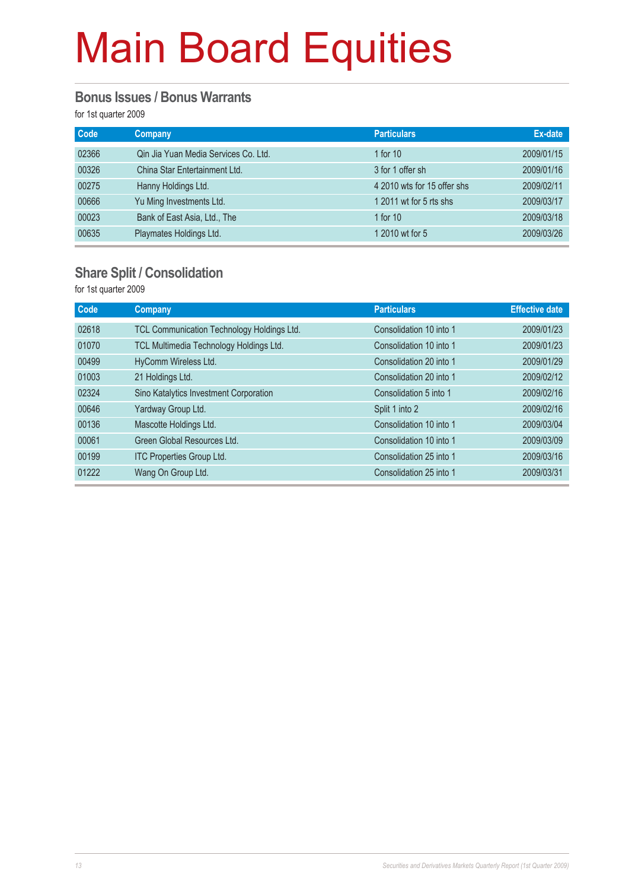# Main Board Equities

## Bonus Issues / Bonus Warrants

for 1st quarter 2009

| Code | Company | Particulars | Ex-date |
|---|---|---|---|
| 02366 | Qin Jia Yuan Media Services Co. Ltd. | 1 for 10 | 2009/01/15 |
| 00326 | China Star Entertainment Ltd. | 3 for 1 offer sh | 2009/01/16 |
| 00275 | Hanny Holdings Ltd. | 4 2010 wts for 15 offer shs | 2009/02/11 |
| 00666 | Yu Ming Investments Ltd. | 1 2011 wt for 5 rts shs | 2009/03/17 |
| 00023 | Bank of East Asia, Ltd., The | 1 for 10 | 2009/03/18 |
| 00635 | Playmates Holdings Ltd. | 1 2010 wt for 5 | 2009/03/26 |

## Share Split / Consolidation

for 1st quarter 2009

| Code | Company | Particulars | Effective date |
|---|---|---|---|
| 02618 | TCL Communication Technology Holdings Ltd. | Consolidation 10 into 1 | 2009/01/23 |
| 01070 | TCL Multimedia Technology Holdings Ltd. | Consolidation 10 into 1 | 2009/01/23 |
| 00499 | HyComm Wireless Ltd. | Consolidation 20 into 1 | 2009/01/29 |
| 01003 | 21 Holdings Ltd. | Consolidation 20 into 1 | 2009/02/12 |
| 02324 | Sino Katalytics Investment Corporation | Consolidation 5 into 1 | 2009/02/16 |
| 00646 | Yardway Group Ltd. | Split 1 into 2 | 2009/02/16 |
| 00136 | Mascotte Holdings Ltd. | Consolidation 10 into 1 | 2009/03/04 |
| 00061 | Green Global Resources Ltd. | Consolidation 10 into 1 | 2009/03/09 |
| 00199 | ITC Properties Group Ltd. | Consolidation 25 into 1 | 2009/03/16 |
| 01222 | Wang On Group Ltd. | Consolidation 25 into 1 | 2009/03/31 |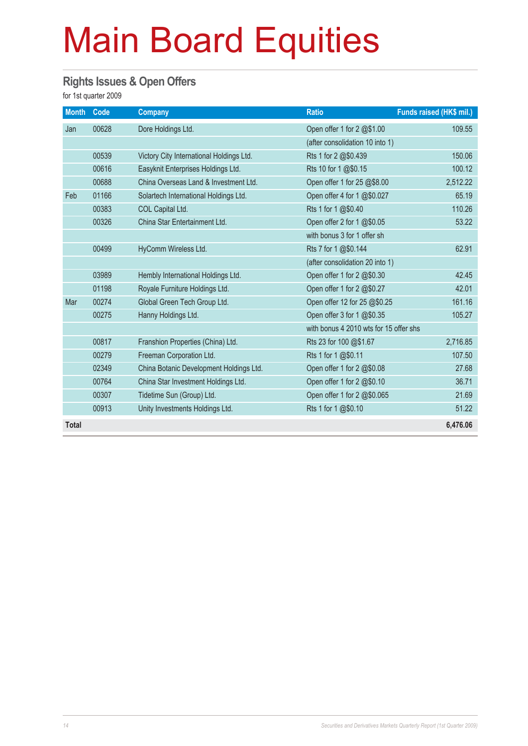# Main Board Equities

## Rights Issues & Open Offers

for 1st quarter 2009

| Month | Code | Company | Ratio | Funds raised (HK$ mil.) |
|---|---|---|---|---|
| Jan | 00628 | Dore Holdings Ltd. | Open offer 1 for 2 @$1.00 | 109.55 |
| | | | (after consolidation 10 into 1) | |
| | 00539 | Victory City International Holdings Ltd. | Rts 1 for 2 @$0.439 | 150.06 |
| | 00616 | Easyknit Enterprises Holdings Ltd. | Rts 10 for 1 @$0.15 | 100.12 |
| | 00688 | China Overseas Land & Investment Ltd. | Open offer 1 for 25 @$8.00 | 2,512.22 |
| Feb | 01166 | Solartech International Holdings Ltd. | Open offer 4 for 1 @$0.027 | 65.19 |
| | 00383 | COL Capital Ltd. | Rts 1 for 1 @$0.40 | 110.26 |
| | 00326 | China Star Entertainment Ltd. | Open offer 2 for 1 @$0.05 | 53.22 |
| | | | with bonus 3 for 1 offer sh | |
| | 00499 | HyComm Wireless Ltd. | Rts 7 for 1 @$0.144 | 62.91 |
| | | | (after consolidation 20 into 1) | |
| | 03989 | Hembly International Holdings Ltd. | Open offer 1 for 2 @$0.30 | 42.45 |
| | 01198 | Royale Furniture Holdings Ltd. | Open offer 1 for 2 @$0.27 | 42.01 |
| Mar | 00274 | Global Green Tech Group Ltd. | Open offer 12 for 25 @$0.25 | 161.16 |
| | 00275 | Hanny Holdings Ltd. | Open offer 3 for 1 @$0.35 | 105.27 |
| | | | with bonus 4 2010 wts for 15 offer shs | |
| | 00817 | Franshion Properties (China) Ltd. | Rts 23 for 100 @$1.67 | 2,716.85 |
| | 00279 | Freeman Corporation Ltd. | Rts 1 for 1 @$0.11 | 107.50 |
| | 02349 | China Botanic Development Holdings Ltd. | Open offer 1 for 2 @$0.08 | 27.68 |
| | 00764 | China Star Investment Holdings Ltd. | Open offer 1 for 2 @$0.10 | 36.71 |
| | 00307 | Tidetime Sun (Group) Ltd. | Open offer 1 for 2 @$0.065 | 21.69 |
| | 00913 | Unity Investments Holdings Ltd. | Rts 1 for 1 @$0.10 | 51.22 |
| **Total** | | | | **6,476.06** |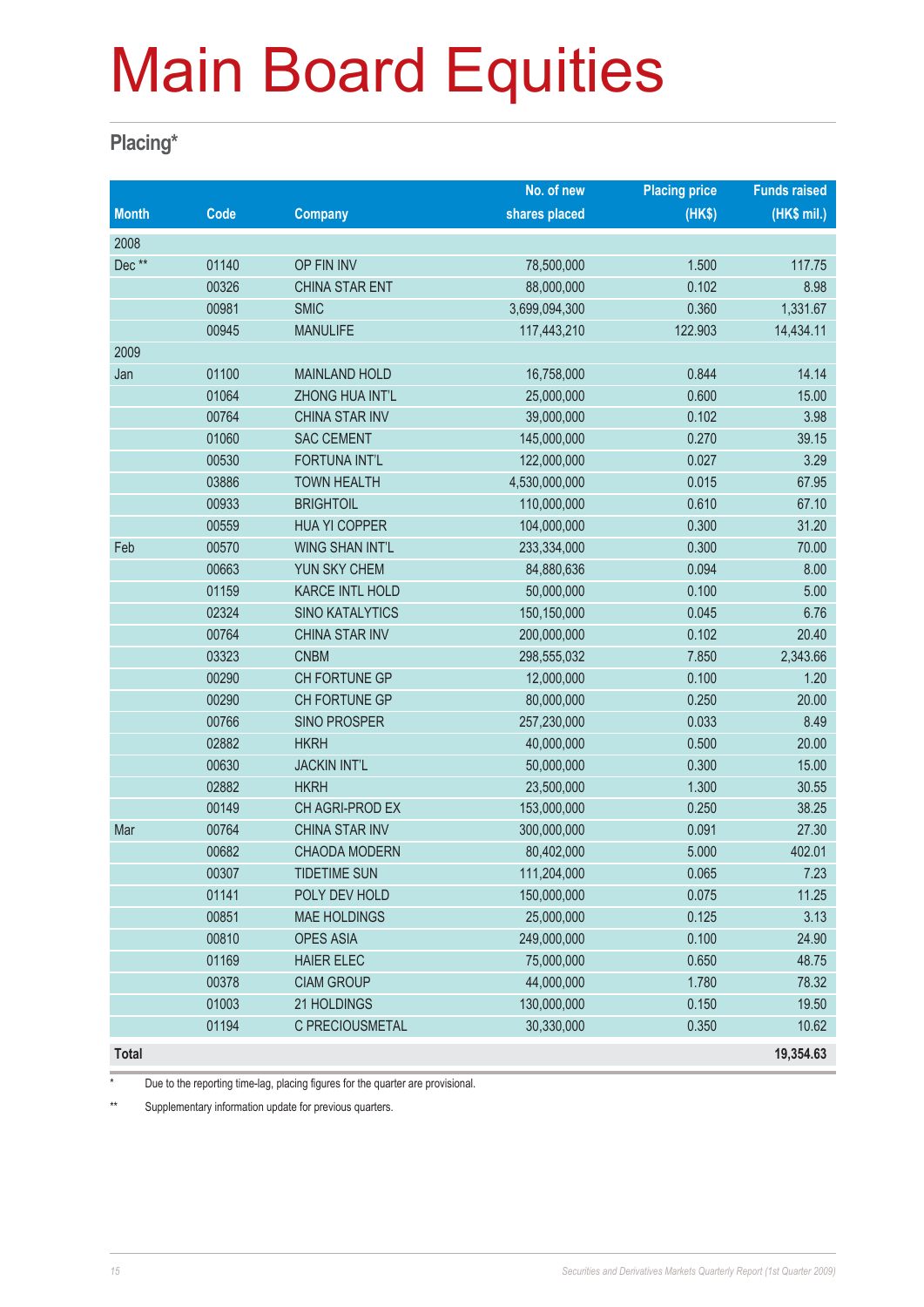# Main Board Equities

## Placing*

| Month | Code | Company | No. of new shares placed | Placing price (HK$) | Funds raised (HK$ mil.) |
|---|---|---|---|---|---|
| 2008 | | | | | |
| Dec ** | 01140 | OP FIN INV | 78,500,000 | 1.500 | 117.75 |
| | 00326 | CHINA STAR ENT | 88,000,000 | 0.102 | 8.98 |
| | 00981 | SMIC | 3,699,094,300 | 0.360 | 1,331.67 |
| | 00945 | MANULIFE | 117,443,210 | 122.903 | 14,434.11 |
| 2009 | | | | | |
| Jan | 01100 | MAINLAND HOLD | 16,758,000 | 0.844 | 14.14 |
| | 01064 | ZHONG HUA INT'L | 25,000,000 | 0.600 | 15.00 |
| | 00764 | CHINA STAR INV | 39,000,000 | 0.102 | 3.98 |
| | 01060 | SAC CEMENT | 145,000,000 | 0.270 | 39.15 |
| | 00530 | FORTUNA INT'L | 122,000,000 | 0.027 | 3.29 |
| | 03886 | TOWN HEALTH | 4,530,000,000 | 0.015 | 67.95 |
| | 00933 | BRIGHTOIL | 110,000,000 | 0.610 | 67.10 |
| | 00559 | HUA YI COPPER | 104,000,000 | 0.300 | 31.20 |
| Feb | 00570 | WING SHAN INT'L | 233,334,000 | 0.300 | 70.00 |
| | 00663 | YUN SKY CHEM | 84,880,636 | 0.094 | 8.00 |
| | 01159 | KARCE INTL HOLD | 50,000,000 | 0.100 | 5.00 |
| | 02324 | SINO KATALYTICS | 150,150,000 | 0.045 | 6.76 |
| | 00764 | CHINA STAR INV | 200,000,000 | 0.102 | 20.40 |
| | 03323 | CNBM | 298,555,032 | 7.850 | 2,343.66 |
| | 00290 | CH FORTUNE GP | 12,000,000 | 0.100 | 1.20 |
| | 00290 | CH FORTUNE GP | 80,000,000 | 0.250 | 20.00 |
| | 00766 | SINO PROSPER | 257,230,000 | 0.033 | 8.49 |
| | 02882 | HKRH | 40,000,000 | 0.500 | 20.00 |
| | 00630 | JACKIN INT'L | 50,000,000 | 0.300 | 15.00 |
| | 02882 | HKRH | 23,500,000 | 1.300 | 30.55 |
| | 00149 | CH AGRI-PROD EX | 153,000,000 | 0.250 | 38.25 |
| Mar | 00764 | CHINA STAR INV | 300,000,000 | 0.091 | 27.30 |
| | 00682 | CHAODA MODERN | 80,402,000 | 5.000 | 402.01 |
| | 00307 | TIDETIME SUN | 111,204,000 | 0.065 | 7.23 |
| | 01141 | POLY DEV HOLD | 150,000,000 | 0.075 | 11.25 |
| | 00851 | MAE HOLDINGS | 25,000,000 | 0.125 | 3.13 |
| | 00810 | OPES ASIA | 249,000,000 | 0.100 | 24.90 |
| | 01169 | HAIER ELEC | 75,000,000 | 0.650 | 48.75 |
| | 00378 | CIAM GROUP | 44,000,000 | 1.780 | 78.32 |
| | 01003 | 21 HOLDINGS | 130,000,000 | 0.150 | 19.50 |
| | 01194 | C PRECIOUSMETAL | 30,330,000 | 0.350 | 10.62 |
| **Total** | | | | | **19,354.63** |

* Due to the reporting time-lag, placing figures for the quarter are provisional.

** Supplementary information update for previous quarters.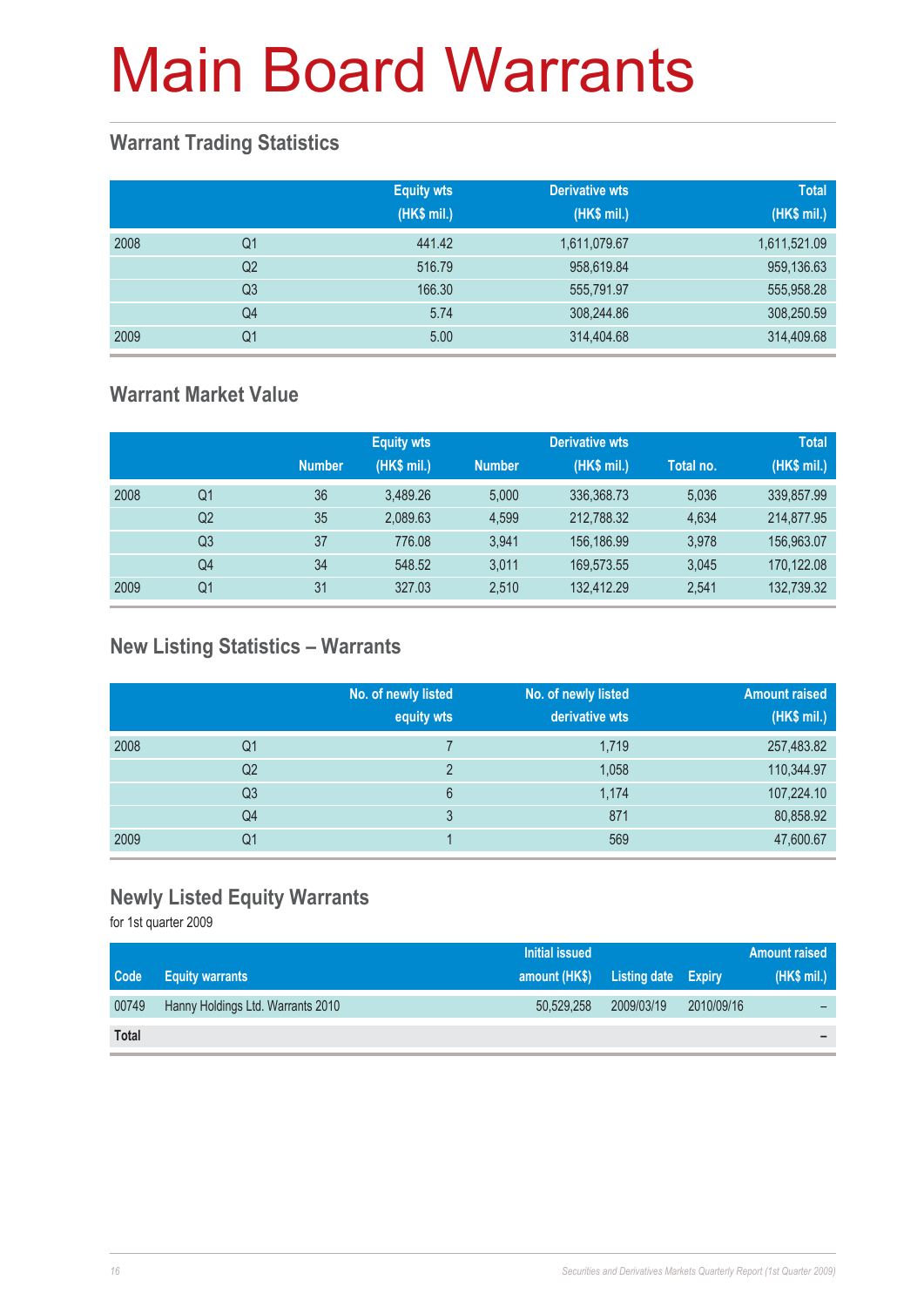# Main Board Warrants

## Warrant Trading Statistics

| | | Equity wts (HK$ mil.) | Derivative wts (HK$ mil.) | Total (HK$ mil.) |
|---|---|---|---|---|
| 2008 | Q1 | 441.42 | 1,611,079.67 | 1,611,521.09 |
| | Q2 | 516.79 | 958,619.84 | 959,136.63 |
| | Q3 | 166.30 | 555,791.97 | 555,958.28 |
| | Q4 | 5.74 | 308,244.86 | 308,250.59 |
| 2009 | Q1 | 5.00 | 314,404.68 | 314,409.68 |

## Warrant Market Value

| | | Number | Equity wts (HK$ mil.) | Number | Derivative wts (HK$ mil.) | Total no. | Total (HK$ mil.) |
|---|---|---|---|---|---|---|---|
| 2008 | Q1 | 36 | 3,489.26 | 5,000 | 336,368.73 | 5,036 | 339,857.99 |
| | Q2 | 35 | 2,089.63 | 4,599 | 212,788.32 | 4,634 | 214,877.95 |
| | Q3 | 37 | 776.08 | 3,941 | 156,186.99 | 3,978 | 156,963.07 |
| | Q4 | 34 | 548.52 | 3,011 | 169,573.55 | 3,045 | 170,122.08 |
| 2009 | Q1 | 31 | 327.03 | 2,510 | 132,412.29 | 2,541 | 132,739.32 |

## New Listing Statistics – Warrants

| | | No. of newly listed equity wts | No. of newly listed derivative wts | Amount raised (HK$ mil.) |
|---|---|---|---|---|
| 2008 | Q1 | 7 | 1,719 | 257,483.82 |
| | Q2 | 2 | 1,058 | 110,344.97 |
| | Q3 | 6 | 1,174 | 107,224.10 |
| | Q4 | 3 | 871 | 80,858.92 |
| 2009 | Q1 | 1 | 569 | 47,600.67 |

## Newly Listed Equity Warrants

for 1st quarter 2009

| Code | Equity warrants | Initial issued amount (HK$) | Listing date | Expiry | Amount raised (HK$ mil.) |
|---|---|---|---|---|---|
| 00749 | Hanny Holdings Ltd. Warrants 2010 | 50,529,258 | 2009/03/19 | 2010/09/16 | – |
| **Total** | | | | | – |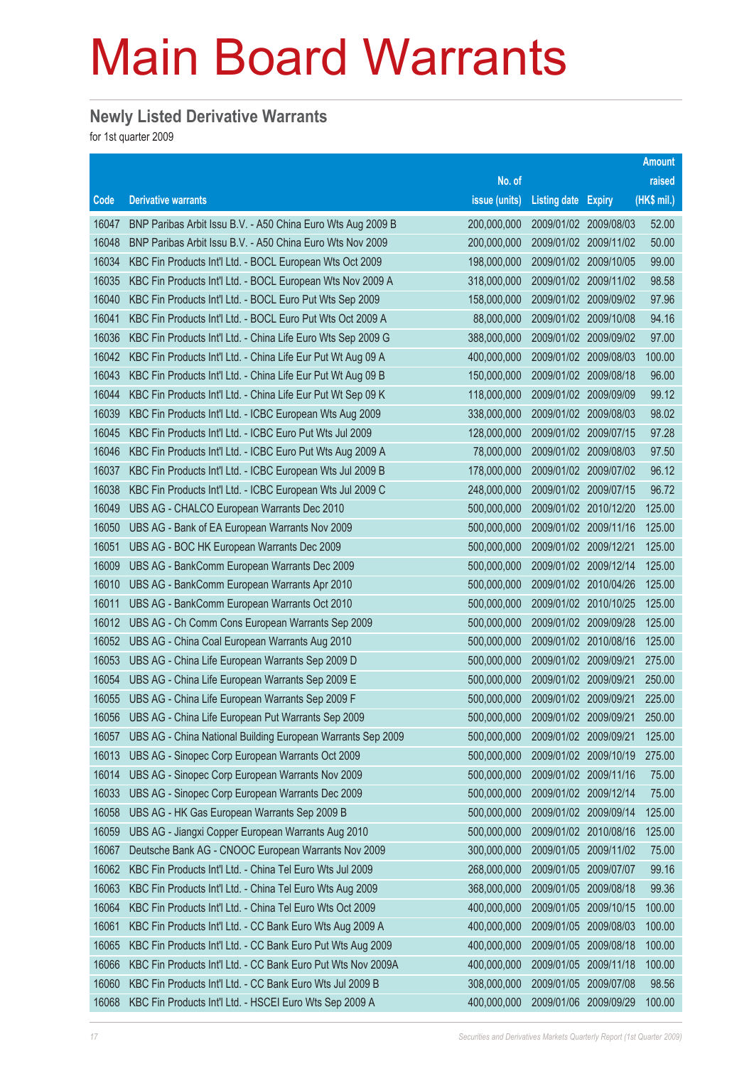# Main Board Warrants

## Newly Listed Derivative Warrants

for 1st quarter 2009

| Code | Derivative warrants | No. of issue (units) | Listing date | Expiry | Amount raised (HK$ mil.) |
|---|---|---|---|---|---|
| 16047 | BNP Paribas Arbit Issu B.V. - A50 China Euro Wts Aug 2009 B | 200,000,000 | 2009/01/02 | 2009/08/03 | 52.00 |
| 16048 | BNP Paribas Arbit Issu B.V. - A50 China Euro Wts Nov 2009 | 200,000,000 | 2009/01/02 | 2009/11/02 | 50.00 |
| 16034 | KBC Fin Products Int'l Ltd. - BOCL European Wts Oct 2009 | 198,000,000 | 2009/01/02 | 2009/10/05 | 99.00 |
| 16035 | KBC Fin Products Int'l Ltd. - BOCL European Wts Nov 2009 A | 318,000,000 | 2009/01/02 | 2009/11/02 | 98.58 |
| 16040 | KBC Fin Products Int'l Ltd. - BOCL Euro Put Wts Sep 2009 | 158,000,000 | 2009/01/02 | 2009/09/02 | 97.96 |
| 16041 | KBC Fin Products Int'l Ltd. - BOCL Euro Put Wts Oct 2009 A | 88,000,000 | 2009/01/02 | 2009/10/08 | 94.16 |
| 16036 | KBC Fin Products Int'l Ltd. - China Life Euro Wts Sep 2009 G | 388,000,000 | 2009/01/02 | 2009/09/02 | 97.00 |
| 16042 | KBC Fin Products Int'l Ltd. - China Life Eur Put Wt Aug 09 A | 400,000,000 | 2009/01/02 | 2009/08/03 | 100.00 |
| 16043 | KBC Fin Products Int'l Ltd. - China Life Eur Put Wt Aug 09 B | 150,000,000 | 2009/01/02 | 2009/08/18 | 96.00 |
| 16044 | KBC Fin Products Int'l Ltd. - China Life Eur Put Wt Sep 09 K | 118,000,000 | 2009/01/02 | 2009/09/09 | 99.12 |
| 16039 | KBC Fin Products Int'l Ltd. - ICBC European Wts Aug 2009 | 338,000,000 | 2009/01/02 | 2009/08/03 | 98.02 |
| 16045 | KBC Fin Products Int'l Ltd. - ICBC Euro Put Wts Jul 2009 | 128,000,000 | 2009/01/02 | 2009/07/15 | 97.28 |
| 16046 | KBC Fin Products Int'l Ltd. - ICBC Euro Put Wts Aug 2009 A | 78,000,000 | 2009/01/02 | 2009/08/03 | 97.50 |
| 16037 | KBC Fin Products Int'l Ltd. - ICBC European Wts Jul 2009 B | 178,000,000 | 2009/01/02 | 2009/07/02 | 96.12 |
| 16038 | KBC Fin Products Int'l Ltd. - ICBC European Wts Jul 2009 C | 248,000,000 | 2009/01/02 | 2009/07/15 | 96.72 |
| 16049 | UBS AG - CHALCO European Warrants Dec 2010 | 500,000,000 | 2009/01/02 | 2010/12/20 | 125.00 |
| 16050 | UBS AG - Bank of EA European Warrants Nov 2009 | 500,000,000 | 2009/01/02 | 2009/11/16 | 125.00 |
| 16051 | UBS AG - BOC HK European Warrants Dec 2009 | 500,000,000 | 2009/01/02 | 2009/12/21 | 125.00 |
| 16009 | UBS AG - BankComm European Warrants Dec 2009 | 500,000,000 | 2009/01/02 | 2009/12/14 | 125.00 |
| 16010 | UBS AG - BankComm European Warrants Apr 2010 | 500,000,000 | 2009/01/02 | 2010/04/26 | 125.00 |
| 16011 | UBS AG - BankComm European Warrants Oct 2010 | 500,000,000 | 2009/01/02 | 2010/10/25 | 125.00 |
| 16012 | UBS AG - Ch Comm Cons European Warrants Sep 2009 | 500,000,000 | 2009/01/02 | 2009/09/28 | 125.00 |
| 16052 | UBS AG - China Coal European Warrants Aug 2010 | 500,000,000 | 2009/01/02 | 2010/08/16 | 125.00 |
| 16053 | UBS AG - China Life European Warrants Sep 2009 D | 500,000,000 | 2009/01/02 | 2009/09/21 | 275.00 |
| 16054 | UBS AG - China Life European Warrants Sep 2009 E | 500,000,000 | 2009/01/02 | 2009/09/21 | 250.00 |
| 16055 | UBS AG - China Life European Warrants Sep 2009 F | 500,000,000 | 2009/01/02 | 2009/09/21 | 225.00 |
| 16056 | UBS AG - China Life European Put Warrants Sep 2009 | 500,000,000 | 2009/01/02 | 2009/09/21 | 250.00 |
| 16057 | UBS AG - China National Building European Warrants Sep 2009 | 500,000,000 | 2009/01/02 | 2009/09/21 | 125.00 |
| 16013 | UBS AG - Sinopec Corp European Warrants Oct 2009 | 500,000,000 | 2009/01/02 | 2009/10/19 | 275.00 |
| 16014 | UBS AG - Sinopec Corp European Warrants Nov 2009 | 500,000,000 | 2009/01/02 | 2009/11/16 | 75.00 |
| 16033 | UBS AG - Sinopec Corp European Warrants Dec 2009 | 500,000,000 | 2009/01/02 | 2009/12/14 | 75.00 |
| 16058 | UBS AG - HK Gas European Warrants Sep 2009 B | 500,000,000 | 2009/01/02 | 2009/09/14 | 125.00 |
| 16059 | UBS AG - Jiangxi Copper European Warrants Aug 2010 | 500,000,000 | 2009/01/02 | 2010/08/16 | 125.00 |
| 16067 | Deutsche Bank AG - CNOOC European Warrants Nov 2009 | 300,000,000 | 2009/01/05 | 2009/11/02 | 75.00 |
| 16062 | KBC Fin Products Int'l Ltd. - China Tel Euro Wts Jul 2009 | 268,000,000 | 2009/01/05 | 2009/07/07 | 99.16 |
| 16063 | KBC Fin Products Int'l Ltd. - China Tel Euro Wts Aug 2009 | 368,000,000 | 2009/01/05 | 2009/08/18 | 99.36 |
| 16064 | KBC Fin Products Int'l Ltd. - China Tel Euro Wts Oct 2009 | 400,000,000 | 2009/01/05 | 2009/10/15 | 100.00 |
| 16061 | KBC Fin Products Int'l Ltd. - CC Bank Euro Wts Aug 2009 A | 400,000,000 | 2009/01/05 | 2009/08/03 | 100.00 |
| 16065 | KBC Fin Products Int'l Ltd. - CC Bank Euro Put Wts Aug 2009 | 400,000,000 | 2009/01/05 | 2009/08/18 | 100.00 |
| 16066 | KBC Fin Products Int'l Ltd. - CC Bank Euro Put Wts Nov 2009A | 400,000,000 | 2009/01/05 | 2009/11/18 | 100.00 |
| 16060 | KBC Fin Products Int'l Ltd. - CC Bank Euro Wts Jul 2009 B | 308,000,000 | 2009/01/05 | 2009/07/08 | 98.56 |
| 16068 | KBC Fin Products Int'l Ltd. - HSCEI Euro Wts Sep 2009 A | 400,000,000 | 2009/01/06 | 2009/09/29 | 100.00 |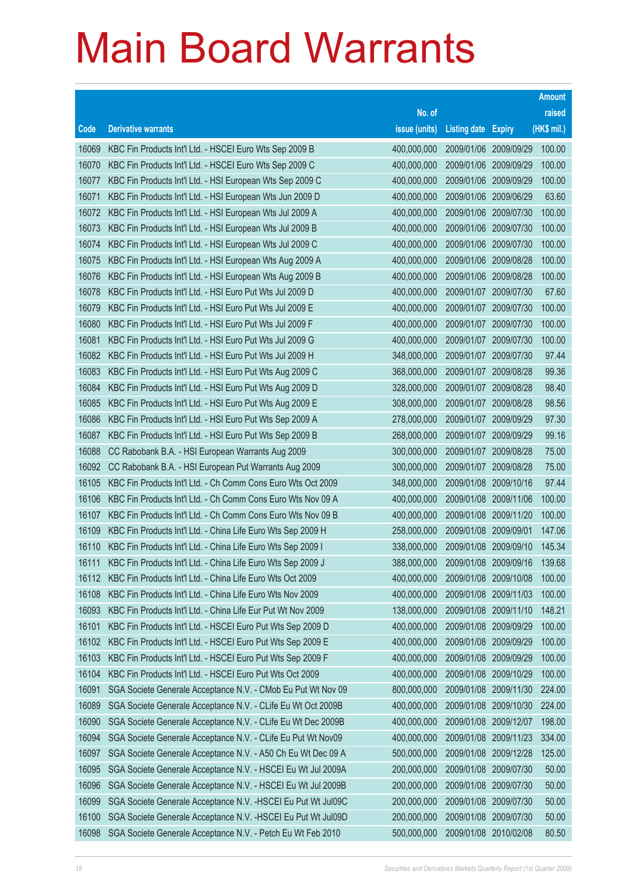# Main Board Warrants

| Code | Derivative warrants | No. of issue (units) | Listing date | Expiry | Amount raised (HK$ mil.) |
|---|---|---|---|---|---|
| 16069 | KBC Fin Products Int'l Ltd. - HSCEI Euro Wts Sep 2009 B | 400,000,000 | 2009/01/06 | 2009/09/29 | 100.00 |
| 16070 | KBC Fin Products Int'l Ltd. - HSCEI Euro Wts Sep 2009 C | 400,000,000 | 2009/01/06 | 2009/09/29 | 100.00 |
| 16077 | KBC Fin Products Int'l Ltd. - HSI European Wts Sep 2009 C | 400,000,000 | 2009/01/06 | 2009/09/29 | 100.00 |
| 16071 | KBC Fin Products Int'l Ltd. - HSI European Wts Jun 2009 D | 400,000,000 | 2009/01/06 | 2009/06/29 | 63.60 |
| 16072 | KBC Fin Products Int'l Ltd. - HSI European Wts Jul 2009 A | 400,000,000 | 2009/01/06 | 2009/07/30 | 100.00 |
| 16073 | KBC Fin Products Int'l Ltd. - HSI European Wts Jul 2009 B | 400,000,000 | 2009/01/06 | 2009/07/30 | 100.00 |
| 16074 | KBC Fin Products Int'l Ltd. - HSI European Wts Jul 2009 C | 400,000,000 | 2009/01/06 | 2009/07/30 | 100.00 |
| 16075 | KBC Fin Products Int'l Ltd. - HSI European Wts Aug 2009 A | 400,000,000 | 2009/01/06 | 2009/08/28 | 100.00 |
| 16076 | KBC Fin Products Int'l Ltd. - HSI European Wts Aug 2009 B | 400,000,000 | 2009/01/06 | 2009/08/28 | 100.00 |
| 16078 | KBC Fin Products Int'l Ltd. - HSI Euro Put Wts Jul 2009 D | 400,000,000 | 2009/01/07 | 2009/07/30 | 67.60 |
| 16079 | KBC Fin Products Int'l Ltd. - HSI Euro Put Wts Jul 2009 E | 400,000,000 | 2009/01/07 | 2009/07/30 | 100.00 |
| 16080 | KBC Fin Products Int'l Ltd. - HSI Euro Put Wts Jul 2009 F | 400,000,000 | 2009/01/07 | 2009/07/30 | 100.00 |
| 16081 | KBC Fin Products Int'l Ltd. - HSI Euro Put Wts Jul 2009 G | 400,000,000 | 2009/01/07 | 2009/07/30 | 100.00 |
| 16082 | KBC Fin Products Int'l Ltd. - HSI Euro Put Wts Jul 2009 H | 348,000,000 | 2009/01/07 | 2009/07/30 | 97.44 |
| 16083 | KBC Fin Products Int'l Ltd. - HSI Euro Put Wts Aug 2009 C | 368,000,000 | 2009/01/07 | 2009/08/28 | 99.36 |
| 16084 | KBC Fin Products Int'l Ltd. - HSI Euro Put Wts Aug 2009 D | 328,000,000 | 2009/01/07 | 2009/08/28 | 98.40 |
| 16085 | KBC Fin Products Int'l Ltd. - HSI Euro Put Wts Aug 2009 E | 308,000,000 | 2009/01/07 | 2009/08/28 | 98.56 |
| 16086 | KBC Fin Products Int'l Ltd. - HSI Euro Put Wts Sep 2009 A | 278,000,000 | 2009/01/07 | 2009/09/29 | 97.30 |
| 16087 | KBC Fin Products Int'l Ltd. - HSI Euro Put Wts Sep 2009 B | 268,000,000 | 2009/01/07 | 2009/09/29 | 99.16 |
| 16088 | CC Rabobank B.A. - HSI European Warrants Aug 2009 | 300,000,000 | 2009/01/07 | 2009/08/28 | 75.00 |
| 16092 | CC Rabobank B.A. - HSI European Put Warrants Aug 2009 | 300,000,000 | 2009/01/07 | 2009/08/28 | 75.00 |
| 16105 | KBC Fin Products Int'l Ltd. - Ch Comm Cons Euro Wts Oct 2009 | 348,000,000 | 2009/01/08 | 2009/10/16 | 97.44 |
| 16106 | KBC Fin Products Int'l Ltd. - Ch Comm Cons Euro Wts Nov 09 A | 400,000,000 | 2009/01/08 | 2009/11/06 | 100.00 |
| 16107 | KBC Fin Products Int'l Ltd. - Ch Comm Cons Euro Wts Nov 09 B | 400,000,000 | 2009/01/08 | 2009/11/20 | 100.00 |
| 16109 | KBC Fin Products Int'l Ltd. - China Life Euro Wts Sep 2009 H | 258,000,000 | 2009/01/08 | 2009/09/01 | 147.06 |
| 16110 | KBC Fin Products Int'l Ltd. - China Life Euro Wts Sep 2009 I | 338,000,000 | 2009/01/08 | 2009/09/10 | 145.34 |
| 16111 | KBC Fin Products Int'l Ltd. - China Life Euro Wts Sep 2009 J | 388,000,000 | 2009/01/08 | 2009/09/16 | 139.68 |
| 16112 | KBC Fin Products Int'l Ltd. - China Life Euro Wts Oct 2009 | 400,000,000 | 2009/01/08 | 2009/10/08 | 100.00 |
| 16108 | KBC Fin Products Int'l Ltd. - China Life Euro Wts Nov 2009 | 400,000,000 | 2009/01/08 | 2009/11/03 | 100.00 |
| 16093 | KBC Fin Products Int'l Ltd. - China Life Eur Put Wt Nov 2009 | 138,000,000 | 2009/01/08 | 2009/11/10 | 148.21 |
| 16101 | KBC Fin Products Int'l Ltd. - HSCEI Euro Put Wts Sep 2009 D | 400,000,000 | 2009/01/08 | 2009/09/29 | 100.00 |
| 16102 | KBC Fin Products Int'l Ltd. - HSCEI Euro Put Wts Sep 2009 E | 400,000,000 | 2009/01/08 | 2009/09/29 | 100.00 |
| 16103 | KBC Fin Products Int'l Ltd. - HSCEI Euro Put Wts Sep 2009 F | 400,000,000 | 2009/01/08 | 2009/09/29 | 100.00 |
| 16104 | KBC Fin Products Int'l Ltd. - HSCEI Euro Put Wts Oct 2009 | 400,000,000 | 2009/01/08 | 2009/10/29 | 100.00 |
| 16091 | SGA Societe Generale Acceptance N.V. - CMob Eu Put Wt Nov 09 | 800,000,000 | 2009/01/08 | 2009/11/30 | 224.00 |
| 16089 | SGA Societe Generale Acceptance N.V. - CLife Eu Wt Oct 2009B | 400,000,000 | 2009/01/08 | 2009/10/30 | 224.00 |
| 16090 | SGA Societe Generale Acceptance N.V. - CLife Eu Wt Dec 2009B | 400,000,000 | 2009/01/08 | 2009/12/07 | 198.00 |
| 16094 | SGA Societe Generale Acceptance N.V. - CLife Eu Put Wt Nov09 | 400,000,000 | 2009/01/08 | 2009/11/23 | 334.00 |
| 16097 | SGA Societe Generale Acceptance N.V. - A50 Ch Eu Wt Dec 09 A | 500,000,000 | 2009/01/08 | 2009/12/28 | 125.00 |
| 16095 | SGA Societe Generale Acceptance N.V. - HSCEI Eu Wt Jul 2009A | 200,000,000 | 2009/01/08 | 2009/07/30 | 50.00 |
| 16096 | SGA Societe Generale Acceptance N.V. - HSCEI Eu Wt Jul 2009B | 200,000,000 | 2009/01/08 | 2009/07/30 | 50.00 |
| 16099 | SGA Societe Generale Acceptance N.V. -HSCEI Eu Put Wt Jul09C | 200,000,000 | 2009/01/08 | 2009/07/30 | 50.00 |
| 16100 | SGA Societe Generale Acceptance N.V. -HSCEI Eu Put Wt Jul09D | 200,000,000 | 2009/01/08 | 2009/07/30 | 50.00 |
| 16098 | SGA Societe Generale Acceptance N.V. - Petch Eu Wt Feb 2010 | 500,000,000 | 2009/01/08 | 2010/02/08 | 80.50 |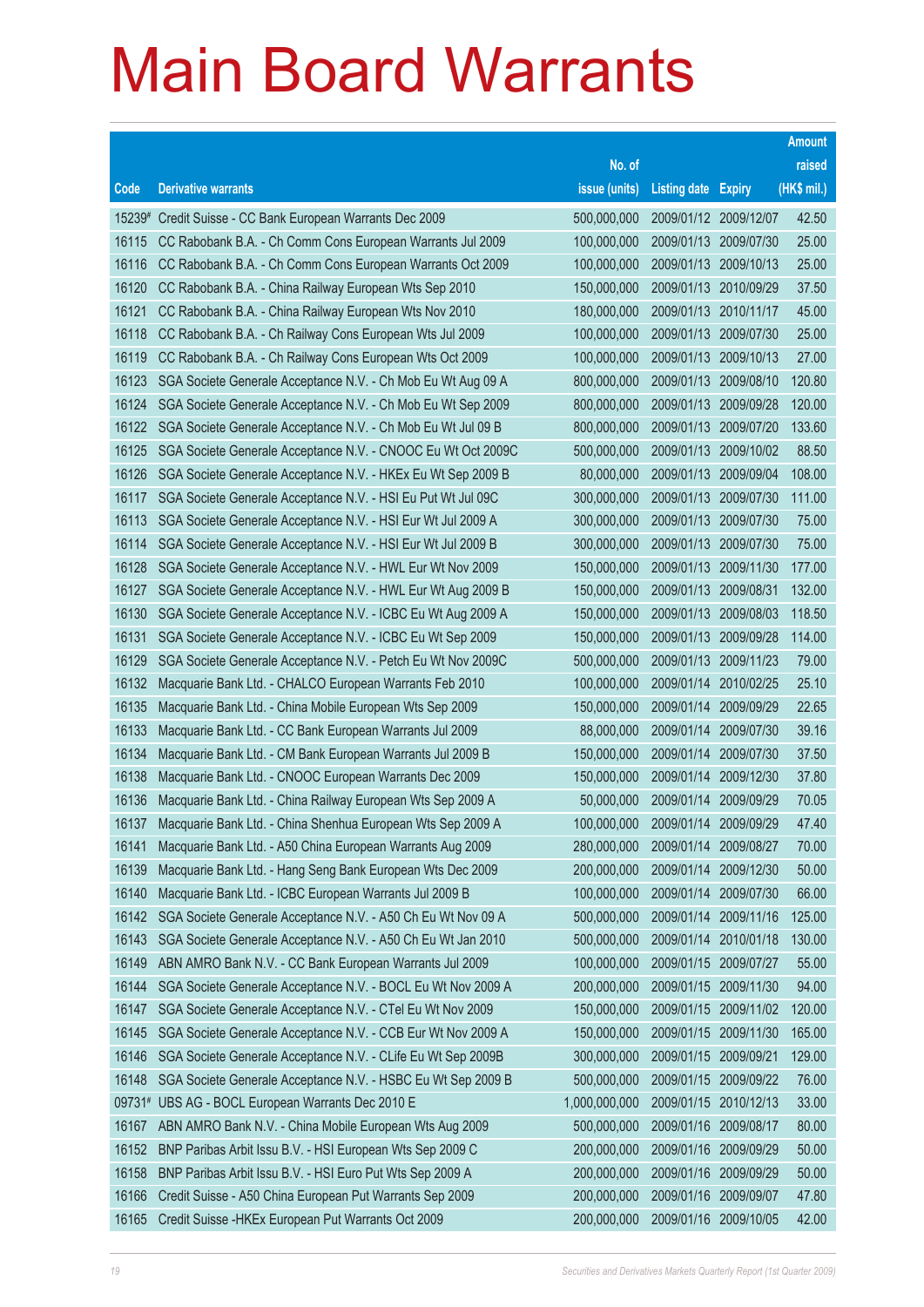# Main Board Warrants

| Code | Derivative warrants | No. of issue (units) | Listing date | Expiry | Amount raised (HK$ mil.) |
|---|---|---|---|---|---|
| 15239# | Credit Suisse - CC Bank European Warrants Dec 2009 | 500,000,000 | 2009/01/12 | 2009/12/07 | 42.50 |
| 16115 | CC Rabobank B.A. - Ch Comm Cons European Warrants Jul 2009 | 100,000,000 | 2009/01/13 | 2009/07/30 | 25.00 |
| 16116 | CC Rabobank B.A. - Ch Comm Cons European Warrants Oct 2009 | 100,000,000 | 2009/01/13 | 2009/10/13 | 25.00 |
| 16120 | CC Rabobank B.A. - China Railway European Wts Sep 2010 | 150,000,000 | 2009/01/13 | 2010/09/29 | 37.50 |
| 16121 | CC Rabobank B.A. - China Railway European Wts Nov 2010 | 180,000,000 | 2009/01/13 | 2010/11/17 | 45.00 |
| 16118 | CC Rabobank B.A. - Ch Railway Cons European Wts Jul 2009 | 100,000,000 | 2009/01/13 | 2009/07/30 | 25.00 |
| 16119 | CC Rabobank B.A. - Ch Railway Cons European Wts Oct 2009 | 100,000,000 | 2009/01/13 | 2009/10/13 | 27.00 |
| 16123 | SGA Societe Generale Acceptance N.V. - Ch Mob Eu Wt Aug 09 A | 800,000,000 | 2009/01/13 | 2009/08/10 | 120.80 |
| 16124 | SGA Societe Generale Acceptance N.V. - Ch Mob Eu Wt Sep 2009 | 800,000,000 | 2009/01/13 | 2009/09/28 | 120.00 |
| 16122 | SGA Societe Generale Acceptance N.V. - Ch Mob Eu Wt Jul 09 B | 800,000,000 | 2009/01/13 | 2009/07/20 | 133.60 |
| 16125 | SGA Societe Generale Acceptance N.V. - CNOOC Eu Wt Oct 2009C | 500,000,000 | 2009/01/13 | 2009/10/02 | 88.50 |
| 16126 | SGA Societe Generale Acceptance N.V. - HKEx Eu Wt Sep 2009 B | 80,000,000 | 2009/01/13 | 2009/09/04 | 108.00 |
| 16117 | SGA Societe Generale Acceptance N.V. - HSI Eu Put Wt Jul 09C | 300,000,000 | 2009/01/13 | 2009/07/30 | 111.00 |
| 16113 | SGA Societe Generale Acceptance N.V. - HSI Eur Wt Jul 2009 A | 300,000,000 | 2009/01/13 | 2009/07/30 | 75.00 |
| 16114 | SGA Societe Generale Acceptance N.V. - HSI Eur Wt Jul 2009 B | 300,000,000 | 2009/01/13 | 2009/07/30 | 75.00 |
| 16128 | SGA Societe Generale Acceptance N.V. - HWL Eur Wt Nov 2009 | 150,000,000 | 2009/01/13 | 2009/11/30 | 177.00 |
| 16127 | SGA Societe Generale Acceptance N.V. - HWL Eur Wt Aug 2009 B | 150,000,000 | 2009/01/13 | 2009/08/31 | 132.00 |
| 16130 | SGA Societe Generale Acceptance N.V. - ICBC Eu Wt Aug 2009 A | 150,000,000 | 2009/01/13 | 2009/08/03 | 118.50 |
| 16131 | SGA Societe Generale Acceptance N.V. - ICBC Eu Wt Sep 2009 | 150,000,000 | 2009/01/13 | 2009/09/28 | 114.00 |
| 16129 | SGA Societe Generale Acceptance N.V. - Petch Eu Wt Nov 2009C | 500,000,000 | 2009/01/13 | 2009/11/23 | 79.00 |
| 16132 | Macquarie Bank Ltd. - CHALCO European Warrants Feb 2010 | 100,000,000 | 2009/01/14 | 2010/02/25 | 25.10 |
| 16135 | Macquarie Bank Ltd. - China Mobile European Wts Sep 2009 | 150,000,000 | 2009/01/14 | 2009/09/29 | 22.65 |
| 16133 | Macquarie Bank Ltd. - CC Bank European Warrants Jul 2009 | 88,000,000 | 2009/01/14 | 2009/07/30 | 39.16 |
| 16134 | Macquarie Bank Ltd. - CM Bank European Warrants Jul 2009 B | 150,000,000 | 2009/01/14 | 2009/07/30 | 37.50 |
| 16138 | Macquarie Bank Ltd. - CNOOC European Warrants Dec 2009 | 150,000,000 | 2009/01/14 | 2009/12/30 | 37.80 |
| 16136 | Macquarie Bank Ltd. - China Railway European Wts Sep 2009 A | 50,000,000 | 2009/01/14 | 2009/09/29 | 70.05 |
| 16137 | Macquarie Bank Ltd. - China Shenhua European Wts Sep 2009 A | 100,000,000 | 2009/01/14 | 2009/09/29 | 47.40 |
| 16141 | Macquarie Bank Ltd. - A50 China European Warrants Aug 2009 | 280,000,000 | 2009/01/14 | 2009/08/27 | 70.00 |
| 16139 | Macquarie Bank Ltd. - Hang Seng Bank European Wts Dec 2009 | 200,000,000 | 2009/01/14 | 2009/12/30 | 50.00 |
| 16140 | Macquarie Bank Ltd. - ICBC European Warrants Jul 2009 B | 100,000,000 | 2009/01/14 | 2009/07/30 | 66.00 |
| 16142 | SGA Societe Generale Acceptance N.V. - A50 Ch Eu Wt Nov 09 A | 500,000,000 | 2009/01/14 | 2009/11/16 | 125.00 |
| 16143 | SGA Societe Generale Acceptance N.V. - A50 Ch Eu Wt Jan 2010 | 500,000,000 | 2009/01/14 | 2010/01/18 | 130.00 |
| 16149 | ABN AMRO Bank N.V. - CC Bank European Warrants Jul 2009 | 100,000,000 | 2009/01/15 | 2009/07/27 | 55.00 |
| 16144 | SGA Societe Generale Acceptance N.V. - BOCL Eu Wt Nov 2009 A | 200,000,000 | 2009/01/15 | 2009/11/30 | 94.00 |
| 16147 | SGA Societe Generale Acceptance N.V. - CTel Eu Wt Nov 2009 | 150,000,000 | 2009/01/15 | 2009/11/02 | 120.00 |
| 16145 | SGA Societe Generale Acceptance N.V. - CCB Eur Wt Nov 2009 A | 150,000,000 | 2009/01/15 | 2009/11/30 | 165.00 |
| 16146 | SGA Societe Generale Acceptance N.V. - CLife Eu Wt Sep 2009B | 300,000,000 | 2009/01/15 | 2009/09/21 | 129.00 |
| 16148 | SGA Societe Generale Acceptance N.V. - HSBC Eu Wt Sep 2009 B | 500,000,000 | 2009/01/15 | 2009/09/22 | 76.00 |
| 09731# | UBS AG - BOCL European Warrants Dec 2010 E | 1,000,000,000 | 2009/01/15 | 2010/12/13 | 33.00 |
| 16167 | ABN AMRO Bank N.V. - China Mobile European Wts Aug 2009 | 500,000,000 | 2009/01/16 | 2009/08/17 | 80.00 |
| 16152 | BNP Paribas Arbit Issu B.V. - HSI European Wts Sep 2009 C | 200,000,000 | 2009/01/16 | 2009/09/29 | 50.00 |
| 16158 | BNP Paribas Arbit Issu B.V. - HSI Euro Put Wts Sep 2009 A | 200,000,000 | 2009/01/16 | 2009/09/29 | 50.00 |
| 16166 | Credit Suisse - A50 China European Put Warrants Sep 2009 | 200,000,000 | 2009/01/16 | 2009/09/07 | 47.80 |
| 16165 | Credit Suisse -HKEx European Put Warrants Oct 2009 | 200,000,000 | 2009/01/16 | 2009/10/05 | 42.00 |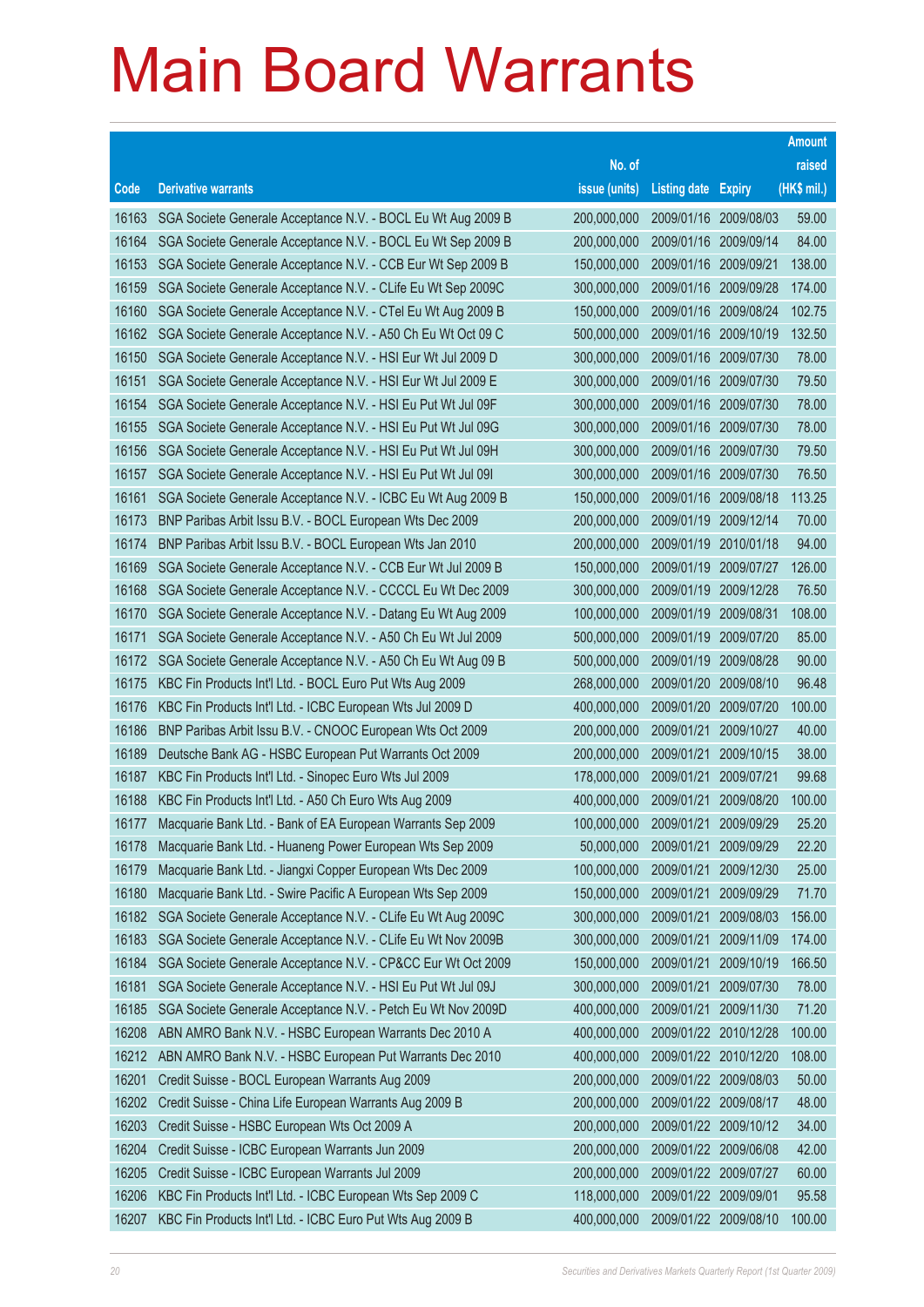# Main Board Warrants

| Code | Derivative warrants | No. of issue (units) | Listing date | Expiry | Amount raised (HK$ mil.) |
|---|---|---|---|---|---|
| 16163 | SGA Societe Generale Acceptance N.V. - BOCL Eu Wt Aug 2009 B | 200,000,000 | 2009/01/16 | 2009/08/03 | 59.00 |
| 16164 | SGA Societe Generale Acceptance N.V. - BOCL Eu Wt Sep 2009 B | 200,000,000 | 2009/01/16 | 2009/09/14 | 84.00 |
| 16153 | SGA Societe Generale Acceptance N.V. - CCB Eur Wt Sep 2009 B | 150,000,000 | 2009/01/16 | 2009/09/21 | 138.00 |
| 16159 | SGA Societe Generale Acceptance N.V. - CLife Eu Wt Sep 2009C | 300,000,000 | 2009/01/16 | 2009/09/28 | 174.00 |
| 16160 | SGA Societe Generale Acceptance N.V. - CTel Eu Wt Aug 2009 B | 150,000,000 | 2009/01/16 | 2009/08/24 | 102.75 |
| 16162 | SGA Societe Generale Acceptance N.V. - A50 Ch Eu Wt Oct 09 C | 500,000,000 | 2009/01/16 | 2009/10/19 | 132.50 |
| 16150 | SGA Societe Generale Acceptance N.V. - HSI Eur Wt Jul 2009 D | 300,000,000 | 2009/01/16 | 2009/07/30 | 78.00 |
| 16151 | SGA Societe Generale Acceptance N.V. - HSI Eur Wt Jul 2009 E | 300,000,000 | 2009/01/16 | 2009/07/30 | 79.50 |
| 16154 | SGA Societe Generale Acceptance N.V. - HSI Eu Put Wt Jul 09F | 300,000,000 | 2009/01/16 | 2009/07/30 | 78.00 |
| 16155 | SGA Societe Generale Acceptance N.V. - HSI Eu Put Wt Jul 09G | 300,000,000 | 2009/01/16 | 2009/07/30 | 78.00 |
| 16156 | SGA Societe Generale Acceptance N.V. - HSI Eu Put Wt Jul 09H | 300,000,000 | 2009/01/16 | 2009/07/30 | 79.50 |
| 16157 | SGA Societe Generale Acceptance N.V. - HSI Eu Put Wt Jul 09I | 300,000,000 | 2009/01/16 | 2009/07/30 | 76.50 |
| 16161 | SGA Societe Generale Acceptance N.V. - ICBC Eu Wt Aug 2009 B | 150,000,000 | 2009/01/16 | 2009/08/18 | 113.25 |
| 16173 | BNP Paribas Arbit Issu B.V. - BOCL European Wts Dec 2009 | 200,000,000 | 2009/01/19 | 2009/12/14 | 70.00 |
| 16174 | BNP Paribas Arbit Issu B.V. - BOCL European Wts Jan 2010 | 200,000,000 | 2009/01/19 | 2010/01/18 | 94.00 |
| 16169 | SGA Societe Generale Acceptance N.V. - CCB Eur Wt Jul 2009 B | 150,000,000 | 2009/01/19 | 2009/07/27 | 126.00 |
| 16168 | SGA Societe Generale Acceptance N.V. - CCCCL Eu Wt Dec 2009 | 300,000,000 | 2009/01/19 | 2009/12/28 | 76.50 |
| 16170 | SGA Societe Generale Acceptance N.V. - Datang Eu Wt Aug 2009 | 100,000,000 | 2009/01/19 | 2009/08/31 | 108.00 |
| 16171 | SGA Societe Generale Acceptance N.V. - A50 Ch Eu Wt Jul 2009 | 500,000,000 | 2009/01/19 | 2009/07/20 | 85.00 |
| 16172 | SGA Societe Generale Acceptance N.V. - A50 Ch Eu Wt Aug 09 B | 500,000,000 | 2009/01/19 | 2009/08/28 | 90.00 |
| 16175 | KBC Fin Products Int'l Ltd. - BOCL Euro Put Wts Aug 2009 | 268,000,000 | 2009/01/20 | 2009/08/10 | 96.48 |
| 16176 | KBC Fin Products Int'l Ltd. - ICBC European Wts Jul 2009 D | 400,000,000 | 2009/01/20 | 2009/07/20 | 100.00 |
| 16186 | BNP Paribas Arbit Issu B.V. - CNOOC European Wts Oct 2009 | 200,000,000 | 2009/01/21 | 2009/10/27 | 40.00 |
| 16189 | Deutsche Bank AG - HSBC European Put Warrants Oct 2009 | 200,000,000 | 2009/01/21 | 2009/10/15 | 38.00 |
| 16187 | KBC Fin Products Int'l Ltd. - Sinopec Euro Wts Jul 2009 | 178,000,000 | 2009/01/21 | 2009/07/21 | 99.68 |
| 16188 | KBC Fin Products Int'l Ltd. - A50 Ch Euro Wts Aug 2009 | 400,000,000 | 2009/01/21 | 2009/08/20 | 100.00 |
| 16177 | Macquarie Bank Ltd. - Bank of EA European Warrants Sep 2009 | 100,000,000 | 2009/01/21 | 2009/09/29 | 25.20 |
| 16178 | Macquarie Bank Ltd. - Huaneng Power European Wts Sep 2009 | 50,000,000 | 2009/01/21 | 2009/09/29 | 22.20 |
| 16179 | Macquarie Bank Ltd. - Jiangxi Copper European Wts Dec 2009 | 100,000,000 | 2009/01/21 | 2009/12/30 | 25.00 |
| 16180 | Macquarie Bank Ltd. - Swire Pacific A European Wts Sep 2009 | 150,000,000 | 2009/01/21 | 2009/09/29 | 71.70 |
| 16182 | SGA Societe Generale Acceptance N.V. - CLife Eu Wt Aug 2009C | 300,000,000 | 2009/01/21 | 2009/08/03 | 156.00 |
| 16183 | SGA Societe Generale Acceptance N.V. - CLife Eu Wt Nov 2009B | 300,000,000 | 2009/01/21 | 2009/11/09 | 174.00 |
| 16184 | SGA Societe Generale Acceptance N.V. - CP&CC Eur Wt Oct 2009 | 150,000,000 | 2009/01/21 | 2009/10/19 | 166.50 |
| 16181 | SGA Societe Generale Acceptance N.V. - HSI Eu Put Wt Jul 09J | 300,000,000 | 2009/01/21 | 2009/07/30 | 78.00 |
| 16185 | SGA Societe Generale Acceptance N.V. - Petch Eu Wt Nov 2009D | 400,000,000 | 2009/01/21 | 2009/11/30 | 71.20 |
| 16208 | ABN AMRO Bank N.V. - HSBC European Warrants Dec 2010 A | 400,000,000 | 2009/01/22 | 2010/12/28 | 100.00 |
| 16212 | ABN AMRO Bank N.V. - HSBC European Put Warrants Dec 2010 | 400,000,000 | 2009/01/22 | 2010/12/20 | 108.00 |
| 16201 | Credit Suisse - BOCL European Warrants Aug 2009 | 200,000,000 | 2009/01/22 | 2009/08/03 | 50.00 |
| 16202 | Credit Suisse - China Life European Warrants Aug 2009 B | 200,000,000 | 2009/01/22 | 2009/08/17 | 48.00 |
| 16203 | Credit Suisse - HSBC European Wts Oct 2009 A | 200,000,000 | 2009/01/22 | 2009/10/12 | 34.00 |
| 16204 | Credit Suisse - ICBC European Warrants Jun 2009 | 200,000,000 | 2009/01/22 | 2009/06/08 | 42.00 |
| 16205 | Credit Suisse - ICBC European Warrants Jul 2009 | 200,000,000 | 2009/01/22 | 2009/07/27 | 60.00 |
| 16206 | KBC Fin Products Int'l Ltd. - ICBC European Wts Sep 2009 C | 118,000,000 | 2009/01/22 | 2009/09/01 | 95.58 |
| 16207 | KBC Fin Products Int'l Ltd. - ICBC Euro Put Wts Aug 2009 B | 400,000,000 | 2009/01/22 | 2009/08/10 | 100.00 |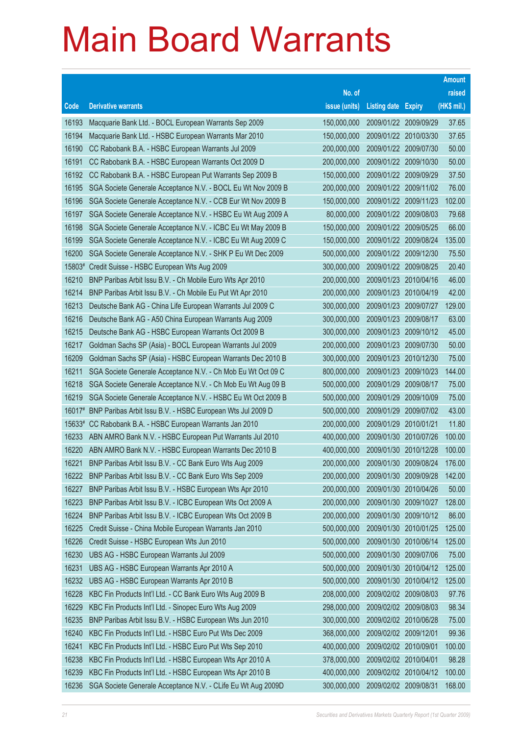# Main Board Warrants

| Code | Derivative warrants | No. of issue (units) | Listing date | Expiry | Amount raised (HK$ mil.) |
|---|---|---|---|---|---|
| 16193 | Macquarie Bank Ltd. - BOCL European Warrants Sep 2009 | 150,000,000 | 2009/01/22 | 2009/09/29 | 37.65 |
| 16194 | Macquarie Bank Ltd. - HSBC European Warrants Mar 2010 | 150,000,000 | 2009/01/22 | 2010/03/30 | 37.65 |
| 16190 | CC Rabobank B.A. - HSBC European Warrants Jul 2009 | 200,000,000 | 2009/01/22 | 2009/07/30 | 50.00 |
| 16191 | CC Rabobank B.A. - HSBC European Warrants Oct 2009 D | 200,000,000 | 2009/01/22 | 2009/10/30 | 50.00 |
| 16192 | CC Rabobank B.A. - HSBC European Put Warrants Sep 2009 B | 150,000,000 | 2009/01/22 | 2009/09/29 | 37.50 |
| 16195 | SGA Societe Generale Acceptance N.V. - BOCL Eu Wt Nov 2009 B | 200,000,000 | 2009/01/22 | 2009/11/02 | 76.00 |
| 16196 | SGA Societe Generale Acceptance N.V. - CCB Eur Wt Nov 2009 B | 150,000,000 | 2009/01/22 | 2009/11/23 | 102.00 |
| 16197 | SGA Societe Generale Acceptance N.V. - HSBC Eu Wt Aug 2009 A | 80,000,000 | 2009/01/22 | 2009/08/03 | 79.68 |
| 16198 | SGA Societe Generale Acceptance N.V. - ICBC Eu Wt May 2009 B | 150,000,000 | 2009/01/22 | 2009/05/25 | 66.00 |
| 16199 | SGA Societe Generale Acceptance N.V. - ICBC Eu Wt Aug 2009 C | 150,000,000 | 2009/01/22 | 2009/08/24 | 135.00 |
| 16200 | SGA Societe Generale Acceptance N.V. - SHK P Eu Wt Dec 2009 | 500,000,000 | 2009/01/22 | 2009/12/30 | 75.50 |
| 15803# | Credit Suisse - HSBC European Wts Aug 2009 | 300,000,000 | 2009/01/22 | 2009/08/25 | 20.40 |
| 16210 | BNP Paribas Arbit Issu B.V. - Ch Mobile Euro Wts Apr 2010 | 200,000,000 | 2009/01/23 | 2010/04/16 | 46.00 |
| 16214 | BNP Paribas Arbit Issu B.V. - Ch Mobile Eu Put Wt Apr 2010 | 200,000,000 | 2009/01/23 | 2010/04/19 | 42.00 |
| 16213 | Deutsche Bank AG - China Life European Warrants Jul 2009 C | 300,000,000 | 2009/01/23 | 2009/07/27 | 129.00 |
| 16216 | Deutsche Bank AG - A50 China European Warrants Aug 2009 | 300,000,000 | 2009/01/23 | 2009/08/17 | 63.00 |
| 16215 | Deutsche Bank AG - HSBC European Warrants Oct 2009 B | 300,000,000 | 2009/01/23 | 2009/10/12 | 45.00 |
| 16217 | Goldman Sachs SP (Asia) - BOCL European Warrants Jul 2009 | 200,000,000 | 2009/01/23 | 2009/07/30 | 50.00 |
| 16209 | Goldman Sachs SP (Asia) - HSBC European Warrants Dec 2010 B | 300,000,000 | 2009/01/23 | 2010/12/30 | 75.00 |
| 16211 | SGA Societe Generale Acceptance N.V. - Ch Mob Eu Wt Oct 09 C | 800,000,000 | 2009/01/23 | 2009/10/23 | 144.00 |
| 16218 | SGA Societe Generale Acceptance N.V. - Ch Mob Eu Wt Aug 09 B | 500,000,000 | 2009/01/29 | 2009/08/17 | 75.00 |
| 16219 | SGA Societe Generale Acceptance N.V. - HSBC Eu Wt Oct 2009 B | 500,000,000 | 2009/01/29 | 2009/10/09 | 75.00 |
| 16017# | BNP Paribas Arbit Issu B.V. - HSBC European Wts Jul 2009 D | 500,000,000 | 2009/01/29 | 2009/07/02 | 43.00 |
| 15633# | CC Rabobank B.A. - HSBC European Warrants Jan 2010 | 200,000,000 | 2009/01/29 | 2010/01/21 | 11.80 |
| 16233 | ABN AMRO Bank N.V. - HSBC European Put Warrants Jul 2010 | 400,000,000 | 2009/01/30 | 2010/07/26 | 100.00 |
| 16220 | ABN AMRO Bank N.V. - HSBC European Warrants Dec 2010 B | 400,000,000 | 2009/01/30 | 2010/12/28 | 100.00 |
| 16221 | BNP Paribas Arbit Issu B.V. - CC Bank Euro Wts Aug 2009 | 200,000,000 | 2009/01/30 | 2009/08/24 | 176.00 |
| 16222 | BNP Paribas Arbit Issu B.V. - CC Bank Euro Wts Sep 2009 | 200,000,000 | 2009/01/30 | 2009/09/28 | 142.00 |
| 16227 | BNP Paribas Arbit Issu B.V. - HSBC European Wts Apr 2010 | 200,000,000 | 2009/01/30 | 2010/04/26 | 50.00 |
| 16223 | BNP Paribas Arbit Issu B.V. - ICBC European Wts Oct 2009 A | 200,000,000 | 2009/01/30 | 2009/10/27 | 128.00 |
| 16224 | BNP Paribas Arbit Issu B.V. - ICBC European Wts Oct 2009 B | 200,000,000 | 2009/01/30 | 2009/10/12 | 86.00 |
| 16225 | Credit Suisse - China Mobile European Warrants Jan 2010 | 500,000,000 | 2009/01/30 | 2010/01/25 | 125.00 |
| 16226 | Credit Suisse - HSBC European Wts Jun 2010 | 500,000,000 | 2009/01/30 | 2010/06/14 | 125.00 |
| 16230 | UBS AG - HSBC European Warrants Jul 2009 | 500,000,000 | 2009/01/30 | 2009/07/06 | 75.00 |
| 16231 | UBS AG - HSBC European Warrants Apr 2010 A | 500,000,000 | 2009/01/30 | 2010/04/12 | 125.00 |
| 16232 | UBS AG - HSBC European Warrants Apr 2010 B | 500,000,000 | 2009/01/30 | 2010/04/12 | 125.00 |
| 16228 | KBC Fin Products Int'l Ltd. - CC Bank Euro Wts Aug 2009 B | 208,000,000 | 2009/02/02 | 2009/08/03 | 97.76 |
| 16229 | KBC Fin Products Int'l Ltd. - Sinopec Euro Wts Aug 2009 | 298,000,000 | 2009/02/02 | 2009/08/03 | 98.34 |
| 16235 | BNP Paribas Arbit Issu B.V. - HSBC European Wts Jun 2010 | 300,000,000 | 2009/02/02 | 2010/06/28 | 75.00 |
| 16240 | KBC Fin Products Int'l Ltd. - HSBC Euro Put Wts Dec 2009 | 368,000,000 | 2009/02/02 | 2009/12/01 | 99.36 |
| 16241 | KBC Fin Products Int'l Ltd. - HSBC Euro Put Wts Sep 2010 | 400,000,000 | 2009/02/02 | 2010/09/01 | 100.00 |
| 16238 | KBC Fin Products Int'l Ltd. - HSBC European Wts Apr 2010 A | 378,000,000 | 2009/02/02 | 2010/04/01 | 98.28 |
| 16239 | KBC Fin Products Int'l Ltd. - HSBC European Wts Apr 2010 B | 400,000,000 | 2009/02/02 | 2010/04/12 | 100.00 |
| 16236 | SGA Societe Generale Acceptance N.V. - CLife Eu Wt Aug 2009D | 300,000,000 | 2009/02/02 | 2009/08/31 | 168.00 |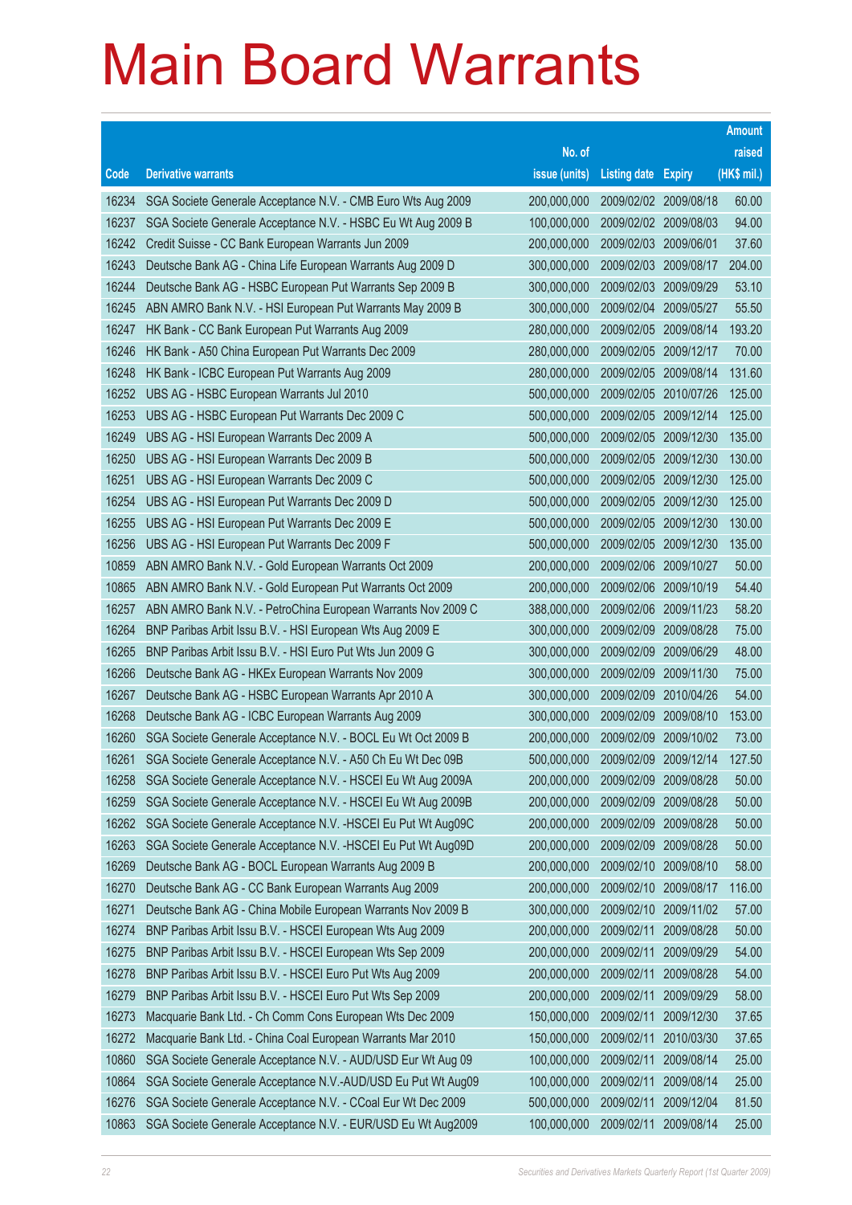# Main Board Warrants

| Code | Derivative warrants | No. of issue (units) | Listing date | Expiry | Amount raised (HK$ mil.) |
|---|---|---|---|---|---|
| 16234 | SGA Societe Generale Acceptance N.V. - CMB Euro Wts Aug 2009 | 200,000,000 | 2009/02/02 | 2009/08/18 | 60.00 |
| 16237 | SGA Societe Generale Acceptance N.V. - HSBC Eu Wt Aug 2009 B | 100,000,000 | 2009/02/02 | 2009/08/03 | 94.00 |
| 16242 | Credit Suisse - CC Bank European Warrants Jun 2009 | 200,000,000 | 2009/02/03 | 2009/06/01 | 37.60 |
| 16243 | Deutsche Bank AG - China Life European Warrants Aug 2009 D | 300,000,000 | 2009/02/03 | 2009/08/17 | 204.00 |
| 16244 | Deutsche Bank AG - HSBC European Put Warrants Sep 2009 B | 300,000,000 | 2009/02/03 | 2009/09/29 | 53.10 |
| 16245 | ABN AMRO Bank N.V. - HSI European Put Warrants May 2009 B | 300,000,000 | 2009/02/04 | 2009/05/27 | 55.50 |
| 16247 | HK Bank - CC Bank European Put Warrants Aug 2009 | 280,000,000 | 2009/02/05 | 2009/08/14 | 193.20 |
| 16246 | HK Bank - A50 China European Put Warrants Dec 2009 | 280,000,000 | 2009/02/05 | 2009/12/17 | 70.00 |
| 16248 | HK Bank - ICBC European Put Warrants Aug 2009 | 280,000,000 | 2009/02/05 | 2009/08/14 | 131.60 |
| 16252 | UBS AG - HSBC European Warrants Jul 2010 | 500,000,000 | 2009/02/05 | 2010/07/26 | 125.00 |
| 16253 | UBS AG - HSBC European Put Warrants Dec 2009 C | 500,000,000 | 2009/02/05 | 2009/12/14 | 125.00 |
| 16249 | UBS AG - HSI European Warrants Dec 2009 A | 500,000,000 | 2009/02/05 | 2009/12/30 | 135.00 |
| 16250 | UBS AG - HSI European Warrants Dec 2009 B | 500,000,000 | 2009/02/05 | 2009/12/30 | 130.00 |
| 16251 | UBS AG - HSI European Warrants Dec 2009 C | 500,000,000 | 2009/02/05 | 2009/12/30 | 125.00 |
| 16254 | UBS AG - HSI European Put Warrants Dec 2009 D | 500,000,000 | 2009/02/05 | 2009/12/30 | 125.00 |
| 16255 | UBS AG - HSI European Put Warrants Dec 2009 E | 500,000,000 | 2009/02/05 | 2009/12/30 | 130.00 |
| 16256 | UBS AG - HSI European Put Warrants Dec 2009 F | 500,000,000 | 2009/02/05 | 2009/12/30 | 135.00 |
| 10859 | ABN AMRO Bank N.V. - Gold European Warrants Oct 2009 | 200,000,000 | 2009/02/06 | 2009/10/27 | 50.00 |
| 10865 | ABN AMRO Bank N.V. - Gold European Put Warrants Oct 2009 | 200,000,000 | 2009/02/06 | 2009/10/19 | 54.40 |
| 16257 | ABN AMRO Bank N.V. - PetroChina European Warrants Nov 2009 C | 388,000,000 | 2009/02/06 | 2009/11/23 | 58.20 |
| 16264 | BNP Paribas Arbit Issu B.V. - HSI European Wts Aug 2009 E | 300,000,000 | 2009/02/09 | 2009/08/28 | 75.00 |
| 16265 | BNP Paribas Arbit Issu B.V. - HSI Euro Put Wts Jun 2009 G | 300,000,000 | 2009/02/09 | 2009/06/29 | 48.00 |
| 16266 | Deutsche Bank AG - HKEx European Warrants Nov 2009 | 300,000,000 | 2009/02/09 | 2009/11/30 | 75.00 |
| 16267 | Deutsche Bank AG - HSBC European Warrants Apr 2010 A | 300,000,000 | 2009/02/09 | 2010/04/26 | 54.00 |
| 16268 | Deutsche Bank AG - ICBC European Warrants Aug 2009 | 300,000,000 | 2009/02/09 | 2009/08/10 | 153.00 |
| 16260 | SGA Societe Generale Acceptance N.V. - BOCL Eu Wt Oct 2009 B | 200,000,000 | 2009/02/09 | 2009/10/02 | 73.00 |
| 16261 | SGA Societe Generale Acceptance N.V. - A50 Ch Eu Wt Dec 09B | 500,000,000 | 2009/02/09 | 2009/12/14 | 127.50 |
| 16258 | SGA Societe Generale Acceptance N.V. - HSCEI Eu Wt Aug 2009A | 200,000,000 | 2009/02/09 | 2009/08/28 | 50.00 |
| 16259 | SGA Societe Generale Acceptance N.V. - HSCEI Eu Wt Aug 2009B | 200,000,000 | 2009/02/09 | 2009/08/28 | 50.00 |
| 16262 | SGA Societe Generale Acceptance N.V. -HSCEI Eu Put Wt Aug09C | 200,000,000 | 2009/02/09 | 2009/08/28 | 50.00 |
| 16263 | SGA Societe Generale Acceptance N.V. -HSCEI Eu Put Wt Aug09D | 200,000,000 | 2009/02/09 | 2009/08/28 | 50.00 |
| 16269 | Deutsche Bank AG - BOCL European Warrants Aug 2009 B | 200,000,000 | 2009/02/10 | 2009/08/10 | 58.00 |
| 16270 | Deutsche Bank AG - CC Bank European Warrants Aug 2009 | 200,000,000 | 2009/02/10 | 2009/08/17 | 116.00 |
| 16271 | Deutsche Bank AG - China Mobile European Warrants Nov 2009 B | 300,000,000 | 2009/02/10 | 2009/11/02 | 57.00 |
| 16274 | BNP Paribas Arbit Issu B.V. - HSCEI European Wts Aug 2009 | 200,000,000 | 2009/02/11 | 2009/08/28 | 50.00 |
| 16275 | BNP Paribas Arbit Issu B.V. - HSCEI European Wts Sep 2009 | 200,000,000 | 2009/02/11 | 2009/09/29 | 54.00 |
| 16278 | BNP Paribas Arbit Issu B.V. - HSCEI Euro Put Wts Aug 2009 | 200,000,000 | 2009/02/11 | 2009/08/28 | 54.00 |
| 16279 | BNP Paribas Arbit Issu B.V. - HSCEI Euro Put Wts Sep 2009 | 200,000,000 | 2009/02/11 | 2009/09/29 | 58.00 |
| 16273 | Macquarie Bank Ltd. - Ch Comm Cons European Wts Dec 2009 | 150,000,000 | 2009/02/11 | 2009/12/30 | 37.65 |
| 16272 | Macquarie Bank Ltd. - China Coal European Warrants Mar 2010 | 150,000,000 | 2009/02/11 | 2010/03/30 | 37.65 |
| 10860 | SGA Societe Generale Acceptance N.V. - AUD/USD Eur Wt Aug 09 | 100,000,000 | 2009/02/11 | 2009/08/14 | 25.00 |
| 10864 | SGA Societe Generale Acceptance N.V.-AUD/USD Eu Put Wt Aug09 | 100,000,000 | 2009/02/11 | 2009/08/14 | 25.00 |
| 16276 | SGA Societe Generale Acceptance N.V. - CCoal Eur Wt Dec 2009 | 500,000,000 | 2009/02/11 | 2009/12/04 | 81.50 |
| 10863 | SGA Societe Generale Acceptance N.V. - EUR/USD Eu Wt Aug2009 | 100,000,000 | 2009/02/11 | 2009/08/14 | 25.00 |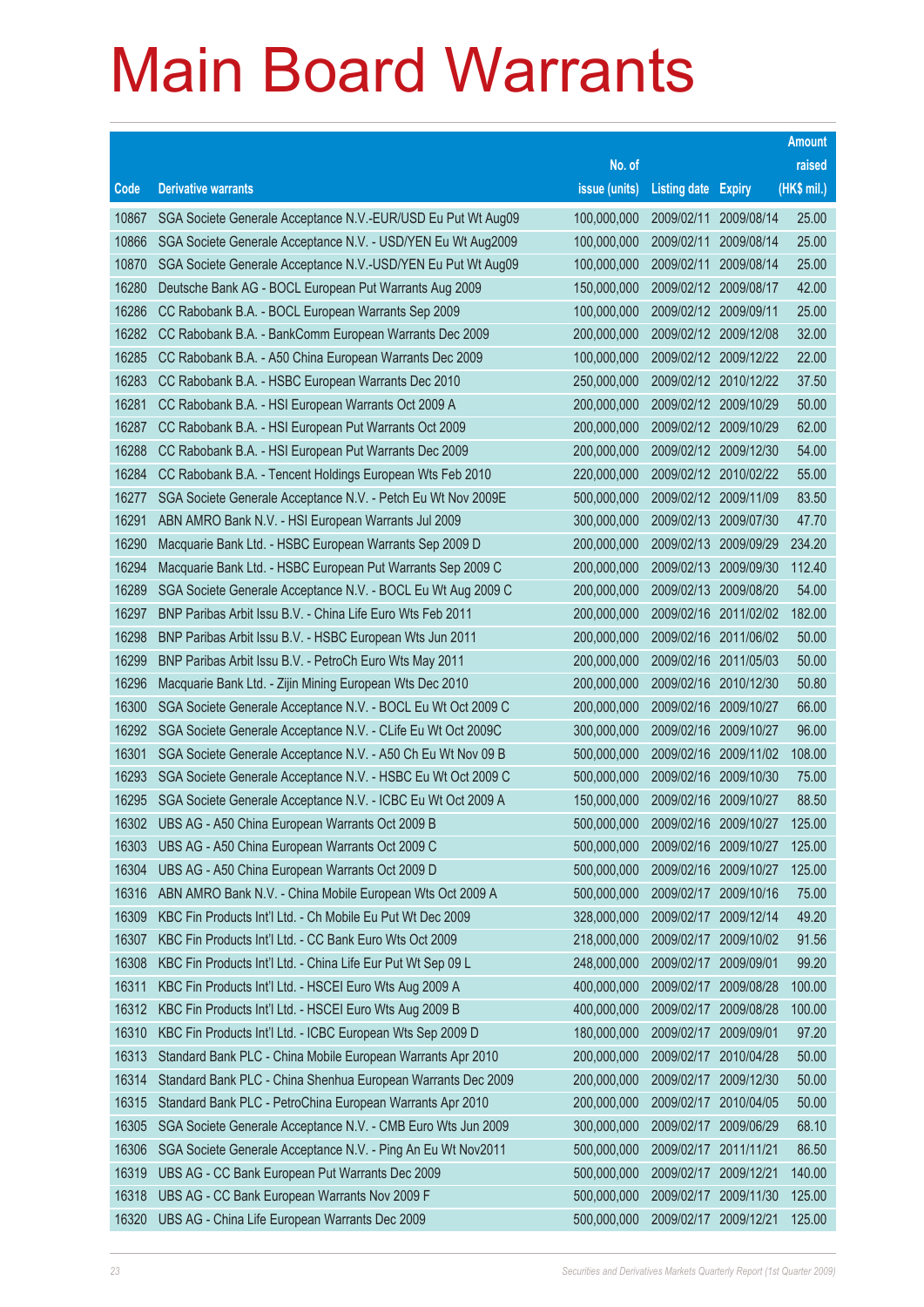# Main Board Warrants

| Code | Derivative warrants | No. of issue (units) | Listing date | Expiry | Amount raised (HK$ mil.) |
|---|---|---|---|---|---|
| 10867 | SGA Societe Generale Acceptance N.V.-EUR/USD Eu Put Wt Aug09 | 100,000,000 | 2009/02/11 | 2009/08/14 | 25.00 |
| 10866 | SGA Societe Generale Acceptance N.V. - USD/YEN Eu Wt Aug2009 | 100,000,000 | 2009/02/11 | 2009/08/14 | 25.00 |
| 10870 | SGA Societe Generale Acceptance N.V.-USD/YEN Eu Put Wt Aug09 | 100,000,000 | 2009/02/11 | 2009/08/14 | 25.00 |
| 16280 | Deutsche Bank AG - BOCL European Put Warrants Aug 2009 | 150,000,000 | 2009/02/12 | 2009/08/17 | 42.00 |
| 16286 | CC Rabobank B.A. - BOCL European Warrants Sep 2009 | 100,000,000 | 2009/02/12 | 2009/09/11 | 25.00 |
| 16282 | CC Rabobank B.A. - BankComm European Warrants Dec 2009 | 200,000,000 | 2009/02/12 | 2009/12/08 | 32.00 |
| 16285 | CC Rabobank B.A. - A50 China European Warrants Dec 2009 | 100,000,000 | 2009/02/12 | 2009/12/22 | 22.00 |
| 16283 | CC Rabobank B.A. - HSBC European Warrants Dec 2010 | 250,000,000 | 2009/02/12 | 2010/12/22 | 37.50 |
| 16281 | CC Rabobank B.A. - HSI European Warrants Oct 2009 A | 200,000,000 | 2009/02/12 | 2009/10/29 | 50.00 |
| 16287 | CC Rabobank B.A. - HSI European Put Warrants Oct 2009 | 200,000,000 | 2009/02/12 | 2009/10/29 | 62.00 |
| 16288 | CC Rabobank B.A. - HSI European Put Warrants Dec 2009 | 200,000,000 | 2009/02/12 | 2009/12/30 | 54.00 |
| 16284 | CC Rabobank B.A. - Tencent Holdings European Wts Feb 2010 | 220,000,000 | 2009/02/12 | 2010/02/22 | 55.00 |
| 16277 | SGA Societe Generale Acceptance N.V. - Petch Eu Wt Nov 2009E | 500,000,000 | 2009/02/12 | 2009/11/09 | 83.50 |
| 16291 | ABN AMRO Bank N.V. - HSI European Warrants Jul 2009 | 300,000,000 | 2009/02/13 | 2009/07/30 | 47.70 |
| 16290 | Macquarie Bank Ltd. - HSBC European Warrants Sep 2009 D | 200,000,000 | 2009/02/13 | 2009/09/29 | 234.20 |
| 16294 | Macquarie Bank Ltd. - HSBC European Put Warrants Sep 2009 C | 200,000,000 | 2009/02/13 | 2009/09/30 | 112.40 |
| 16289 | SGA Societe Generale Acceptance N.V. - BOCL Eu Wt Aug 2009 C | 200,000,000 | 2009/02/13 | 2009/08/20 | 54.00 |
| 16297 | BNP Paribas Arbit Issu B.V. - China Life Euro Wts Feb 2011 | 200,000,000 | 2009/02/16 | 2011/02/02 | 182.00 |
| 16298 | BNP Paribas Arbit Issu B.V. - HSBC European Wts Jun 2011 | 200,000,000 | 2009/02/16 | 2011/06/02 | 50.00 |
| 16299 | BNP Paribas Arbit Issu B.V. - PetroCh Euro Wts May 2011 | 200,000,000 | 2009/02/16 | 2011/05/03 | 50.00 |
| 16296 | Macquarie Bank Ltd. - Zijin Mining European Wts Dec 2010 | 200,000,000 | 2009/02/16 | 2010/12/30 | 50.80 |
| 16300 | SGA Societe Generale Acceptance N.V. - BOCL Eu Wt Oct 2009 C | 200,000,000 | 2009/02/16 | 2009/10/27 | 66.00 |
| 16292 | SGA Societe Generale Acceptance N.V. - CLife Eu Wt Oct 2009C | 300,000,000 | 2009/02/16 | 2009/10/27 | 96.00 |
| 16301 | SGA Societe Generale Acceptance N.V. - A50 Ch Eu Wt Nov 09 B | 500,000,000 | 2009/02/16 | 2009/11/02 | 108.00 |
| 16293 | SGA Societe Generale Acceptance N.V. - HSBC Eu Wt Oct 2009 C | 500,000,000 | 2009/02/16 | 2009/10/30 | 75.00 |
| 16295 | SGA Societe Generale Acceptance N.V. - ICBC Eu Wt Oct 2009 A | 150,000,000 | 2009/02/16 | 2009/10/27 | 88.50 |
| 16302 | UBS AG - A50 China European Warrants Oct 2009 B | 500,000,000 | 2009/02/16 | 2009/10/27 | 125.00 |
| 16303 | UBS AG - A50 China European Warrants Oct 2009 C | 500,000,000 | 2009/02/16 | 2009/10/27 | 125.00 |
| 16304 | UBS AG - A50 China European Warrants Oct 2009 D | 500,000,000 | 2009/02/16 | 2009/10/27 | 125.00 |
| 16316 | ABN AMRO Bank N.V. - China Mobile European Wts Oct 2009 A | 500,000,000 | 2009/02/17 | 2009/10/16 | 75.00 |
| 16309 | KBC Fin Products Int'l Ltd. - Ch Mobile Eu Put Wt Dec 2009 | 328,000,000 | 2009/02/17 | 2009/12/14 | 49.20 |
| 16307 | KBC Fin Products Int'l Ltd. - CC Bank Euro Wts Oct 2009 | 218,000,000 | 2009/02/17 | 2009/10/02 | 91.56 |
| 16308 | KBC Fin Products Int'l Ltd. - China Life Eur Put Wt Sep 09 L | 248,000,000 | 2009/02/17 | 2009/09/01 | 99.20 |
| 16311 | KBC Fin Products Int'l Ltd. - HSCEI Euro Wts Aug 2009 A | 400,000,000 | 2009/02/17 | 2009/08/28 | 100.00 |
| 16312 | KBC Fin Products Int'l Ltd. - HSCEI Euro Wts Aug 2009 B | 400,000,000 | 2009/02/17 | 2009/08/28 | 100.00 |
| 16310 | KBC Fin Products Int'l Ltd. - ICBC European Wts Sep 2009 D | 180,000,000 | 2009/02/17 | 2009/09/01 | 97.20 |
| 16313 | Standard Bank PLC - China Mobile European Warrants Apr 2010 | 200,000,000 | 2009/02/17 | 2010/04/28 | 50.00 |
| 16314 | Standard Bank PLC - China Shenhua European Warrants Dec 2009 | 200,000,000 | 2009/02/17 | 2009/12/30 | 50.00 |
| 16315 | Standard Bank PLC - PetroChina European Warrants Apr 2010 | 200,000,000 | 2009/02/17 | 2010/04/05 | 50.00 |
| 16305 | SGA Societe Generale Acceptance N.V. - CMB Euro Wts Jun 2009 | 300,000,000 | 2009/02/17 | 2009/06/29 | 68.10 |
| 16306 | SGA Societe Generale Acceptance N.V. - Ping An Eu Wt Nov2011 | 500,000,000 | 2009/02/17 | 2011/11/21 | 86.50 |
| 16319 | UBS AG - CC Bank European Put Warrants Dec 2009 | 500,000,000 | 2009/02/17 | 2009/12/21 | 140.00 |
| 16318 | UBS AG - CC Bank European Warrants Nov 2009 F | 500,000,000 | 2009/02/17 | 2009/11/30 | 125.00 |
| 16320 | UBS AG - China Life European Warrants Dec 2009 | 500,000,000 | 2009/02/17 | 2009/12/21 | 125.00 |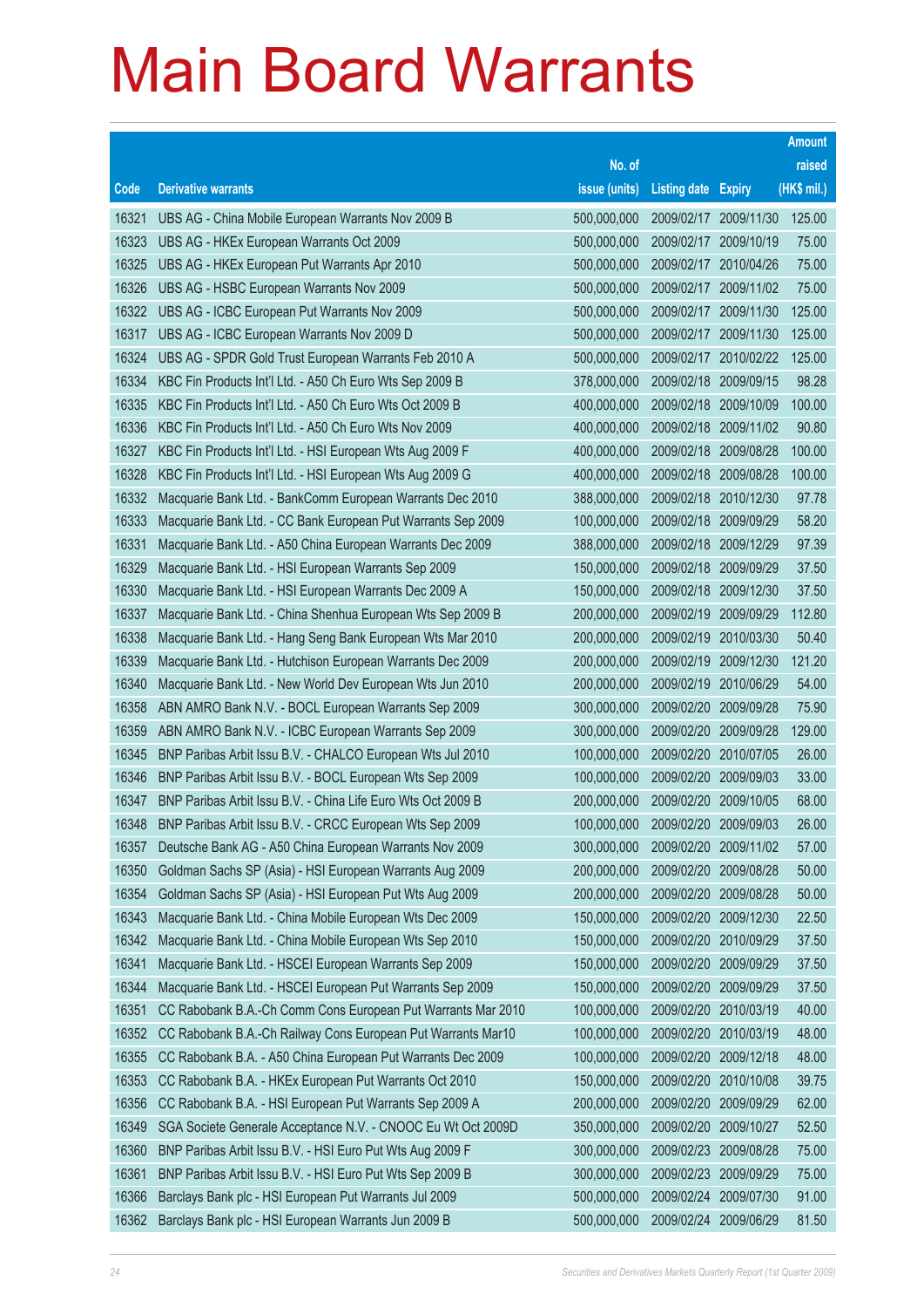# Main Board Warrants

| Code | Derivative warrants | No. of issue (units) | Listing date | Expiry | Amount raised (HK$ mil.) |
|---|---|---|---|---|---|
| 16321 | UBS AG - China Mobile European Warrants Nov 2009 B | 500,000,000 | 2009/02/17 | 2009/11/30 | 125.00 |
| 16323 | UBS AG - HKEx European Warrants Oct 2009 | 500,000,000 | 2009/02/17 | 2009/10/19 | 75.00 |
| 16325 | UBS AG - HKEx European Put Warrants Apr 2010 | 500,000,000 | 2009/02/17 | 2010/04/26 | 75.00 |
| 16326 | UBS AG - HSBC European Warrants Nov 2009 | 500,000,000 | 2009/02/17 | 2009/11/02 | 75.00 |
| 16322 | UBS AG - ICBC European Put Warrants Nov 2009 | 500,000,000 | 2009/02/17 | 2009/11/30 | 125.00 |
| 16317 | UBS AG - ICBC European Warrants Nov 2009 D | 500,000,000 | 2009/02/17 | 2009/11/30 | 125.00 |
| 16324 | UBS AG - SPDR Gold Trust European Warrants Feb 2010 A | 500,000,000 | 2009/02/17 | 2010/02/22 | 125.00 |
| 16334 | KBC Fin Products Int'l Ltd. - A50 Ch Euro Wts Sep 2009 B | 378,000,000 | 2009/02/18 | 2009/09/15 | 98.28 |
| 16335 | KBC Fin Products Int'l Ltd. - A50 Ch Euro Wts Oct 2009 B | 400,000,000 | 2009/02/18 | 2009/10/09 | 100.00 |
| 16336 | KBC Fin Products Int'l Ltd. - A50 Ch Euro Wts Nov 2009 | 400,000,000 | 2009/02/18 | 2009/11/02 | 90.80 |
| 16327 | KBC Fin Products Int'l Ltd. - HSI European Wts Aug 2009 F | 400,000,000 | 2009/02/18 | 2009/08/28 | 100.00 |
| 16328 | KBC Fin Products Int'l Ltd. - HSI European Wts Aug 2009 G | 400,000,000 | 2009/02/18 | 2009/08/28 | 100.00 |
| 16332 | Macquarie Bank Ltd. - BankComm European Warrants Dec 2010 | 388,000,000 | 2009/02/18 | 2010/12/30 | 97.78 |
| 16333 | Macquarie Bank Ltd. - CC Bank European Put Warrants Sep 2009 | 100,000,000 | 2009/02/18 | 2009/09/29 | 58.20 |
| 16331 | Macquarie Bank Ltd. - A50 China European Warrants Dec 2009 | 388,000,000 | 2009/02/18 | 2009/12/29 | 97.39 |
| 16329 | Macquarie Bank Ltd. - HSI European Warrants Sep 2009 | 150,000,000 | 2009/02/18 | 2009/09/29 | 37.50 |
| 16330 | Macquarie Bank Ltd. - HSI European Warrants Dec 2009 A | 150,000,000 | 2009/02/18 | 2009/12/30 | 37.50 |
| 16337 | Macquarie Bank Ltd. - China Shenhua European Wts Sep 2009 B | 200,000,000 | 2009/02/19 | 2009/09/29 | 112.80 |
| 16338 | Macquarie Bank Ltd. - Hang Seng Bank European Wts Mar 2010 | 200,000,000 | 2009/02/19 | 2010/03/30 | 50.40 |
| 16339 | Macquarie Bank Ltd. - Hutchison European Warrants Dec 2009 | 200,000,000 | 2009/02/19 | 2009/12/30 | 121.20 |
| 16340 | Macquarie Bank Ltd. - New World Dev European Wts Jun 2010 | 200,000,000 | 2009/02/19 | 2010/06/29 | 54.00 |
| 16358 | ABN AMRO Bank N.V. - BOCL European Warrants Sep 2009 | 300,000,000 | 2009/02/20 | 2009/09/28 | 75.90 |
| 16359 | ABN AMRO Bank N.V. - ICBC European Warrants Sep 2009 | 300,000,000 | 2009/02/20 | 2009/09/28 | 129.00 |
| 16345 | BNP Paribas Arbit Issu B.V. - CHALCO European Wts Jul 2010 | 100,000,000 | 2009/02/20 | 2010/07/05 | 26.00 |
| 16346 | BNP Paribas Arbit Issu B.V. - BOCL European Wts Sep 2009 | 100,000,000 | 2009/02/20 | 2009/09/03 | 33.00 |
| 16347 | BNP Paribas Arbit Issu B.V. - China Life Euro Wts Oct 2009 B | 200,000,000 | 2009/02/20 | 2009/10/05 | 68.00 |
| 16348 | BNP Paribas Arbit Issu B.V. - CRCC European Wts Sep 2009 | 100,000,000 | 2009/02/20 | 2009/09/03 | 26.00 |
| 16357 | Deutsche Bank AG - A50 China European Warrants Nov 2009 | 300,000,000 | 2009/02/20 | 2009/11/02 | 57.00 |
| 16350 | Goldman Sachs SP (Asia) - HSI European Warrants Aug 2009 | 200,000,000 | 2009/02/20 | 2009/08/28 | 50.00 |
| 16354 | Goldman Sachs SP (Asia) - HSI European Put Wts Aug 2009 | 200,000,000 | 2009/02/20 | 2009/08/28 | 50.00 |
| 16343 | Macquarie Bank Ltd. - China Mobile European Wts Dec 2009 | 150,000,000 | 2009/02/20 | 2009/12/30 | 22.50 |
| 16342 | Macquarie Bank Ltd. - China Mobile European Wts Sep 2010 | 150,000,000 | 2009/02/20 | 2010/09/29 | 37.50 |
| 16341 | Macquarie Bank Ltd. - HSCEI European Warrants Sep 2009 | 150,000,000 | 2009/02/20 | 2009/09/29 | 37.50 |
| 16344 | Macquarie Bank Ltd. - HSCEI European Put Warrants Sep 2009 | 150,000,000 | 2009/02/20 | 2009/09/29 | 37.50 |
| 16351 | CC Rabobank B.A.-Ch Comm Cons European Put Warrants Mar 2010 | 100,000,000 | 2009/02/20 | 2010/03/19 | 40.00 |
| 16352 | CC Rabobank B.A.-Ch Railway Cons European Put Warrants Mar10 | 100,000,000 | 2009/02/20 | 2010/03/19 | 48.00 |
| 16355 | CC Rabobank B.A. - A50 China European Put Warrants Dec 2009 | 100,000,000 | 2009/02/20 | 2009/12/18 | 48.00 |
| 16353 | CC Rabobank B.A. - HKEx European Put Warrants Oct 2010 | 150,000,000 | 2009/02/20 | 2010/10/08 | 39.75 |
| 16356 | CC Rabobank B.A. - HSI European Put Warrants Sep 2009 A | 200,000,000 | 2009/02/20 | 2009/09/29 | 62.00 |
| 16349 | SGA Societe Generale Acceptance N.V. - CNOOC Eu Wt Oct 2009D | 350,000,000 | 2009/02/20 | 2009/10/27 | 52.50 |
| 16360 | BNP Paribas Arbit Issu B.V. - HSI Euro Put Wts Aug 2009 F | 300,000,000 | 2009/02/23 | 2009/08/28 | 75.00 |
| 16361 | BNP Paribas Arbit Issu B.V. - HSI Euro Put Wts Sep 2009 B | 300,000,000 | 2009/02/23 | 2009/09/29 | 75.00 |
| 16366 | Barclays Bank plc - HSI European Put Warrants Jul 2009 | 500,000,000 | 2009/02/24 | 2009/07/30 | 91.00 |
| 16362 | Barclays Bank plc - HSI European Warrants Jun 2009 B | 500,000,000 | 2009/02/24 | 2009/06/29 | 81.50 |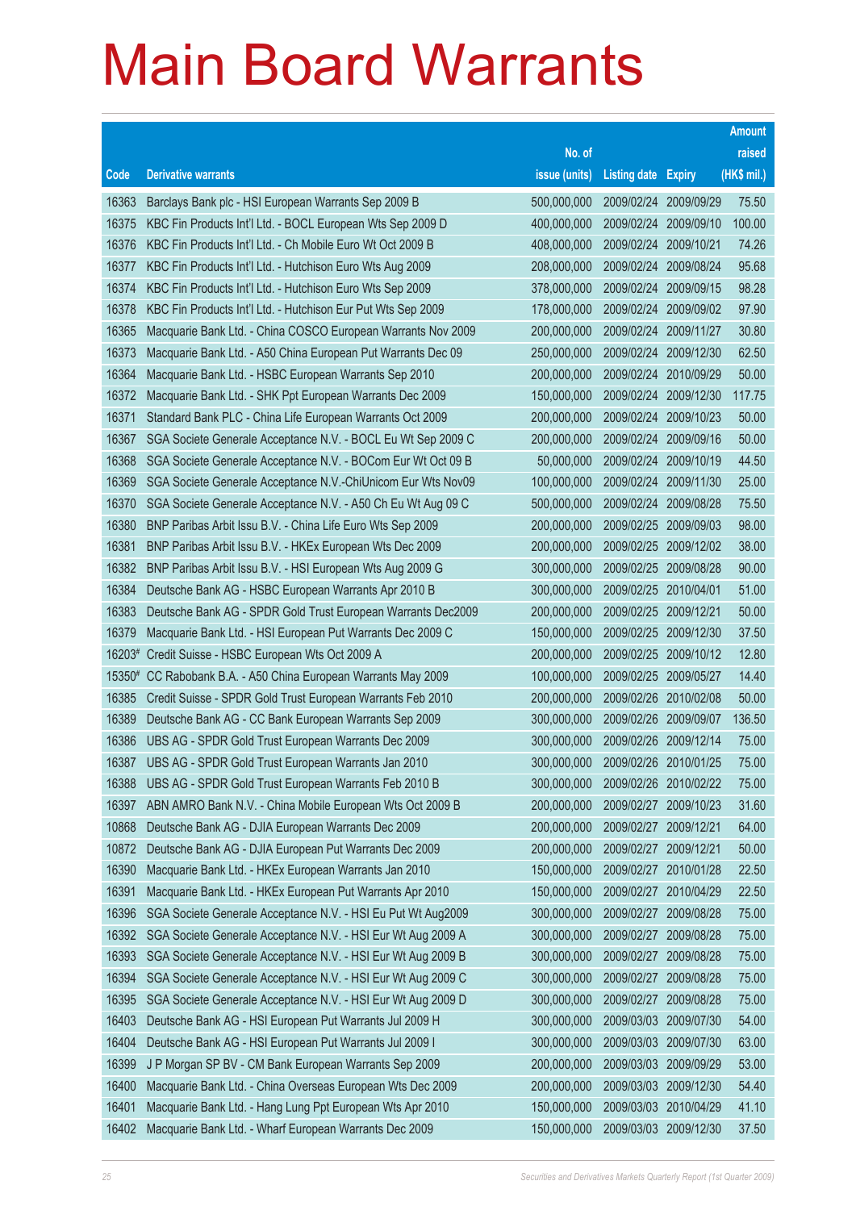# Main Board Warrants

| Code | Derivative warrants | No. of issue (units) | Listing date | Expiry | Amount raised (HK$ mil.) |
|---|---|---|---|---|---|
| 16363 | Barclays Bank plc - HSI European Warrants Sep 2009 B | 500,000,000 | 2009/02/24 | 2009/09/29 | 75.50 |
| 16375 | KBC Fin Products Int'l Ltd. - BOCL European Wts Sep 2009 D | 400,000,000 | 2009/02/24 | 2009/09/10 | 100.00 |
| 16376 | KBC Fin Products Int'l Ltd. - Ch Mobile Euro Wt Oct 2009 B | 408,000,000 | 2009/02/24 | 2009/10/21 | 74.26 |
| 16377 | KBC Fin Products Int'l Ltd. - Hutchison Euro Wts Aug 2009 | 208,000,000 | 2009/02/24 | 2009/08/24 | 95.68 |
| 16374 | KBC Fin Products Int'l Ltd. - Hutchison Euro Wts Sep 2009 | 378,000,000 | 2009/02/24 | 2009/09/15 | 98.28 |
| 16378 | KBC Fin Products Int'l Ltd. - Hutchison Eur Put Wts Sep 2009 | 178,000,000 | 2009/02/24 | 2009/09/02 | 97.90 |
| 16365 | Macquarie Bank Ltd. - China COSCO European Warrants Nov 2009 | 200,000,000 | 2009/02/24 | 2009/11/27 | 30.80 |
| 16373 | Macquarie Bank Ltd. - A50 China European Put Warrants Dec 09 | 250,000,000 | 2009/02/24 | 2009/12/30 | 62.50 |
| 16364 | Macquarie Bank Ltd. - HSBC European Warrants Sep 2010 | 200,000,000 | 2009/02/24 | 2010/09/29 | 50.00 |
| 16372 | Macquarie Bank Ltd. - SHK Ppt European Warrants Dec 2009 | 150,000,000 | 2009/02/24 | 2009/12/30 | 117.75 |
| 16371 | Standard Bank PLC - China Life European Warrants Oct 2009 | 200,000,000 | 2009/02/24 | 2009/10/23 | 50.00 |
| 16367 | SGA Societe Generale Acceptance N.V. - BOCL Eu Wt Sep 2009 C | 200,000,000 | 2009/02/24 | 2009/09/16 | 50.00 |
| 16368 | SGA Societe Generale Acceptance N.V. - BOCom Eur Wt Oct 09 B | 50,000,000 | 2009/02/24 | 2009/10/19 | 44.50 |
| 16369 | SGA Societe Generale Acceptance N.V.-ChiUnicom Eur Wts Nov09 | 100,000,000 | 2009/02/24 | 2009/11/30 | 25.00 |
| 16370 | SGA Societe Generale Acceptance N.V. - A50 Ch Eu Wt Aug 09 C | 500,000,000 | 2009/02/24 | 2009/08/28 | 75.50 |
| 16380 | BNP Paribas Arbit Issu B.V. - China Life Euro Wts Sep 2009 | 200,000,000 | 2009/02/25 | 2009/09/03 | 98.00 |
| 16381 | BNP Paribas Arbit Issu B.V. - HKEx European Wts Dec 2009 | 200,000,000 | 2009/02/25 | 2009/12/02 | 38.00 |
| 16382 | BNP Paribas Arbit Issu B.V. - HSI European Wts Aug 2009 G | 300,000,000 | 2009/02/25 | 2009/08/28 | 90.00 |
| 16384 | Deutsche Bank AG - HSBC European Warrants Apr 2010 B | 300,000,000 | 2009/02/25 | 2010/04/01 | 51.00 |
| 16383 | Deutsche Bank AG - SPDR Gold Trust European Warrants Dec2009 | 200,000,000 | 2009/02/25 | 2009/12/21 | 50.00 |
| 16379 | Macquarie Bank Ltd. - HSI European Put Warrants Dec 2009 C | 150,000,000 | 2009/02/25 | 2009/12/30 | 37.50 |
| 16203# | Credit Suisse - HSBC European Wts Oct 2009 A | 200,000,000 | 2009/02/25 | 2009/10/12 | 12.80 |
| 15350# | CC Rabobank B.A. - A50 China European Warrants May 2009 | 100,000,000 | 2009/02/25 | 2009/05/27 | 14.40 |
| 16385 | Credit Suisse - SPDR Gold Trust European Warrants Feb 2010 | 200,000,000 | 2009/02/26 | 2010/02/08 | 50.00 |
| 16389 | Deutsche Bank AG - CC Bank European Warrants Sep 2009 | 300,000,000 | 2009/02/26 | 2009/09/07 | 136.50 |
| 16386 | UBS AG - SPDR Gold Trust European Warrants Dec 2009 | 300,000,000 | 2009/02/26 | 2009/12/14 | 75.00 |
| 16387 | UBS AG - SPDR Gold Trust European Warrants Jan 2010 | 300,000,000 | 2009/02/26 | 2010/01/25 | 75.00 |
| 16388 | UBS AG - SPDR Gold Trust European Warrants Feb 2010 B | 300,000,000 | 2009/02/26 | 2010/02/22 | 75.00 |
| 16397 | ABN AMRO Bank N.V. - China Mobile European Wts Oct 2009 B | 200,000,000 | 2009/02/27 | 2009/10/23 | 31.60 |
| 10868 | Deutsche Bank AG - DJIA European Warrants Dec 2009 | 200,000,000 | 2009/02/27 | 2009/12/21 | 64.00 |
| 10872 | Deutsche Bank AG - DJIA European Put Warrants Dec 2009 | 200,000,000 | 2009/02/27 | 2009/12/21 | 50.00 |
| 16390 | Macquarie Bank Ltd. - HKEx European Warrants Jan 2010 | 150,000,000 | 2009/02/27 | 2010/01/28 | 22.50 |
| 16391 | Macquarie Bank Ltd. - HKEx European Put Warrants Apr 2010 | 150,000,000 | 2009/02/27 | 2010/04/29 | 22.50 |
| 16396 | SGA Societe Generale Acceptance N.V. - HSI Eu Put Wt Aug2009 | 300,000,000 | 2009/02/27 | 2009/08/28 | 75.00 |
| 16392 | SGA Societe Generale Acceptance N.V. - HSI Eur Wt Aug 2009 A | 300,000,000 | 2009/02/27 | 2009/08/28 | 75.00 |
| 16393 | SGA Societe Generale Acceptance N.V. - HSI Eur Wt Aug 2009 B | 300,000,000 | 2009/02/27 | 2009/08/28 | 75.00 |
| 16394 | SGA Societe Generale Acceptance N.V. - HSI Eur Wt Aug 2009 C | 300,000,000 | 2009/02/27 | 2009/08/28 | 75.00 |
| 16395 | SGA Societe Generale Acceptance N.V. - HSI Eur Wt Aug 2009 D | 300,000,000 | 2009/02/27 | 2009/08/28 | 75.00 |
| 16403 | Deutsche Bank AG - HSI European Put Warrants Jul 2009 H | 300,000,000 | 2009/03/03 | 2009/07/30 | 54.00 |
| 16404 | Deutsche Bank AG - HSI European Put Warrants Jul 2009 I | 300,000,000 | 2009/03/03 | 2009/07/30 | 63.00 |
| 16399 | J P Morgan SP BV - CM Bank European Warrants Sep 2009 | 200,000,000 | 2009/03/03 | 2009/09/29 | 53.00 |
| 16400 | Macquarie Bank Ltd. - China Overseas European Wts Dec 2009 | 200,000,000 | 2009/03/03 | 2009/12/30 | 54.40 |
| 16401 | Macquarie Bank Ltd. - Hang Lung Ppt European Wts Apr 2010 | 150,000,000 | 2009/03/03 | 2010/04/29 | 41.10 |
| 16402 | Macquarie Bank Ltd. - Wharf European Warrants Dec 2009 | 150,000,000 | 2009/03/03 | 2009/12/30 | 37.50 |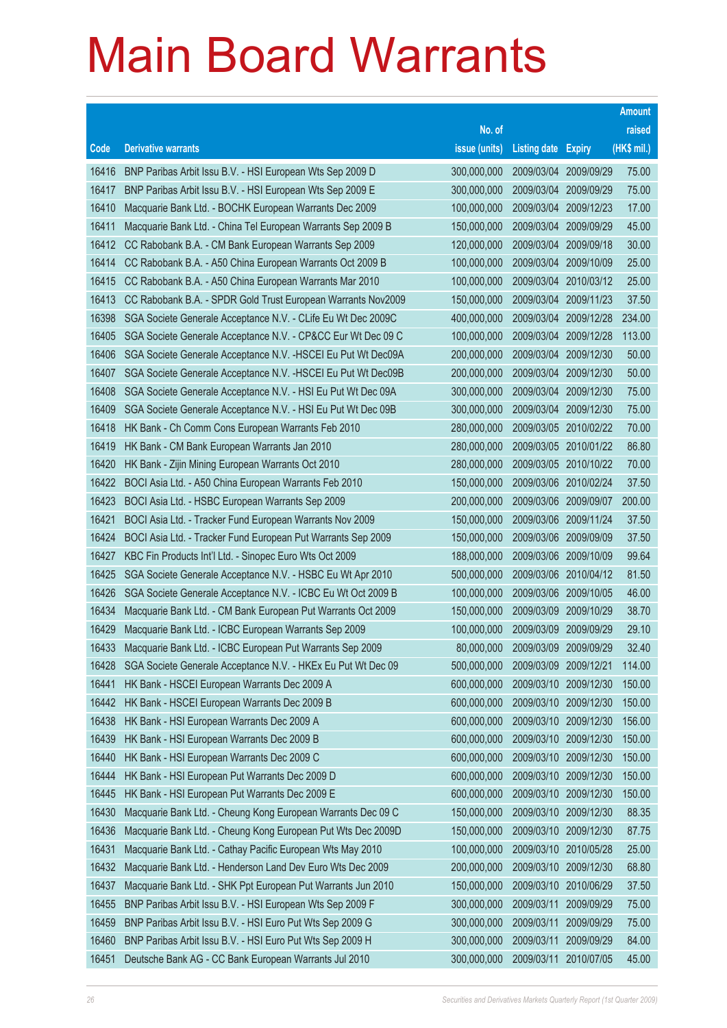# Main Board Warrants

| Code | Derivative warrants | No. of issue (units) | Listing date | Expiry | Amount raised (HK$ mil.) |
|---|---|---|---|---|---|
| 16416 | BNP Paribas Arbit Issu B.V. - HSI European Wts Sep 2009 D | 300,000,000 | 2009/03/04 | 2009/09/29 | 75.00 |
| 16417 | BNP Paribas Arbit Issu B.V. - HSI European Wts Sep 2009 E | 300,000,000 | 2009/03/04 | 2009/09/29 | 75.00 |
| 16410 | Macquarie Bank Ltd. - BOCHK European Warrants Dec 2009 | 100,000,000 | 2009/03/04 | 2009/12/23 | 17.00 |
| 16411 | Macquarie Bank Ltd. - China Tel European Warrants Sep 2009 B | 150,000,000 | 2009/03/04 | 2009/09/29 | 45.00 |
| 16412 | CC Rabobank B.A. - CM Bank European Warrants Sep 2009 | 120,000,000 | 2009/03/04 | 2009/09/18 | 30.00 |
| 16414 | CC Rabobank B.A. - A50 China European Warrants Oct 2009 B | 100,000,000 | 2009/03/04 | 2009/10/09 | 25.00 |
| 16415 | CC Rabobank B.A. - A50 China European Warrants Mar 2010 | 100,000,000 | 2009/03/04 | 2010/03/12 | 25.00 |
| 16413 | CC Rabobank B.A. - SPDR Gold Trust European Warrants Nov2009 | 150,000,000 | 2009/03/04 | 2009/11/23 | 37.50 |
| 16398 | SGA Societe Generale Acceptance N.V. - CLife Eu Wt Dec 2009C | 400,000,000 | 2009/03/04 | 2009/12/28 | 234.00 |
| 16405 | SGA Societe Generale Acceptance N.V. - CP&CC Eur Wt Dec 09 C | 100,000,000 | 2009/03/04 | 2009/12/28 | 113.00 |
| 16406 | SGA Societe Generale Acceptance N.V. -HSCEI Eu Put Wt Dec09A | 200,000,000 | 2009/03/04 | 2009/12/30 | 50.00 |
| 16407 | SGA Societe Generale Acceptance N.V. -HSCEI Eu Put Wt Dec09B | 200,000,000 | 2009/03/04 | 2009/12/30 | 50.00 |
| 16408 | SGA Societe Generale Acceptance N.V. - HSI Eu Put Wt Dec 09A | 300,000,000 | 2009/03/04 | 2009/12/30 | 75.00 |
| 16409 | SGA Societe Generale Acceptance N.V. - HSI Eu Put Wt Dec 09B | 300,000,000 | 2009/03/04 | 2009/12/30 | 75.00 |
| 16418 | HK Bank - Ch Comm Cons European Warrants Feb 2010 | 280,000,000 | 2009/03/05 | 2010/02/22 | 70.00 |
| 16419 | HK Bank - CM Bank European Warrants Jan 2010 | 280,000,000 | 2009/03/05 | 2010/01/22 | 86.80 |
| 16420 | HK Bank - Zijin Mining European Warrants Oct 2010 | 280,000,000 | 2009/03/05 | 2010/10/22 | 70.00 |
| 16422 | BOCI Asia Ltd. - A50 China European Warrants Feb 2010 | 150,000,000 | 2009/03/06 | 2010/02/24 | 37.50 |
| 16423 | BOCI Asia Ltd. - HSBC European Warrants Sep 2009 | 200,000,000 | 2009/03/06 | 2009/09/07 | 200.00 |
| 16421 | BOCI Asia Ltd. - Tracker Fund European Warrants Nov 2009 | 150,000,000 | 2009/03/06 | 2009/11/24 | 37.50 |
| 16424 | BOCI Asia Ltd. - Tracker Fund European Put Warrants Sep 2009 | 150,000,000 | 2009/03/06 | 2009/09/09 | 37.50 |
| 16427 | KBC Fin Products Int'l Ltd. - Sinopec Euro Wts Oct 2009 | 188,000,000 | 2009/03/06 | 2009/10/09 | 99.64 |
| 16425 | SGA Societe Generale Acceptance N.V. - HSBC Eu Wt Apr 2010 | 500,000,000 | 2009/03/06 | 2010/04/12 | 81.50 |
| 16426 | SGA Societe Generale Acceptance N.V. - ICBC Eu Wt Oct 2009 B | 100,000,000 | 2009/03/06 | 2009/10/05 | 46.00 |
| 16434 | Macquarie Bank Ltd. - CM Bank European Put Warrants Oct 2009 | 150,000,000 | 2009/03/09 | 2009/10/29 | 38.70 |
| 16429 | Macquarie Bank Ltd. - ICBC European Warrants Sep 2009 | 100,000,000 | 2009/03/09 | 2009/09/29 | 29.10 |
| 16433 | Macquarie Bank Ltd. - ICBC European Put Warrants Sep 2009 | 80,000,000 | 2009/03/09 | 2009/09/29 | 32.40 |
| 16428 | SGA Societe Generale Acceptance N.V. - HKEx Eu Put Wt Dec 09 | 500,000,000 | 2009/03/09 | 2009/12/21 | 114.00 |
| 16441 | HK Bank - HSCEI European Warrants Dec 2009 A | 600,000,000 | 2009/03/10 | 2009/12/30 | 150.00 |
| 16442 | HK Bank - HSCEI European Warrants Dec 2009 B | 600,000,000 | 2009/03/10 | 2009/12/30 | 150.00 |
| 16438 | HK Bank - HSI European Warrants Dec 2009 A | 600,000,000 | 2009/03/10 | 2009/12/30 | 156.00 |
| 16439 | HK Bank - HSI European Warrants Dec 2009 B | 600,000,000 | 2009/03/10 | 2009/12/30 | 150.00 |
| 16440 | HK Bank - HSI European Warrants Dec 2009 C | 600,000,000 | 2009/03/10 | 2009/12/30 | 150.00 |
| 16444 | HK Bank - HSI European Put Warrants Dec 2009 D | 600,000,000 | 2009/03/10 | 2009/12/30 | 150.00 |
| 16445 | HK Bank - HSI European Put Warrants Dec 2009 E | 600,000,000 | 2009/03/10 | 2009/12/30 | 150.00 |
| 16430 | Macquarie Bank Ltd. - Cheung Kong European Warrants Dec 09 C | 150,000,000 | 2009/03/10 | 2009/12/30 | 88.35 |
| 16436 | Macquarie Bank Ltd. - Cheung Kong European Put Wts Dec 2009D | 150,000,000 | 2009/03/10 | 2009/12/30 | 87.75 |
| 16431 | Macquarie Bank Ltd. - Cathay Pacific European Wts May 2010 | 100,000,000 | 2009/03/10 | 2010/05/28 | 25.00 |
| 16432 | Macquarie Bank Ltd. - Henderson Land Dev Euro Wts Dec 2009 | 200,000,000 | 2009/03/10 | 2009/12/30 | 68.80 |
| 16437 | Macquarie Bank Ltd. - SHK Ppt European Put Warrants Jun 2010 | 150,000,000 | 2009/03/10 | 2010/06/29 | 37.50 |
| 16455 | BNP Paribas Arbit Issu B.V. - HSI European Wts Sep 2009 F | 300,000,000 | 2009/03/11 | 2009/09/29 | 75.00 |
| 16459 | BNP Paribas Arbit Issu B.V. - HSI Euro Put Wts Sep 2009 G | 300,000,000 | 2009/03/11 | 2009/09/29 | 75.00 |
| 16460 | BNP Paribas Arbit Issu B.V. - HSI Euro Put Wts Sep 2009 H | 300,000,000 | 2009/03/11 | 2009/09/29 | 84.00 |
| 16451 | Deutsche Bank AG - CC Bank European Warrants Jul 2010 | 300,000,000 | 2009/03/11 | 2010/07/05 | 45.00 |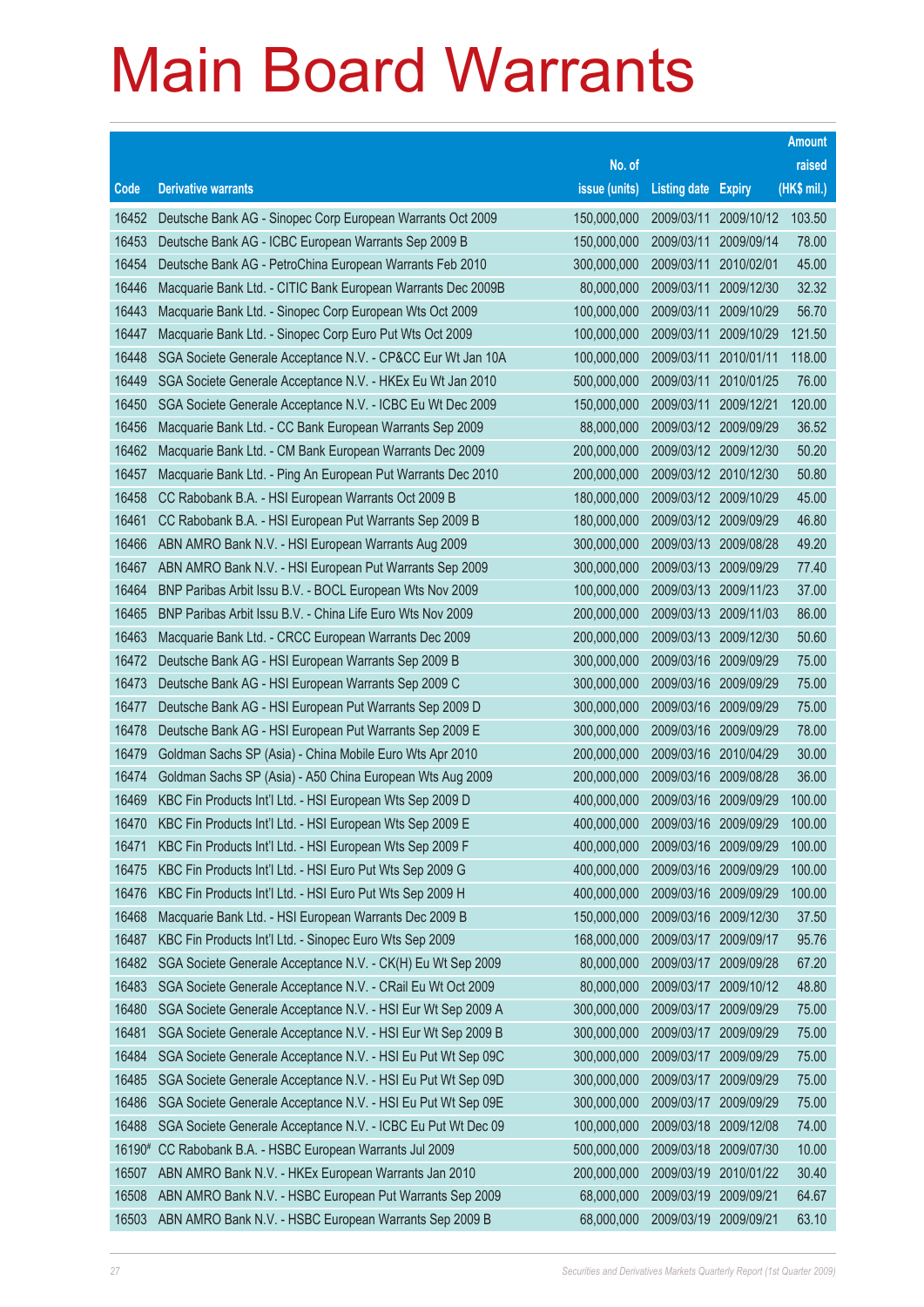# Main Board Warrants

| Code | Derivative warrants | No. of issue (units) | Listing date | Expiry | Amount raised (HK$ mil.) |
|---|---|---|---|---|---|
| 16452 | Deutsche Bank AG - Sinopec Corp European Warrants Oct 2009 | 150,000,000 | 2009/03/11 | 2009/10/12 | 103.50 |
| 16453 | Deutsche Bank AG - ICBC European Warrants Sep 2009 B | 150,000,000 | 2009/03/11 | 2009/09/14 | 78.00 |
| 16454 | Deutsche Bank AG - PetroChina European Warrants Feb 2010 | 300,000,000 | 2009/03/11 | 2010/02/01 | 45.00 |
| 16446 | Macquarie Bank Ltd. - CITIC Bank European Warrants Dec 2009B | 80,000,000 | 2009/03/11 | 2009/12/30 | 32.32 |
| 16443 | Macquarie Bank Ltd. - Sinopec Corp European Wts Oct 2009 | 100,000,000 | 2009/03/11 | 2009/10/29 | 56.70 |
| 16447 | Macquarie Bank Ltd. - Sinopec Corp Euro Put Wts Oct 2009 | 100,000,000 | 2009/03/11 | 2009/10/29 | 121.50 |
| 16448 | SGA Societe Generale Acceptance N.V. - CP&CC Eur Wt Jan 10A | 100,000,000 | 2009/03/11 | 2010/01/11 | 118.00 |
| 16449 | SGA Societe Generale Acceptance N.V. - HKEx Eu Wt Jan 2010 | 500,000,000 | 2009/03/11 | 2010/01/25 | 76.00 |
| 16450 | SGA Societe Generale Acceptance N.V. - ICBC Eu Wt Dec 2009 | 150,000,000 | 2009/03/11 | 2009/12/21 | 120.00 |
| 16456 | Macquarie Bank Ltd. - CC Bank European Warrants Sep 2009 | 88,000,000 | 2009/03/12 | 2009/09/29 | 36.52 |
| 16462 | Macquarie Bank Ltd. - CM Bank European Warrants Dec 2009 | 200,000,000 | 2009/03/12 | 2009/12/30 | 50.20 |
| 16457 | Macquarie Bank Ltd. - Ping An European Put Warrants Dec 2010 | 200,000,000 | 2009/03/12 | 2010/12/30 | 50.80 |
| 16458 | CC Rabobank B.A. - HSI European Warrants Oct 2009 B | 180,000,000 | 2009/03/12 | 2009/10/29 | 45.00 |
| 16461 | CC Rabobank B.A. - HSI European Put Warrants Sep 2009 B | 180,000,000 | 2009/03/12 | 2009/09/29 | 46.80 |
| 16466 | ABN AMRO Bank N.V. - HSI European Warrants Aug 2009 | 300,000,000 | 2009/03/13 | 2009/08/28 | 49.20 |
| 16467 | ABN AMRO Bank N.V. - HSI European Put Warrants Sep 2009 | 300,000,000 | 2009/03/13 | 2009/09/29 | 77.40 |
| 16464 | BNP Paribas Arbit Issu B.V. - BOCL European Wts Nov 2009 | 100,000,000 | 2009/03/13 | 2009/11/23 | 37.00 |
| 16465 | BNP Paribas Arbit Issu B.V. - China Life Euro Wts Nov 2009 | 200,000,000 | 2009/03/13 | 2009/11/03 | 86.00 |
| 16463 | Macquarie Bank Ltd. - CRCC European Warrants Dec 2009 | 200,000,000 | 2009/03/13 | 2009/12/30 | 50.60 |
| 16472 | Deutsche Bank AG - HSI European Warrants Sep 2009 B | 300,000,000 | 2009/03/16 | 2009/09/29 | 75.00 |
| 16473 | Deutsche Bank AG - HSI European Warrants Sep 2009 C | 300,000,000 | 2009/03/16 | 2009/09/29 | 75.00 |
| 16477 | Deutsche Bank AG - HSI European Put Warrants Sep 2009 D | 300,000,000 | 2009/03/16 | 2009/09/29 | 75.00 |
| 16478 | Deutsche Bank AG - HSI European Put Warrants Sep 2009 E | 300,000,000 | 2009/03/16 | 2009/09/29 | 78.00 |
| 16479 | Goldman Sachs SP (Asia) - China Mobile Euro Wts Apr 2010 | 200,000,000 | 2009/03/16 | 2010/04/29 | 30.00 |
| 16474 | Goldman Sachs SP (Asia) - A50 China European Wts Aug 2009 | 200,000,000 | 2009/03/16 | 2009/08/28 | 36.00 |
| 16469 | KBC Fin Products Int'l Ltd. - HSI European Wts Sep 2009 D | 400,000,000 | 2009/03/16 | 2009/09/29 | 100.00 |
| 16470 | KBC Fin Products Int'l Ltd. - HSI European Wts Sep 2009 E | 400,000,000 | 2009/03/16 | 2009/09/29 | 100.00 |
| 16471 | KBC Fin Products Int'l Ltd. - HSI European Wts Sep 2009 F | 400,000,000 | 2009/03/16 | 2009/09/29 | 100.00 |
| 16475 | KBC Fin Products Int'l Ltd. - HSI Euro Put Wts Sep 2009 G | 400,000,000 | 2009/03/16 | 2009/09/29 | 100.00 |
| 16476 | KBC Fin Products Int'l Ltd. - HSI Euro Put Wts Sep 2009 H | 400,000,000 | 2009/03/16 | 2009/09/29 | 100.00 |
| 16468 | Macquarie Bank Ltd. - HSI European Warrants Dec 2009 B | 150,000,000 | 2009/03/16 | 2009/12/30 | 37.50 |
| 16487 | KBC Fin Products Int'l Ltd. - Sinopec Euro Wts Sep 2009 | 168,000,000 | 2009/03/17 | 2009/09/17 | 95.76 |
| 16482 | SGA Societe Generale Acceptance N.V. - CK(H) Eu Wt Sep 2009 | 80,000,000 | 2009/03/17 | 2009/09/28 | 67.20 |
| 16483 | SGA Societe Generale Acceptance N.V. - CRail Eu Wt Oct 2009 | 80,000,000 | 2009/03/17 | 2009/10/12 | 48.80 |
| 16480 | SGA Societe Generale Acceptance N.V. - HSI Eur Wt Sep 2009 A | 300,000,000 | 2009/03/17 | 2009/09/29 | 75.00 |
| 16481 | SGA Societe Generale Acceptance N.V. - HSI Eur Wt Sep 2009 B | 300,000,000 | 2009/03/17 | 2009/09/29 | 75.00 |
| 16484 | SGA Societe Generale Acceptance N.V. - HSI Eu Put Wt Sep 09C | 300,000,000 | 2009/03/17 | 2009/09/29 | 75.00 |
| 16485 | SGA Societe Generale Acceptance N.V. - HSI Eu Put Wt Sep 09D | 300,000,000 | 2009/03/17 | 2009/09/29 | 75.00 |
| 16486 | SGA Societe Generale Acceptance N.V. - HSI Eu Put Wt Sep 09E | 300,000,000 | 2009/03/17 | 2009/09/29 | 75.00 |
| 16488 | SGA Societe Generale Acceptance N.V. - ICBC Eu Put Wt Dec 09 | 100,000,000 | 2009/03/18 | 2009/12/08 | 74.00 |
| 16190# | CC Rabobank B.A. - HSBC European Warrants Jul 2009 | 500,000,000 | 2009/03/18 | 2009/07/30 | 10.00 |
| 16507 | ABN AMRO Bank N.V. - HKEx European Warrants Jan 2010 | 200,000,000 | 2009/03/19 | 2010/01/22 | 30.40 |
| 16508 | ABN AMRO Bank N.V. - HSBC European Put Warrants Sep 2009 | 68,000,000 | 2009/03/19 | 2009/09/21 | 64.67 |
| 16503 | ABN AMRO Bank N.V. - HSBC European Warrants Sep 2009 B | 68,000,000 | 2009/03/19 | 2009/09/21 | 63.10 |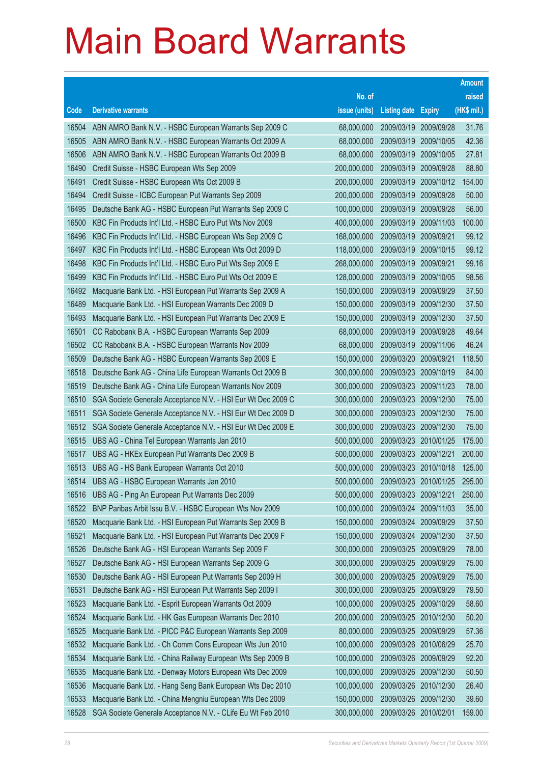# Main Board Warrants

| Code | Derivative warrants | No. of issue (units) | Listing date | Expiry | Amount raised (HK$ mil.) |
|---|---|---|---|---|---|
| 16504 | ABN AMRO Bank N.V. - HSBC European Warrants Sep 2009 C | 68,000,000 | 2009/03/19 | 2009/09/28 | 31.76 |
| 16505 | ABN AMRO Bank N.V. - HSBC European Warrants Oct 2009 A | 68,000,000 | 2009/03/19 | 2009/10/05 | 42.36 |
| 16506 | ABN AMRO Bank N.V. - HSBC European Warrants Oct 2009 B | 68,000,000 | 2009/03/19 | 2009/10/05 | 27.81 |
| 16490 | Credit Suisse - HSBC European Wts Sep 2009 | 200,000,000 | 2009/03/19 | 2009/09/28 | 88.80 |
| 16491 | Credit Suisse - HSBC European Wts Oct 2009 B | 200,000,000 | 2009/03/19 | 2009/10/12 | 154.00 |
| 16494 | Credit Suisse - ICBC European Put Warrants Sep 2009 | 200,000,000 | 2009/03/19 | 2009/09/28 | 50.00 |
| 16495 | Deutsche Bank AG - HSBC European Put Warrants Sep 2009 C | 100,000,000 | 2009/03/19 | 2009/09/28 | 56.00 |
| 16500 | KBC Fin Products Int'l Ltd. - HSBC Euro Put Wts Nov 2009 | 400,000,000 | 2009/03/19 | 2009/11/03 | 100.00 |
| 16496 | KBC Fin Products Int'l Ltd. - HSBC European Wts Sep 2009 C | 168,000,000 | 2009/03/19 | 2009/09/21 | 99.12 |
| 16497 | KBC Fin Products Int'l Ltd. - HSBC European Wts Oct 2009 D | 118,000,000 | 2009/03/19 | 2009/10/15 | 99.12 |
| 16498 | KBC Fin Products Int'l Ltd. - HSBC Euro Put Wts Sep 2009 E | 268,000,000 | 2009/03/19 | 2009/09/21 | 99.16 |
| 16499 | KBC Fin Products Int'l Ltd. - HSBC Euro Put Wts Oct 2009 E | 128,000,000 | 2009/03/19 | 2009/10/05 | 98.56 |
| 16492 | Macquarie Bank Ltd. - HSI European Put Warrants Sep 2009 A | 150,000,000 | 2009/03/19 | 2009/09/29 | 37.50 |
| 16489 | Macquarie Bank Ltd. - HSI European Warrants Dec 2009 D | 150,000,000 | 2009/03/19 | 2009/12/30 | 37.50 |
| 16493 | Macquarie Bank Ltd. - HSI European Put Warrants Dec 2009 E | 150,000,000 | 2009/03/19 | 2009/12/30 | 37.50 |
| 16501 | CC Rabobank B.A. - HSBC European Warrants Sep 2009 | 68,000,000 | 2009/03/19 | 2009/09/28 | 49.64 |
| 16502 | CC Rabobank B.A. - HSBC European Warrants Nov 2009 | 68,000,000 | 2009/03/19 | 2009/11/06 | 46.24 |
| 16509 | Deutsche Bank AG - HSBC European Warrants Sep 2009 E | 150,000,000 | 2009/03/20 | 2009/09/21 | 118.50 |
| 16518 | Deutsche Bank AG - China Life European Warrants Oct 2009 B | 300,000,000 | 2009/03/23 | 2009/10/19 | 84.00 |
| 16519 | Deutsche Bank AG - China Life European Warrants Nov 2009 | 300,000,000 | 2009/03/23 | 2009/11/23 | 78.00 |
| 16510 | SGA Societe Generale Acceptance N.V. - HSI Eur Wt Dec 2009 C | 300,000,000 | 2009/03/23 | 2009/12/30 | 75.00 |
| 16511 | SGA Societe Generale Acceptance N.V. - HSI Eur Wt Dec 2009 D | 300,000,000 | 2009/03/23 | 2009/12/30 | 75.00 |
| 16512 | SGA Societe Generale Acceptance N.V. - HSI Eur Wt Dec 2009 E | 300,000,000 | 2009/03/23 | 2009/12/30 | 75.00 |
| 16515 | UBS AG - China Tel European Warrants Jan 2010 | 500,000,000 | 2009/03/23 | 2010/01/25 | 175.00 |
| 16517 | UBS AG - HKEx European Put Warrants Dec 2009 B | 500,000,000 | 2009/03/23 | 2009/12/21 | 200.00 |
| 16513 | UBS AG - HS Bank European Warrants Oct 2010 | 500,000,000 | 2009/03/23 | 2010/10/18 | 125.00 |
| 16514 | UBS AG - HSBC European Warrants Jan 2010 | 500,000,000 | 2009/03/23 | 2010/01/25 | 295.00 |
| 16516 | UBS AG - Ping An European Put Warrants Dec 2009 | 500,000,000 | 2009/03/23 | 2009/12/21 | 250.00 |
| 16522 | BNP Paribas Arbit Issu B.V. - HSBC European Wts Nov 2009 | 100,000,000 | 2009/03/24 | 2009/11/03 | 35.00 |
| 16520 | Macquarie Bank Ltd. - HSI European Put Warrants Sep 2009 B | 150,000,000 | 2009/03/24 | 2009/09/29 | 37.50 |
| 16521 | Macquarie Bank Ltd. - HSI European Put Warrants Dec 2009 F | 150,000,000 | 2009/03/24 | 2009/12/30 | 37.50 |
| 16526 | Deutsche Bank AG - HSI European Warrants Sep 2009 F | 300,000,000 | 2009/03/25 | 2009/09/29 | 78.00 |
| 16527 | Deutsche Bank AG - HSI European Warrants Sep 2009 G | 300,000,000 | 2009/03/25 | 2009/09/29 | 75.00 |
| 16530 | Deutsche Bank AG - HSI European Put Warrants Sep 2009 H | 300,000,000 | 2009/03/25 | 2009/09/29 | 75.00 |
| 16531 | Deutsche Bank AG - HSI European Put Warrants Sep 2009 I | 300,000,000 | 2009/03/25 | 2009/09/29 | 79.50 |
| 16523 | Macquarie Bank Ltd. - Esprit European Warrants Oct 2009 | 100,000,000 | 2009/03/25 | 2009/10/29 | 58.60 |
| 16524 | Macquarie Bank Ltd. - HK Gas European Warrants Dec 2010 | 200,000,000 | 2009/03/25 | 2010/12/30 | 50.20 |
| 16525 | Macquarie Bank Ltd. - PICC P&C European Warrants Sep 2009 | 80,000,000 | 2009/03/25 | 2009/09/29 | 57.36 |
| 16532 | Macquarie Bank Ltd. - Ch Comm Cons European Wts Jun 2010 | 100,000,000 | 2009/03/26 | 2010/06/29 | 25.70 |
| 16534 | Macquarie Bank Ltd. - China Railway European Wts Sep 2009 B | 100,000,000 | 2009/03/26 | 2009/09/29 | 92.20 |
| 16535 | Macquarie Bank Ltd. - Denway Motors European Wts Dec 2009 | 100,000,000 | 2009/03/26 | 2009/12/30 | 50.50 |
| 16536 | Macquarie Bank Ltd. - Hang Seng Bank European Wts Dec 2010 | 100,000,000 | 2009/03/26 | 2010/12/30 | 26.40 |
| 16533 | Macquarie Bank Ltd. - China Mengniu European Wts Dec 2009 | 150,000,000 | 2009/03/26 | 2009/12/30 | 39.60 |
| 16528 | SGA Societe Generale Acceptance N.V. - CLife Eu Wt Feb 2010 | 300,000,000 | 2009/03/26 | 2010/02/01 | 159.00 |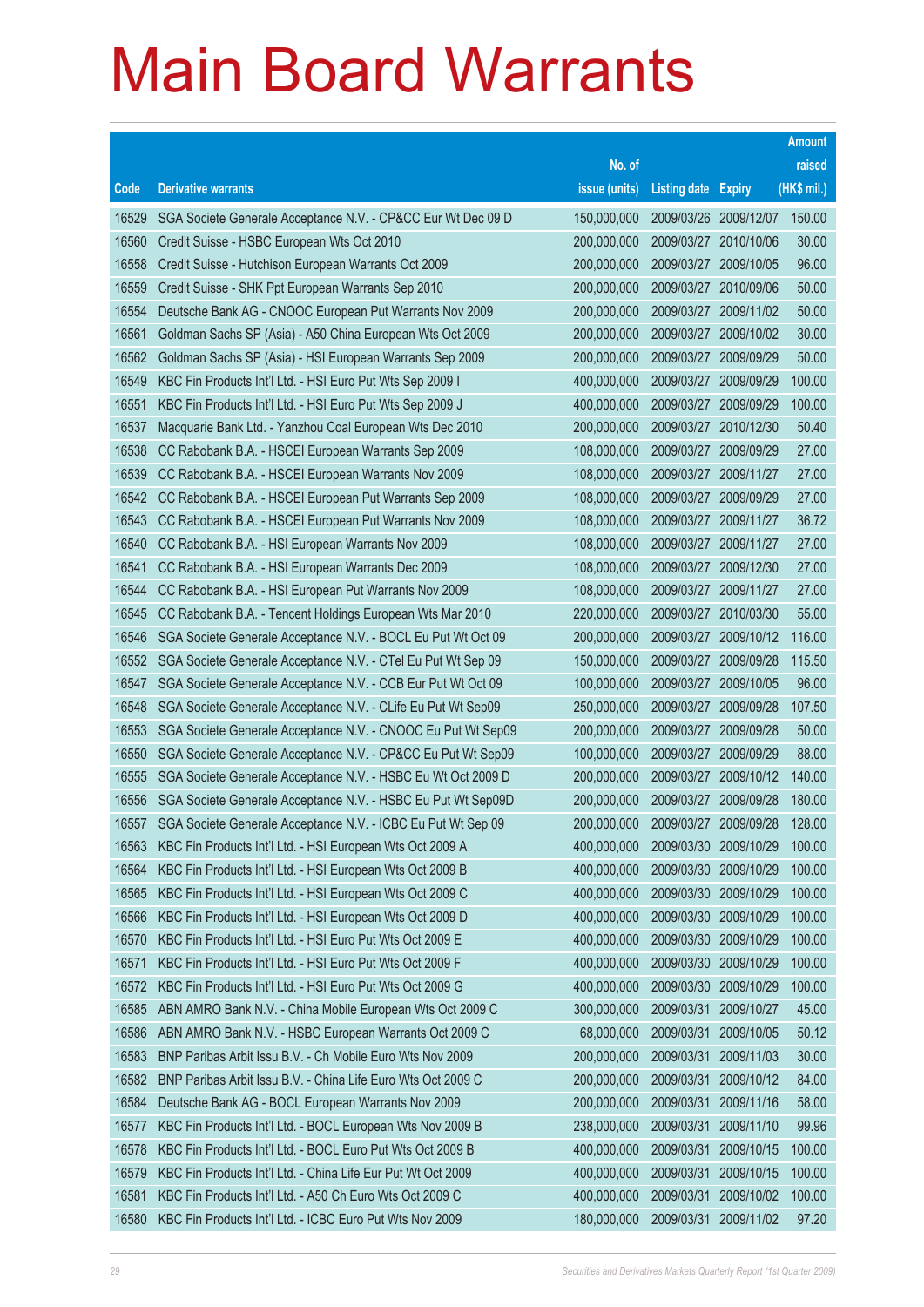# Main Board Warrants

| Code | Derivative warrants | No. of issue (units) | Listing date | Expiry | Amount raised (HK$ mil.) |
|---|---|---|---|---|---|
| 16529 | SGA Societe Generale Acceptance N.V. - CP&CC Eur Wt Dec 09 D | 150,000,000 | 2009/03/26 | 2009/12/07 | 150.00 |
| 16560 | Credit Suisse - HSBC European Wts Oct 2010 | 200,000,000 | 2009/03/27 | 2010/10/06 | 30.00 |
| 16558 | Credit Suisse - Hutchison European Warrants Oct 2009 | 200,000,000 | 2009/03/27 | 2009/10/05 | 96.00 |
| 16559 | Credit Suisse - SHK Ppt European Warrants Sep 2010 | 200,000,000 | 2009/03/27 | 2010/09/06 | 50.00 |
| 16554 | Deutsche Bank AG - CNOOC European Put Warrants Nov 2009 | 200,000,000 | 2009/03/27 | 2009/11/02 | 50.00 |
| 16561 | Goldman Sachs SP (Asia) - A50 China European Wts Oct 2009 | 200,000,000 | 2009/03/27 | 2009/10/02 | 30.00 |
| 16562 | Goldman Sachs SP (Asia) - HSI European Warrants Sep 2009 | 200,000,000 | 2009/03/27 | 2009/09/29 | 50.00 |
| 16549 | KBC Fin Products Int'l Ltd. - HSI Euro Put Wts Sep 2009 I | 400,000,000 | 2009/03/27 | 2009/09/29 | 100.00 |
| 16551 | KBC Fin Products Int'l Ltd. - HSI Euro Put Wts Sep 2009 J | 400,000,000 | 2009/03/27 | 2009/09/29 | 100.00 |
| 16537 | Macquarie Bank Ltd. - Yanzhou Coal European Wts Dec 2010 | 200,000,000 | 2009/03/27 | 2010/12/30 | 50.40 |
| 16538 | CC Rabobank B.A. - HSCEI European Warrants Sep 2009 | 108,000,000 | 2009/03/27 | 2009/09/29 | 27.00 |
| 16539 | CC Rabobank B.A. - HSCEI European Warrants Nov 2009 | 108,000,000 | 2009/03/27 | 2009/11/27 | 27.00 |
| 16542 | CC Rabobank B.A. - HSCEI European Put Warrants Sep 2009 | 108,000,000 | 2009/03/27 | 2009/09/29 | 27.00 |
| 16543 | CC Rabobank B.A. - HSCEI European Put Warrants Nov 2009 | 108,000,000 | 2009/03/27 | 2009/11/27 | 36.72 |
| 16540 | CC Rabobank B.A. - HSI European Warrants Nov 2009 | 108,000,000 | 2009/03/27 | 2009/11/27 | 27.00 |
| 16541 | CC Rabobank B.A. - HSI European Warrants Dec 2009 | 108,000,000 | 2009/03/27 | 2009/12/30 | 27.00 |
| 16544 | CC Rabobank B.A. - HSI European Put Warrants Nov 2009 | 108,000,000 | 2009/03/27 | 2009/11/27 | 27.00 |
| 16545 | CC Rabobank B.A. - Tencent Holdings European Wts Mar 2010 | 220,000,000 | 2009/03/27 | 2010/03/30 | 55.00 |
| 16546 | SGA Societe Generale Acceptance N.V. - BOCL Eu Put Wt Oct 09 | 200,000,000 | 2009/03/27 | 2009/10/12 | 116.00 |
| 16552 | SGA Societe Generale Acceptance N.V. - CTel Eu Put Wt Sep 09 | 150,000,000 | 2009/03/27 | 2009/09/28 | 115.50 |
| 16547 | SGA Societe Generale Acceptance N.V. - CCB Eur Put Wt Oct 09 | 100,000,000 | 2009/03/27 | 2009/10/05 | 96.00 |
| 16548 | SGA Societe Generale Acceptance N.V. - CLife Eu Put Wt Sep09 | 250,000,000 | 2009/03/27 | 2009/09/28 | 107.50 |
| 16553 | SGA Societe Generale Acceptance N.V. - CNOOC Eu Put Wt Sep09 | 200,000,000 | 2009/03/27 | 2009/09/28 | 50.00 |
| 16550 | SGA Societe Generale Acceptance N.V. - CP&CC Eu Put Wt Sep09 | 100,000,000 | 2009/03/27 | 2009/09/29 | 88.00 |
| 16555 | SGA Societe Generale Acceptance N.V. - HSBC Eu Wt Oct 2009 D | 200,000,000 | 2009/03/27 | 2009/10/12 | 140.00 |
| 16556 | SGA Societe Generale Acceptance N.V. - HSBC Eu Put Wt Sep09D | 200,000,000 | 2009/03/27 | 2009/09/28 | 180.00 |
| 16557 | SGA Societe Generale Acceptance N.V. - ICBC Eu Put Wt Sep 09 | 200,000,000 | 2009/03/27 | 2009/09/28 | 128.00 |
| 16563 | KBC Fin Products Int'l Ltd. - HSI European Wts Oct 2009 A | 400,000,000 | 2009/03/30 | 2009/10/29 | 100.00 |
| 16564 | KBC Fin Products Int'l Ltd. - HSI European Wts Oct 2009 B | 400,000,000 | 2009/03/30 | 2009/10/29 | 100.00 |
| 16565 | KBC Fin Products Int'l Ltd. - HSI European Wts Oct 2009 C | 400,000,000 | 2009/03/30 | 2009/10/29 | 100.00 |
| 16566 | KBC Fin Products Int'l Ltd. - HSI European Wts Oct 2009 D | 400,000,000 | 2009/03/30 | 2009/10/29 | 100.00 |
| 16570 | KBC Fin Products Int'l Ltd. - HSI Euro Put Wts Oct 2009 E | 400,000,000 | 2009/03/30 | 2009/10/29 | 100.00 |
| 16571 | KBC Fin Products Int'l Ltd. - HSI Euro Put Wts Oct 2009 F | 400,000,000 | 2009/03/30 | 2009/10/29 | 100.00 |
| 16572 | KBC Fin Products Int'l Ltd. - HSI Euro Put Wts Oct 2009 G | 400,000,000 | 2009/03/30 | 2009/10/29 | 100.00 |
| 16585 | ABN AMRO Bank N.V. - China Mobile European Wts Oct 2009 C | 300,000,000 | 2009/03/31 | 2009/10/27 | 45.00 |
| 16586 | ABN AMRO Bank N.V. - HSBC European Warrants Oct 2009 C | 68,000,000 | 2009/03/31 | 2009/10/05 | 50.12 |
| 16583 | BNP Paribas Arbit Issu B.V. - Ch Mobile Euro Wts Nov 2009 | 200,000,000 | 2009/03/31 | 2009/11/03 | 30.00 |
| 16582 | BNP Paribas Arbit Issu B.V. - China Life Euro Wts Oct 2009 C | 200,000,000 | 2009/03/31 | 2009/10/12 | 84.00 |
| 16584 | Deutsche Bank AG - BOCL European Warrants Nov 2009 | 200,000,000 | 2009/03/31 | 2009/11/16 | 58.00 |
| 16577 | KBC Fin Products Int'l Ltd. - BOCL European Wts Nov 2009 B | 238,000,000 | 2009/03/31 | 2009/11/10 | 99.96 |
| 16578 | KBC Fin Products Int'l Ltd. - BOCL Euro Put Wts Oct 2009 B | 400,000,000 | 2009/03/31 | 2009/10/15 | 100.00 |
| 16579 | KBC Fin Products Int'l Ltd. - China Life Eur Put Wt Oct 2009 | 400,000,000 | 2009/03/31 | 2009/10/15 | 100.00 |
| 16581 | KBC Fin Products Int'l Ltd. - A50 Ch Euro Wts Oct 2009 C | 400,000,000 | 2009/03/31 | 2009/10/02 | 100.00 |
| 16580 | KBC Fin Products Int'l Ltd. - ICBC Euro Put Wts Nov 2009 | 180,000,000 | 2009/03/31 | 2009/11/02 | 97.20 |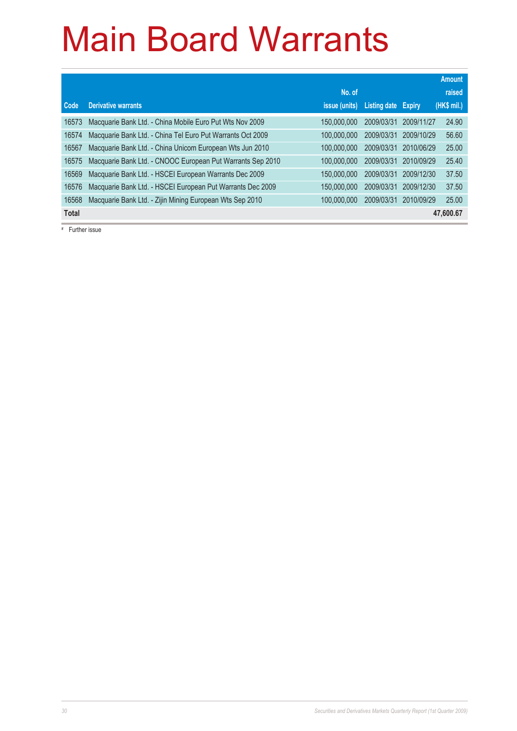# Main Board Warrants

| Code | Derivative warrants | No. of issue (units) | Listing date | Expiry | Amount raised (HK$ mil.) |
|---|---|---|---|---|---|
| 16573 | Macquarie Bank Ltd. - China Mobile Euro Put Wts Nov 2009 | 150,000,000 | 2009/03/31 | 2009/11/27 | 24.90 |
| 16574 | Macquarie Bank Ltd. - China Tel Euro Put Warrants Oct 2009 | 100,000,000 | 2009/03/31 | 2009/10/29 | 56.60 |
| 16567 | Macquarie Bank Ltd. - China Unicom European Wts Jun 2010 | 100,000,000 | 2009/03/31 | 2010/06/29 | 25.00 |
| 16575 | Macquarie Bank Ltd. - CNOOC European Put Warrants Sep 2010 | 100,000,000 | 2009/03/31 | 2010/09/29 | 25.40 |
| 16569 | Macquarie Bank Ltd. - HSCEI European Warrants Dec 2009 | 150,000,000 | 2009/03/31 | 2009/12/30 | 37.50 |
| 16576 | Macquarie Bank Ltd. - HSCEI European Put Warrants Dec 2009 | 150,000,000 | 2009/03/31 | 2009/12/30 | 37.50 |
| 16568 | Macquarie Bank Ltd. - Zijin Mining European Wts Sep 2010 | 100,000,000 | 2009/03/31 | 2010/09/29 | 25.00 |
| **Total** | | | | | **47,600.67** |

# Further issue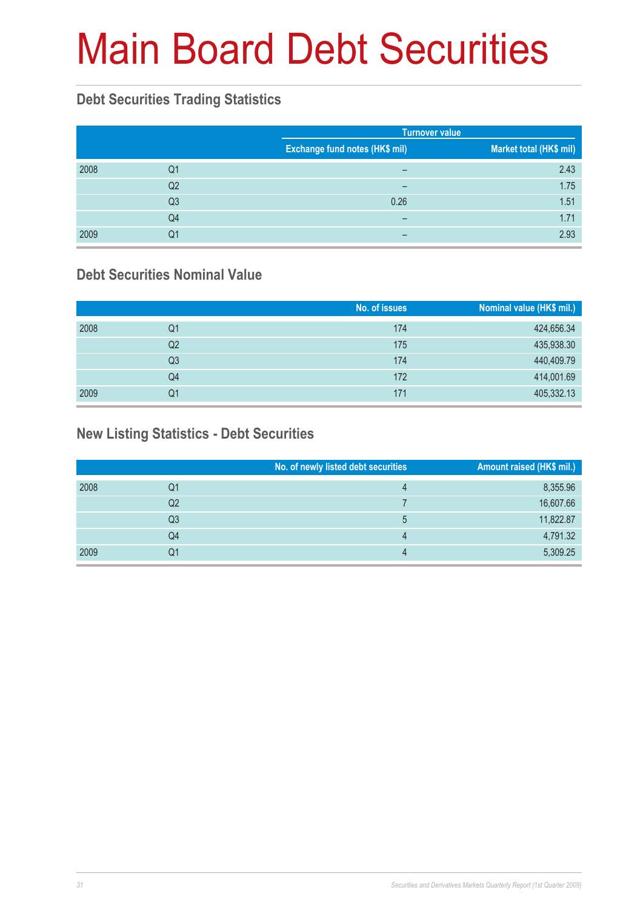# Main Board Debt Securities

## Debt Securities Trading Statistics

| | | Turnover value | |
|---|---|---|---|
| | | Exchange fund notes (HK$ mil) | Market total (HK$ mil) |
| 2008 | Q1 | – | 2.43 |
| | Q2 | – | 1.75 |
| | Q3 | 0.26 | 1.51 |
| | Q4 | – | 1.71 |
| 2009 | Q1 | – | 2.93 |

## Debt Securities Nominal Value

| | | No. of issues | Nominal value (HK$ mil.) |
|---|---|---|---|
| 2008 | Q1 | 174 | 424,656.34 |
| | Q2 | 175 | 435,938.30 |
| | Q3 | 174 | 440,409.79 |
| | Q4 | 172 | 414,001.69 |
| 2009 | Q1 | 171 | 405,332.13 |

## New Listing Statistics - Debt Securities

| | | No. of newly listed debt securities | Amount raised (HK$ mil.) |
|---|---|---|---|
| 2008 | Q1 | 4 | 8,355.96 |
| | Q2 | 7 | 16,607.66 |
| | Q3 | 5 | 11,822.87 |
| | Q4 | 4 | 4,791.32 |
| 2009 | Q1 | 4 | 5,309.25 |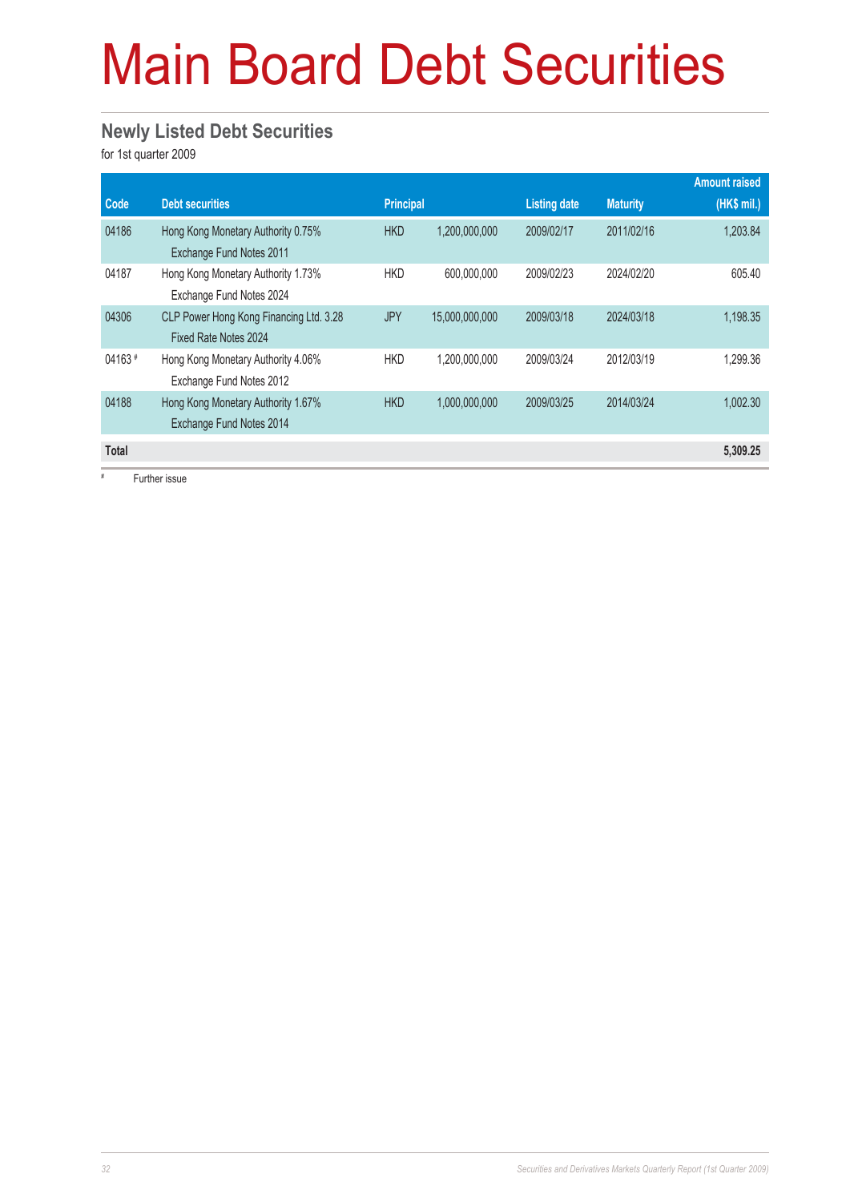# Main Board Debt Securities

## Newly Listed Debt Securities

for 1st quarter 2009

| Code | Debt securities | Principal | | Listing date | Maturity | Amount raised (HK$ mil.) |
|---|---|---|---|---|---|---|
| 04186 | Hong Kong Monetary Authority 0.75% Exchange Fund Notes 2011 | HKD | 1,200,000,000 | 2009/02/17 | 2011/02/16 | 1,203.84 |
| 04187 | Hong Kong Monetary Authority 1.73% Exchange Fund Notes 2024 | HKD | 600,000,000 | 2009/02/23 | 2024/02/20 | 605.40 |
| 04306 | CLP Power Hong Kong Financing Ltd. 3.28 Fixed Rate Notes 2024 | JPY | 15,000,000,000 | 2009/03/18 | 2024/03/18 | 1,198.35 |
| 04163 # | Hong Kong Monetary Authority 4.06% Exchange Fund Notes 2012 | HKD | 1,200,000,000 | 2009/03/24 | 2012/03/19 | 1,299.36 |
| 04188 | Hong Kong Monetary Authority 1.67% Exchange Fund Notes 2014 | HKD | 1,000,000,000 | 2009/03/25 | 2014/03/24 | 1,002.30 |
| **Total** | | | | | | **5,309.25** |

# Further issue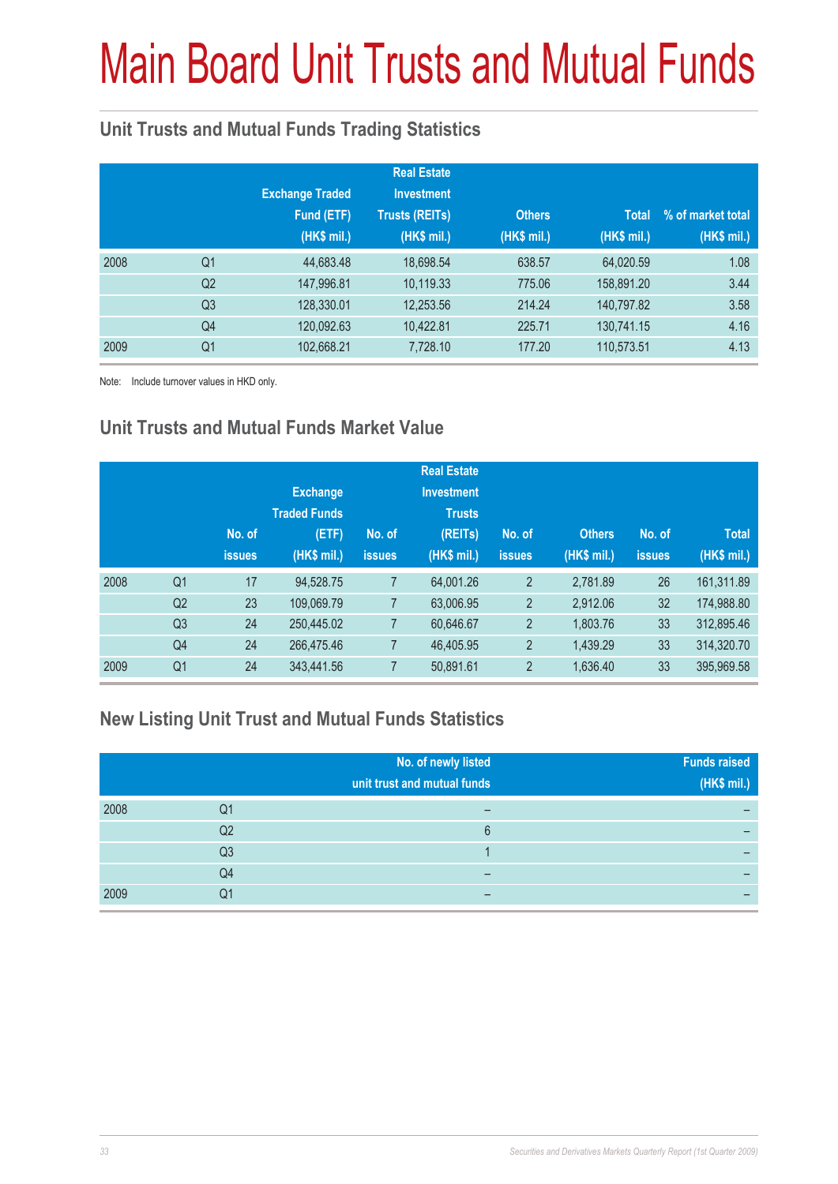# Main Board Unit Trusts and Mutual Funds

## Unit Trusts and Mutual Funds Trading Statistics

| | | Exchange Traded Fund (ETF) (HK$ mil.) | Real Estate Investment Trusts (REITs) (HK$ mil.) | Others (HK$ mil.) | Total (HK$ mil.) | % of market total (HK$ mil.) |
|---|---|---|---|---|---|---|
| 2008 | Q1 | 44,683.48 | 18,698.54 | 638.57 | 64,020.59 | 1.08 |
| | Q2 | 147,996.81 | 10,119.33 | 775.06 | 158,891.20 | 3.44 |
| | Q3 | 128,330.01 | 12,253.56 | 214.24 | 140,797.82 | 3.58 |
| | Q4 | 120,092.63 | 10,422.81 | 225.71 | 130,741.15 | 4.16 |
| 2009 | Q1 | 102,668.21 | 7,728.10 | 177.20 | 110,573.51 | 4.13 |

Note: Include turnover values in HKD only.

## Unit Trusts and Mutual Funds Market Value

| | | No. of issues | Exchange Traded Funds (ETF) (HK$ mil.) | No. of issues | Real Estate Investment Trusts (REITs) (HK$ mil.) | No. of issues | Others (HK$ mil.) | No. of issues | Total (HK$ mil.) |
|---|---|---|---|---|---|---|---|---|---|
| 2008 | Q1 | 17 | 94,528.75 | 7 | 64,001.26 | 2 | 2,781.89 | 26 | 161,311.89 |
| | Q2 | 23 | 109,069.79 | 7 | 63,006.95 | 2 | 2,912.06 | 32 | 174,988.80 |
| | Q3 | 24 | 250,445.02 | 7 | 60,646.67 | 2 | 1,803.76 | 33 | 312,895.46 |
| | Q4 | 24 | 266,475.46 | 7 | 46,405.95 | 2 | 1,439.29 | 33 | 314,320.70 |
| 2009 | Q1 | 24 | 343,441.56 | 7 | 50,891.61 | 2 | 1,636.40 | 33 | 395,969.58 |

## New Listing Unit Trust and Mutual Funds Statistics

| | | No. of newly listed unit trust and mutual funds | Funds raised (HK$ mil.) |
|---|---|---|---|
| 2008 | Q1 | – | – |
| | Q2 | 6 | – |
| | Q3 | 1 | – |
| | Q4 | – | – |
| 2009 | Q1 | – | – |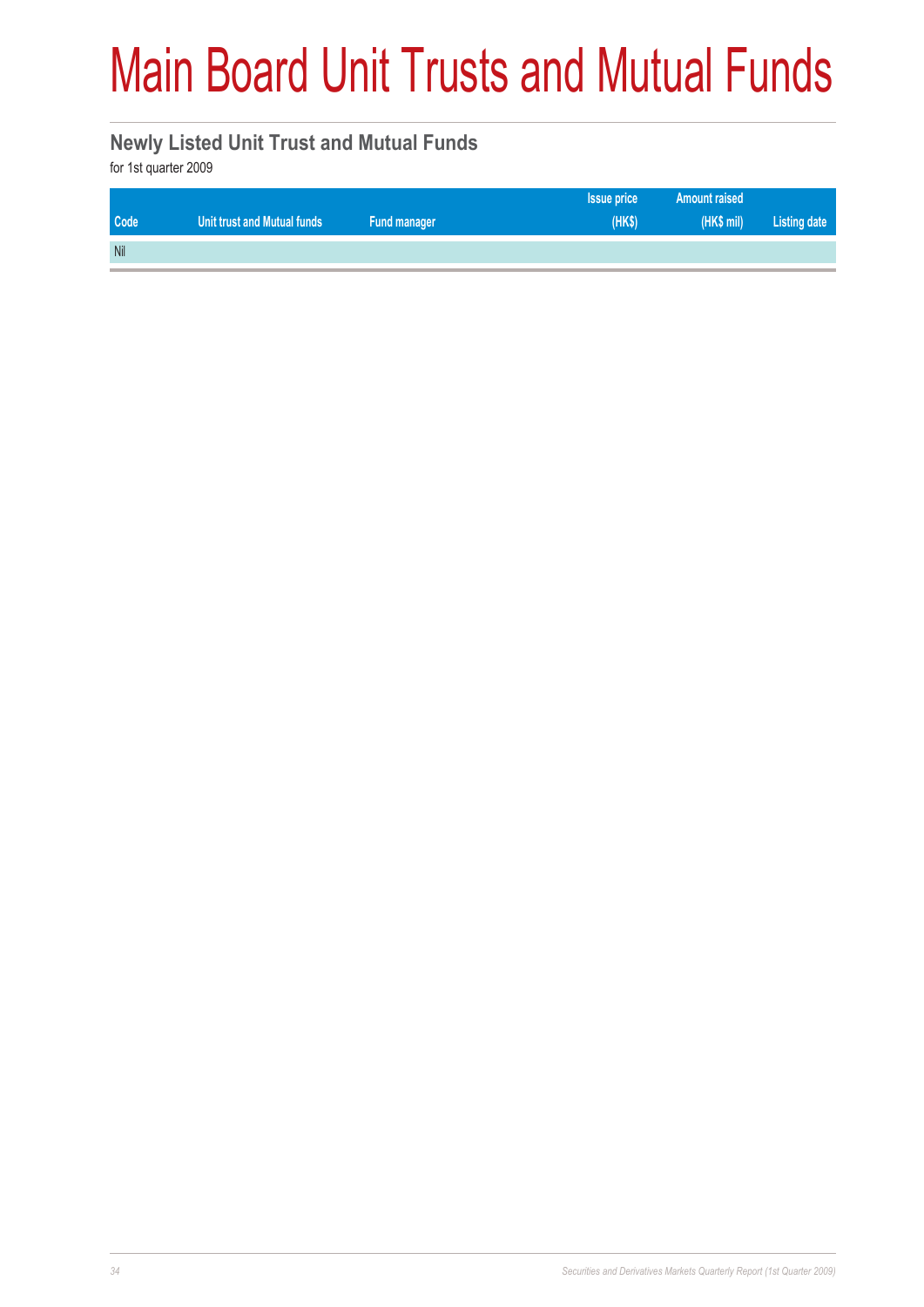# Main Board Unit Trusts and Mutual Funds

## Newly Listed Unit Trust and Mutual Funds

for 1st quarter 2009

| Code | Unit trust and Mutual funds | Fund manager | Issue price (HK$) | Amount raised (HK$ mil) | Listing date |
|---|---|---|---|---|---|
| Nil | | | | | |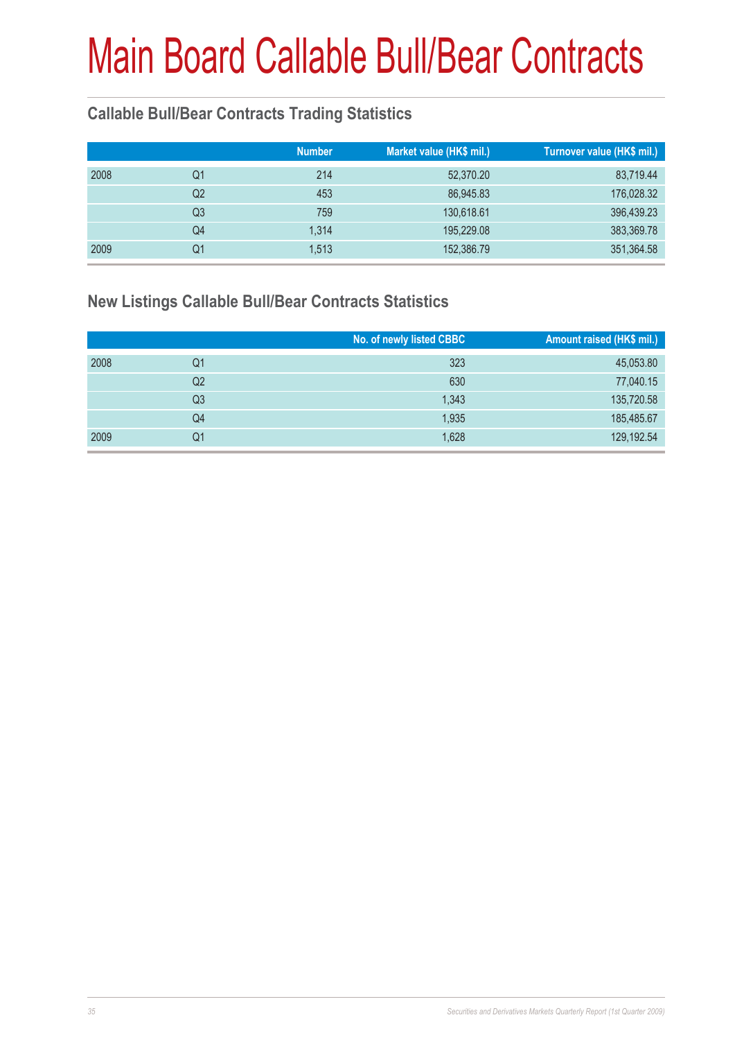# Main Board Callable Bull/Bear Contracts

## Callable Bull/Bear Contracts Trading Statistics

| | | Number | Market value (HK$ mil.) | Turnover value (HK$ mil.) |
|---|---|---|---|---|
| 2008 | Q1 | 214 | 52,370.20 | 83,719.44 |
| | Q2 | 453 | 86,945.83 | 176,028.32 |
| | Q3 | 759 | 130,618.61 | 396,439.23 |
| | Q4 | 1,314 | 195,229.08 | 383,369.78 |
| 2009 | Q1 | 1,513 | 152,386.79 | 351,364.58 |

## New Listings Callable Bull/Bear Contracts Statistics

| | | No. of newly listed CBBC | Amount raised (HK$ mil.) |
|---|---|---|---|
| 2008 | Q1 | 323 | 45,053.80 |
| | Q2 | 630 | 77,040.15 |
| | Q3 | 1,343 | 135,720.58 |
| | Q4 | 1,935 | 185,485.67 |
| 2009 | Q1 | 1,628 | 129,192.54 |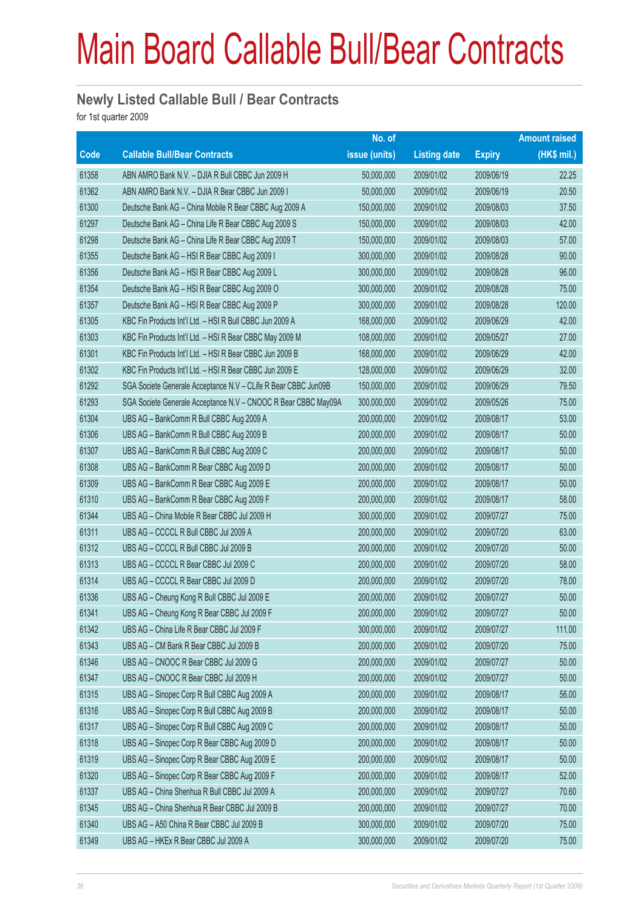# Main Board Callable Bull/Bear Contracts

## Newly Listed Callable Bull / Bear Contracts

for 1st quarter 2009

| Code | Callable Bull/Bear Contracts | No. of issue (units) | Listing date | Expiry | Amount raised (HK$ mil.) |
|---|---|---|---|---|---|
| 61358 | ABN AMRO Bank N.V. – DJIA R Bull CBBC Jun 2009 H | 50,000,000 | 2009/01/02 | 2009/06/19 | 22.25 |
| 61362 | ABN AMRO Bank N.V. – DJIA R Bear CBBC Jun 2009 I | 50,000,000 | 2009/01/02 | 2009/06/19 | 20.50 |
| 61300 | Deutsche Bank AG – China Mobile R Bear CBBC Aug 2009 A | 150,000,000 | 2009/01/02 | 2009/08/03 | 37.50 |
| 61297 | Deutsche Bank AG – China Life R Bear CBBC Aug 2009 S | 150,000,000 | 2009/01/02 | 2009/08/03 | 42.00 |
| 61298 | Deutsche Bank AG – China Life R Bear CBBC Aug 2009 T | 150,000,000 | 2009/01/02 | 2009/08/03 | 57.00 |
| 61355 | Deutsche Bank AG – HSI R Bear CBBC Aug 2009 I | 300,000,000 | 2009/01/02 | 2009/08/28 | 90.00 |
| 61356 | Deutsche Bank AG – HSI R Bear CBBC Aug 2009 L | 300,000,000 | 2009/01/02 | 2009/08/28 | 96.00 |
| 61354 | Deutsche Bank AG – HSI R Bear CBBC Aug 2009 O | 300,000,000 | 2009/01/02 | 2009/08/28 | 75.00 |
| 61357 | Deutsche Bank AG – HSI R Bear CBBC Aug 2009 P | 300,000,000 | 2009/01/02 | 2009/08/28 | 120.00 |
| 61305 | KBC Fin Products Int'l Ltd. – HSI R Bull CBBC Jun 2009 A | 168,000,000 | 2009/01/02 | 2009/06/29 | 42.00 |
| 61303 | KBC Fin Products Int'l Ltd. – HSI R Bear CBBC May 2009 M | 108,000,000 | 2009/01/02 | 2009/05/27 | 27.00 |
| 61301 | KBC Fin Products Int'l Ltd. – HSI R Bear CBBC Jun 2009 B | 168,000,000 | 2009/01/02 | 2009/06/29 | 42.00 |
| 61302 | KBC Fin Products Int'l Ltd. – HSI R Bear CBBC Jun 2009 E | 128,000,000 | 2009/01/02 | 2009/06/29 | 32.00 |
| 61292 | SGA Societe Generale Acceptance N.V – CLife R Bear CBBC Jun09B | 150,000,000 | 2009/01/02 | 2009/06/29 | 79.50 |
| 61293 | SGA Societe Generale Acceptance N.V – CNOOC R Bear CBBC May09A | 300,000,000 | 2009/01/02 | 2009/05/26 | 75.00 |
| 61304 | UBS AG – BankComm R Bull CBBC Aug 2009 A | 200,000,000 | 2009/01/02 | 2009/08/17 | 53.00 |
| 61306 | UBS AG – BankComm R Bull CBBC Aug 2009 B | 200,000,000 | 2009/01/02 | 2009/08/17 | 50.00 |
| 61307 | UBS AG – BankComm R Bull CBBC Aug 2009 C | 200,000,000 | 2009/01/02 | 2009/08/17 | 50.00 |
| 61308 | UBS AG – BankComm R Bear CBBC Aug 2009 D | 200,000,000 | 2009/01/02 | 2009/08/17 | 50.00 |
| 61309 | UBS AG – BankComm R Bear CBBC Aug 2009 E | 200,000,000 | 2009/01/02 | 2009/08/17 | 50.00 |
| 61310 | UBS AG – BankComm R Bear CBBC Aug 2009 F | 200,000,000 | 2009/01/02 | 2009/08/17 | 58.00 |
| 61344 | UBS AG – China Mobile R Bear CBBC Jul 2009 H | 300,000,000 | 2009/01/02 | 2009/07/27 | 75.00 |
| 61311 | UBS AG – CCCCL R Bull CBBC Jul 2009 A | 200,000,000 | 2009/01/02 | 2009/07/20 | 63.00 |
| 61312 | UBS AG – CCCCL R Bull CBBC Jul 2009 B | 200,000,000 | 2009/01/02 | 2009/07/20 | 50.00 |
| 61313 | UBS AG – CCCCL R Bear CBBC Jul 2009 C | 200,000,000 | 2009/01/02 | 2009/07/20 | 58.00 |
| 61314 | UBS AG – CCCCL R Bear CBBC Jul 2009 D | 200,000,000 | 2009/01/02 | 2009/07/20 | 78.00 |
| 61336 | UBS AG – Cheung Kong R Bull CBBC Jul 2009 E | 200,000,000 | 2009/01/02 | 2009/07/27 | 50.00 |
| 61341 | UBS AG – Cheung Kong R Bear CBBC Jul 2009 F | 200,000,000 | 2009/01/02 | 2009/07/27 | 50.00 |
| 61342 | UBS AG – China Life R Bear CBBC Jul 2009 F | 300,000,000 | 2009/01/02 | 2009/07/27 | 111.00 |
| 61343 | UBS AG – CM Bank R Bear CBBC Jul 2009 B | 200,000,000 | 2009/01/02 | 2009/07/20 | 75.00 |
| 61346 | UBS AG – CNOOC R Bear CBBC Jul 2009 G | 200,000,000 | 2009/01/02 | 2009/07/27 | 50.00 |
| 61347 | UBS AG – CNOOC R Bear CBBC Jul 2009 H | 200,000,000 | 2009/01/02 | 2009/07/27 | 50.00 |
| 61315 | UBS AG – Sinopec Corp R Bull CBBC Aug 2009 A | 200,000,000 | 2009/01/02 | 2009/08/17 | 56.00 |
| 61316 | UBS AG – Sinopec Corp R Bull CBBC Aug 2009 B | 200,000,000 | 2009/01/02 | 2009/08/17 | 50.00 |
| 61317 | UBS AG – Sinopec Corp R Bull CBBC Aug 2009 C | 200,000,000 | 2009/01/02 | 2009/08/17 | 50.00 |
| 61318 | UBS AG – Sinopec Corp R Bear CBBC Aug 2009 D | 200,000,000 | 2009/01/02 | 2009/08/17 | 50.00 |
| 61319 | UBS AG – Sinopec Corp R Bear CBBC Aug 2009 E | 200,000,000 | 2009/01/02 | 2009/08/17 | 50.00 |
| 61320 | UBS AG – Sinopec Corp R Bear CBBC Aug 2009 F | 200,000,000 | 2009/01/02 | 2009/08/17 | 52.00 |
| 61337 | UBS AG – China Shenhua R Bull CBBC Jul 2009 A | 200,000,000 | 2009/01/02 | 2009/07/27 | 70.60 |
| 61345 | UBS AG – China Shenhua R Bear CBBC Jul 2009 B | 200,000,000 | 2009/01/02 | 2009/07/27 | 70.00 |
| 61340 | UBS AG – A50 China R Bear CBBC Jul 2009 B | 300,000,000 | 2009/01/02 | 2009/07/20 | 75.00 |
| 61349 | UBS AG – HKEx R Bear CBBC Jul 2009 A | 300,000,000 | 2009/01/02 | 2009/07/20 | 75.00 |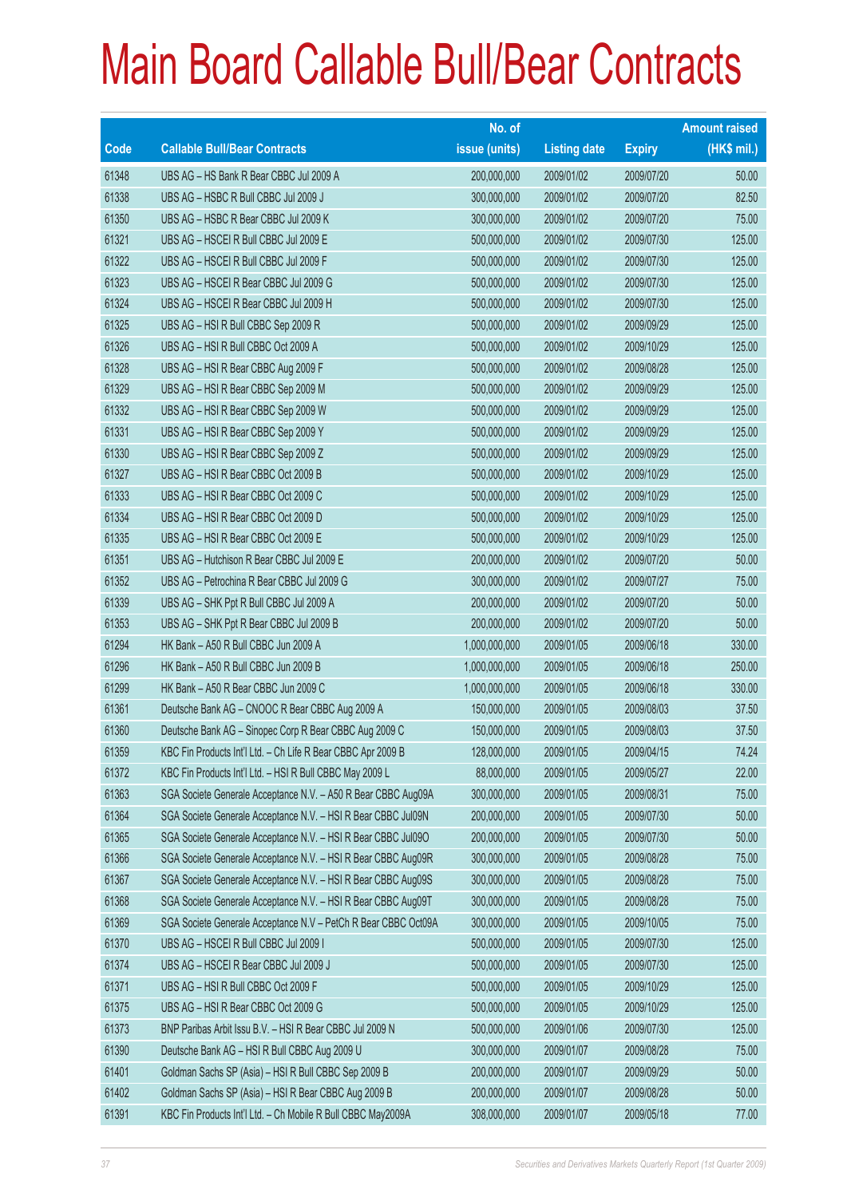# Main Board Callable Bull/Bear Contracts

| Code | Callable Bull/Bear Contracts | No. of issue (units) | Listing date | Expiry | Amount raised (HK$ mil.) |
|---|---|---|---|---|---|
| 61348 | UBS AG – HS Bank R Bear CBBC Jul 2009 A | 200,000,000 | 2009/01/02 | 2009/07/20 | 50.00 |
| 61338 | UBS AG – HSBC R Bull CBBC Jul 2009 J | 300,000,000 | 2009/01/02 | 2009/07/20 | 82.50 |
| 61350 | UBS AG – HSBC R Bear CBBC Jul 2009 K | 300,000,000 | 2009/01/02 | 2009/07/20 | 75.00 |
| 61321 | UBS AG – HSCEI R Bull CBBC Jul 2009 E | 500,000,000 | 2009/01/02 | 2009/07/30 | 125.00 |
| 61322 | UBS AG – HSCEI R Bull CBBC Jul 2009 F | 500,000,000 | 2009/01/02 | 2009/07/30 | 125.00 |
| 61323 | UBS AG – HSCEI R Bear CBBC Jul 2009 G | 500,000,000 | 2009/01/02 | 2009/07/30 | 125.00 |
| 61324 | UBS AG – HSCEI R Bear CBBC Jul 2009 H | 500,000,000 | 2009/01/02 | 2009/07/30 | 125.00 |
| 61325 | UBS AG – HSI R Bull CBBC Sep 2009 R | 500,000,000 | 2009/01/02 | 2009/09/29 | 125.00 |
| 61326 | UBS AG – HSI R Bull CBBC Oct 2009 A | 500,000,000 | 2009/01/02 | 2009/10/29 | 125.00 |
| 61328 | UBS AG – HSI R Bear CBBC Aug 2009 F | 500,000,000 | 2009/01/02 | 2009/08/28 | 125.00 |
| 61329 | UBS AG – HSI R Bear CBBC Sep 2009 M | 500,000,000 | 2009/01/02 | 2009/09/29 | 125.00 |
| 61332 | UBS AG – HSI R Bear CBBC Sep 2009 W | 500,000,000 | 2009/01/02 | 2009/09/29 | 125.00 |
| 61331 | UBS AG – HSI R Bear CBBC Sep 2009 Y | 500,000,000 | 2009/01/02 | 2009/09/29 | 125.00 |
| 61330 | UBS AG – HSI R Bear CBBC Sep 2009 Z | 500,000,000 | 2009/01/02 | 2009/09/29 | 125.00 |
| 61327 | UBS AG – HSI R Bear CBBC Oct 2009 B | 500,000,000 | 2009/01/02 | 2009/10/29 | 125.00 |
| 61333 | UBS AG – HSI R Bear CBBC Oct 2009 C | 500,000,000 | 2009/01/02 | 2009/10/29 | 125.00 |
| 61334 | UBS AG – HSI R Bear CBBC Oct 2009 D | 500,000,000 | 2009/01/02 | 2009/10/29 | 125.00 |
| 61335 | UBS AG – HSI R Bear CBBC Oct 2009 E | 500,000,000 | 2009/01/02 | 2009/10/29 | 125.00 |
| 61351 | UBS AG – Hutchison R Bear CBBC Jul 2009 E | 200,000,000 | 2009/01/02 | 2009/07/20 | 50.00 |
| 61352 | UBS AG – Petrochina R Bear CBBC Jul 2009 G | 300,000,000 | 2009/01/02 | 2009/07/27 | 75.00 |
| 61339 | UBS AG – SHK Ppt R Bull CBBC Jul 2009 A | 200,000,000 | 2009/01/02 | 2009/07/20 | 50.00 |
| 61353 | UBS AG – SHK Ppt R Bear CBBC Jul 2009 B | 200,000,000 | 2009/01/02 | 2009/07/20 | 50.00 |
| 61294 | HK Bank – A50 R Bull CBBC Jun 2009 A | 1,000,000,000 | 2009/01/05 | 2009/06/18 | 330.00 |
| 61296 | HK Bank – A50 R Bull CBBC Jun 2009 B | 1,000,000,000 | 2009/01/05 | 2009/06/18 | 250.00 |
| 61299 | HK Bank – A50 R Bear CBBC Jun 2009 C | 1,000,000,000 | 2009/01/05 | 2009/06/18 | 330.00 |
| 61361 | Deutsche Bank AG – CNOOC R Bear CBBC Aug 2009 A | 150,000,000 | 2009/01/05 | 2009/08/03 | 37.50 |
| 61360 | Deutsche Bank AG – Sinopec Corp R Bear CBBC Aug 2009 C | 150,000,000 | 2009/01/05 | 2009/08/03 | 37.50 |
| 61359 | KBC Fin Products Int'l Ltd. – Ch Life R Bear CBBC Apr 2009 B | 128,000,000 | 2009/01/05 | 2009/04/15 | 74.24 |
| 61372 | KBC Fin Products Int'l Ltd. – HSI R Bull CBBC May 2009 L | 88,000,000 | 2009/01/05 | 2009/05/27 | 22.00 |
| 61363 | SGA Societe Generale Acceptance N.V. – A50 R Bear CBBC Aug09A | 300,000,000 | 2009/01/05 | 2009/08/31 | 75.00 |
| 61364 | SGA Societe Generale Acceptance N.V. – HSI R Bear CBBC Jul09N | 200,000,000 | 2009/01/05 | 2009/07/30 | 50.00 |
| 61365 | SGA Societe Generale Acceptance N.V. – HSI R Bear CBBC Jul09O | 200,000,000 | 2009/01/05 | 2009/07/30 | 50.00 |
| 61366 | SGA Societe Generale Acceptance N.V. – HSI R Bear CBBC Aug09R | 300,000,000 | 2009/01/05 | 2009/08/28 | 75.00 |
| 61367 | SGA Societe Generale Acceptance N.V. – HSI R Bear CBBC Aug09S | 300,000,000 | 2009/01/05 | 2009/08/28 | 75.00 |
| 61368 | SGA Societe Generale Acceptance N.V. – HSI R Bear CBBC Aug09T | 300,000,000 | 2009/01/05 | 2009/08/28 | 75.00 |
| 61369 | SGA Societe Generale Acceptance N.V – PetCh R Bear CBBC Oct09A | 300,000,000 | 2009/01/05 | 2009/10/05 | 75.00 |
| 61370 | UBS AG – HSCEI R Bull CBBC Jul 2009 I | 500,000,000 | 2009/01/05 | 2009/07/30 | 125.00 |
| 61374 | UBS AG – HSCEI R Bear CBBC Jul 2009 J | 500,000,000 | 2009/01/05 | 2009/07/30 | 125.00 |
| 61371 | UBS AG – HSI R Bull CBBC Oct 2009 F | 500,000,000 | 2009/01/05 | 2009/10/29 | 125.00 |
| 61375 | UBS AG – HSI R Bear CBBC Oct 2009 G | 500,000,000 | 2009/01/05 | 2009/10/29 | 125.00 |
| 61373 | BNP Paribas Arbit Issu B.V. – HSI R Bear CBBC Jul 2009 N | 500,000,000 | 2009/01/06 | 2009/07/30 | 125.00 |
| 61390 | Deutsche Bank AG – HSI R Bull CBBC Aug 2009 U | 300,000,000 | 2009/01/07 | 2009/08/28 | 75.00 |
| 61401 | Goldman Sachs SP (Asia) – HSI R Bull CBBC Sep 2009 B | 200,000,000 | 2009/01/07 | 2009/09/29 | 50.00 |
| 61402 | Goldman Sachs SP (Asia) – HSI R Bear CBBC Aug 2009 B | 200,000,000 | 2009/01/07 | 2009/08/28 | 50.00 |
| 61391 | KBC Fin Products Int'l Ltd. – Ch Mobile R Bull CBBC May2009A | 308,000,000 | 2009/01/07 | 2009/05/18 | 77.00 |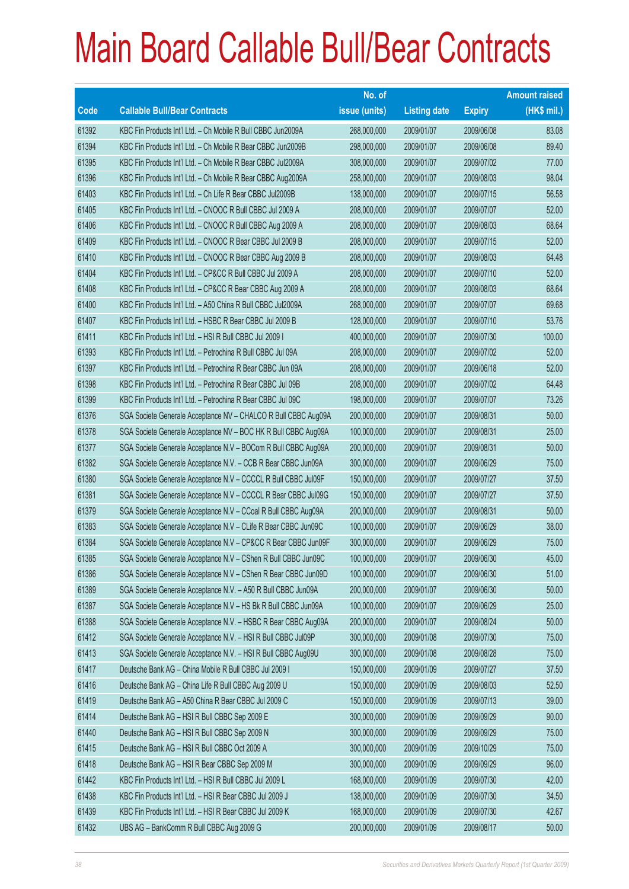# Main Board Callable Bull/Bear Contracts

| Code | Callable Bull/Bear Contracts | No. of issue (units) | Listing date | Expiry | Amount raised (HK$ mil.) |
|---|---|---|---|---|---|
| 61392 | KBC Fin Products Int'l Ltd. – Ch Mobile R Bull CBBC Jun2009A | 268,000,000 | 2009/01/07 | 2009/06/08 | 83.08 |
| 61394 | KBC Fin Products Int'l Ltd. – Ch Mobile R Bear CBBC Jun2009B | 298,000,000 | 2009/01/07 | 2009/06/08 | 89.40 |
| 61395 | KBC Fin Products Int'l Ltd. – Ch Mobile R Bear CBBC Jul2009A | 308,000,000 | 2009/01/07 | 2009/07/02 | 77.00 |
| 61396 | KBC Fin Products Int'l Ltd. – Ch Mobile R Bear CBBC Aug2009A | 258,000,000 | 2009/01/07 | 2009/08/03 | 98.04 |
| 61403 | KBC Fin Products Int'l Ltd. – Ch Life R Bear CBBC Jul2009B | 138,000,000 | 2009/01/07 | 2009/07/15 | 56.58 |
| 61405 | KBC Fin Products Int'l Ltd. – CNOOC R Bull CBBC Jul 2009 A | 208,000,000 | 2009/01/07 | 2009/07/07 | 52.00 |
| 61406 | KBC Fin Products Int'l Ltd. – CNOOC R Bull CBBC Aug 2009 A | 208,000,000 | 2009/01/07 | 2009/08/03 | 68.64 |
| 61409 | KBC Fin Products Int'l Ltd. – CNOOC R Bear CBBC Jul 2009 B | 208,000,000 | 2009/01/07 | 2009/07/15 | 52.00 |
| 61410 | KBC Fin Products Int'l Ltd. – CNOOC R Bear CBBC Aug 2009 B | 208,000,000 | 2009/01/07 | 2009/08/03 | 64.48 |
| 61404 | KBC Fin Products Int'l Ltd. – CP&CC R Bull CBBC Jul 2009 A | 208,000,000 | 2009/01/07 | 2009/07/10 | 52.00 |
| 61408 | KBC Fin Products Int'l Ltd. – CP&CC R Bear CBBC Aug 2009 A | 208,000,000 | 2009/01/07 | 2009/08/03 | 68.64 |
| 61400 | KBC Fin Products Int'l Ltd. – A50 China R Bull CBBC Jul2009A | 268,000,000 | 2009/01/07 | 2009/07/07 | 69.68 |
| 61407 | KBC Fin Products Int'l Ltd. – HSBC R Bear CBBC Jul 2009 B | 128,000,000 | 2009/01/07 | 2009/07/10 | 53.76 |
| 61411 | KBC Fin Products Int'l Ltd. – HSI R Bull CBBC Jul 2009 I | 400,000,000 | 2009/01/07 | 2009/07/30 | 100.00 |
| 61393 | KBC Fin Products Int'l Ltd. – Petrochina R Bull CBBC Jul 09A | 208,000,000 | 2009/01/07 | 2009/07/02 | 52.00 |
| 61397 | KBC Fin Products Int'l Ltd. – Petrochina R Bear CBBC Jun 09A | 208,000,000 | 2009/01/07 | 2009/06/18 | 52.00 |
| 61398 | KBC Fin Products Int'l Ltd. – Petrochina R Bear CBBC Jul 09B | 208,000,000 | 2009/01/07 | 2009/07/02 | 64.48 |
| 61399 | KBC Fin Products Int'l Ltd. – Petrochina R Bear CBBC Jul 09C | 198,000,000 | 2009/01/07 | 2009/07/07 | 73.26 |
| 61376 | SGA Societe Generale Acceptance NV – CHALCO R Bull CBBC Aug09A | 200,000,000 | 2009/01/07 | 2009/08/31 | 50.00 |
| 61378 | SGA Societe Generale Acceptance NV – BOC HK R Bull CBBC Aug09A | 100,000,000 | 2009/01/07 | 2009/08/31 | 25.00 |
| 61377 | SGA Societe Generale Acceptance N.V – BOCom R Bull CBBC Aug09A | 200,000,000 | 2009/01/07 | 2009/08/31 | 50.00 |
| 61382 | SGA Societe Generale Acceptance N.V. – CCB R Bear CBBC Jun09A | 300,000,000 | 2009/01/07 | 2009/06/29 | 75.00 |
| 61380 | SGA Societe Generale Acceptance N.V – CCCCL R Bull CBBC Jul09F | 150,000,000 | 2009/01/07 | 2009/07/27 | 37.50 |
| 61381 | SGA Societe Generale Acceptance N.V – CCCCL R Bear CBBC Jul09G | 150,000,000 | 2009/01/07 | 2009/07/27 | 37.50 |
| 61379 | SGA Societe Generale Acceptance N.V – CCoal R Bull CBBC Aug09A | 200,000,000 | 2009/01/07 | 2009/08/31 | 50.00 |
| 61383 | SGA Societe Generale Acceptance N.V – CLife R Bear CBBC Jun09C | 100,000,000 | 2009/01/07 | 2009/06/29 | 38.00 |
| 61384 | SGA Societe Generale Acceptance N.V – CP&CC R Bear CBBC Jun09F | 300,000,000 | 2009/01/07 | 2009/06/29 | 75.00 |
| 61385 | SGA Societe Generale Acceptance N.V – CShen R Bull CBBC Jun09C | 100,000,000 | 2009/01/07 | 2009/06/30 | 45.00 |
| 61386 | SGA Societe Generale Acceptance N.V – CShen R Bear CBBC Jun09D | 100,000,000 | 2009/01/07 | 2009/06/30 | 51.00 |
| 61389 | SGA Societe Generale Acceptance N.V. – A50 R Bull CBBC Jun09A | 200,000,000 | 2009/01/07 | 2009/06/30 | 50.00 |
| 61387 | SGA Societe Generale Acceptance N.V – HS Bk R Bull CBBC Jun09A | 100,000,000 | 2009/01/07 | 2009/06/29 | 25.00 |
| 61388 | SGA Societe Generale Acceptance N.V. – HSBC R Bear CBBC Aug09A | 200,000,000 | 2009/01/07 | 2009/08/24 | 50.00 |
| 61412 | SGA Societe Generale Acceptance N.V. – HSI R Bull CBBC Jul09P | 300,000,000 | 2009/01/08 | 2009/07/30 | 75.00 |
| 61413 | SGA Societe Generale Acceptance N.V. – HSI R Bull CBBC Aug09U | 300,000,000 | 2009/01/08 | 2009/08/28 | 75.00 |
| 61417 | Deutsche Bank AG – China Mobile R Bull CBBC Jul 2009 I | 150,000,000 | 2009/01/09 | 2009/07/27 | 37.50 |
| 61416 | Deutsche Bank AG – China Life R Bull CBBC Aug 2009 U | 150,000,000 | 2009/01/09 | 2009/08/03 | 52.50 |
| 61419 | Deutsche Bank AG – A50 China R Bear CBBC Jul 2009 C | 150,000,000 | 2009/01/09 | 2009/07/13 | 39.00 |
| 61414 | Deutsche Bank AG – HSI R Bull CBBC Sep 2009 E | 300,000,000 | 2009/01/09 | 2009/09/29 | 90.00 |
| 61440 | Deutsche Bank AG – HSI R Bull CBBC Sep 2009 N | 300,000,000 | 2009/01/09 | 2009/09/29 | 75.00 |
| 61415 | Deutsche Bank AG – HSI R Bull CBBC Oct 2009 A | 300,000,000 | 2009/01/09 | 2009/10/29 | 75.00 |
| 61418 | Deutsche Bank AG – HSI R Bear CBBC Sep 2009 M | 300,000,000 | 2009/01/09 | 2009/09/29 | 96.00 |
| 61442 | KBC Fin Products Int'l Ltd. – HSI R Bull CBBC Jul 2009 L | 168,000,000 | 2009/01/09 | 2009/07/30 | 42.00 |
| 61438 | KBC Fin Products Int'l Ltd. – HSI R Bear CBBC Jul 2009 J | 138,000,000 | 2009/01/09 | 2009/07/30 | 34.50 |
| 61439 | KBC Fin Products Int'l Ltd. – HSI R Bear CBBC Jul 2009 K | 168,000,000 | 2009/01/09 | 2009/07/30 | 42.67 |
| 61432 | UBS AG – BankComm R Bull CBBC Aug 2009 G | 200,000,000 | 2009/01/09 | 2009/08/17 | 50.00 |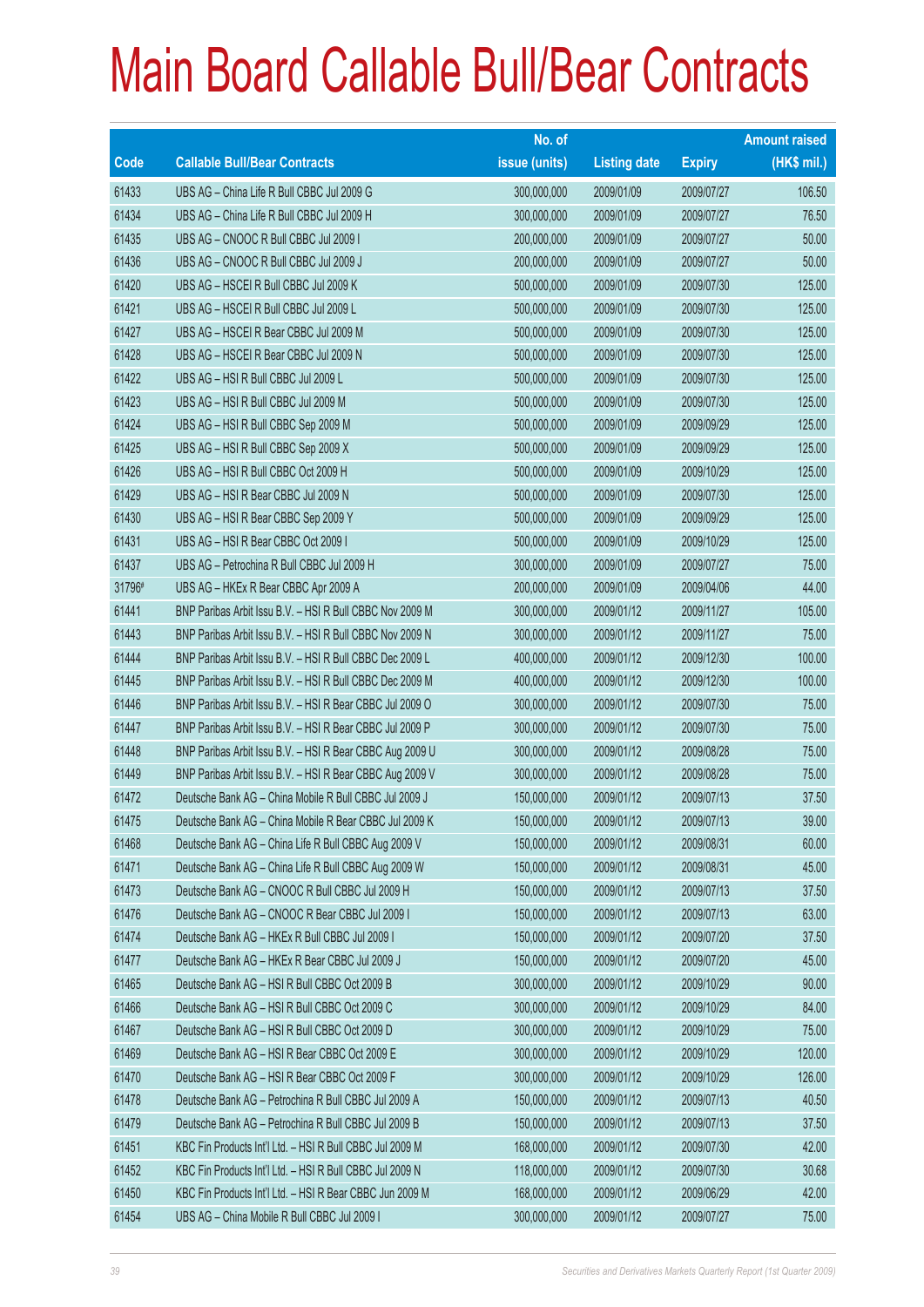# Main Board Callable Bull/Bear Contracts

| Code | Callable Bull/Bear Contracts | No. of issue (units) | Listing date | Expiry | Amount raised (HK$ mil.) |
|---|---|---|---|---|---|
| 61433 | UBS AG – China Life R Bull CBBC Jul 2009 G | 300,000,000 | 2009/01/09 | 2009/07/27 | 106.50 |
| 61434 | UBS AG – China Life R Bull CBBC Jul 2009 H | 300,000,000 | 2009/01/09 | 2009/07/27 | 76.50 |
| 61435 | UBS AG – CNOOC R Bull CBBC Jul 2009 I | 200,000,000 | 2009/01/09 | 2009/07/27 | 50.00 |
| 61436 | UBS AG – CNOOC R Bull CBBC Jul 2009 J | 200,000,000 | 2009/01/09 | 2009/07/27 | 50.00 |
| 61420 | UBS AG – HSCEI R Bull CBBC Jul 2009 K | 500,000,000 | 2009/01/09 | 2009/07/30 | 125.00 |
| 61421 | UBS AG – HSCEI R Bull CBBC Jul 2009 L | 500,000,000 | 2009/01/09 | 2009/07/30 | 125.00 |
| 61427 | UBS AG – HSCEI R Bear CBBC Jul 2009 M | 500,000,000 | 2009/01/09 | 2009/07/30 | 125.00 |
| 61428 | UBS AG – HSCEI R Bear CBBC Jul 2009 N | 500,000,000 | 2009/01/09 | 2009/07/30 | 125.00 |
| 61422 | UBS AG – HSI R Bull CBBC Jul 2009 L | 500,000,000 | 2009/01/09 | 2009/07/30 | 125.00 |
| 61423 | UBS AG – HSI R Bull CBBC Jul 2009 M | 500,000,000 | 2009/01/09 | 2009/07/30 | 125.00 |
| 61424 | UBS AG – HSI R Bull CBBC Sep 2009 M | 500,000,000 | 2009/01/09 | 2009/09/29 | 125.00 |
| 61425 | UBS AG – HSI R Bull CBBC Sep 2009 X | 500,000,000 | 2009/01/09 | 2009/09/29 | 125.00 |
| 61426 | UBS AG – HSI R Bull CBBC Oct 2009 H | 500,000,000 | 2009/01/09 | 2009/10/29 | 125.00 |
| 61429 | UBS AG – HSI R Bear CBBC Jul 2009 N | 500,000,000 | 2009/01/09 | 2009/07/30 | 125.00 |
| 61430 | UBS AG – HSI R Bear CBBC Sep 2009 Y | 500,000,000 | 2009/01/09 | 2009/09/29 | 125.00 |
| 61431 | UBS AG – HSI R Bear CBBC Oct 2009 I | 500,000,000 | 2009/01/09 | 2009/10/29 | 125.00 |
| 61437 | UBS AG – Petrochina R Bull CBBC Jul 2009 H | 300,000,000 | 2009/01/09 | 2009/07/27 | 75.00 |
| 31796# | UBS AG – HKEx R Bear CBBC Apr 2009 A | 200,000,000 | 2009/01/09 | 2009/04/06 | 44.00 |
| 61441 | BNP Paribas Arbit Issu B.V. – HSI R Bull CBBC Nov 2009 M | 300,000,000 | 2009/01/12 | 2009/11/27 | 105.00 |
| 61443 | BNP Paribas Arbit Issu B.V. – HSI R Bull CBBC Nov 2009 N | 300,000,000 | 2009/01/12 | 2009/11/27 | 75.00 |
| 61444 | BNP Paribas Arbit Issu B.V. – HSI R Bull CBBC Dec 2009 L | 400,000,000 | 2009/01/12 | 2009/12/30 | 100.00 |
| 61445 | BNP Paribas Arbit Issu B.V. – HSI R Bull CBBC Dec 2009 M | 400,000,000 | 2009/01/12 | 2009/12/30 | 100.00 |
| 61446 | BNP Paribas Arbit Issu B.V. – HSI R Bear CBBC Jul 2009 O | 300,000,000 | 2009/01/12 | 2009/07/30 | 75.00 |
| 61447 | BNP Paribas Arbit Issu B.V. – HSI R Bear CBBC Jul 2009 P | 300,000,000 | 2009/01/12 | 2009/07/30 | 75.00 |
| 61448 | BNP Paribas Arbit Issu B.V. – HSI R Bear CBBC Aug 2009 U | 300,000,000 | 2009/01/12 | 2009/08/28 | 75.00 |
| 61449 | BNP Paribas Arbit Issu B.V. – HSI R Bear CBBC Aug 2009 V | 300,000,000 | 2009/01/12 | 2009/08/28 | 75.00 |
| 61472 | Deutsche Bank AG – China Mobile R Bull CBBC Jul 2009 J | 150,000,000 | 2009/01/12 | 2009/07/13 | 37.50 |
| 61475 | Deutsche Bank AG – China Mobile R Bear CBBC Jul 2009 K | 150,000,000 | 2009/01/12 | 2009/07/13 | 39.00 |
| 61468 | Deutsche Bank AG – China Life R Bull CBBC Aug 2009 V | 150,000,000 | 2009/01/12 | 2009/08/31 | 60.00 |
| 61471 | Deutsche Bank AG – China Life R Bull CBBC Aug 2009 W | 150,000,000 | 2009/01/12 | 2009/08/31 | 45.00 |
| 61473 | Deutsche Bank AG – CNOOC R Bull CBBC Jul 2009 H | 150,000,000 | 2009/01/12 | 2009/07/13 | 37.50 |
| 61476 | Deutsche Bank AG – CNOOC R Bear CBBC Jul 2009 I | 150,000,000 | 2009/01/12 | 2009/07/13 | 63.00 |
| 61474 | Deutsche Bank AG – HKEx R Bull CBBC Jul 2009 I | 150,000,000 | 2009/01/12 | 2009/07/20 | 37.50 |
| 61477 | Deutsche Bank AG – HKEx R Bear CBBC Jul 2009 J | 150,000,000 | 2009/01/12 | 2009/07/20 | 45.00 |
| 61465 | Deutsche Bank AG – HSI R Bull CBBC Oct 2009 B | 300,000,000 | 2009/01/12 | 2009/10/29 | 90.00 |
| 61466 | Deutsche Bank AG – HSI R Bull CBBC Oct 2009 C | 300,000,000 | 2009/01/12 | 2009/10/29 | 84.00 |
| 61467 | Deutsche Bank AG – HSI R Bull CBBC Oct 2009 D | 300,000,000 | 2009/01/12 | 2009/10/29 | 75.00 |
| 61469 | Deutsche Bank AG – HSI R Bear CBBC Oct 2009 E | 300,000,000 | 2009/01/12 | 2009/10/29 | 120.00 |
| 61470 | Deutsche Bank AG – HSI R Bear CBBC Oct 2009 F | 300,000,000 | 2009/01/12 | 2009/10/29 | 126.00 |
| 61478 | Deutsche Bank AG – Petrochina R Bull CBBC Jul 2009 A | 150,000,000 | 2009/01/12 | 2009/07/13 | 40.50 |
| 61479 | Deutsche Bank AG – Petrochina R Bull CBBC Jul 2009 B | 150,000,000 | 2009/01/12 | 2009/07/13 | 37.50 |
| 61451 | KBC Fin Products Int'l Ltd. – HSI R Bull CBBC Jul 2009 M | 168,000,000 | 2009/01/12 | 2009/07/30 | 42.00 |
| 61452 | KBC Fin Products Int'l Ltd. – HSI R Bull CBBC Jul 2009 N | 118,000,000 | 2009/01/12 | 2009/07/30 | 30.68 |
| 61450 | KBC Fin Products Int'l Ltd. – HSI R Bear CBBC Jun 2009 M | 168,000,000 | 2009/01/12 | 2009/06/29 | 42.00 |
| 61454 | UBS AG – China Mobile R Bull CBBC Jul 2009 I | 300,000,000 | 2009/01/12 | 2009/07/27 | 75.00 |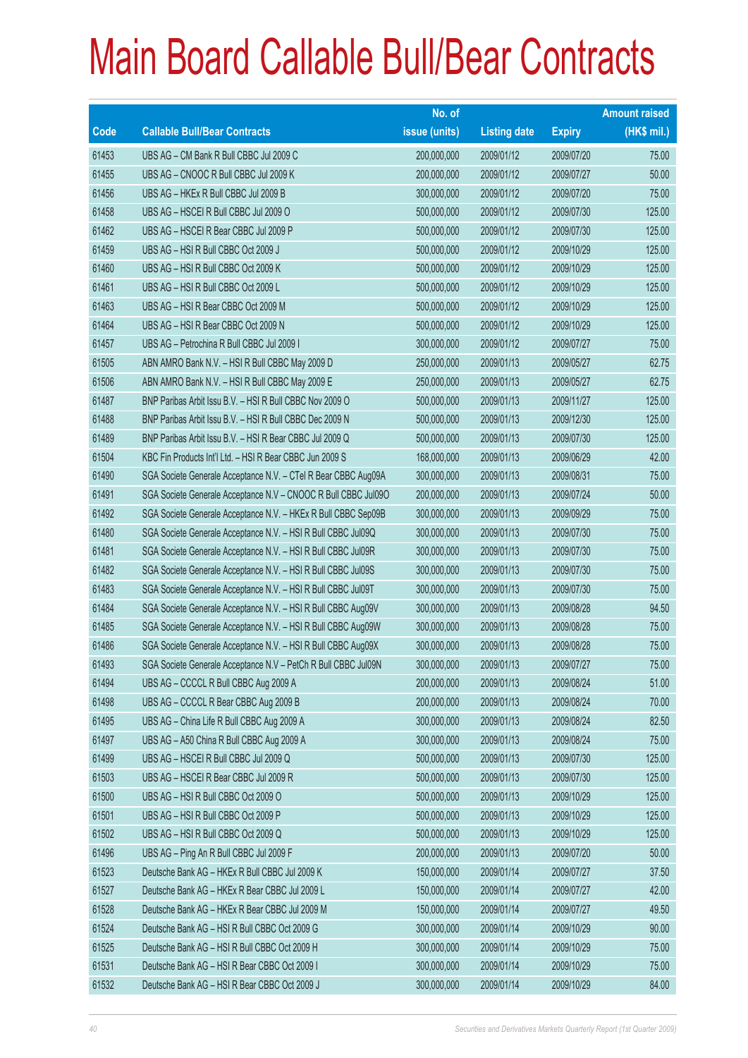# Main Board Callable Bull/Bear Contracts

| Code | Callable Bull/Bear Contracts | No. of issue (units) | Listing date | Expiry | Amount raised (HK$ mil.) |
|---|---|---|---|---|---|
| 61453 | UBS AG – CM Bank R Bull CBBC Jul 2009 C | 200,000,000 | 2009/01/12 | 2009/07/20 | 75.00 |
| 61455 | UBS AG – CNOOC R Bull CBBC Jul 2009 K | 200,000,000 | 2009/01/12 | 2009/07/27 | 50.00 |
| 61456 | UBS AG – HKEx R Bull CBBC Jul 2009 B | 300,000,000 | 2009/01/12 | 2009/07/20 | 75.00 |
| 61458 | UBS AG – HSCEI R Bull CBBC Jul 2009 O | 500,000,000 | 2009/01/12 | 2009/07/30 | 125.00 |
| 61462 | UBS AG – HSCEI R Bear CBBC Jul 2009 P | 500,000,000 | 2009/01/12 | 2009/07/30 | 125.00 |
| 61459 | UBS AG – HSI R Bull CBBC Oct 2009 J | 500,000,000 | 2009/01/12 | 2009/10/29 | 125.00 |
| 61460 | UBS AG – HSI R Bull CBBC Oct 2009 K | 500,000,000 | 2009/01/12 | 2009/10/29 | 125.00 |
| 61461 | UBS AG – HSI R Bull CBBC Oct 2009 L | 500,000,000 | 2009/01/12 | 2009/10/29 | 125.00 |
| 61463 | UBS AG – HSI R Bear CBBC Oct 2009 M | 500,000,000 | 2009/01/12 | 2009/10/29 | 125.00 |
| 61464 | UBS AG – HSI R Bear CBBC Oct 2009 N | 500,000,000 | 2009/01/12 | 2009/10/29 | 125.00 |
| 61457 | UBS AG – Petrochina R Bull CBBC Jul 2009 I | 300,000,000 | 2009/01/12 | 2009/07/27 | 75.00 |
| 61505 | ABN AMRO Bank N.V. – HSI R Bull CBBC May 2009 D | 250,000,000 | 2009/01/13 | 2009/05/27 | 62.75 |
| 61506 | ABN AMRO Bank N.V. – HSI R Bull CBBC May 2009 E | 250,000,000 | 2009/01/13 | 2009/05/27 | 62.75 |
| 61487 | BNP Paribas Arbit Issu B.V. – HSI R Bull CBBC Nov 2009 O | 500,000,000 | 2009/01/13 | 2009/11/27 | 125.00 |
| 61488 | BNP Paribas Arbit Issu B.V. – HSI R Bull CBBC Dec 2009 N | 500,000,000 | 2009/01/13 | 2009/12/30 | 125.00 |
| 61489 | BNP Paribas Arbit Issu B.V. – HSI R Bear CBBC Jul 2009 Q | 500,000,000 | 2009/01/13 | 2009/07/30 | 125.00 |
| 61504 | KBC Fin Products Int'l Ltd. – HSI R Bear CBBC Jun 2009 S | 168,000,000 | 2009/01/13 | 2009/06/29 | 42.00 |
| 61490 | SGA Societe Generale Acceptance N.V. – CTel R Bear CBBC Aug09A | 300,000,000 | 2009/01/13 | 2009/08/31 | 75.00 |
| 61491 | SGA Societe Generale Acceptance N.V – CNOOC R Bull CBBC Jul09O | 200,000,000 | 2009/01/13 | 2009/07/24 | 50.00 |
| 61492 | SGA Societe Generale Acceptance N.V. – HKEx R Bull CBBC Sep09B | 300,000,000 | 2009/01/13 | 2009/09/29 | 75.00 |
| 61480 | SGA Societe Generale Acceptance N.V. – HSI R Bull CBBC Jul09Q | 300,000,000 | 2009/01/13 | 2009/07/30 | 75.00 |
| 61481 | SGA Societe Generale Acceptance N.V. – HSI R Bull CBBC Jul09R | 300,000,000 | 2009/01/13 | 2009/07/30 | 75.00 |
| 61482 | SGA Societe Generale Acceptance N.V. – HSI R Bull CBBC Jul09S | 300,000,000 | 2009/01/13 | 2009/07/30 | 75.00 |
| 61483 | SGA Societe Generale Acceptance N.V. – HSI R Bull CBBC Jul09T | 300,000,000 | 2009/01/13 | 2009/07/30 | 75.00 |
| 61484 | SGA Societe Generale Acceptance N.V. – HSI R Bull CBBC Aug09V | 300,000,000 | 2009/01/13 | 2009/08/28 | 94.50 |
| 61485 | SGA Societe Generale Acceptance N.V. – HSI R Bull CBBC Aug09W | 300,000,000 | 2009/01/13 | 2009/08/28 | 75.00 |
| 61486 | SGA Societe Generale Acceptance N.V. – HSI R Bull CBBC Aug09X | 300,000,000 | 2009/01/13 | 2009/08/28 | 75.00 |
| 61493 | SGA Societe Generale Acceptance N.V – PetCh R Bull CBBC Jul09N | 300,000,000 | 2009/01/13 | 2009/07/27 | 75.00 |
| 61494 | UBS AG – CCCCL R Bull CBBC Aug 2009 A | 200,000,000 | 2009/01/13 | 2009/08/24 | 51.00 |
| 61498 | UBS AG – CCCCL R Bear CBBC Aug 2009 B | 200,000,000 | 2009/01/13 | 2009/08/24 | 70.00 |
| 61495 | UBS AG – China Life R Bull CBBC Aug 2009 A | 300,000,000 | 2009/01/13 | 2009/08/24 | 82.50 |
| 61497 | UBS AG – A50 China R Bull CBBC Aug 2009 A | 300,000,000 | 2009/01/13 | 2009/08/24 | 75.00 |
| 61499 | UBS AG – HSCEI R Bull CBBC Jul 2009 Q | 500,000,000 | 2009/01/13 | 2009/07/30 | 125.00 |
| 61503 | UBS AG – HSCEI R Bear CBBC Jul 2009 R | 500,000,000 | 2009/01/13 | 2009/07/30 | 125.00 |
| 61500 | UBS AG – HSI R Bull CBBC Oct 2009 O | 500,000,000 | 2009/01/13 | 2009/10/29 | 125.00 |
| 61501 | UBS AG – HSI R Bull CBBC Oct 2009 P | 500,000,000 | 2009/01/13 | 2009/10/29 | 125.00 |
| 61502 | UBS AG – HSI R Bull CBBC Oct 2009 Q | 500,000,000 | 2009/01/13 | 2009/10/29 | 125.00 |
| 61496 | UBS AG – Ping An R Bull CBBC Jul 2009 F | 200,000,000 | 2009/01/13 | 2009/07/20 | 50.00 |
| 61523 | Deutsche Bank AG – HKEx R Bull CBBC Jul 2009 K | 150,000,000 | 2009/01/14 | 2009/07/27 | 37.50 |
| 61527 | Deutsche Bank AG – HKEx R Bear CBBC Jul 2009 L | 150,000,000 | 2009/01/14 | 2009/07/27 | 42.00 |
| 61528 | Deutsche Bank AG – HKEx R Bear CBBC Jul 2009 M | 150,000,000 | 2009/01/14 | 2009/07/27 | 49.50 |
| 61524 | Deutsche Bank AG – HSI R Bull CBBC Oct 2009 G | 300,000,000 | 2009/01/14 | 2009/10/29 | 90.00 |
| 61525 | Deutsche Bank AG – HSI R Bull CBBC Oct 2009 H | 300,000,000 | 2009/01/14 | 2009/10/29 | 75.00 |
| 61531 | Deutsche Bank AG – HSI R Bear CBBC Oct 2009 I | 300,000,000 | 2009/01/14 | 2009/10/29 | 75.00 |
| 61532 | Deutsche Bank AG – HSI R Bear CBBC Oct 2009 J | 300,000,000 | 2009/01/14 | 2009/10/29 | 84.00 |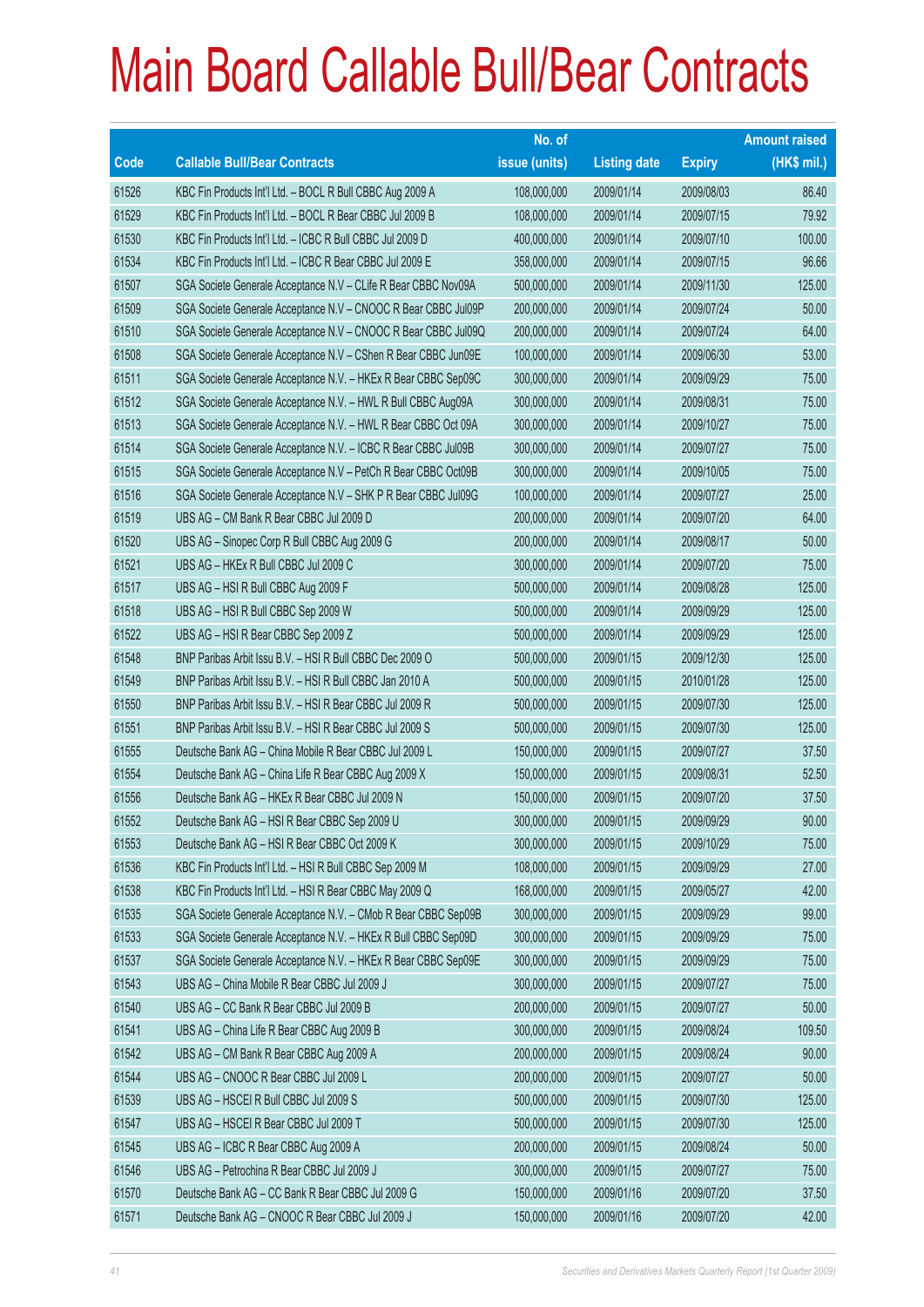# Main Board Callable Bull/Bear Contracts

| Code | Callable Bull/Bear Contracts | No. of issue (units) | Listing date | Expiry | Amount raised (HK$ mil.) |
|---|---|---|---|---|---|
| 61526 | KBC Fin Products Int'l Ltd. – BOCL R Bull CBBC Aug 2009 A | 108,000,000 | 2009/01/14 | 2009/08/03 | 86.40 |
| 61529 | KBC Fin Products Int'l Ltd. – BOCL R Bear CBBC Jul 2009 B | 108,000,000 | 2009/01/14 | 2009/07/15 | 79.92 |
| 61530 | KBC Fin Products Int'l Ltd. – ICBC R Bull CBBC Jul 2009 D | 400,000,000 | 2009/01/14 | 2009/07/10 | 100.00 |
| 61534 | KBC Fin Products Int'l Ltd. – ICBC R Bear CBBC Jul 2009 E | 358,000,000 | 2009/01/14 | 2009/07/15 | 96.66 |
| 61507 | SGA Societe Generale Acceptance N.V – CLife R Bear CBBC Nov09A | 500,000,000 | 2009/01/14 | 2009/11/30 | 125.00 |
| 61509 | SGA Societe Generale Acceptance N.V – CNOOC R Bear CBBC Jul09P | 200,000,000 | 2009/01/14 | 2009/07/24 | 50.00 |
| 61510 | SGA Societe Generale Acceptance N.V – CNOOC R Bear CBBC Jul09Q | 200,000,000 | 2009/01/14 | 2009/07/24 | 64.00 |
| 61508 | SGA Societe Generale Acceptance N.V – CShen R Bear CBBC Jun09E | 100,000,000 | 2009/01/14 | 2009/06/30 | 53.00 |
| 61511 | SGA Societe Generale Acceptance N.V. – HKEx R Bear CBBC Sep09C | 300,000,000 | 2009/01/14 | 2009/09/29 | 75.00 |
| 61512 | SGA Societe Generale Acceptance N.V. – HWL R Bull CBBC Aug09A | 300,000,000 | 2009/01/14 | 2009/08/31 | 75.00 |
| 61513 | SGA Societe Generale Acceptance N.V. – HWL R Bear CBBC Oct 09A | 300,000,000 | 2009/01/14 | 2009/10/27 | 75.00 |
| 61514 | SGA Societe Generale Acceptance N.V. – ICBC R Bear CBBC Jul09B | 300,000,000 | 2009/01/14 | 2009/07/27 | 75.00 |
| 61515 | SGA Societe Generale Acceptance N.V – PetCh R Bear CBBC Oct09B | 300,000,000 | 2009/01/14 | 2009/10/05 | 75.00 |
| 61516 | SGA Societe Generale Acceptance N.V – SHK P R Bear CBBC Jul09G | 100,000,000 | 2009/01/14 | 2009/07/27 | 25.00 |
| 61519 | UBS AG – CM Bank R Bear CBBC Jul 2009 D | 200,000,000 | 2009/01/14 | 2009/07/20 | 64.00 |
| 61520 | UBS AG – Sinopec Corp R Bull CBBC Aug 2009 G | 200,000,000 | 2009/01/14 | 2009/08/17 | 50.00 |
| 61521 | UBS AG – HKEx R Bull CBBC Jul 2009 C | 300,000,000 | 2009/01/14 | 2009/07/20 | 75.00 |
| 61517 | UBS AG – HSI R Bull CBBC Aug 2009 F | 500,000,000 | 2009/01/14 | 2009/08/28 | 125.00 |
| 61518 | UBS AG – HSI R Bull CBBC Sep 2009 W | 500,000,000 | 2009/01/14 | 2009/09/29 | 125.00 |
| 61522 | UBS AG – HSI R Bear CBBC Sep 2009 Z | 500,000,000 | 2009/01/14 | 2009/09/29 | 125.00 |
| 61548 | BNP Paribas Arbit Issu B.V. – HSI R Bull CBBC Dec 2009 O | 500,000,000 | 2009/01/15 | 2009/12/30 | 125.00 |
| 61549 | BNP Paribas Arbit Issu B.V. – HSI R Bull CBBC Jan 2010 A | 500,000,000 | 2009/01/15 | 2010/01/28 | 125.00 |
| 61550 | BNP Paribas Arbit Issu B.V. – HSI R Bear CBBC Jul 2009 R | 500,000,000 | 2009/01/15 | 2009/07/30 | 125.00 |
| 61551 | BNP Paribas Arbit Issu B.V. – HSI R Bear CBBC Jul 2009 S | 500,000,000 | 2009/01/15 | 2009/07/30 | 125.00 |
| 61555 | Deutsche Bank AG – China Mobile R Bear CBBC Jul 2009 L | 150,000,000 | 2009/01/15 | 2009/07/27 | 37.50 |
| 61554 | Deutsche Bank AG – China Life R Bear CBBC Aug 2009 X | 150,000,000 | 2009/01/15 | 2009/08/31 | 52.50 |
| 61556 | Deutsche Bank AG – HKEx R Bear CBBC Jul 2009 N | 150,000,000 | 2009/01/15 | 2009/07/20 | 37.50 |
| 61552 | Deutsche Bank AG – HSI R Bear CBBC Sep 2009 U | 300,000,000 | 2009/01/15 | 2009/09/29 | 90.00 |
| 61553 | Deutsche Bank AG – HSI R Bear CBBC Oct 2009 K | 300,000,000 | 2009/01/15 | 2009/10/29 | 75.00 |
| 61536 | KBC Fin Products Int'l Ltd. – HSI R Bull CBBC Sep 2009 M | 108,000,000 | 2009/01/15 | 2009/09/29 | 27.00 |
| 61538 | KBC Fin Products Int'l Ltd. – HSI R Bear CBBC May 2009 Q | 168,000,000 | 2009/01/15 | 2009/05/27 | 42.00 |
| 61535 | SGA Societe Generale Acceptance N.V. – CMob R Bear CBBC Sep09B | 300,000,000 | 2009/01/15 | 2009/09/29 | 99.00 |
| 61533 | SGA Societe Generale Acceptance N.V. – HKEx R Bull CBBC Sep09D | 300,000,000 | 2009/01/15 | 2009/09/29 | 75.00 |
| 61537 | SGA Societe Generale Acceptance N.V. – HKEx R Bear CBBC Sep09E | 300,000,000 | 2009/01/15 | 2009/09/29 | 75.00 |
| 61543 | UBS AG – China Mobile R Bear CBBC Jul 2009 J | 300,000,000 | 2009/01/15 | 2009/07/27 | 75.00 |
| 61540 | UBS AG – CC Bank R Bear CBBC Jul 2009 B | 200,000,000 | 2009/01/15 | 2009/07/27 | 50.00 |
| 61541 | UBS AG – China Life R Bear CBBC Aug 2009 B | 300,000,000 | 2009/01/15 | 2009/08/24 | 109.50 |
| 61542 | UBS AG – CM Bank R Bear CBBC Aug 2009 A | 200,000,000 | 2009/01/15 | 2009/08/24 | 90.00 |
| 61544 | UBS AG – CNOOC R Bear CBBC Jul 2009 L | 200,000,000 | 2009/01/15 | 2009/07/27 | 50.00 |
| 61539 | UBS AG – HSCEI R Bull CBBC Jul 2009 S | 500,000,000 | 2009/01/15 | 2009/07/30 | 125.00 |
| 61547 | UBS AG – HSCEI R Bear CBBC Jul 2009 T | 500,000,000 | 2009/01/15 | 2009/07/30 | 125.00 |
| 61545 | UBS AG – ICBC R Bear CBBC Aug 2009 A | 200,000,000 | 2009/01/15 | 2009/08/24 | 50.00 |
| 61546 | UBS AG – Petrochina R Bear CBBC Jul 2009 J | 300,000,000 | 2009/01/15 | 2009/07/27 | 75.00 |
| 61570 | Deutsche Bank AG – CC Bank R Bear CBBC Jul 2009 G | 150,000,000 | 2009/01/16 | 2009/07/20 | 37.50 |
| 61571 | Deutsche Bank AG – CNOOC R Bear CBBC Jul 2009 J | 150,000,000 | 2009/01/16 | 2009/07/20 | 42.00 |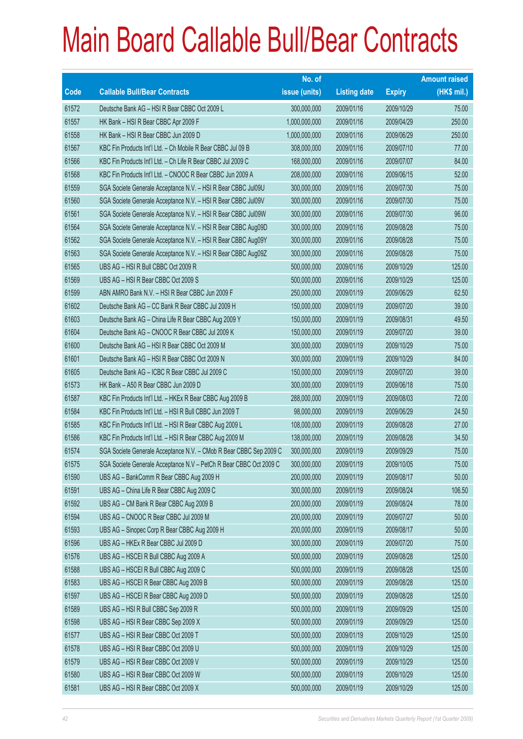# Main Board Callable Bull/Bear Contracts

| Code | Callable Bull/Bear Contracts | No. of issue (units) | Listing date | Expiry | Amount raised (HK$ mil.) |
|---|---|---|---|---|---|
| 61572 | Deutsche Bank AG – HSI R Bear CBBC Oct 2009 L | 300,000,000 | 2009/01/16 | 2009/10/29 | 75.00 |
| 61557 | HK Bank – HSI R Bear CBBC Apr 2009 F | 1,000,000,000 | 2009/01/16 | 2009/04/29 | 250.00 |
| 61558 | HK Bank – HSI R Bear CBBC Jun 2009 D | 1,000,000,000 | 2009/01/16 | 2009/06/29 | 250.00 |
| 61567 | KBC Fin Products Int'l Ltd. – Ch Mobile R Bear CBBC Jul 09 B | 308,000,000 | 2009/01/16 | 2009/07/10 | 77.00 |
| 61566 | KBC Fin Products Int'l Ltd. – Ch Life R Bear CBBC Jul 2009 C | 168,000,000 | 2009/01/16 | 2009/07/07 | 84.00 |
| 61568 | KBC Fin Products Int'l Ltd. – CNOOC R Bear CBBC Jun 2009 A | 208,000,000 | 2009/01/16 | 2009/06/15 | 52.00 |
| 61559 | SGA Societe Generale Acceptance N.V. – HSI R Bear CBBC Jul09U | 300,000,000 | 2009/01/16 | 2009/07/30 | 75.00 |
| 61560 | SGA Societe Generale Acceptance N.V. – HSI R Bear CBBC Jul09V | 300,000,000 | 2009/01/16 | 2009/07/30 | 75.00 |
| 61561 | SGA Societe Generale Acceptance N.V. – HSI R Bear CBBC Jul09W | 300,000,000 | 2009/01/16 | 2009/07/30 | 96.00 |
| 61564 | SGA Societe Generale Acceptance N.V. – HSI R Bear CBBC Aug09D | 300,000,000 | 2009/01/16 | 2009/08/28 | 75.00 |
| 61562 | SGA Societe Generale Acceptance N.V. – HSI R Bear CBBC Aug09Y | 300,000,000 | 2009/01/16 | 2009/08/28 | 75.00 |
| 61563 | SGA Societe Generale Acceptance N.V. – HSI R Bear CBBC Aug09Z | 300,000,000 | 2009/01/16 | 2009/08/28 | 75.00 |
| 61565 | UBS AG – HSI R Bull CBBC Oct 2009 R | 500,000,000 | 2009/01/16 | 2009/10/29 | 125.00 |
| 61569 | UBS AG – HSI R Bear CBBC Oct 2009 S | 500,000,000 | 2009/01/16 | 2009/10/29 | 125.00 |
| 61599 | ABN AMRO Bank N.V. – HSI R Bear CBBC Jun 2009 F | 250,000,000 | 2009/01/19 | 2009/06/29 | 62.50 |
| 61602 | Deutsche Bank AG – CC Bank R Bear CBBC Jul 2009 H | 150,000,000 | 2009/01/19 | 2009/07/20 | 39.00 |
| 61603 | Deutsche Bank AG – China Life R Bear CBBC Aug 2009 Y | 150,000,000 | 2009/01/19 | 2009/08/31 | 49.50 |
| 61604 | Deutsche Bank AG – CNOOC R Bear CBBC Jul 2009 K | 150,000,000 | 2009/01/19 | 2009/07/20 | 39.00 |
| 61600 | Deutsche Bank AG – HSI R Bear CBBC Oct 2009 M | 300,000,000 | 2009/01/19 | 2009/10/29 | 75.00 |
| 61601 | Deutsche Bank AG – HSI R Bear CBBC Oct 2009 N | 300,000,000 | 2009/01/19 | 2009/10/29 | 84.00 |
| 61605 | Deutsche Bank AG – ICBC R Bear CBBC Jul 2009 C | 150,000,000 | 2009/01/19 | 2009/07/20 | 39.00 |
| 61573 | HK Bank – A50 R Bear CBBC Jun 2009 D | 300,000,000 | 2009/01/19 | 2009/06/18 | 75.00 |
| 61587 | KBC Fin Products Int'l Ltd. – HKEx R Bear CBBC Aug 2009 B | 288,000,000 | 2009/01/19 | 2009/08/03 | 72.00 |
| 61584 | KBC Fin Products Int'l Ltd. – HSI R Bull CBBC Jun 2009 T | 98,000,000 | 2009/01/19 | 2009/06/29 | 24.50 |
| 61585 | KBC Fin Products Int'l Ltd. – HSI R Bear CBBC Aug 2009 L | 108,000,000 | 2009/01/19 | 2009/08/28 | 27.00 |
| 61586 | KBC Fin Products Int'l Ltd. – HSI R Bear CBBC Aug 2009 M | 138,000,000 | 2009/01/19 | 2009/08/28 | 34.50 |
| 61574 | SGA Societe Generale Acceptance N.V. – CMob R Bear CBBC Sep 2009 C | 300,000,000 | 2009/01/19 | 2009/09/29 | 75.00 |
| 61575 | SGA Societe Generale Acceptance N.V – PetCh R Bear CBBC Oct 2009 C | 300,000,000 | 2009/01/19 | 2009/10/05 | 75.00 |
| 61590 | UBS AG – BankComm R Bear CBBC Aug 2009 H | 200,000,000 | 2009/01/19 | 2009/08/17 | 50.00 |
| 61591 | UBS AG – China Life R Bear CBBC Aug 2009 C | 300,000,000 | 2009/01/19 | 2009/08/24 | 106.50 |
| 61592 | UBS AG – CM Bank R Bear CBBC Aug 2009 B | 200,000,000 | 2009/01/19 | 2009/08/24 | 78.00 |
| 61594 | UBS AG – CNOOC R Bear CBBC Jul 2009 M | 200,000,000 | 2009/01/19 | 2009/07/27 | 50.00 |
| 61593 | UBS AG – Sinopec Corp R Bear CBBC Aug 2009 H | 200,000,000 | 2009/01/19 | 2009/08/17 | 50.00 |
| 61596 | UBS AG – HKEx R Bear CBBC Jul 2009 D | 300,000,000 | 2009/01/19 | 2009/07/20 | 75.00 |
| 61576 | UBS AG – HSCEI R Bull CBBC Aug 2009 A | 500,000,000 | 2009/01/19 | 2009/08/28 | 125.00 |
| 61588 | UBS AG – HSCEI R Bull CBBC Aug 2009 C | 500,000,000 | 2009/01/19 | 2009/08/28 | 125.00 |
| 61583 | UBS AG – HSCEI R Bear CBBC Aug 2009 B | 500,000,000 | 2009/01/19 | 2009/08/28 | 125.00 |
| 61597 | UBS AG – HSCEI R Bear CBBC Aug 2009 D | 500,000,000 | 2009/01/19 | 2009/08/28 | 125.00 |
| 61589 | UBS AG – HSI R Bull CBBC Sep 2009 R | 500,000,000 | 2009/01/19 | 2009/09/29 | 125.00 |
| 61598 | UBS AG – HSI R Bear CBBC Sep 2009 X | 500,000,000 | 2009/01/19 | 2009/09/29 | 125.00 |
| 61577 | UBS AG – HSI R Bear CBBC Oct 2009 T | 500,000,000 | 2009/01/19 | 2009/10/29 | 125.00 |
| 61578 | UBS AG – HSI R Bear CBBC Oct 2009 U | 500,000,000 | 2009/01/19 | 2009/10/29 | 125.00 |
| 61579 | UBS AG – HSI R Bear CBBC Oct 2009 V | 500,000,000 | 2009/01/19 | 2009/10/29 | 125.00 |
| 61580 | UBS AG – HSI R Bear CBBC Oct 2009 W | 500,000,000 | 2009/01/19 | 2009/10/29 | 125.00 |
| 61581 | UBS AG – HSI R Bear CBBC Oct 2009 X | 500,000,000 | 2009/01/19 | 2009/10/29 | 125.00 |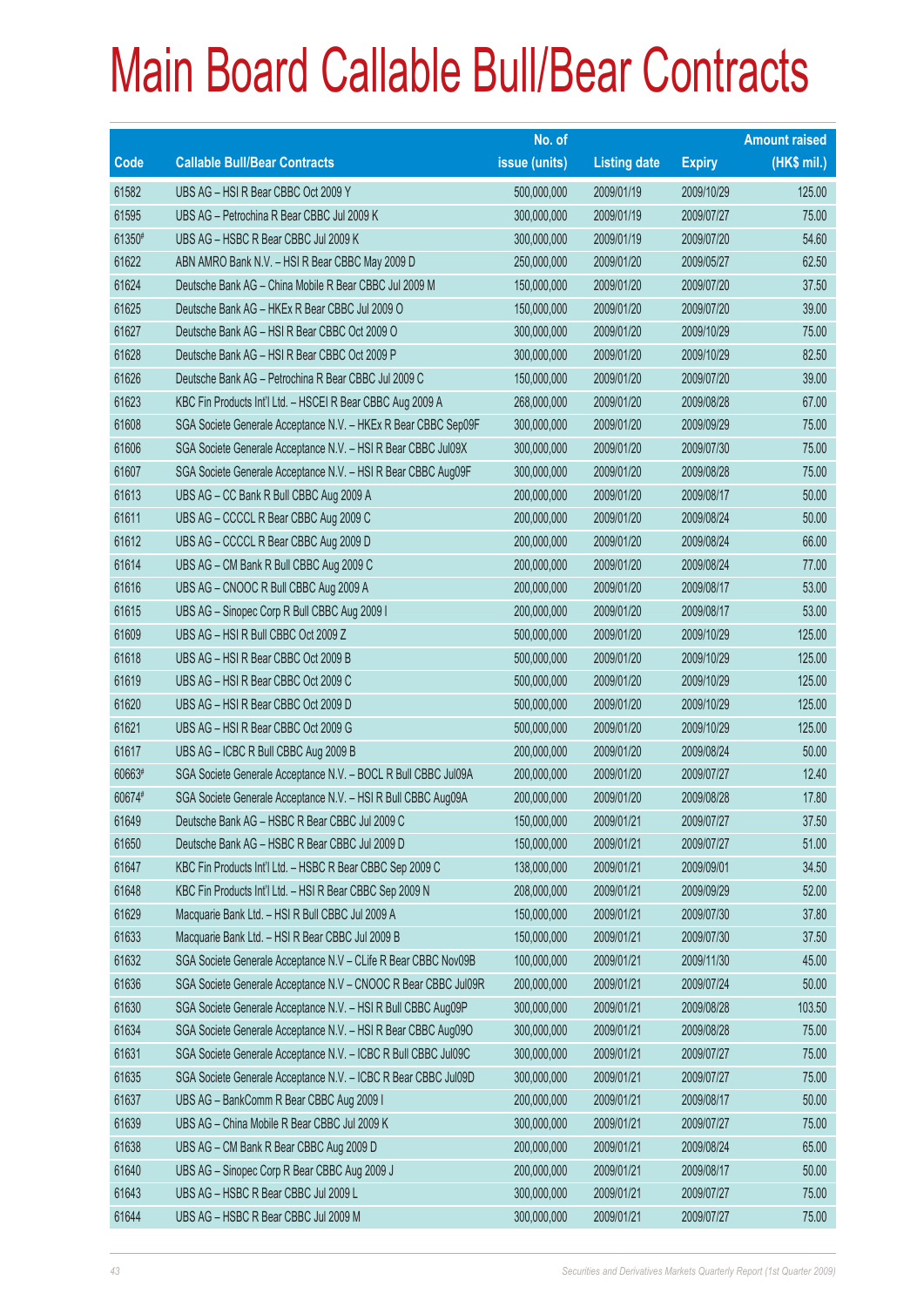# Main Board Callable Bull/Bear Contracts

| Code | Callable Bull/Bear Contracts | No. of issue (units) | Listing date | Expiry | Amount raised (HK$ mil.) |
|---|---|---|---|---|---|
| 61582 | UBS AG – HSI R Bear CBBC Oct 2009 Y | 500,000,000 | 2009/01/19 | 2009/10/29 | 125.00 |
| 61595 | UBS AG – Petrochina R Bear CBBC Jul 2009 K | 300,000,000 | 2009/01/19 | 2009/07/27 | 75.00 |
| 61350# | UBS AG – HSBC R Bear CBBC Jul 2009 K | 300,000,000 | 2009/01/19 | 2009/07/20 | 54.60 |
| 61622 | ABN AMRO Bank N.V. – HSI R Bear CBBC May 2009 D | 250,000,000 | 2009/01/20 | 2009/05/27 | 62.50 |
| 61624 | Deutsche Bank AG – China Mobile R Bear CBBC Jul 2009 M | 150,000,000 | 2009/01/20 | 2009/07/20 | 37.50 |
| 61625 | Deutsche Bank AG – HKEx R Bear CBBC Jul 2009 O | 150,000,000 | 2009/01/20 | 2009/07/20 | 39.00 |
| 61627 | Deutsche Bank AG – HSI R Bear CBBC Oct 2009 O | 300,000,000 | 2009/01/20 | 2009/10/29 | 75.00 |
| 61628 | Deutsche Bank AG – HSI R Bear CBBC Oct 2009 P | 300,000,000 | 2009/01/20 | 2009/10/29 | 82.50 |
| 61626 | Deutsche Bank AG – Petrochina R Bear CBBC Jul 2009 C | 150,000,000 | 2009/01/20 | 2009/07/20 | 39.00 |
| 61623 | KBC Fin Products Int'l Ltd. – HSCEI R Bear CBBC Aug 2009 A | 268,000,000 | 2009/01/20 | 2009/08/28 | 67.00 |
| 61608 | SGA Societe Generale Acceptance N.V. – HKEx R Bear CBBC Sep09F | 300,000,000 | 2009/01/20 | 2009/09/29 | 75.00 |
| 61606 | SGA Societe Generale Acceptance N.V. – HSI R Bear CBBC Jul09X | 300,000,000 | 2009/01/20 | 2009/07/30 | 75.00 |
| 61607 | SGA Societe Generale Acceptance N.V. – HSI R Bear CBBC Aug09F | 300,000,000 | 2009/01/20 | 2009/08/28 | 75.00 |
| 61613 | UBS AG – CC Bank R Bull CBBC Aug 2009 A | 200,000,000 | 2009/01/20 | 2009/08/17 | 50.00 |
| 61611 | UBS AG – CCCCL R Bear CBBC Aug 2009 C | 200,000,000 | 2009/01/20 | 2009/08/24 | 50.00 |
| 61612 | UBS AG – CCCCL R Bear CBBC Aug 2009 D | 200,000,000 | 2009/01/20 | 2009/08/24 | 66.00 |
| 61614 | UBS AG – CM Bank R Bull CBBC Aug 2009 C | 200,000,000 | 2009/01/20 | 2009/08/24 | 77.00 |
| 61616 | UBS AG – CNOOC R Bull CBBC Aug 2009 A | 200,000,000 | 2009/01/20 | 2009/08/17 | 53.00 |
| 61615 | UBS AG – Sinopec Corp R Bull CBBC Aug 2009 I | 200,000,000 | 2009/01/20 | 2009/08/17 | 53.00 |
| 61609 | UBS AG – HSI R Bull CBBC Oct 2009 Z | 500,000,000 | 2009/01/20 | 2009/10/29 | 125.00 |
| 61618 | UBS AG – HSI R Bear CBBC Oct 2009 B | 500,000,000 | 2009/01/20 | 2009/10/29 | 125.00 |
| 61619 | UBS AG – HSI R Bear CBBC Oct 2009 C | 500,000,000 | 2009/01/20 | 2009/10/29 | 125.00 |
| 61620 | UBS AG – HSI R Bear CBBC Oct 2009 D | 500,000,000 | 2009/01/20 | 2009/10/29 | 125.00 |
| 61621 | UBS AG – HSI R Bear CBBC Oct 2009 G | 500,000,000 | 2009/01/20 | 2009/10/29 | 125.00 |
| 61617 | UBS AG – ICBC R Bull CBBC Aug 2009 B | 200,000,000 | 2009/01/20 | 2009/08/24 | 50.00 |
| 60663# | SGA Societe Generale Acceptance N.V. – BOCL R Bull CBBC Jul09A | 200,000,000 | 2009/01/20 | 2009/07/27 | 12.40 |
| 60674# | SGA Societe Generale Acceptance N.V. – HSI R Bull CBBC Aug09A | 200,000,000 | 2009/01/20 | 2009/08/28 | 17.80 |
| 61649 | Deutsche Bank AG – HSBC R Bear CBBC Jul 2009 C | 150,000,000 | 2009/01/21 | 2009/07/27 | 37.50 |
| 61650 | Deutsche Bank AG – HSBC R Bear CBBC Jul 2009 D | 150,000,000 | 2009/01/21 | 2009/07/27 | 51.00 |
| 61647 | KBC Fin Products Int'l Ltd. – HSBC R Bear CBBC Sep 2009 C | 138,000,000 | 2009/01/21 | 2009/09/01 | 34.50 |
| 61648 | KBC Fin Products Int'l Ltd. – HSI R Bear CBBC Sep 2009 N | 208,000,000 | 2009/01/21 | 2009/09/29 | 52.00 |
| 61629 | Macquarie Bank Ltd. – HSI R Bull CBBC Jul 2009 A | 150,000,000 | 2009/01/21 | 2009/07/30 | 37.80 |
| 61633 | Macquarie Bank Ltd. – HSI R Bear CBBC Jul 2009 B | 150,000,000 | 2009/01/21 | 2009/07/30 | 37.50 |
| 61632 | SGA Societe Generale Acceptance N.V – CLife R Bear CBBC Nov09B | 100,000,000 | 2009/01/21 | 2009/11/30 | 45.00 |
| 61636 | SGA Societe Generale Acceptance N.V – CNOOC R Bear CBBC Jul09R | 200,000,000 | 2009/01/21 | 2009/07/24 | 50.00 |
| 61630 | SGA Societe Generale Acceptance N.V. – HSI R Bull CBBC Aug09P | 300,000,000 | 2009/01/21 | 2009/08/28 | 103.50 |
| 61634 | SGA Societe Generale Acceptance N.V. – HSI R Bear CBBC Aug09O | 300,000,000 | 2009/01/21 | 2009/08/28 | 75.00 |
| 61631 | SGA Societe Generale Acceptance N.V. – ICBC R Bull CBBC Jul09C | 300,000,000 | 2009/01/21 | 2009/07/27 | 75.00 |
| 61635 | SGA Societe Generale Acceptance N.V. – ICBC R Bear CBBC Jul09D | 300,000,000 | 2009/01/21 | 2009/07/27 | 75.00 |
| 61637 | UBS AG – BankComm R Bear CBBC Aug 2009 I | 200,000,000 | 2009/01/21 | 2009/08/17 | 50.00 |
| 61639 | UBS AG – China Mobile R Bear CBBC Jul 2009 K | 300,000,000 | 2009/01/21 | 2009/07/27 | 75.00 |
| 61638 | UBS AG – CM Bank R Bear CBBC Aug 2009 D | 200,000,000 | 2009/01/21 | 2009/08/24 | 65.00 |
| 61640 | UBS AG – Sinopec Corp R Bear CBBC Aug 2009 J | 200,000,000 | 2009/01/21 | 2009/08/17 | 50.00 |
| 61643 | UBS AG – HSBC R Bear CBBC Jul 2009 L | 300,000,000 | 2009/01/21 | 2009/07/27 | 75.00 |
| 61644 | UBS AG – HSBC R Bear CBBC Jul 2009 M | 300,000,000 | 2009/01/21 | 2009/07/27 | 75.00 |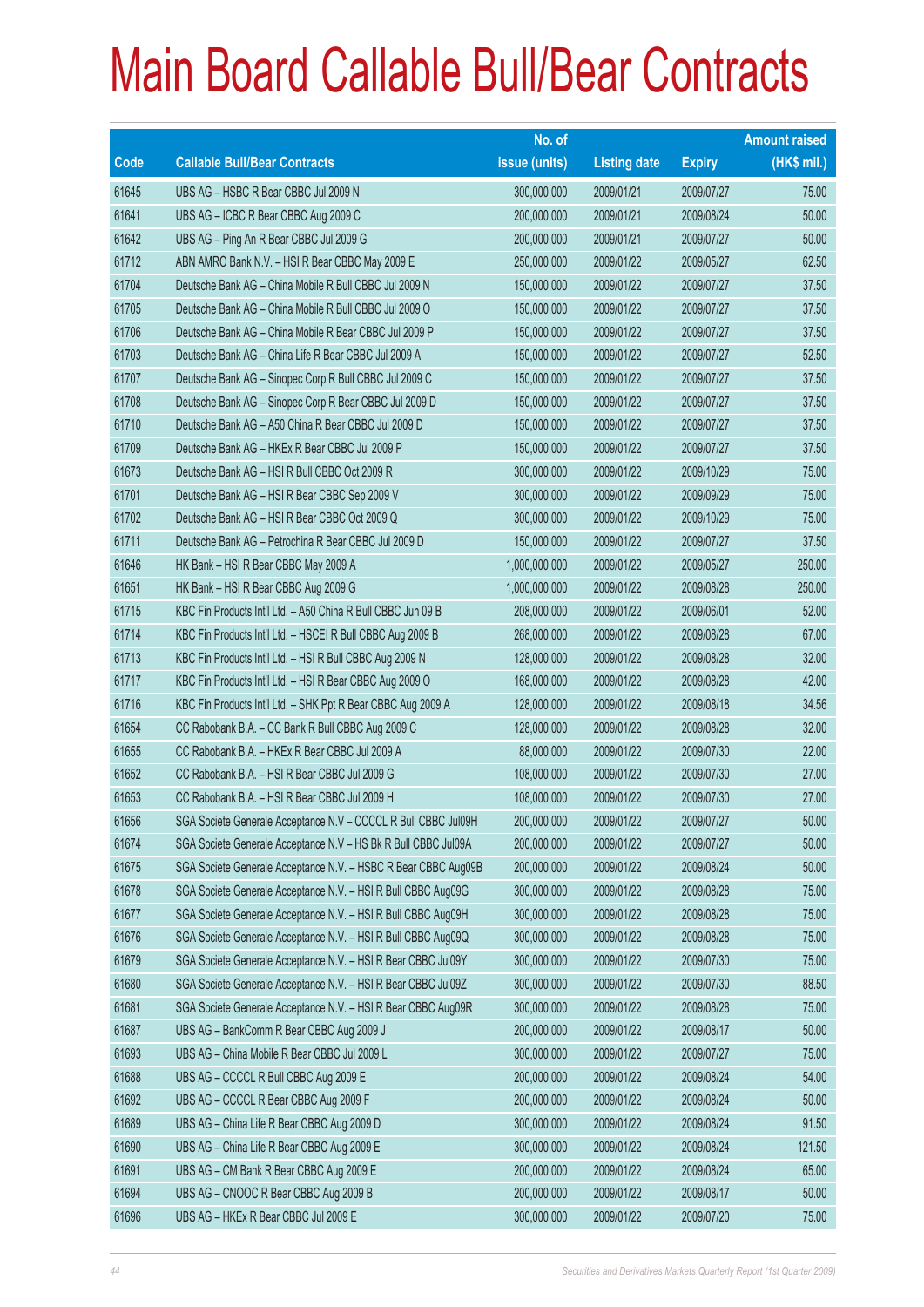# Main Board Callable Bull/Bear Contracts

| Code | Callable Bull/Bear Contracts | No. of issue (units) | Listing date | Expiry | Amount raised (HK$ mil.) |
|---|---|---|---|---|---|
| 61645 | UBS AG – HSBC R Bear CBBC Jul 2009 N | 300,000,000 | 2009/01/21 | 2009/07/27 | 75.00 |
| 61641 | UBS AG – ICBC R Bear CBBC Aug 2009 C | 200,000,000 | 2009/01/21 | 2009/08/24 | 50.00 |
| 61642 | UBS AG – Ping An R Bear CBBC Jul 2009 G | 200,000,000 | 2009/01/21 | 2009/07/27 | 50.00 |
| 61712 | ABN AMRO Bank N.V. – HSI R Bear CBBC May 2009 E | 250,000,000 | 2009/01/22 | 2009/05/27 | 62.50 |
| 61704 | Deutsche Bank AG – China Mobile R Bull CBBC Jul 2009 N | 150,000,000 | 2009/01/22 | 2009/07/27 | 37.50 |
| 61705 | Deutsche Bank AG – China Mobile R Bull CBBC Jul 2009 O | 150,000,000 | 2009/01/22 | 2009/07/27 | 37.50 |
| 61706 | Deutsche Bank AG – China Mobile R Bear CBBC Jul 2009 P | 150,000,000 | 2009/01/22 | 2009/07/27 | 37.50 |
| 61703 | Deutsche Bank AG – China Life R Bear CBBC Jul 2009 A | 150,000,000 | 2009/01/22 | 2009/07/27 | 52.50 |
| 61707 | Deutsche Bank AG – Sinopec Corp R Bull CBBC Jul 2009 C | 150,000,000 | 2009/01/22 | 2009/07/27 | 37.50 |
| 61708 | Deutsche Bank AG – Sinopec Corp R Bear CBBC Jul 2009 D | 150,000,000 | 2009/01/22 | 2009/07/27 | 37.50 |
| 61710 | Deutsche Bank AG – A50 China R Bear CBBC Jul 2009 D | 150,000,000 | 2009/01/22 | 2009/07/27 | 37.50 |
| 61709 | Deutsche Bank AG – HKEx R Bear CBBC Jul 2009 P | 150,000,000 | 2009/01/22 | 2009/07/27 | 37.50 |
| 61673 | Deutsche Bank AG – HSI R Bull CBBC Oct 2009 R | 300,000,000 | 2009/01/22 | 2009/10/29 | 75.00 |
| 61701 | Deutsche Bank AG – HSI R Bear CBBC Sep 2009 V | 300,000,000 | 2009/01/22 | 2009/09/29 | 75.00 |
| 61702 | Deutsche Bank AG – HSI R Bear CBBC Oct 2009 Q | 300,000,000 | 2009/01/22 | 2009/10/29 | 75.00 |
| 61711 | Deutsche Bank AG – Petrochina R Bear CBBC Jul 2009 D | 150,000,000 | 2009/01/22 | 2009/07/27 | 37.50 |
| 61646 | HK Bank – HSI R Bear CBBC May 2009 A | 1,000,000,000 | 2009/01/22 | 2009/05/27 | 250.00 |
| 61651 | HK Bank – HSI R Bear CBBC Aug 2009 G | 1,000,000,000 | 2009/01/22 | 2009/08/28 | 250.00 |
| 61715 | KBC Fin Products Int'l Ltd. – A50 China R Bull CBBC Jun 09 B | 208,000,000 | 2009/01/22 | 2009/06/01 | 52.00 |
| 61714 | KBC Fin Products Int'l Ltd. – HSCEI R Bull CBBC Aug 2009 B | 268,000,000 | 2009/01/22 | 2009/08/28 | 67.00 |
| 61713 | KBC Fin Products Int'l Ltd. – HSI R Bull CBBC Aug 2009 N | 128,000,000 | 2009/01/22 | 2009/08/28 | 32.00 |
| 61717 | KBC Fin Products Int'l Ltd. – HSI R Bear CBBC Aug 2009 O | 168,000,000 | 2009/01/22 | 2009/08/28 | 42.00 |
| 61716 | KBC Fin Products Int'l Ltd. – SHK Ppt R Bear CBBC Aug 2009 A | 128,000,000 | 2009/01/22 | 2009/08/18 | 34.56 |
| 61654 | CC Rabobank B.A. – CC Bank R Bull CBBC Aug 2009 C | 128,000,000 | 2009/01/22 | 2009/08/28 | 32.00 |
| 61655 | CC Rabobank B.A. – HKEx R Bear CBBC Jul 2009 A | 88,000,000 | 2009/01/22 | 2009/07/30 | 22.00 |
| 61652 | CC Rabobank B.A. – HSI R Bear CBBC Jul 2009 G | 108,000,000 | 2009/01/22 | 2009/07/30 | 27.00 |
| 61653 | CC Rabobank B.A. – HSI R Bear CBBC Jul 2009 H | 108,000,000 | 2009/01/22 | 2009/07/30 | 27.00 |
| 61656 | SGA Societe Generale Acceptance N.V – CCCCL R Bull CBBC Jul09H | 200,000,000 | 2009/01/22 | 2009/07/27 | 50.00 |
| 61674 | SGA Societe Generale Acceptance N.V – HS Bk R Bull CBBC Jul09A | 200,000,000 | 2009/01/22 | 2009/07/27 | 50.00 |
| 61675 | SGA Societe Generale Acceptance N.V. – HSBC R Bear CBBC Aug09B | 200,000,000 | 2009/01/22 | 2009/08/24 | 50.00 |
| 61678 | SGA Societe Generale Acceptance N.V. – HSI R Bull CBBC Aug09G | 300,000,000 | 2009/01/22 | 2009/08/28 | 75.00 |
| 61677 | SGA Societe Generale Acceptance N.V. – HSI R Bull CBBC Aug09H | 300,000,000 | 2009/01/22 | 2009/08/28 | 75.00 |
| 61676 | SGA Societe Generale Acceptance N.V. – HSI R Bull CBBC Aug09Q | 300,000,000 | 2009/01/22 | 2009/08/28 | 75.00 |
| 61679 | SGA Societe Generale Acceptance N.V. – HSI R Bear CBBC Jul09Y | 300,000,000 | 2009/01/22 | 2009/07/30 | 75.00 |
| 61680 | SGA Societe Generale Acceptance N.V. – HSI R Bear CBBC Jul09Z | 300,000,000 | 2009/01/22 | 2009/07/30 | 88.50 |
| 61681 | SGA Societe Generale Acceptance N.V. – HSI R Bear CBBC Aug09R | 300,000,000 | 2009/01/22 | 2009/08/28 | 75.00 |
| 61687 | UBS AG – BankComm R Bear CBBC Aug 2009 J | 200,000,000 | 2009/01/22 | 2009/08/17 | 50.00 |
| 61693 | UBS AG – China Mobile R Bear CBBC Jul 2009 L | 300,000,000 | 2009/01/22 | 2009/07/27 | 75.00 |
| 61688 | UBS AG – CCCCL R Bull CBBC Aug 2009 E | 200,000,000 | 2009/01/22 | 2009/08/24 | 54.00 |
| 61692 | UBS AG – CCCCL R Bear CBBC Aug 2009 F | 200,000,000 | 2009/01/22 | 2009/08/24 | 50.00 |
| 61689 | UBS AG – China Life R Bear CBBC Aug 2009 D | 300,000,000 | 2009/01/22 | 2009/08/24 | 91.50 |
| 61690 | UBS AG – China Life R Bear CBBC Aug 2009 E | 300,000,000 | 2009/01/22 | 2009/08/24 | 121.50 |
| 61691 | UBS AG – CM Bank R Bear CBBC Aug 2009 E | 200,000,000 | 2009/01/22 | 2009/08/24 | 65.00 |
| 61694 | UBS AG – CNOOC R Bear CBBC Aug 2009 B | 200,000,000 | 2009/01/22 | 2009/08/17 | 50.00 |
| 61696 | UBS AG – HKEx R Bear CBBC Jul 2009 E | 300,000,000 | 2009/01/22 | 2009/07/20 | 75.00 |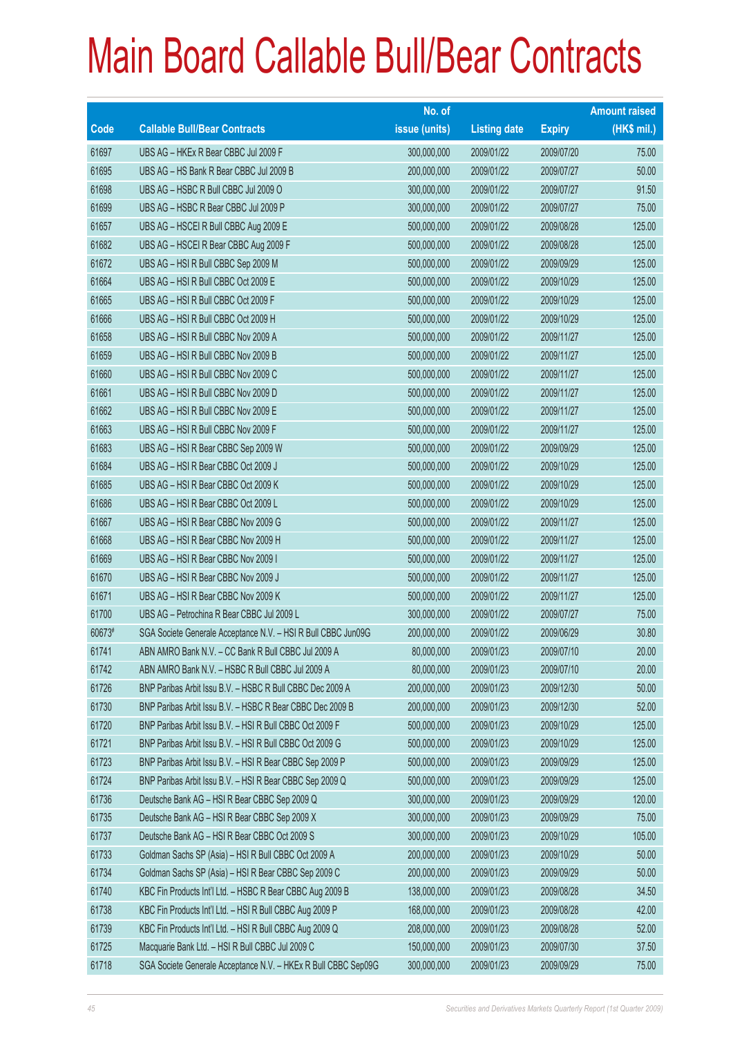# Main Board Callable Bull/Bear Contracts

| Code | Callable Bull/Bear Contracts | No. of issue (units) | Listing date | Expiry | Amount raised (HK$ mil.) |
|---|---|---|---|---|---|
| 61697 | UBS AG – HKEx R Bear CBBC Jul 2009 F | 300,000,000 | 2009/01/22 | 2009/07/20 | 75.00 |
| 61695 | UBS AG – HS Bank R Bear CBBC Jul 2009 B | 200,000,000 | 2009/01/22 | 2009/07/27 | 50.00 |
| 61698 | UBS AG – HSBC R Bull CBBC Jul 2009 O | 300,000,000 | 2009/01/22 | 2009/07/27 | 91.50 |
| 61699 | UBS AG – HSBC R Bear CBBC Jul 2009 P | 300,000,000 | 2009/01/22 | 2009/07/27 | 75.00 |
| 61657 | UBS AG – HSCEI R Bull CBBC Aug 2009 E | 500,000,000 | 2009/01/22 | 2009/08/28 | 125.00 |
| 61682 | UBS AG – HSCEI R Bear CBBC Aug 2009 F | 500,000,000 | 2009/01/22 | 2009/08/28 | 125.00 |
| 61672 | UBS AG – HSI R Bull CBBC Sep 2009 M | 500,000,000 | 2009/01/22 | 2009/09/29 | 125.00 |
| 61664 | UBS AG – HSI R Bull CBBC Oct 2009 E | 500,000,000 | 2009/01/22 | 2009/10/29 | 125.00 |
| 61665 | UBS AG – HSI R Bull CBBC Oct 2009 F | 500,000,000 | 2009/01/22 | 2009/10/29 | 125.00 |
| 61666 | UBS AG – HSI R Bull CBBC Oct 2009 H | 500,000,000 | 2009/01/22 | 2009/10/29 | 125.00 |
| 61658 | UBS AG – HSI R Bull CBBC Nov 2009 A | 500,000,000 | 2009/01/22 | 2009/11/27 | 125.00 |
| 61659 | UBS AG – HSI R Bull CBBC Nov 2009 B | 500,000,000 | 2009/01/22 | 2009/11/27 | 125.00 |
| 61660 | UBS AG – HSI R Bull CBBC Nov 2009 C | 500,000,000 | 2009/01/22 | 2009/11/27 | 125.00 |
| 61661 | UBS AG – HSI R Bull CBBC Nov 2009 D | 500,000,000 | 2009/01/22 | 2009/11/27 | 125.00 |
| 61662 | UBS AG – HSI R Bull CBBC Nov 2009 E | 500,000,000 | 2009/01/22 | 2009/11/27 | 125.00 |
| 61663 | UBS AG – HSI R Bull CBBC Nov 2009 F | 500,000,000 | 2009/01/22 | 2009/11/27 | 125.00 |
| 61683 | UBS AG – HSI R Bear CBBC Sep 2009 W | 500,000,000 | 2009/01/22 | 2009/09/29 | 125.00 |
| 61684 | UBS AG – HSI R Bear CBBC Oct 2009 J | 500,000,000 | 2009/01/22 | 2009/10/29 | 125.00 |
| 61685 | UBS AG – HSI R Bear CBBC Oct 2009 K | 500,000,000 | 2009/01/22 | 2009/10/29 | 125.00 |
| 61686 | UBS AG – HSI R Bear CBBC Oct 2009 L | 500,000,000 | 2009/01/22 | 2009/10/29 | 125.00 |
| 61667 | UBS AG – HSI R Bear CBBC Nov 2009 G | 500,000,000 | 2009/01/22 | 2009/11/27 | 125.00 |
| 61668 | UBS AG – HSI R Bear CBBC Nov 2009 H | 500,000,000 | 2009/01/22 | 2009/11/27 | 125.00 |
| 61669 | UBS AG – HSI R Bear CBBC Nov 2009 I | 500,000,000 | 2009/01/22 | 2009/11/27 | 125.00 |
| 61670 | UBS AG – HSI R Bear CBBC Nov 2009 J | 500,000,000 | 2009/01/22 | 2009/11/27 | 125.00 |
| 61671 | UBS AG – HSI R Bear CBBC Nov 2009 K | 500,000,000 | 2009/01/22 | 2009/11/27 | 125.00 |
| 61700 | UBS AG – Petrochina R Bear CBBC Jul 2009 L | 300,000,000 | 2009/01/22 | 2009/07/27 | 75.00 |
| 60673# | SGA Societe Generale Acceptance N.V. – HSI R Bull CBBC Jun09G | 200,000,000 | 2009/01/22 | 2009/06/29 | 30.80 |
| 61741 | ABN AMRO Bank N.V. – CC Bank R Bull CBBC Jul 2009 A | 80,000,000 | 2009/01/23 | 2009/07/10 | 20.00 |
| 61742 | ABN AMRO Bank N.V. – HSBC R Bull CBBC Jul 2009 A | 80,000,000 | 2009/01/23 | 2009/07/10 | 20.00 |
| 61726 | BNP Paribas Arbit Issu B.V. – HSBC R Bull CBBC Dec 2009 A | 200,000,000 | 2009/01/23 | 2009/12/30 | 50.00 |
| 61730 | BNP Paribas Arbit Issu B.V. – HSBC R Bear CBBC Dec 2009 B | 200,000,000 | 2009/01/23 | 2009/12/30 | 52.00 |
| 61720 | BNP Paribas Arbit Issu B.V. – HSI R Bull CBBC Oct 2009 F | 500,000,000 | 2009/01/23 | 2009/10/29 | 125.00 |
| 61721 | BNP Paribas Arbit Issu B.V. – HSI R Bull CBBC Oct 2009 G | 500,000,000 | 2009/01/23 | 2009/10/29 | 125.00 |
| 61723 | BNP Paribas Arbit Issu B.V. – HSI R Bear CBBC Sep 2009 P | 500,000,000 | 2009/01/23 | 2009/09/29 | 125.00 |
| 61724 | BNP Paribas Arbit Issu B.V. – HSI R Bear CBBC Sep 2009 Q | 500,000,000 | 2009/01/23 | 2009/09/29 | 125.00 |
| 61736 | Deutsche Bank AG – HSI R Bear CBBC Sep 2009 Q | 300,000,000 | 2009/01/23 | 2009/09/29 | 120.00 |
| 61735 | Deutsche Bank AG – HSI R Bear CBBC Sep 2009 X | 300,000,000 | 2009/01/23 | 2009/09/29 | 75.00 |
| 61737 | Deutsche Bank AG – HSI R Bear CBBC Oct 2009 S | 300,000,000 | 2009/01/23 | 2009/10/29 | 105.00 |
| 61733 | Goldman Sachs SP (Asia) – HSI R Bull CBBC Oct 2009 A | 200,000,000 | 2009/01/23 | 2009/10/29 | 50.00 |
| 61734 | Goldman Sachs SP (Asia) – HSI R Bear CBBC Sep 2009 C | 200,000,000 | 2009/01/23 | 2009/09/29 | 50.00 |
| 61740 | KBC Fin Products Int'l Ltd. – HSBC R Bear CBBC Aug 2009 B | 138,000,000 | 2009/01/23 | 2009/08/28 | 34.50 |
| 61738 | KBC Fin Products Int'l Ltd. – HSI R Bull CBBC Aug 2009 P | 168,000,000 | 2009/01/23 | 2009/08/28 | 42.00 |
| 61739 | KBC Fin Products Int'l Ltd. – HSI R Bull CBBC Aug 2009 Q | 208,000,000 | 2009/01/23 | 2009/08/28 | 52.00 |
| 61725 | Macquarie Bank Ltd. – HSI R Bull CBBC Jul 2009 C | 150,000,000 | 2009/01/23 | 2009/07/30 | 37.50 |
| 61718 | SGA Societe Generale Acceptance N.V. – HKEx R Bull CBBC Sep09G | 300,000,000 | 2009/01/23 | 2009/09/29 | 75.00 |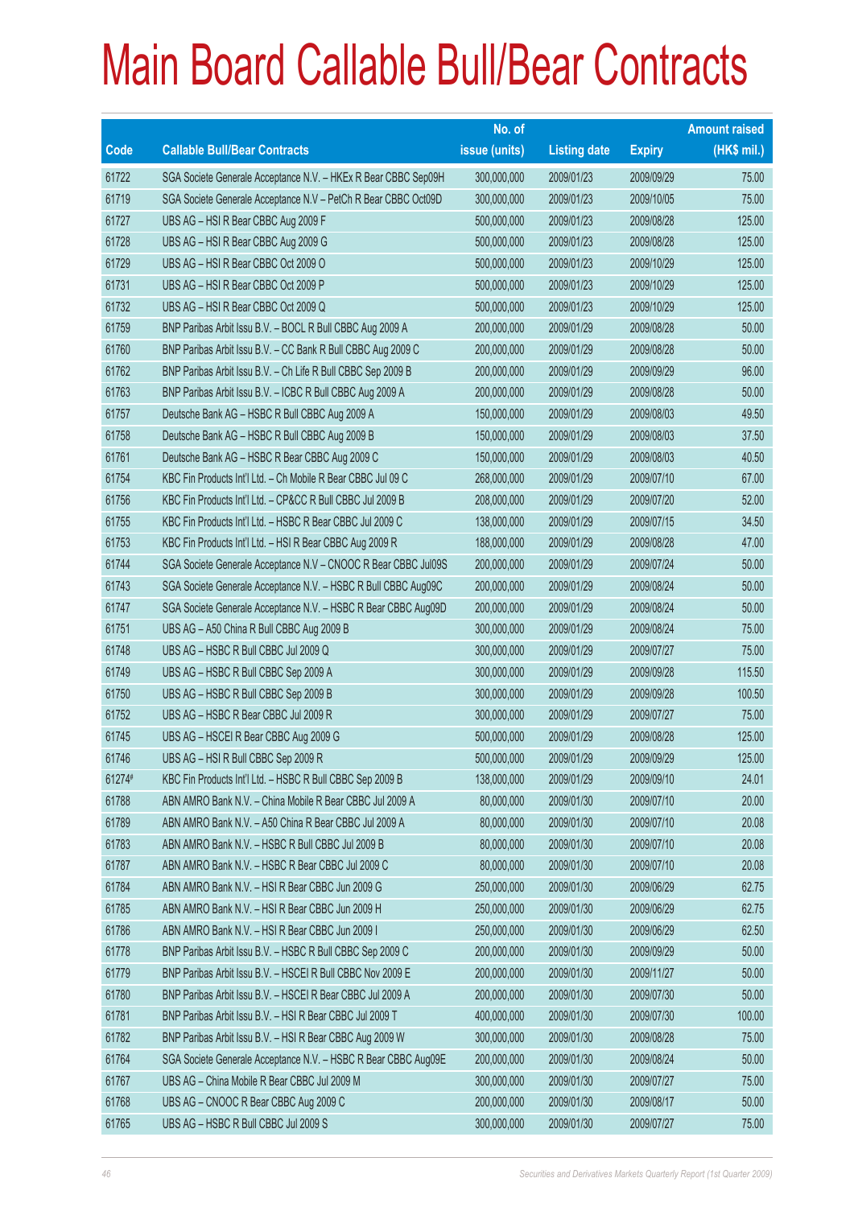# Main Board Callable Bull/Bear Contracts

| Code | Callable Bull/Bear Contracts | No. of issue (units) | Listing date | Expiry | Amount raised (HK$ mil.) |
|---|---|---|---|---|---|
| 61722 | SGA Societe Generale Acceptance N.V. – HKEx R Bear CBBC Sep09H | 300,000,000 | 2009/01/23 | 2009/09/29 | 75.00 |
| 61719 | SGA Societe Generale Acceptance N.V – PetCh R Bear CBBC Oct09D | 300,000,000 | 2009/01/23 | 2009/10/05 | 75.00 |
| 61727 | UBS AG – HSI R Bear CBBC Aug 2009 F | 500,000,000 | 2009/01/23 | 2009/08/28 | 125.00 |
| 61728 | UBS AG – HSI R Bear CBBC Aug 2009 G | 500,000,000 | 2009/01/23 | 2009/08/28 | 125.00 |
| 61729 | UBS AG – HSI R Bear CBBC Oct 2009 O | 500,000,000 | 2009/01/23 | 2009/10/29 | 125.00 |
| 61731 | UBS AG – HSI R Bear CBBC Oct 2009 P | 500,000,000 | 2009/01/23 | 2009/10/29 | 125.00 |
| 61732 | UBS AG – HSI R Bear CBBC Oct 2009 Q | 500,000,000 | 2009/01/23 | 2009/10/29 | 125.00 |
| 61759 | BNP Paribas Arbit Issu B.V. – BOCL R Bull CBBC Aug 2009 A | 200,000,000 | 2009/01/29 | 2009/08/28 | 50.00 |
| 61760 | BNP Paribas Arbit Issu B.V. – CC Bank R Bull CBBC Aug 2009 C | 200,000,000 | 2009/01/29 | 2009/08/28 | 50.00 |
| 61762 | BNP Paribas Arbit Issu B.V. – Ch Life R Bull CBBC Sep 2009 B | 200,000,000 | 2009/01/29 | 2009/09/29 | 96.00 |
| 61763 | BNP Paribas Arbit Issu B.V. – ICBC R Bull CBBC Aug 2009 A | 200,000,000 | 2009/01/29 | 2009/08/28 | 50.00 |
| 61757 | Deutsche Bank AG – HSBC R Bull CBBC Aug 2009 A | 150,000,000 | 2009/01/29 | 2009/08/03 | 49.50 |
| 61758 | Deutsche Bank AG – HSBC R Bull CBBC Aug 2009 B | 150,000,000 | 2009/01/29 | 2009/08/03 | 37.50 |
| 61761 | Deutsche Bank AG – HSBC R Bear CBBC Aug 2009 C | 150,000,000 | 2009/01/29 | 2009/08/03 | 40.50 |
| 61754 | KBC Fin Products Int'l Ltd. – Ch Mobile R Bear CBBC Jul 09 C | 268,000,000 | 2009/01/29 | 2009/07/10 | 67.00 |
| 61756 | KBC Fin Products Int'l Ltd. – CP&CC R Bull CBBC Jul 2009 B | 208,000,000 | 2009/01/29 | 2009/07/20 | 52.00 |
| 61755 | KBC Fin Products Int'l Ltd. – HSBC R Bear CBBC Jul 2009 C | 138,000,000 | 2009/01/29 | 2009/07/15 | 34.50 |
| 61753 | KBC Fin Products Int'l Ltd. – HSI R Bear CBBC Aug 2009 R | 188,000,000 | 2009/01/29 | 2009/08/28 | 47.00 |
| 61744 | SGA Societe Generale Acceptance N.V – CNOOC R Bear CBBC Jul09S | 200,000,000 | 2009/01/29 | 2009/07/24 | 50.00 |
| 61743 | SGA Societe Generale Acceptance N.V. – HSBC R Bull CBBC Aug09C | 200,000,000 | 2009/01/29 | 2009/08/24 | 50.00 |
| 61747 | SGA Societe Generale Acceptance N.V. – HSBC R Bear CBBC Aug09D | 200,000,000 | 2009/01/29 | 2009/08/24 | 50.00 |
| 61751 | UBS AG – A50 China R Bull CBBC Aug 2009 B | 300,000,000 | 2009/01/29 | 2009/08/24 | 75.00 |
| 61748 | UBS AG – HSBC R Bull CBBC Jul 2009 Q | 300,000,000 | 2009/01/29 | 2009/07/27 | 75.00 |
| 61749 | UBS AG – HSBC R Bull CBBC Sep 2009 A | 300,000,000 | 2009/01/29 | 2009/09/28 | 115.50 |
| 61750 | UBS AG – HSBC R Bull CBBC Sep 2009 B | 300,000,000 | 2009/01/29 | 2009/09/28 | 100.50 |
| 61752 | UBS AG – HSBC R Bear CBBC Jul 2009 R | 300,000,000 | 2009/01/29 | 2009/07/27 | 75.00 |
| 61745 | UBS AG – HSCEI R Bear CBBC Aug 2009 G | 500,000,000 | 2009/01/29 | 2009/08/28 | 125.00 |
| 61746 | UBS AG – HSI R Bull CBBC Sep 2009 R | 500,000,000 | 2009/01/29 | 2009/09/29 | 125.00 |
| 61274# | KBC Fin Products Int'l Ltd. – HSBC R Bull CBBC Sep 2009 B | 138,000,000 | 2009/01/29 | 2009/09/10 | 24.01 |
| 61788 | ABN AMRO Bank N.V. – China Mobile R Bear CBBC Jul 2009 A | 80,000,000 | 2009/01/30 | 2009/07/10 | 20.00 |
| 61789 | ABN AMRO Bank N.V. – A50 China R Bear CBBC Jul 2009 A | 80,000,000 | 2009/01/30 | 2009/07/10 | 20.08 |
| 61783 | ABN AMRO Bank N.V. – HSBC R Bull CBBC Jul 2009 B | 80,000,000 | 2009/01/30 | 2009/07/10 | 20.08 |
| 61787 | ABN AMRO Bank N.V. – HSBC R Bear CBBC Jul 2009 C | 80,000,000 | 2009/01/30 | 2009/07/10 | 20.08 |
| 61784 | ABN AMRO Bank N.V. – HSI R Bear CBBC Jun 2009 G | 250,000,000 | 2009/01/30 | 2009/06/29 | 62.75 |
| 61785 | ABN AMRO Bank N.V. – HSI R Bear CBBC Jun 2009 H | 250,000,000 | 2009/01/30 | 2009/06/29 | 62.75 |
| 61786 | ABN AMRO Bank N.V. – HSI R Bear CBBC Jun 2009 I | 250,000,000 | 2009/01/30 | 2009/06/29 | 62.50 |
| 61778 | BNP Paribas Arbit Issu B.V. – HSBC R Bull CBBC Sep 2009 C | 200,000,000 | 2009/01/30 | 2009/09/29 | 50.00 |
| 61779 | BNP Paribas Arbit Issu B.V. – HSCEI R Bull CBBC Nov 2009 E | 200,000,000 | 2009/01/30 | 2009/11/27 | 50.00 |
| 61780 | BNP Paribas Arbit Issu B.V. – HSCEI R Bear CBBC Jul 2009 A | 200,000,000 | 2009/01/30 | 2009/07/30 | 50.00 |
| 61781 | BNP Paribas Arbit Issu B.V. – HSI R Bear CBBC Jul 2009 T | 400,000,000 | 2009/01/30 | 2009/07/30 | 100.00 |
| 61782 | BNP Paribas Arbit Issu B.V. – HSI R Bear CBBC Aug 2009 W | 300,000,000 | 2009/01/30 | 2009/08/28 | 75.00 |
| 61764 | SGA Societe Generale Acceptance N.V. – HSBC R Bear CBBC Aug09E | 200,000,000 | 2009/01/30 | 2009/08/24 | 50.00 |
| 61767 | UBS AG – China Mobile R Bear CBBC Jul 2009 M | 300,000,000 | 2009/01/30 | 2009/07/27 | 75.00 |
| 61768 | UBS AG – CNOOC R Bear CBBC Aug 2009 C | 200,000,000 | 2009/01/30 | 2009/08/17 | 50.00 |
| 61765 | UBS AG – HSBC R Bull CBBC Jul 2009 S | 300,000,000 | 2009/01/30 | 2009/07/27 | 75.00 |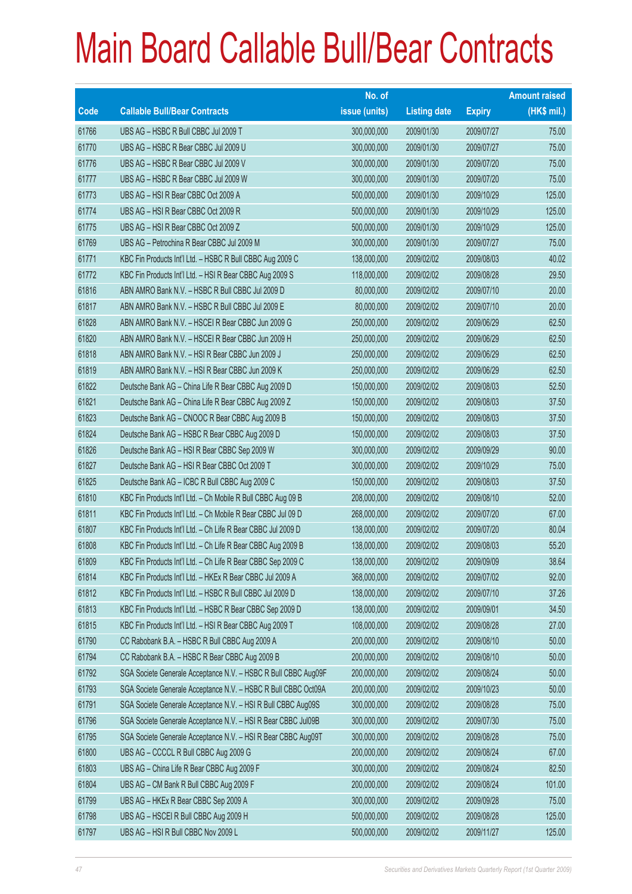# Main Board Callable Bull/Bear Contracts

| Code | Callable Bull/Bear Contracts | No. of issue (units) | Listing date | Expiry | Amount raised (HK$ mil.) |
|---|---|---|---|---|---|
| 61766 | UBS AG – HSBC R Bull CBBC Jul 2009 T | 300,000,000 | 2009/01/30 | 2009/07/27 | 75.00 |
| 61770 | UBS AG – HSBC R Bear CBBC Jul 2009 U | 300,000,000 | 2009/01/30 | 2009/07/27 | 75.00 |
| 61776 | UBS AG – HSBC R Bear CBBC Jul 2009 V | 300,000,000 | 2009/01/30 | 2009/07/20 | 75.00 |
| 61777 | UBS AG – HSBC R Bear CBBC Jul 2009 W | 300,000,000 | 2009/01/30 | 2009/07/20 | 75.00 |
| 61773 | UBS AG – HSI R Bear CBBC Oct 2009 A | 500,000,000 | 2009/01/30 | 2009/10/29 | 125.00 |
| 61774 | UBS AG – HSI R Bear CBBC Oct 2009 R | 500,000,000 | 2009/01/30 | 2009/10/29 | 125.00 |
| 61775 | UBS AG – HSI R Bear CBBC Oct 2009 Z | 500,000,000 | 2009/01/30 | 2009/10/29 | 125.00 |
| 61769 | UBS AG – Petrochina R Bear CBBC Jul 2009 M | 300,000,000 | 2009/01/30 | 2009/07/27 | 75.00 |
| 61771 | KBC Fin Products Int'l Ltd. – HSBC R Bull CBBC Aug 2009 C | 138,000,000 | 2009/02/02 | 2009/08/03 | 40.02 |
| 61772 | KBC Fin Products Int'l Ltd. – HSI R Bear CBBC Aug 2009 S | 118,000,000 | 2009/02/02 | 2009/08/28 | 29.50 |
| 61816 | ABN AMRO Bank N.V. – HSBC R Bull CBBC Jul 2009 D | 80,000,000 | 2009/02/02 | 2009/07/10 | 20.00 |
| 61817 | ABN AMRO Bank N.V. – HSBC R Bull CBBC Jul 2009 E | 80,000,000 | 2009/02/02 | 2009/07/10 | 20.00 |
| 61828 | ABN AMRO Bank N.V. – HSCEI R Bear CBBC Jun 2009 G | 250,000,000 | 2009/02/02 | 2009/06/29 | 62.50 |
| 61820 | ABN AMRO Bank N.V. – HSCEI R Bear CBBC Jun 2009 H | 250,000,000 | 2009/02/02 | 2009/06/29 | 62.50 |
| 61818 | ABN AMRO Bank N.V. – HSI R Bear CBBC Jun 2009 J | 250,000,000 | 2009/02/02 | 2009/06/29 | 62.50 |
| 61819 | ABN AMRO Bank N.V. – HSI R Bear CBBC Jun 2009 K | 250,000,000 | 2009/02/02 | 2009/06/29 | 62.50 |
| 61822 | Deutsche Bank AG – China Life R Bear CBBC Aug 2009 D | 150,000,000 | 2009/02/02 | 2009/08/03 | 52.50 |
| 61821 | Deutsche Bank AG – China Life R Bear CBBC Aug 2009 Z | 150,000,000 | 2009/02/02 | 2009/08/03 | 37.50 |
| 61823 | Deutsche Bank AG – CNOOC R Bear CBBC Aug 2009 B | 150,000,000 | 2009/02/02 | 2009/08/03 | 37.50 |
| 61824 | Deutsche Bank AG – HSBC R Bear CBBC Aug 2009 D | 150,000,000 | 2009/02/02 | 2009/08/03 | 37.50 |
| 61826 | Deutsche Bank AG – HSI R Bear CBBC Sep 2009 W | 300,000,000 | 2009/02/02 | 2009/09/29 | 90.00 |
| 61827 | Deutsche Bank AG – HSI R Bear CBBC Oct 2009 T | 300,000,000 | 2009/02/02 | 2009/10/29 | 75.00 |
| 61825 | Deutsche Bank AG – ICBC R Bull CBBC Aug 2009 C | 150,000,000 | 2009/02/02 | 2009/08/03 | 37.50 |
| 61810 | KBC Fin Products Int'l Ltd. – Ch Mobile R Bull CBBC Aug 09 B | 208,000,000 | 2009/02/02 | 2009/08/10 | 52.00 |
| 61811 | KBC Fin Products Int'l Ltd. – Ch Mobile R Bear CBBC Jul 09 D | 268,000,000 | 2009/02/02 | 2009/07/20 | 67.00 |
| 61807 | KBC Fin Products Int'l Ltd. – Ch Life R Bear CBBC Jul 2009 D | 138,000,000 | 2009/02/02 | 2009/07/20 | 80.04 |
| 61808 | KBC Fin Products Int'l Ltd. – Ch Life R Bear CBBC Aug 2009 B | 138,000,000 | 2009/02/02 | 2009/08/03 | 55.20 |
| 61809 | KBC Fin Products Int'l Ltd. – Ch Life R Bear CBBC Sep 2009 C | 138,000,000 | 2009/02/02 | 2009/09/09 | 38.64 |
| 61814 | KBC Fin Products Int'l Ltd. – HKEx R Bear CBBC Jul 2009 A | 368,000,000 | 2009/02/02 | 2009/07/02 | 92.00 |
| 61812 | KBC Fin Products Int'l Ltd. – HSBC R Bull CBBC Jul 2009 D | 138,000,000 | 2009/02/02 | 2009/07/10 | 37.26 |
| 61813 | KBC Fin Products Int'l Ltd. – HSBC R Bear CBBC Sep 2009 D | 138,000,000 | 2009/02/02 | 2009/09/01 | 34.50 |
| 61815 | KBC Fin Products Int'l Ltd. – HSI R Bear CBBC Aug 2009 T | 108,000,000 | 2009/02/02 | 2009/08/28 | 27.00 |
| 61790 | CC Rabobank B.A. – HSBC R Bull CBBC Aug 2009 A | 200,000,000 | 2009/02/02 | 2009/08/10 | 50.00 |
| 61794 | CC Rabobank B.A. – HSBC R Bear CBBC Aug 2009 B | 200,000,000 | 2009/02/02 | 2009/08/10 | 50.00 |
| 61792 | SGA Societe Generale Acceptance N.V. – HSBC R Bull CBBC Aug09F | 200,000,000 | 2009/02/02 | 2009/08/24 | 50.00 |
| 61793 | SGA Societe Generale Acceptance N.V. – HSBC R Bull CBBC Oct09A | 200,000,000 | 2009/02/02 | 2009/10/23 | 50.00 |
| 61791 | SGA Societe Generale Acceptance N.V. – HSI R Bull CBBC Aug09S | 300,000,000 | 2009/02/02 | 2009/08/28 | 75.00 |
| 61796 | SGA Societe Generale Acceptance N.V. – HSI R Bear CBBC Jul09B | 300,000,000 | 2009/02/02 | 2009/07/30 | 75.00 |
| 61795 | SGA Societe Generale Acceptance N.V. – HSI R Bear CBBC Aug09T | 300,000,000 | 2009/02/02 | 2009/08/28 | 75.00 |
| 61800 | UBS AG – CCCCL R Bull CBBC Aug 2009 G | 200,000,000 | 2009/02/02 | 2009/08/24 | 67.00 |
| 61803 | UBS AG – China Life R Bear CBBC Aug 2009 F | 300,000,000 | 2009/02/02 | 2009/08/24 | 82.50 |
| 61804 | UBS AG – CM Bank R Bull CBBC Aug 2009 F | 200,000,000 | 2009/02/02 | 2009/08/24 | 101.00 |
| 61799 | UBS AG – HKEx R Bear CBBC Sep 2009 A | 300,000,000 | 2009/02/02 | 2009/09/28 | 75.00 |
| 61798 | UBS AG – HSCEI R Bull CBBC Aug 2009 H | 500,000,000 | 2009/02/02 | 2009/08/28 | 125.00 |
| 61797 | UBS AG – HSI R Bull CBBC Nov 2009 L | 500,000,000 | 2009/02/02 | 2009/11/27 | 125.00 |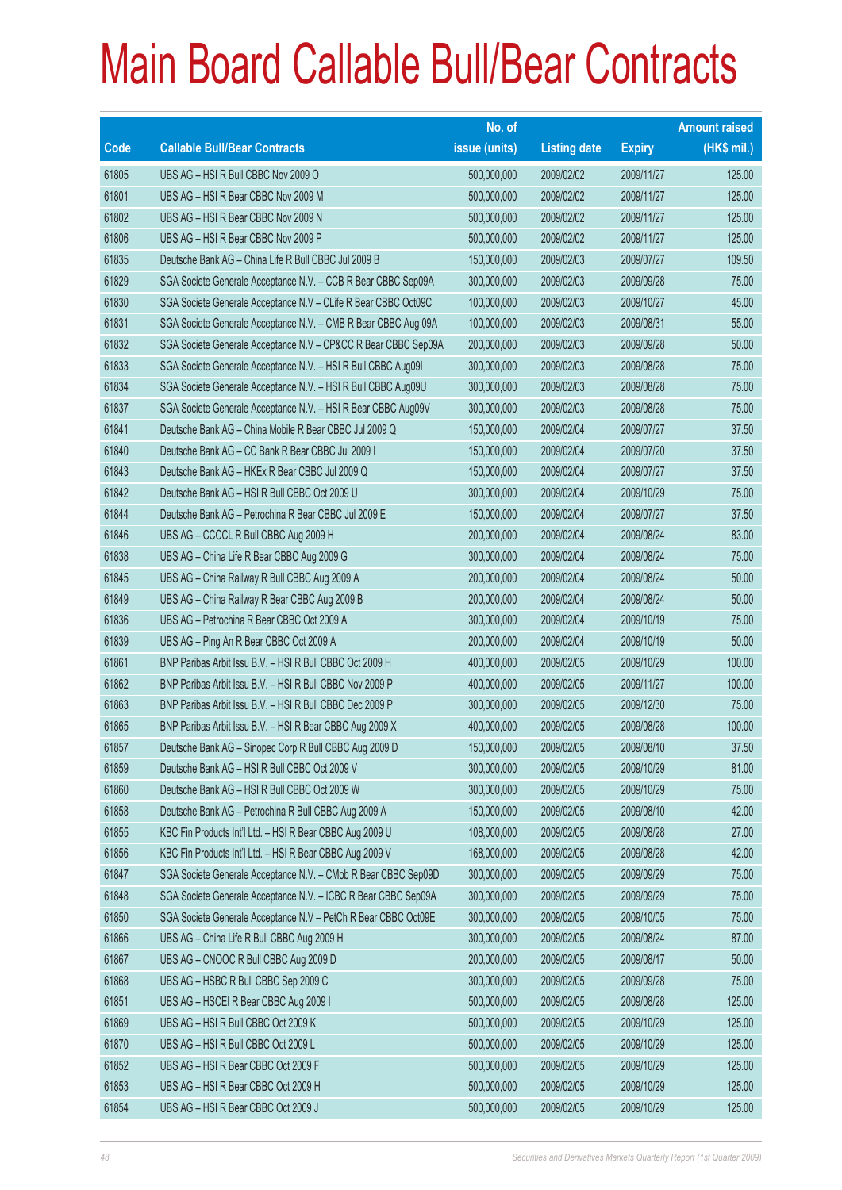# Main Board Callable Bull/Bear Contracts

| Code | Callable Bull/Bear Contracts | No. of issue (units) | Listing date | Expiry | Amount raised (HK$ mil.) |
|---|---|---|---|---|---|
| 61805 | UBS AG – HSI R Bull CBBC Nov 2009 O | 500,000,000 | 2009/02/02 | 2009/11/27 | 125.00 |
| 61801 | UBS AG – HSI R Bear CBBC Nov 2009 M | 500,000,000 | 2009/02/02 | 2009/11/27 | 125.00 |
| 61802 | UBS AG – HSI R Bear CBBC Nov 2009 N | 500,000,000 | 2009/02/02 | 2009/11/27 | 125.00 |
| 61806 | UBS AG – HSI R Bear CBBC Nov 2009 P | 500,000,000 | 2009/02/02 | 2009/11/27 | 125.00 |
| 61835 | Deutsche Bank AG – China Life R Bull CBBC Jul 2009 B | 150,000,000 | 2009/02/03 | 2009/07/27 | 109.50 |
| 61829 | SGA Societe Generale Acceptance N.V. – CCB R Bear CBBC Sep09A | 300,000,000 | 2009/02/03 | 2009/09/28 | 75.00 |
| 61830 | SGA Societe Generale Acceptance N.V – CLife R Bear CBBC Oct09C | 100,000,000 | 2009/02/03 | 2009/10/27 | 45.00 |
| 61831 | SGA Societe Generale Acceptance N.V. – CMB R Bear CBBC Aug 09A | 100,000,000 | 2009/02/03 | 2009/08/31 | 55.00 |
| 61832 | SGA Societe Generale Acceptance N.V – CP&CC R Bear CBBC Sep09A | 200,000,000 | 2009/02/03 | 2009/09/28 | 50.00 |
| 61833 | SGA Societe Generale Acceptance N.V. – HSI R Bull CBBC Aug09I | 300,000,000 | 2009/02/03 | 2009/08/28 | 75.00 |
| 61834 | SGA Societe Generale Acceptance N.V. – HSI R Bull CBBC Aug09U | 300,000,000 | 2009/02/03 | 2009/08/28 | 75.00 |
| 61837 | SGA Societe Generale Acceptance N.V. – HSI R Bear CBBC Aug09V | 300,000,000 | 2009/02/03 | 2009/08/28 | 75.00 |
| 61841 | Deutsche Bank AG – China Mobile R Bear CBBC Jul 2009 Q | 150,000,000 | 2009/02/04 | 2009/07/27 | 37.50 |
| 61840 | Deutsche Bank AG – CC Bank R Bear CBBC Jul 2009 I | 150,000,000 | 2009/02/04 | 2009/07/20 | 37.50 |
| 61843 | Deutsche Bank AG – HKEx R Bear CBBC Jul 2009 Q | 150,000,000 | 2009/02/04 | 2009/07/27 | 37.50 |
| 61842 | Deutsche Bank AG – HSI R Bull CBBC Oct 2009 U | 300,000,000 | 2009/02/04 | 2009/10/29 | 75.00 |
| 61844 | Deutsche Bank AG – Petrochina R Bear CBBC Jul 2009 E | 150,000,000 | 2009/02/04 | 2009/07/27 | 37.50 |
| 61846 | UBS AG – CCCCL R Bull CBBC Aug 2009 H | 200,000,000 | 2009/02/04 | 2009/08/24 | 83.00 |
| 61838 | UBS AG – China Life R Bear CBBC Aug 2009 G | 300,000,000 | 2009/02/04 | 2009/08/24 | 75.00 |
| 61845 | UBS AG – China Railway R Bull CBBC Aug 2009 A | 200,000,000 | 2009/02/04 | 2009/08/24 | 50.00 |
| 61849 | UBS AG – China Railway R Bear CBBC Aug 2009 B | 200,000,000 | 2009/02/04 | 2009/08/24 | 50.00 |
| 61836 | UBS AG – Petrochina R Bear CBBC Oct 2009 A | 300,000,000 | 2009/02/04 | 2009/10/19 | 75.00 |
| 61839 | UBS AG – Ping An R Bear CBBC Oct 2009 A | 200,000,000 | 2009/02/04 | 2009/10/19 | 50.00 |
| 61861 | BNP Paribas Arbit Issu B.V. – HSI R Bull CBBC Oct 2009 H | 400,000,000 | 2009/02/05 | 2009/10/29 | 100.00 |
| 61862 | BNP Paribas Arbit Issu B.V. – HSI R Bull CBBC Nov 2009 P | 400,000,000 | 2009/02/05 | 2009/11/27 | 100.00 |
| 61863 | BNP Paribas Arbit Issu B.V. – HSI R Bull CBBC Dec 2009 P | 300,000,000 | 2009/02/05 | 2009/12/30 | 75.00 |
| 61865 | BNP Paribas Arbit Issu B.V. – HSI R Bear CBBC Aug 2009 X | 400,000,000 | 2009/02/05 | 2009/08/28 | 100.00 |
| 61857 | Deutsche Bank AG – Sinopec Corp R Bull CBBC Aug 2009 D | 150,000,000 | 2009/02/05 | 2009/08/10 | 37.50 |
| 61859 | Deutsche Bank AG – HSI R Bull CBBC Oct 2009 V | 300,000,000 | 2009/02/05 | 2009/10/29 | 81.00 |
| 61860 | Deutsche Bank AG – HSI R Bull CBBC Oct 2009 W | 300,000,000 | 2009/02/05 | 2009/10/29 | 75.00 |
| 61858 | Deutsche Bank AG – Petrochina R Bull CBBC Aug 2009 A | 150,000,000 | 2009/02/05 | 2009/08/10 | 42.00 |
| 61855 | KBC Fin Products Int'l Ltd. – HSI R Bear CBBC Aug 2009 U | 108,000,000 | 2009/02/05 | 2009/08/28 | 27.00 |
| 61856 | KBC Fin Products Int'l Ltd. – HSI R Bear CBBC Aug 2009 V | 168,000,000 | 2009/02/05 | 2009/08/28 | 42.00 |
| 61847 | SGA Societe Generale Acceptance N.V. – CMob R Bear CBBC Sep09D | 300,000,000 | 2009/02/05 | 2009/09/29 | 75.00 |
| 61848 | SGA Societe Generale Acceptance N.V. – ICBC R Bear CBBC Sep09A | 300,000,000 | 2009/02/05 | 2009/09/29 | 75.00 |
| 61850 | SGA Societe Generale Acceptance N.V – PetCh R Bear CBBC Oct09E | 300,000,000 | 2009/02/05 | 2009/10/05 | 75.00 |
| 61866 | UBS AG – China Life R Bull CBBC Aug 2009 H | 300,000,000 | 2009/02/05 | 2009/08/24 | 87.00 |
| 61867 | UBS AG – CNOOC R Bull CBBC Aug 2009 D | 200,000,000 | 2009/02/05 | 2009/08/17 | 50.00 |
| 61868 | UBS AG – HSBC R Bull CBBC Sep 2009 C | 300,000,000 | 2009/02/05 | 2009/09/28 | 75.00 |
| 61851 | UBS AG – HSCEI R Bear CBBC Aug 2009 I | 500,000,000 | 2009/02/05 | 2009/08/28 | 125.00 |
| 61869 | UBS AG – HSI R Bull CBBC Oct 2009 K | 500,000,000 | 2009/02/05 | 2009/10/29 | 125.00 |
| 61870 | UBS AG – HSI R Bull CBBC Oct 2009 L | 500,000,000 | 2009/02/05 | 2009/10/29 | 125.00 |
| 61852 | UBS AG – HSI R Bear CBBC Oct 2009 F | 500,000,000 | 2009/02/05 | 2009/10/29 | 125.00 |
| 61853 | UBS AG – HSI R Bear CBBC Oct 2009 H | 500,000,000 | 2009/02/05 | 2009/10/29 | 125.00 |
| 61854 | UBS AG – HSI R Bear CBBC Oct 2009 J | 500,000,000 | 2009/02/05 | 2009/10/29 | 125.00 |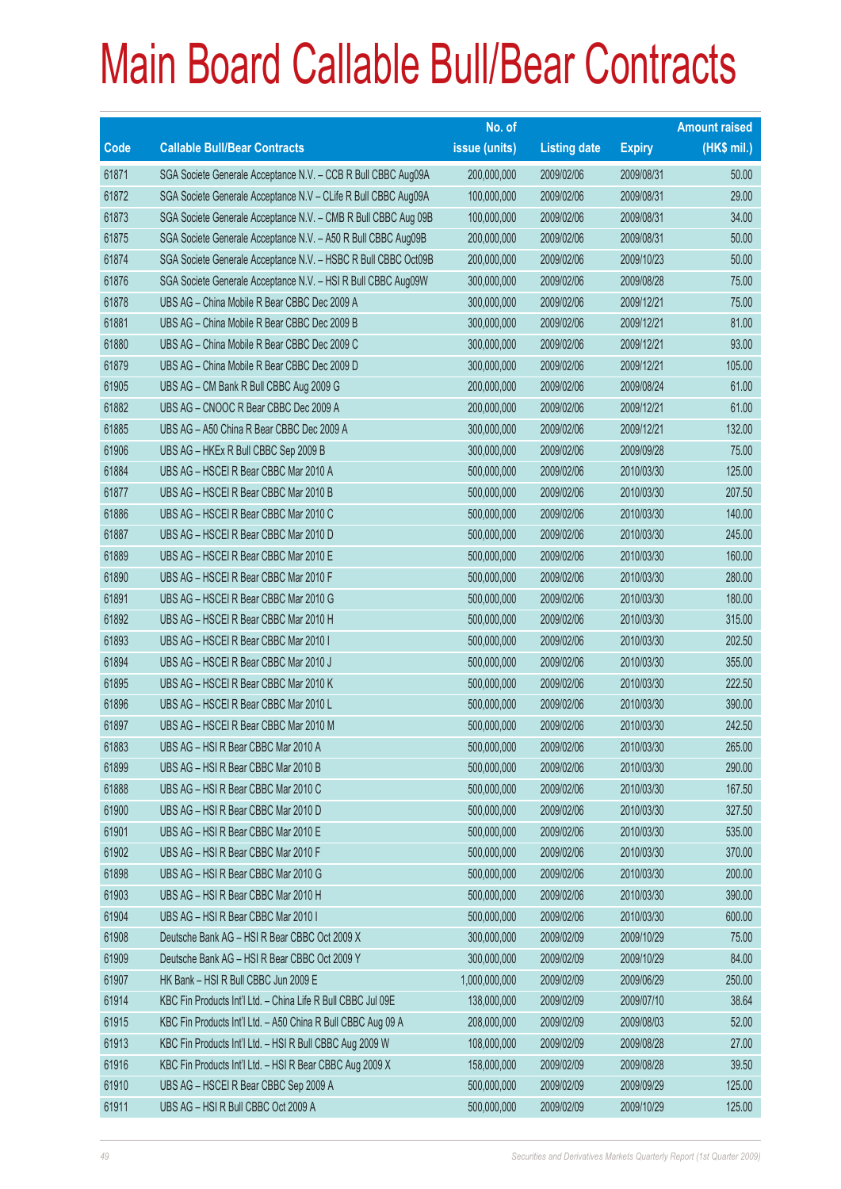# Main Board Callable Bull/Bear Contracts

| Code | Callable Bull/Bear Contracts | No. of issue (units) | Listing date | Expiry | Amount raised (HK$ mil.) |
|---|---|---|---|---|---|
| 61871 | SGA Societe Generale Acceptance N.V. – CCB R Bull CBBC Aug09A | 200,000,000 | 2009/02/06 | 2009/08/31 | 50.00 |
| 61872 | SGA Societe Generale Acceptance N.V – CLife R Bull CBBC Aug09A | 100,000,000 | 2009/02/06 | 2009/08/31 | 29.00 |
| 61873 | SGA Societe Generale Acceptance N.V. – CMB R Bull CBBC Aug 09B | 100,000,000 | 2009/02/06 | 2009/08/31 | 34.00 |
| 61875 | SGA Societe Generale Acceptance N.V. – A50 R Bull CBBC Aug09B | 200,000,000 | 2009/02/06 | 2009/08/31 | 50.00 |
| 61874 | SGA Societe Generale Acceptance N.V. – HSBC R Bull CBBC Oct09B | 200,000,000 | 2009/02/06 | 2009/10/23 | 50.00 |
| 61876 | SGA Societe Generale Acceptance N.V. – HSI R Bull CBBC Aug09W | 300,000,000 | 2009/02/06 | 2009/08/28 | 75.00 |
| 61878 | UBS AG – China Mobile R Bear CBBC Dec 2009 A | 300,000,000 | 2009/02/06 | 2009/12/21 | 75.00 |
| 61881 | UBS AG – China Mobile R Bear CBBC Dec 2009 B | 300,000,000 | 2009/02/06 | 2009/12/21 | 81.00 |
| 61880 | UBS AG – China Mobile R Bear CBBC Dec 2009 C | 300,000,000 | 2009/02/06 | 2009/12/21 | 93.00 |
| 61879 | UBS AG – China Mobile R Bear CBBC Dec 2009 D | 300,000,000 | 2009/02/06 | 2009/12/21 | 105.00 |
| 61905 | UBS AG – CM Bank R Bull CBBC Aug 2009 G | 200,000,000 | 2009/02/06 | 2009/08/24 | 61.00 |
| 61882 | UBS AG – CNOOC R Bear CBBC Dec 2009 A | 200,000,000 | 2009/02/06 | 2009/12/21 | 61.00 |
| 61885 | UBS AG – A50 China R Bear CBBC Dec 2009 A | 300,000,000 | 2009/02/06 | 2009/12/21 | 132.00 |
| 61906 | UBS AG – HKEx R Bull CBBC Sep 2009 B | 300,000,000 | 2009/02/06 | 2009/09/28 | 75.00 |
| 61884 | UBS AG – HSCEI R Bear CBBC Mar 2010 A | 500,000,000 | 2009/02/06 | 2010/03/30 | 125.00 |
| 61877 | UBS AG – HSCEI R Bear CBBC Mar 2010 B | 500,000,000 | 2009/02/06 | 2010/03/30 | 207.50 |
| 61886 | UBS AG – HSCEI R Bear CBBC Mar 2010 C | 500,000,000 | 2009/02/06 | 2010/03/30 | 140.00 |
| 61887 | UBS AG – HSCEI R Bear CBBC Mar 2010 D | 500,000,000 | 2009/02/06 | 2010/03/30 | 245.00 |
| 61889 | UBS AG – HSCEI R Bear CBBC Mar 2010 E | 500,000,000 | 2009/02/06 | 2010/03/30 | 160.00 |
| 61890 | UBS AG – HSCEI R Bear CBBC Mar 2010 F | 500,000,000 | 2009/02/06 | 2010/03/30 | 280.00 |
| 61891 | UBS AG – HSCEI R Bear CBBC Mar 2010 G | 500,000,000 | 2009/02/06 | 2010/03/30 | 180.00 |
| 61892 | UBS AG – HSCEI R Bear CBBC Mar 2010 H | 500,000,000 | 2009/02/06 | 2010/03/30 | 315.00 |
| 61893 | UBS AG – HSCEI R Bear CBBC Mar 2010 I | 500,000,000 | 2009/02/06 | 2010/03/30 | 202.50 |
| 61894 | UBS AG – HSCEI R Bear CBBC Mar 2010 J | 500,000,000 | 2009/02/06 | 2010/03/30 | 355.00 |
| 61895 | UBS AG – HSCEI R Bear CBBC Mar 2010 K | 500,000,000 | 2009/02/06 | 2010/03/30 | 222.50 |
| 61896 | UBS AG – HSCEI R Bear CBBC Mar 2010 L | 500,000,000 | 2009/02/06 | 2010/03/30 | 390.00 |
| 61897 | UBS AG – HSCEI R Bear CBBC Mar 2010 M | 500,000,000 | 2009/02/06 | 2010/03/30 | 242.50 |
| 61883 | UBS AG – HSI R Bear CBBC Mar 2010 A | 500,000,000 | 2009/02/06 | 2010/03/30 | 265.00 |
| 61899 | UBS AG – HSI R Bear CBBC Mar 2010 B | 500,000,000 | 2009/02/06 | 2010/03/30 | 290.00 |
| 61888 | UBS AG – HSI R Bear CBBC Mar 2010 C | 500,000,000 | 2009/02/06 | 2010/03/30 | 167.50 |
| 61900 | UBS AG – HSI R Bear CBBC Mar 2010 D | 500,000,000 | 2009/02/06 | 2010/03/30 | 327.50 |
| 61901 | UBS AG – HSI R Bear CBBC Mar 2010 E | 500,000,000 | 2009/02/06 | 2010/03/30 | 535.00 |
| 61902 | UBS AG – HSI R Bear CBBC Mar 2010 F | 500,000,000 | 2009/02/06 | 2010/03/30 | 370.00 |
| 61898 | UBS AG – HSI R Bear CBBC Mar 2010 G | 500,000,000 | 2009/02/06 | 2010/03/30 | 200.00 |
| 61903 | UBS AG – HSI R Bear CBBC Mar 2010 H | 500,000,000 | 2009/02/06 | 2010/03/30 | 390.00 |
| 61904 | UBS AG – HSI R Bear CBBC Mar 2010 I | 500,000,000 | 2009/02/06 | 2010/03/30 | 600.00 |
| 61908 | Deutsche Bank AG – HSI R Bear CBBC Oct 2009 X | 300,000,000 | 2009/02/09 | 2009/10/29 | 75.00 |
| 61909 | Deutsche Bank AG – HSI R Bear CBBC Oct 2009 Y | 300,000,000 | 2009/02/09 | 2009/10/29 | 84.00 |
| 61907 | HK Bank – HSI R Bull CBBC Jun 2009 E | 1,000,000,000 | 2009/02/09 | 2009/06/29 | 250.00 |
| 61914 | KBC Fin Products Int'l Ltd. – China Life R Bull CBBC Jul 09E | 138,000,000 | 2009/02/09 | 2009/07/10 | 38.64 |
| 61915 | KBC Fin Products Int'l Ltd. – A50 China R Bull CBBC Aug 09 A | 208,000,000 | 2009/02/09 | 2009/08/03 | 52.00 |
| 61913 | KBC Fin Products Int'l Ltd. – HSI R Bull CBBC Aug 2009 W | 108,000,000 | 2009/02/09 | 2009/08/28 | 27.00 |
| 61916 | KBC Fin Products Int'l Ltd. – HSI R Bear CBBC Aug 2009 X | 158,000,000 | 2009/02/09 | 2009/08/28 | 39.50 |
| 61910 | UBS AG – HSCEI R Bear CBBC Sep 2009 A | 500,000,000 | 2009/02/09 | 2009/09/29 | 125.00 |
| 61911 | UBS AG – HSI R Bull CBBC Oct 2009 A | 500,000,000 | 2009/02/09 | 2009/10/29 | 125.00 |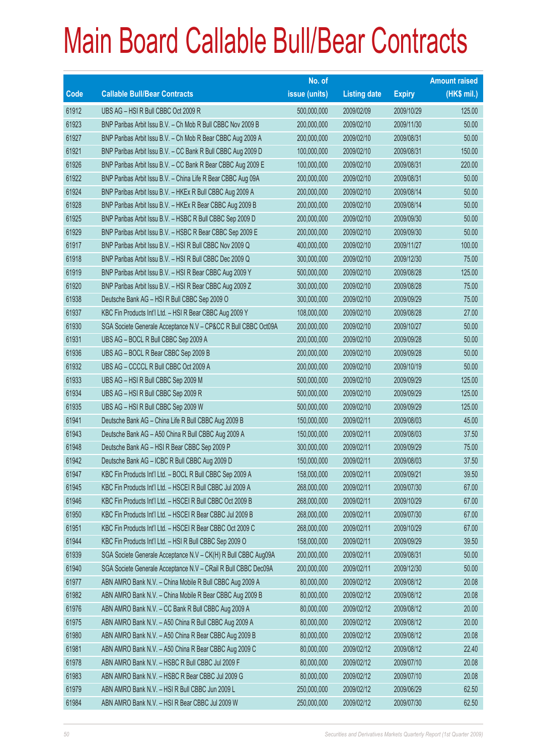# Main Board Callable Bull/Bear Contracts

| Code | Callable Bull/Bear Contracts | No. of issue (units) | Listing date | Expiry | Amount raised (HK$ mil.) |
|---|---|---|---|---|---|
| 61912 | UBS AG – HSI R Bull CBBC Oct 2009 R | 500,000,000 | 2009/02/09 | 2009/10/29 | 125.00 |
| 61923 | BNP Paribas Arbit Issu B.V. – Ch Mob R Bull CBBC Nov 2009 B | 200,000,000 | 2009/02/10 | 2009/11/30 | 50.00 |
| 61927 | BNP Paribas Arbit Issu B.V. – Ch Mob R Bear CBBC Aug 2009 A | 200,000,000 | 2009/02/10 | 2009/08/31 | 50.00 |
| 61921 | BNP Paribas Arbit Issu B.V. – CC Bank R Bull CBBC Aug 2009 D | 100,000,000 | 2009/02/10 | 2009/08/31 | 150.00 |
| 61926 | BNP Paribas Arbit Issu B.V. – CC Bank R Bear CBBC Aug 2009 E | 100,000,000 | 2009/02/10 | 2009/08/31 | 220.00 |
| 61922 | BNP Paribas Arbit Issu B.V. – China Life R Bear CBBC Aug 09A | 200,000,000 | 2009/02/10 | 2009/08/31 | 50.00 |
| 61924 | BNP Paribas Arbit Issu B.V. – HKEx R Bull CBBC Aug 2009 A | 200,000,000 | 2009/02/10 | 2009/08/14 | 50.00 |
| 61928 | BNP Paribas Arbit Issu B.V. – HKEx R Bear CBBC Aug 2009 B | 200,000,000 | 2009/02/10 | 2009/08/14 | 50.00 |
| 61925 | BNP Paribas Arbit Issu B.V. – HSBC R Bull CBBC Sep 2009 D | 200,000,000 | 2009/02/10 | 2009/09/30 | 50.00 |
| 61929 | BNP Paribas Arbit Issu B.V. – HSBC R Bear CBBC Sep 2009 E | 200,000,000 | 2009/02/10 | 2009/09/30 | 50.00 |
| 61917 | BNP Paribas Arbit Issu B.V. – HSI R Bull CBBC Nov 2009 Q | 400,000,000 | 2009/02/10 | 2009/11/27 | 100.00 |
| 61918 | BNP Paribas Arbit Issu B.V. – HSI R Bull CBBC Dec 2009 Q | 300,000,000 | 2009/02/10 | 2009/12/30 | 75.00 |
| 61919 | BNP Paribas Arbit Issu B.V. – HSI R Bear CBBC Aug 2009 Y | 500,000,000 | 2009/02/10 | 2009/08/28 | 125.00 |
| 61920 | BNP Paribas Arbit Issu B.V. – HSI R Bear CBBC Aug 2009 Z | 300,000,000 | 2009/02/10 | 2009/08/28 | 75.00 |
| 61938 | Deutsche Bank AG – HSI R Bull CBBC Sep 2009 O | 300,000,000 | 2009/02/10 | 2009/09/29 | 75.00 |
| 61937 | KBC Fin Products Int'l Ltd. – HSI R Bear CBBC Aug 2009 Y | 108,000,000 | 2009/02/10 | 2009/08/28 | 27.00 |
| 61930 | SGA Societe Generale Acceptance N.V – CP&CC R Bull CBBC Oct09A | 200,000,000 | 2009/02/10 | 2009/10/27 | 50.00 |
| 61931 | UBS AG – BOCL R Bull CBBC Sep 2009 A | 200,000,000 | 2009/02/10 | 2009/09/28 | 50.00 |
| 61936 | UBS AG – BOCL R Bear CBBC Sep 2009 B | 200,000,000 | 2009/02/10 | 2009/09/28 | 50.00 |
| 61932 | UBS AG – CCCCL R Bull CBBC Oct 2009 A | 200,000,000 | 2009/02/10 | 2009/10/19 | 50.00 |
| 61933 | UBS AG – HSI R Bull CBBC Sep 2009 M | 500,000,000 | 2009/02/10 | 2009/09/29 | 125.00 |
| 61934 | UBS AG – HSI R Bull CBBC Sep 2009 R | 500,000,000 | 2009/02/10 | 2009/09/29 | 125.00 |
| 61935 | UBS AG – HSI R Bull CBBC Sep 2009 W | 500,000,000 | 2009/02/10 | 2009/09/29 | 125.00 |
| 61941 | Deutsche Bank AG – China Life R Bull CBBC Aug 2009 B | 150,000,000 | 2009/02/11 | 2009/08/03 | 45.00 |
| 61943 | Deutsche Bank AG – A50 China R Bull CBBC Aug 2009 A | 150,000,000 | 2009/02/11 | 2009/08/03 | 37.50 |
| 61948 | Deutsche Bank AG – HSI R Bear CBBC Sep 2009 P | 300,000,000 | 2009/02/11 | 2009/09/29 | 75.00 |
| 61942 | Deutsche Bank AG – ICBC R Bull CBBC Aug 2009 D | 150,000,000 | 2009/02/11 | 2009/08/03 | 37.50 |
| 61947 | KBC Fin Products Int'l Ltd. – BOCL R Bull CBBC Sep 2009 A | 158,000,000 | 2009/02/11 | 2009/09/21 | 39.50 |
| 61945 | KBC Fin Products Int'l Ltd. – HSCEI R Bull CBBC Jul 2009 A | 268,000,000 | 2009/02/11 | 2009/07/30 | 67.00 |
| 61946 | KBC Fin Products Int'l Ltd. – HSCEI R Bull CBBC Oct 2009 B | 268,000,000 | 2009/02/11 | 2009/10/29 | 67.00 |
| 61950 | KBC Fin Products Int'l Ltd. – HSCEI R Bear CBBC Jul 2009 B | 268,000,000 | 2009/02/11 | 2009/07/30 | 67.00 |
| 61951 | KBC Fin Products Int'l Ltd. – HSCEI R Bear CBBC Oct 2009 C | 268,000,000 | 2009/02/11 | 2009/10/29 | 67.00 |
| 61944 | KBC Fin Products Int'l Ltd. – HSI R Bull CBBC Sep 2009 O | 158,000,000 | 2009/02/11 | 2009/09/29 | 39.50 |
| 61939 | SGA Societe Generale Acceptance N.V – CK(H) R Bull CBBC Aug09A | 200,000,000 | 2009/02/11 | 2009/08/31 | 50.00 |
| 61940 | SGA Societe Generale Acceptance N.V – CRail R Bull CBBC Dec09A | 200,000,000 | 2009/02/11 | 2009/12/30 | 50.00 |
| 61977 | ABN AMRO Bank N.V. – China Mobile R Bull CBBC Aug 2009 A | 80,000,000 | 2009/02/12 | 2009/08/12 | 20.08 |
| 61982 | ABN AMRO Bank N.V. – China Mobile R Bear CBBC Aug 2009 B | 80,000,000 | 2009/02/12 | 2009/08/12 | 20.08 |
| 61976 | ABN AMRO Bank N.V. – CC Bank R Bull CBBC Aug 2009 A | 80,000,000 | 2009/02/12 | 2009/08/12 | 20.00 |
| 61975 | ABN AMRO Bank N.V. – A50 China R Bull CBBC Aug 2009 A | 80,000,000 | 2009/02/12 | 2009/08/12 | 20.00 |
| 61980 | ABN AMRO Bank N.V. – A50 China R Bear CBBC Aug 2009 B | 80,000,000 | 2009/02/12 | 2009/08/12 | 20.08 |
| 61981 | ABN AMRO Bank N.V. – A50 China R Bear CBBC Aug 2009 C | 80,000,000 | 2009/02/12 | 2009/08/12 | 22.40 |
| 61978 | ABN AMRO Bank N.V. – HSBC R Bull CBBC Jul 2009 F | 80,000,000 | 2009/02/12 | 2009/07/10 | 20.08 |
| 61983 | ABN AMRO Bank N.V. – HSBC R Bear CBBC Jul 2009 G | 80,000,000 | 2009/02/12 | 2009/07/10 | 20.08 |
| 61979 | ABN AMRO Bank N.V. – HSI R Bull CBBC Jun 2009 L | 250,000,000 | 2009/02/12 | 2009/06/29 | 62.50 |
| 61984 | ABN AMRO Bank N.V. – HSI R Bear CBBC Jul 2009 W | 250,000,000 | 2009/02/12 | 2009/07/30 | 62.50 |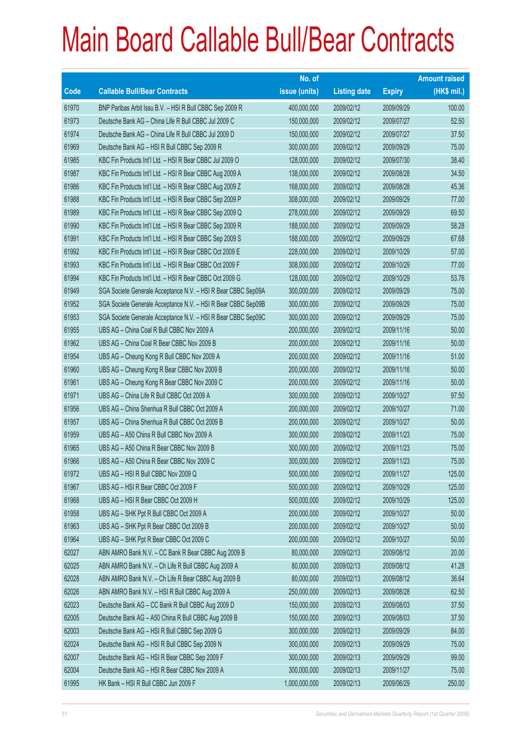# Main Board Callable Bull/Bear Contracts

| Code | Callable Bull/Bear Contracts | No. of issue (units) | Listing date | Expiry | Amount raised (HK$ mil.) |
|---|---|---|---|---|---|
| 61970 | BNP Paribas Arbit Issu B.V. – HSI R Bull CBBC Sep 2009 R | 400,000,000 | 2009/02/12 | 2009/09/29 | 100.00 |
| 61973 | Deutsche Bank AG – China Life R Bull CBBC Jul 2009 C | 150,000,000 | 2009/02/12 | 2009/07/27 | 52.50 |
| 61974 | Deutsche Bank AG – China Life R Bull CBBC Jul 2009 D | 150,000,000 | 2009/02/12 | 2009/07/27 | 37.50 |
| 61969 | Deutsche Bank AG – HSI R Bull CBBC Sep 2009 R | 300,000,000 | 2009/02/12 | 2009/09/29 | 75.00 |
| 61985 | KBC Fin Products Int'l Ltd. – HSI R Bear CBBC Jul 2009 O | 128,000,000 | 2009/02/12 | 2009/07/30 | 38.40 |
| 61987 | KBC Fin Products Int'l Ltd. – HSI R Bear CBBC Aug 2009 A | 138,000,000 | 2009/02/12 | 2009/08/28 | 34.50 |
| 61986 | KBC Fin Products Int'l Ltd. – HSI R Bear CBBC Aug 2009 Z | 168,000,000 | 2009/02/12 | 2009/08/28 | 45.36 |
| 61988 | KBC Fin Products Int'l Ltd. – HSI R Bear CBBC Sep 2009 P | 308,000,000 | 2009/02/12 | 2009/09/29 | 77.00 |
| 61989 | KBC Fin Products Int'l Ltd. – HSI R Bear CBBC Sep 2009 Q | 278,000,000 | 2009/02/12 | 2009/09/29 | 69.50 |
| 61990 | KBC Fin Products Int'l Ltd. – HSI R Bear CBBC Sep 2009 R | 188,000,000 | 2009/02/12 | 2009/09/29 | 58.28 |
| 61991 | KBC Fin Products Int'l Ltd. – HSI R Bear CBBC Sep 2009 S | 188,000,000 | 2009/02/12 | 2009/09/29 | 67.68 |
| 61992 | KBC Fin Products Int'l Ltd. – HSI R Bear CBBC Oct 2009 E | 228,000,000 | 2009/02/12 | 2009/10/29 | 57.00 |
| 61993 | KBC Fin Products Int'l Ltd. – HSI R Bear CBBC Oct 2009 F | 308,000,000 | 2009/02/12 | 2009/10/29 | 77.00 |
| 61994 | KBC Fin Products Int'l Ltd. – HSI R Bear CBBC Oct 2009 G | 128,000,000 | 2009/02/12 | 2009/10/29 | 53.76 |
| 61949 | SGA Societe Generale Acceptance N.V. – HSI R Bear CBBC Sep09A | 300,000,000 | 2009/02/12 | 2009/09/29 | 75.00 |
| 61952 | SGA Societe Generale Acceptance N.V. – HSI R Bear CBBC Sep09B | 300,000,000 | 2009/02/12 | 2009/09/29 | 75.00 |
| 61953 | SGA Societe Generale Acceptance N.V. – HSI R Bear CBBC Sep09C | 300,000,000 | 2009/02/12 | 2009/09/29 | 75.00 |
| 61955 | UBS AG – China Coal R Bull CBBC Nov 2009 A | 200,000,000 | 2009/02/12 | 2009/11/16 | 50.00 |
| 61962 | UBS AG – China Coal R Bear CBBC Nov 2009 B | 200,000,000 | 2009/02/12 | 2009/11/16 | 50.00 |
| 61954 | UBS AG – Cheung Kong R Bull CBBC Nov 2009 A | 200,000,000 | 2009/02/12 | 2009/11/16 | 51.00 |
| 61960 | UBS AG – Cheung Kong R Bear CBBC Nov 2009 B | 200,000,000 | 2009/02/12 | 2009/11/16 | 50.00 |
| 61961 | UBS AG – Cheung Kong R Bear CBBC Nov 2009 C | 200,000,000 | 2009/02/12 | 2009/11/16 | 50.00 |
| 61971 | UBS AG – China Life R Bull CBBC Oct 2009 A | 300,000,000 | 2009/02/12 | 2009/10/27 | 97.50 |
| 61956 | UBS AG – China Shenhua R Bull CBBC Oct 2009 A | 200,000,000 | 2009/02/12 | 2009/10/27 | 71.00 |
| 61957 | UBS AG – China Shenhua R Bull CBBC Oct 2009 B | 200,000,000 | 2009/02/12 | 2009/10/27 | 50.00 |
| 61959 | UBS AG – A50 China R Bull CBBC Nov 2009 A | 300,000,000 | 2009/02/12 | 2009/11/23 | 75.00 |
| 61965 | UBS AG – A50 China R Bear CBBC Nov 2009 B | 300,000,000 | 2009/02/12 | 2009/11/23 | 75.00 |
| 61966 | UBS AG – A50 China R Bear CBBC Nov 2009 C | 300,000,000 | 2009/02/12 | 2009/11/23 | 75.00 |
| 61972 | UBS AG – HSI R Bull CBBC Nov 2009 Q | 500,000,000 | 2009/02/12 | 2009/11/27 | 125.00 |
| 61967 | UBS AG – HSI R Bear CBBC Oct 2009 F | 500,000,000 | 2009/02/12 | 2009/10/29 | 125.00 |
| 61968 | UBS AG – HSI R Bear CBBC Oct 2009 H | 500,000,000 | 2009/02/12 | 2009/10/29 | 125.00 |
| 61958 | UBS AG – SHK Ppt R Bull CBBC Oct 2009 A | 200,000,000 | 2009/02/12 | 2009/10/27 | 50.00 |
| 61963 | UBS AG – SHK Ppt R Bear CBBC Oct 2009 B | 200,000,000 | 2009/02/12 | 2009/10/27 | 50.00 |
| 61964 | UBS AG – SHK Ppt R Bear CBBC Oct 2009 C | 200,000,000 | 2009/02/12 | 2009/10/27 | 50.00 |
| 62027 | ABN AMRO Bank N.V. – CC Bank R Bear CBBC Aug 2009 B | 80,000,000 | 2009/02/13 | 2009/08/12 | 20.00 |
| 62025 | ABN AMRO Bank N.V. – Ch Life R Bull CBBC Aug 2009 A | 80,000,000 | 2009/02/13 | 2009/08/12 | 41.28 |
| 62028 | ABN AMRO Bank N.V. – Ch Life R Bear CBBC Aug 2009 B | 80,000,000 | 2009/02/13 | 2009/08/12 | 36.64 |
| 62026 | ABN AMRO Bank N.V. – HSI R Bull CBBC Aug 2009 A | 250,000,000 | 2009/02/13 | 2009/08/28 | 62.50 |
| 62023 | Deutsche Bank AG – CC Bank R Bull CBBC Aug 2009 D | 150,000,000 | 2009/02/13 | 2009/08/03 | 37.50 |
| 62005 | Deutsche Bank AG – A50 China R Bull CBBC Aug 2009 B | 150,000,000 | 2009/02/13 | 2009/08/03 | 37.50 |
| 62003 | Deutsche Bank AG – HSI R Bull CBBC Sep 2009 G | 300,000,000 | 2009/02/13 | 2009/09/29 | 84.00 |
| 62024 | Deutsche Bank AG – HSI R Bull CBBC Sep 2009 N | 300,000,000 | 2009/02/13 | 2009/09/29 | 75.00 |
| 62007 | Deutsche Bank AG – HSI R Bear CBBC Sep 2009 F | 300,000,000 | 2009/02/13 | 2009/09/29 | 99.00 |
| 62004 | Deutsche Bank AG – HSI R Bear CBBC Nov 2009 A | 300,000,000 | 2009/02/13 | 2009/11/27 | 75.00 |
| 61995 | HK Bank – HSI R Bull CBBC Jun 2009 F | 1,000,000,000 | 2009/02/13 | 2009/06/29 | 250.00 |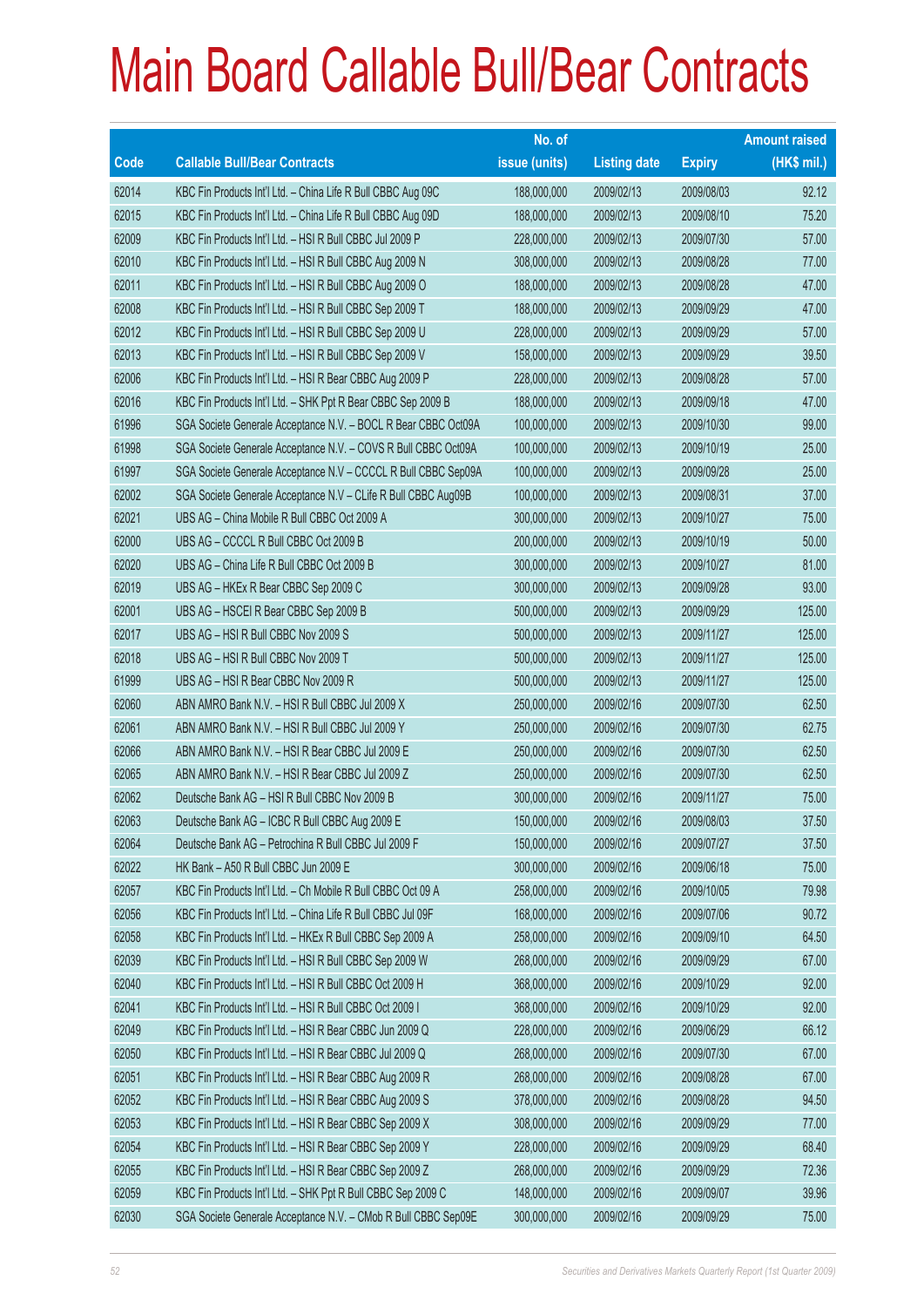# Main Board Callable Bull/Bear Contracts

| Code | Callable Bull/Bear Contracts | No. of issue (units) | Listing date | Expiry | Amount raised (HK$ mil.) |
|---|---|---|---|---|---|
| 62014 | KBC Fin Products Int'l Ltd. – China Life R Bull CBBC Aug 09C | 188,000,000 | 2009/02/13 | 2009/08/03 | 92.12 |
| 62015 | KBC Fin Products Int'l Ltd. – China Life R Bull CBBC Aug 09D | 188,000,000 | 2009/02/13 | 2009/08/10 | 75.20 |
| 62009 | KBC Fin Products Int'l Ltd. – HSI R Bull CBBC Jul 2009 P | 228,000,000 | 2009/02/13 | 2009/07/30 | 57.00 |
| 62010 | KBC Fin Products Int'l Ltd. – HSI R Bull CBBC Aug 2009 N | 308,000,000 | 2009/02/13 | 2009/08/28 | 77.00 |
| 62011 | KBC Fin Products Int'l Ltd. – HSI R Bull CBBC Aug 2009 O | 188,000,000 | 2009/02/13 | 2009/08/28 | 47.00 |
| 62008 | KBC Fin Products Int'l Ltd. – HSI R Bull CBBC Sep 2009 T | 188,000,000 | 2009/02/13 | 2009/09/29 | 47.00 |
| 62012 | KBC Fin Products Int'l Ltd. – HSI R Bull CBBC Sep 2009 U | 228,000,000 | 2009/02/13 | 2009/09/29 | 57.00 |
| 62013 | KBC Fin Products Int'l Ltd. – HSI R Bull CBBC Sep 2009 V | 158,000,000 | 2009/02/13 | 2009/09/29 | 39.50 |
| 62006 | KBC Fin Products Int'l Ltd. – HSI R Bear CBBC Aug 2009 P | 228,000,000 | 2009/02/13 | 2009/08/28 | 57.00 |
| 62016 | KBC Fin Products Int'l Ltd. – SHK Ppt R Bear CBBC Sep 2009 B | 188,000,000 | 2009/02/13 | 2009/09/18 | 47.00 |
| 61996 | SGA Societe Generale Acceptance N.V. – BOCL R Bear CBBC Oct09A | 100,000,000 | 2009/02/13 | 2009/10/30 | 99.00 |
| 61998 | SGA Societe Generale Acceptance N.V. – COVS R Bull CBBC Oct09A | 100,000,000 | 2009/02/13 | 2009/10/19 | 25.00 |
| 61997 | SGA Societe Generale Acceptance N.V – CCCCL R Bull CBBC Sep09A | 100,000,000 | 2009/02/13 | 2009/09/28 | 25.00 |
| 62002 | SGA Societe Generale Acceptance N.V – CLife R Bull CBBC Aug09B | 100,000,000 | 2009/02/13 | 2009/08/31 | 37.00 |
| 62021 | UBS AG – China Mobile R Bull CBBC Oct 2009 A | 300,000,000 | 2009/02/13 | 2009/10/27 | 75.00 |
| 62000 | UBS AG – CCCCL R Bull CBBC Oct 2009 B | 200,000,000 | 2009/02/13 | 2009/10/19 | 50.00 |
| 62020 | UBS AG – China Life R Bull CBBC Oct 2009 B | 300,000,000 | 2009/02/13 | 2009/10/27 | 81.00 |
| 62019 | UBS AG – HKEx R Bear CBBC Sep 2009 C | 300,000,000 | 2009/02/13 | 2009/09/28 | 93.00 |
| 62001 | UBS AG – HSCEI R Bear CBBC Sep 2009 B | 500,000,000 | 2009/02/13 | 2009/09/29 | 125.00 |
| 62017 | UBS AG – HSI R Bull CBBC Nov 2009 S | 500,000,000 | 2009/02/13 | 2009/11/27 | 125.00 |
| 62018 | UBS AG – HSI R Bull CBBC Nov 2009 T | 500,000,000 | 2009/02/13 | 2009/11/27 | 125.00 |
| 61999 | UBS AG – HSI R Bear CBBC Nov 2009 R | 500,000,000 | 2009/02/13 | 2009/11/27 | 125.00 |
| 62060 | ABN AMRO Bank N.V. – HSI R Bull CBBC Jul 2009 X | 250,000,000 | 2009/02/16 | 2009/07/30 | 62.50 |
| 62061 | ABN AMRO Bank N.V. – HSI R Bull CBBC Jul 2009 Y | 250,000,000 | 2009/02/16 | 2009/07/30 | 62.75 |
| 62066 | ABN AMRO Bank N.V. – HSI R Bear CBBC Jul 2009 E | 250,000,000 | 2009/02/16 | 2009/07/30 | 62.50 |
| 62065 | ABN AMRO Bank N.V. – HSI R Bear CBBC Jul 2009 Z | 250,000,000 | 2009/02/16 | 2009/07/30 | 62.50 |
| 62062 | Deutsche Bank AG – HSI R Bull CBBC Nov 2009 B | 300,000,000 | 2009/02/16 | 2009/11/27 | 75.00 |
| 62063 | Deutsche Bank AG – ICBC R Bull CBBC Aug 2009 E | 150,000,000 | 2009/02/16 | 2009/08/03 | 37.50 |
| 62064 | Deutsche Bank AG – Petrochina R Bull CBBC Jul 2009 F | 150,000,000 | 2009/02/16 | 2009/07/27 | 37.50 |
| 62022 | HK Bank – A50 R Bull CBBC Jun 2009 E | 300,000,000 | 2009/02/16 | 2009/06/18 | 75.00 |
| 62057 | KBC Fin Products Int'l Ltd. – Ch Mobile R Bull CBBC Oct 09 A | 258,000,000 | 2009/02/16 | 2009/10/05 | 79.98 |
| 62056 | KBC Fin Products Int'l Ltd. – China Life R Bull CBBC Jul 09F | 168,000,000 | 2009/02/16 | 2009/07/06 | 90.72 |
| 62058 | KBC Fin Products Int'l Ltd. – HKEx R Bull CBBC Sep 2009 A | 258,000,000 | 2009/02/16 | 2009/09/10 | 64.50 |
| 62039 | KBC Fin Products Int'l Ltd. – HSI R Bull CBBC Sep 2009 W | 268,000,000 | 2009/02/16 | 2009/09/29 | 67.00 |
| 62040 | KBC Fin Products Int'l Ltd. – HSI R Bull CBBC Oct 2009 H | 368,000,000 | 2009/02/16 | 2009/10/29 | 92.00 |
| 62041 | KBC Fin Products Int'l Ltd. – HSI R Bull CBBC Oct 2009 I | 368,000,000 | 2009/02/16 | 2009/10/29 | 92.00 |
| 62049 | KBC Fin Products Int'l Ltd. – HSI R Bear CBBC Jun 2009 Q | 228,000,000 | 2009/02/16 | 2009/06/29 | 66.12 |
| 62050 | KBC Fin Products Int'l Ltd. – HSI R Bear CBBC Jul 2009 Q | 268,000,000 | 2009/02/16 | 2009/07/30 | 67.00 |
| 62051 | KBC Fin Products Int'l Ltd. – HSI R Bear CBBC Aug 2009 R | 268,000,000 | 2009/02/16 | 2009/08/28 | 67.00 |
| 62052 | KBC Fin Products Int'l Ltd. – HSI R Bear CBBC Aug 2009 S | 378,000,000 | 2009/02/16 | 2009/08/28 | 94.50 |
| 62053 | KBC Fin Products Int'l Ltd. – HSI R Bear CBBC Sep 2009 X | 308,000,000 | 2009/02/16 | 2009/09/29 | 77.00 |
| 62054 | KBC Fin Products Int'l Ltd. – HSI R Bear CBBC Sep 2009 Y | 228,000,000 | 2009/02/16 | 2009/09/29 | 68.40 |
| 62055 | KBC Fin Products Int'l Ltd. – HSI R Bear CBBC Sep 2009 Z | 268,000,000 | 2009/02/16 | 2009/09/29 | 72.36 |
| 62059 | KBC Fin Products Int'l Ltd. – SHK Ppt R Bull CBBC Sep 2009 C | 148,000,000 | 2009/02/16 | 2009/09/07 | 39.96 |
| 62030 | SGA Societe Generale Acceptance N.V. – CMob R Bull CBBC Sep09E | 300,000,000 | 2009/02/16 | 2009/09/29 | 75.00 |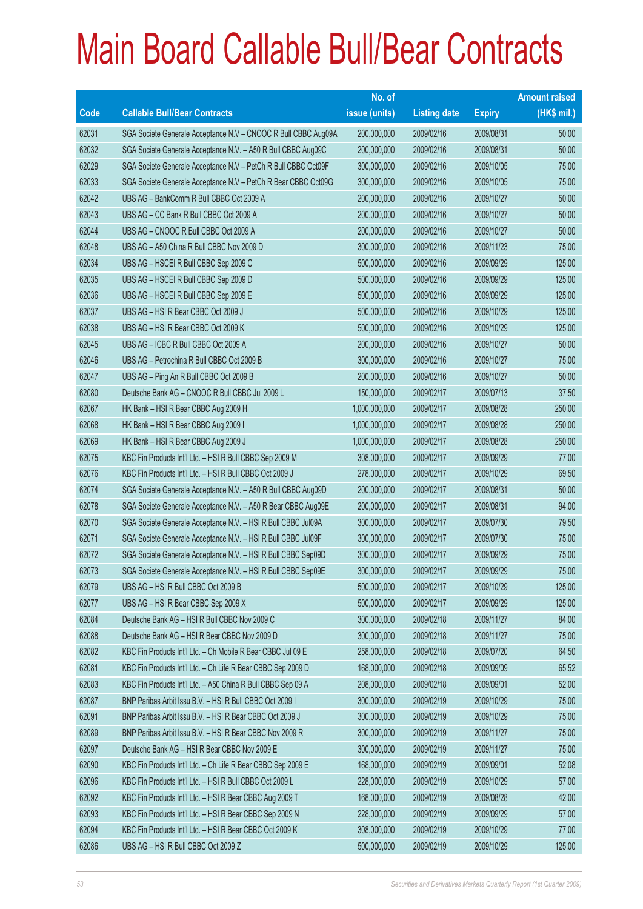# Main Board Callable Bull/Bear Contracts

| Code | Callable Bull/Bear Contracts | No. of issue (units) | Listing date | Expiry | Amount raised (HK$ mil.) |
|---|---|---|---|---|---|
| 62031 | SGA Societe Generale Acceptance N.V – CNOOC R Bull CBBC Aug09A | 200,000,000 | 2009/02/16 | 2009/08/31 | 50.00 |
| 62032 | SGA Societe Generale Acceptance N.V. – A50 R Bull CBBC Aug09C | 200,000,000 | 2009/02/16 | 2009/08/31 | 50.00 |
| 62029 | SGA Societe Generale Acceptance N.V – PetCh R Bull CBBC Oct09F | 300,000,000 | 2009/02/16 | 2009/10/05 | 75.00 |
| 62033 | SGA Societe Generale Acceptance N.V – PetCh R Bear CBBC Oct09G | 300,000,000 | 2009/02/16 | 2009/10/05 | 75.00 |
| 62042 | UBS AG – BankComm R Bull CBBC Oct 2009 A | 200,000,000 | 2009/02/16 | 2009/10/27 | 50.00 |
| 62043 | UBS AG – CC Bank R Bull CBBC Oct 2009 A | 200,000,000 | 2009/02/16 | 2009/10/27 | 50.00 |
| 62044 | UBS AG – CNOOC R Bull CBBC Oct 2009 A | 200,000,000 | 2009/02/16 | 2009/10/27 | 50.00 |
| 62048 | UBS AG – A50 China R Bull CBBC Nov 2009 D | 300,000,000 | 2009/02/16 | 2009/11/23 | 75.00 |
| 62034 | UBS AG – HSCEI R Bull CBBC Sep 2009 C | 500,000,000 | 2009/02/16 | 2009/09/29 | 125.00 |
| 62035 | UBS AG – HSCEI R Bull CBBC Sep 2009 D | 500,000,000 | 2009/02/16 | 2009/09/29 | 125.00 |
| 62036 | UBS AG – HSCEI R Bull CBBC Sep 2009 E | 500,000,000 | 2009/02/16 | 2009/09/29 | 125.00 |
| 62037 | UBS AG – HSI R Bear CBBC Oct 2009 J | 500,000,000 | 2009/02/16 | 2009/10/29 | 125.00 |
| 62038 | UBS AG – HSI R Bear CBBC Oct 2009 K | 500,000,000 | 2009/02/16 | 2009/10/29 | 125.00 |
| 62045 | UBS AG – ICBC R Bull CBBC Oct 2009 A | 200,000,000 | 2009/02/16 | 2009/10/27 | 50.00 |
| 62046 | UBS AG – Petrochina R Bull CBBC Oct 2009 B | 300,000,000 | 2009/02/16 | 2009/10/27 | 75.00 |
| 62047 | UBS AG – Ping An R Bull CBBC Oct 2009 B | 200,000,000 | 2009/02/16 | 2009/10/27 | 50.00 |
| 62080 | Deutsche Bank AG – CNOOC R Bull CBBC Jul 2009 L | 150,000,000 | 2009/02/17 | 2009/07/13 | 37.50 |
| 62067 | HK Bank – HSI R Bear CBBC Aug 2009 H | 1,000,000,000 | 2009/02/17 | 2009/08/28 | 250.00 |
| 62068 | HK Bank – HSI R Bear CBBC Aug 2009 I | 1,000,000,000 | 2009/02/17 | 2009/08/28 | 250.00 |
| 62069 | HK Bank – HSI R Bear CBBC Aug 2009 J | 1,000,000,000 | 2009/02/17 | 2009/08/28 | 250.00 |
| 62075 | KBC Fin Products Int'l Ltd. – HSI R Bull CBBC Sep 2009 M | 308,000,000 | 2009/02/17 | 2009/09/29 | 77.00 |
| 62076 | KBC Fin Products Int'l Ltd. – HSI R Bull CBBC Oct 2009 J | 278,000,000 | 2009/02/17 | 2009/10/29 | 69.50 |
| 62074 | SGA Societe Generale Acceptance N.V. – A50 R Bull CBBC Aug09D | 200,000,000 | 2009/02/17 | 2009/08/31 | 50.00 |
| 62078 | SGA Societe Generale Acceptance N.V. – A50 R Bear CBBC Aug09E | 200,000,000 | 2009/02/17 | 2009/08/31 | 94.00 |
| 62070 | SGA Societe Generale Acceptance N.V. – HSI R Bull CBBC Jul09A | 300,000,000 | 2009/02/17 | 2009/07/30 | 79.50 |
| 62071 | SGA Societe Generale Acceptance N.V. – HSI R Bull CBBC Jul09F | 300,000,000 | 2009/02/17 | 2009/07/30 | 75.00 |
| 62072 | SGA Societe Generale Acceptance N.V. – HSI R Bull CBBC Sep09D | 300,000,000 | 2009/02/17 | 2009/09/29 | 75.00 |
| 62073 | SGA Societe Generale Acceptance N.V. – HSI R Bull CBBC Sep09E | 300,000,000 | 2009/02/17 | 2009/09/29 | 75.00 |
| 62079 | UBS AG – HSI R Bull CBBC Oct 2009 B | 500,000,000 | 2009/02/17 | 2009/10/29 | 125.00 |
| 62077 | UBS AG – HSI R Bear CBBC Sep 2009 X | 500,000,000 | 2009/02/17 | 2009/09/29 | 125.00 |
| 62084 | Deutsche Bank AG – HSI R Bull CBBC Nov 2009 C | 300,000,000 | 2009/02/18 | 2009/11/27 | 84.00 |
| 62088 | Deutsche Bank AG – HSI R Bear CBBC Nov 2009 D | 300,000,000 | 2009/02/18 | 2009/11/27 | 75.00 |
| 62082 | KBC Fin Products Int'l Ltd. – Ch Mobile R Bear CBBC Jul 09 E | 258,000,000 | 2009/02/18 | 2009/07/20 | 64.50 |
| 62081 | KBC Fin Products Int'l Ltd. – Ch Life R Bear CBBC Sep 2009 D | 168,000,000 | 2009/02/18 | 2009/09/09 | 65.52 |
| 62083 | KBC Fin Products Int'l Ltd. – A50 China R Bull CBBC Sep 09 A | 208,000,000 | 2009/02/18 | 2009/09/01 | 52.00 |
| 62087 | BNP Paribas Arbit Issu B.V. – HSI R Bull CBBC Oct 2009 I | 300,000,000 | 2009/02/19 | 2009/10/29 | 75.00 |
| 62091 | BNP Paribas Arbit Issu B.V. – HSI R Bear CBBC Oct 2009 J | 300,000,000 | 2009/02/19 | 2009/10/29 | 75.00 |
| 62089 | BNP Paribas Arbit Issu B.V. – HSI R Bear CBBC Nov 2009 R | 300,000,000 | 2009/02/19 | 2009/11/27 | 75.00 |
| 62097 | Deutsche Bank AG – HSI R Bear CBBC Nov 2009 E | 300,000,000 | 2009/02/19 | 2009/11/27 | 75.00 |
| 62090 | KBC Fin Products Int'l Ltd. – Ch Life R Bear CBBC Sep 2009 E | 168,000,000 | 2009/02/19 | 2009/09/01 | 52.08 |
| 62096 | KBC Fin Products Int'l Ltd. – HSI R Bull CBBC Oct 2009 L | 228,000,000 | 2009/02/19 | 2009/10/29 | 57.00 |
| 62092 | KBC Fin Products Int'l Ltd. – HSI R Bear CBBC Aug 2009 T | 168,000,000 | 2009/02/19 | 2009/08/28 | 42.00 |
| 62093 | KBC Fin Products Int'l Ltd. – HSI R Bear CBBC Sep 2009 N | 228,000,000 | 2009/02/19 | 2009/09/29 | 57.00 |
| 62094 | KBC Fin Products Int'l Ltd. – HSI R Bear CBBC Oct 2009 K | 308,000,000 | 2009/02/19 | 2009/10/29 | 77.00 |
| 62086 | UBS AG – HSI R Bull CBBC Oct 2009 Z | 500,000,000 | 2009/02/19 | 2009/10/29 | 125.00 |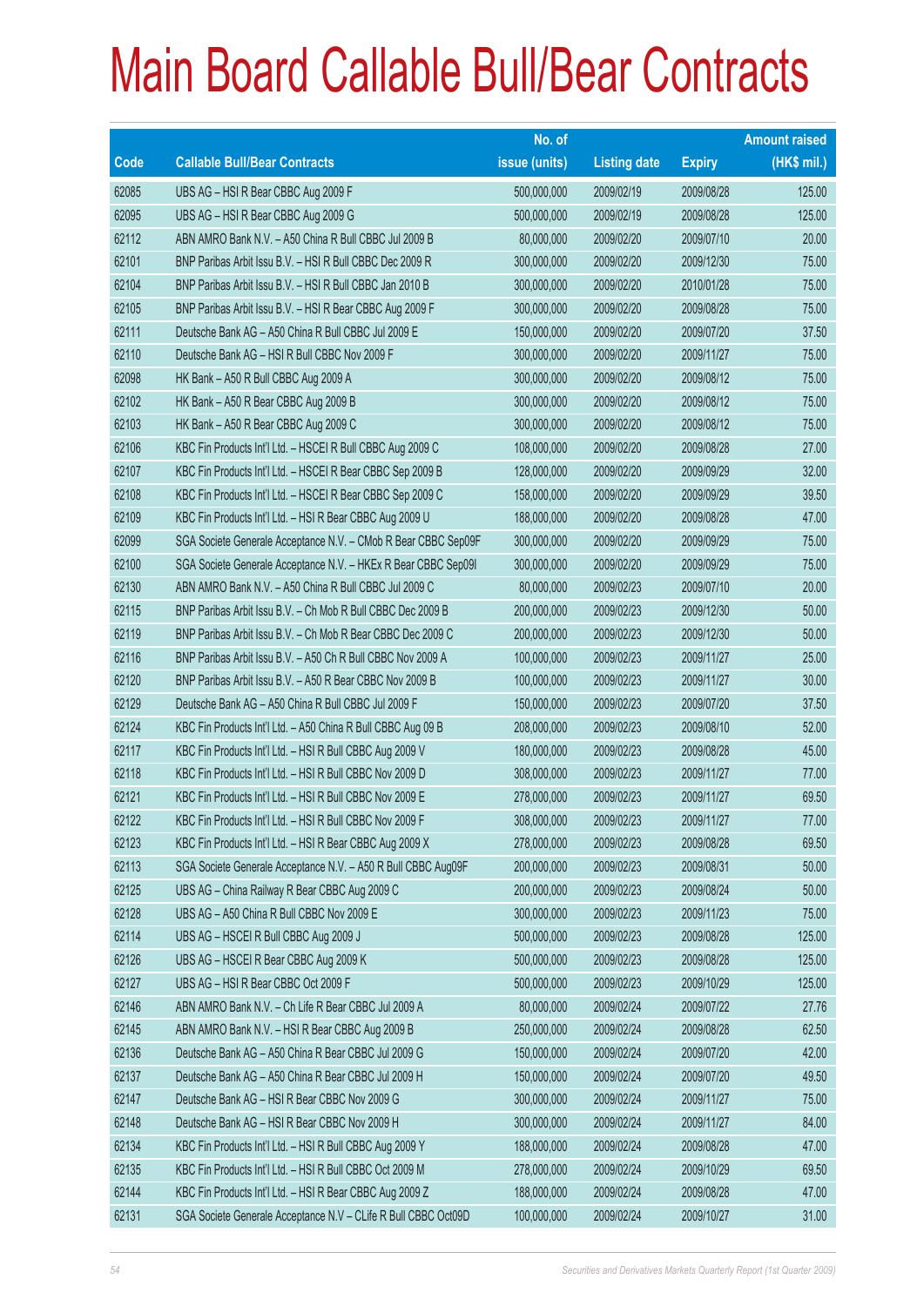# Main Board Callable Bull/Bear Contracts

| Code | Callable Bull/Bear Contracts | No. of issue (units) | Listing date | Expiry | Amount raised (HK$ mil.) |
|---|---|---|---|---|---|
| 62085 | UBS AG – HSI R Bear CBBC Aug 2009 F | 500,000,000 | 2009/02/19 | 2009/08/28 | 125.00 |
| 62095 | UBS AG – HSI R Bear CBBC Aug 2009 G | 500,000,000 | 2009/02/19 | 2009/08/28 | 125.00 |
| 62112 | ABN AMRO Bank N.V. – A50 China R Bull CBBC Jul 2009 B | 80,000,000 | 2009/02/20 | 2009/07/10 | 20.00 |
| 62101 | BNP Paribas Arbit Issu B.V. – HSI R Bull CBBC Dec 2009 R | 300,000,000 | 2009/02/20 | 2009/12/30 | 75.00 |
| 62104 | BNP Paribas Arbit Issu B.V. – HSI R Bull CBBC Jan 2010 B | 300,000,000 | 2009/02/20 | 2010/01/28 | 75.00 |
| 62105 | BNP Paribas Arbit Issu B.V. – HSI R Bear CBBC Aug 2009 F | 300,000,000 | 2009/02/20 | 2009/08/28 | 75.00 |
| 62111 | Deutsche Bank AG – A50 China R Bull CBBC Jul 2009 E | 150,000,000 | 2009/02/20 | 2009/07/20 | 37.50 |
| 62110 | Deutsche Bank AG – HSI R Bull CBBC Nov 2009 F | 300,000,000 | 2009/02/20 | 2009/11/27 | 75.00 |
| 62098 | HK Bank – A50 R Bull CBBC Aug 2009 A | 300,000,000 | 2009/02/20 | 2009/08/12 | 75.00 |
| 62102 | HK Bank – A50 R Bear CBBC Aug 2009 B | 300,000,000 | 2009/02/20 | 2009/08/12 | 75.00 |
| 62103 | HK Bank – A50 R Bear CBBC Aug 2009 C | 300,000,000 | 2009/02/20 | 2009/08/12 | 75.00 |
| 62106 | KBC Fin Products Int'l Ltd. – HSCEI R Bull CBBC Aug 2009 C | 108,000,000 | 2009/02/20 | 2009/08/28 | 27.00 |
| 62107 | KBC Fin Products Int'l Ltd. – HSCEI R Bear CBBC Sep 2009 B | 128,000,000 | 2009/02/20 | 2009/09/29 | 32.00 |
| 62108 | KBC Fin Products Int'l Ltd. – HSCEI R Bear CBBC Sep 2009 C | 158,000,000 | 2009/02/20 | 2009/09/29 | 39.50 |
| 62109 | KBC Fin Products Int'l Ltd. – HSI R Bear CBBC Aug 2009 U | 188,000,000 | 2009/02/20 | 2009/08/28 | 47.00 |
| 62099 | SGA Societe Generale Acceptance N.V. – CMob R Bear CBBC Sep09F | 300,000,000 | 2009/02/20 | 2009/09/29 | 75.00 |
| 62100 | SGA Societe Generale Acceptance N.V. – HKEx R Bear CBBC Sep09I | 300,000,000 | 2009/02/20 | 2009/09/29 | 75.00 |
| 62130 | ABN AMRO Bank N.V. – A50 China R Bull CBBC Jul 2009 C | 80,000,000 | 2009/02/23 | 2009/07/10 | 20.00 |
| 62115 | BNP Paribas Arbit Issu B.V. – Ch Mob R Bull CBBC Dec 2009 B | 200,000,000 | 2009/02/23 | 2009/12/30 | 50.00 |
| 62119 | BNP Paribas Arbit Issu B.V. – Ch Mob R Bear CBBC Dec 2009 C | 200,000,000 | 2009/02/23 | 2009/12/30 | 50.00 |
| 62116 | BNP Paribas Arbit Issu B.V. – A50 Ch R Bull CBBC Nov 2009 A | 100,000,000 | 2009/02/23 | 2009/11/27 | 25.00 |
| 62120 | BNP Paribas Arbit Issu B.V. – A50 R Bear CBBC Nov 2009 B | 100,000,000 | 2009/02/23 | 2009/11/27 | 30.00 |
| 62129 | Deutsche Bank AG – A50 China R Bull CBBC Jul 2009 F | 150,000,000 | 2009/02/23 | 2009/07/20 | 37.50 |
| 62124 | KBC Fin Products Int'l Ltd. – A50 China R Bull CBBC Aug 09 B | 208,000,000 | 2009/02/23 | 2009/08/10 | 52.00 |
| 62117 | KBC Fin Products Int'l Ltd. – HSI R Bull CBBC Aug 2009 V | 180,000,000 | 2009/02/23 | 2009/08/28 | 45.00 |
| 62118 | KBC Fin Products Int'l Ltd. – HSI R Bull CBBC Nov 2009 D | 308,000,000 | 2009/02/23 | 2009/11/27 | 77.00 |
| 62121 | KBC Fin Products Int'l Ltd. – HSI R Bull CBBC Nov 2009 E | 278,000,000 | 2009/02/23 | 2009/11/27 | 69.50 |
| 62122 | KBC Fin Products Int'l Ltd. – HSI R Bull CBBC Nov 2009 F | 308,000,000 | 2009/02/23 | 2009/11/27 | 77.00 |
| 62123 | KBC Fin Products Int'l Ltd. – HSI R Bear CBBC Aug 2009 X | 278,000,000 | 2009/02/23 | 2009/08/28 | 69.50 |
| 62113 | SGA Societe Generale Acceptance N.V. – A50 R Bull CBBC Aug09F | 200,000,000 | 2009/02/23 | 2009/08/31 | 50.00 |
| 62125 | UBS AG – China Railway R Bear CBBC Aug 2009 C | 200,000,000 | 2009/02/23 | 2009/08/24 | 50.00 |
| 62128 | UBS AG – A50 China R Bull CBBC Nov 2009 E | 300,000,000 | 2009/02/23 | 2009/11/23 | 75.00 |
| 62114 | UBS AG – HSCEI R Bull CBBC Aug 2009 J | 500,000,000 | 2009/02/23 | 2009/08/28 | 125.00 |
| 62126 | UBS AG – HSCEI R Bear CBBC Aug 2009 K | 500,000,000 | 2009/02/23 | 2009/08/28 | 125.00 |
| 62127 | UBS AG – HSI R Bear CBBC Oct 2009 F | 500,000,000 | 2009/02/23 | 2009/10/29 | 125.00 |
| 62146 | ABN AMRO Bank N.V. – Ch Life R Bear CBBC Jul 2009 A | 80,000,000 | 2009/02/24 | 2009/07/22 | 27.76 |
| 62145 | ABN AMRO Bank N.V. – HSI R Bear CBBC Aug 2009 B | 250,000,000 | 2009/02/24 | 2009/08/28 | 62.50 |
| 62136 | Deutsche Bank AG – A50 China R Bear CBBC Jul 2009 G | 150,000,000 | 2009/02/24 | 2009/07/20 | 42.00 |
| 62137 | Deutsche Bank AG – A50 China R Bear CBBC Jul 2009 H | 150,000,000 | 2009/02/24 | 2009/07/20 | 49.50 |
| 62147 | Deutsche Bank AG – HSI R Bear CBBC Nov 2009 G | 300,000,000 | 2009/02/24 | 2009/11/27 | 75.00 |
| 62148 | Deutsche Bank AG – HSI R Bear CBBC Nov 2009 H | 300,000,000 | 2009/02/24 | 2009/11/27 | 84.00 |
| 62134 | KBC Fin Products Int'l Ltd. – HSI R Bull CBBC Aug 2009 Y | 188,000,000 | 2009/02/24 | 2009/08/28 | 47.00 |
| 62135 | KBC Fin Products Int'l Ltd. – HSI R Bull CBBC Oct 2009 M | 278,000,000 | 2009/02/24 | 2009/10/29 | 69.50 |
| 62144 | KBC Fin Products Int'l Ltd. – HSI R Bear CBBC Aug 2009 Z | 188,000,000 | 2009/02/24 | 2009/08/28 | 47.00 |
| 62131 | SGA Societe Generale Acceptance N.V – CLife R Bull CBBC Oct09D | 100,000,000 | 2009/02/24 | 2009/10/27 | 31.00 |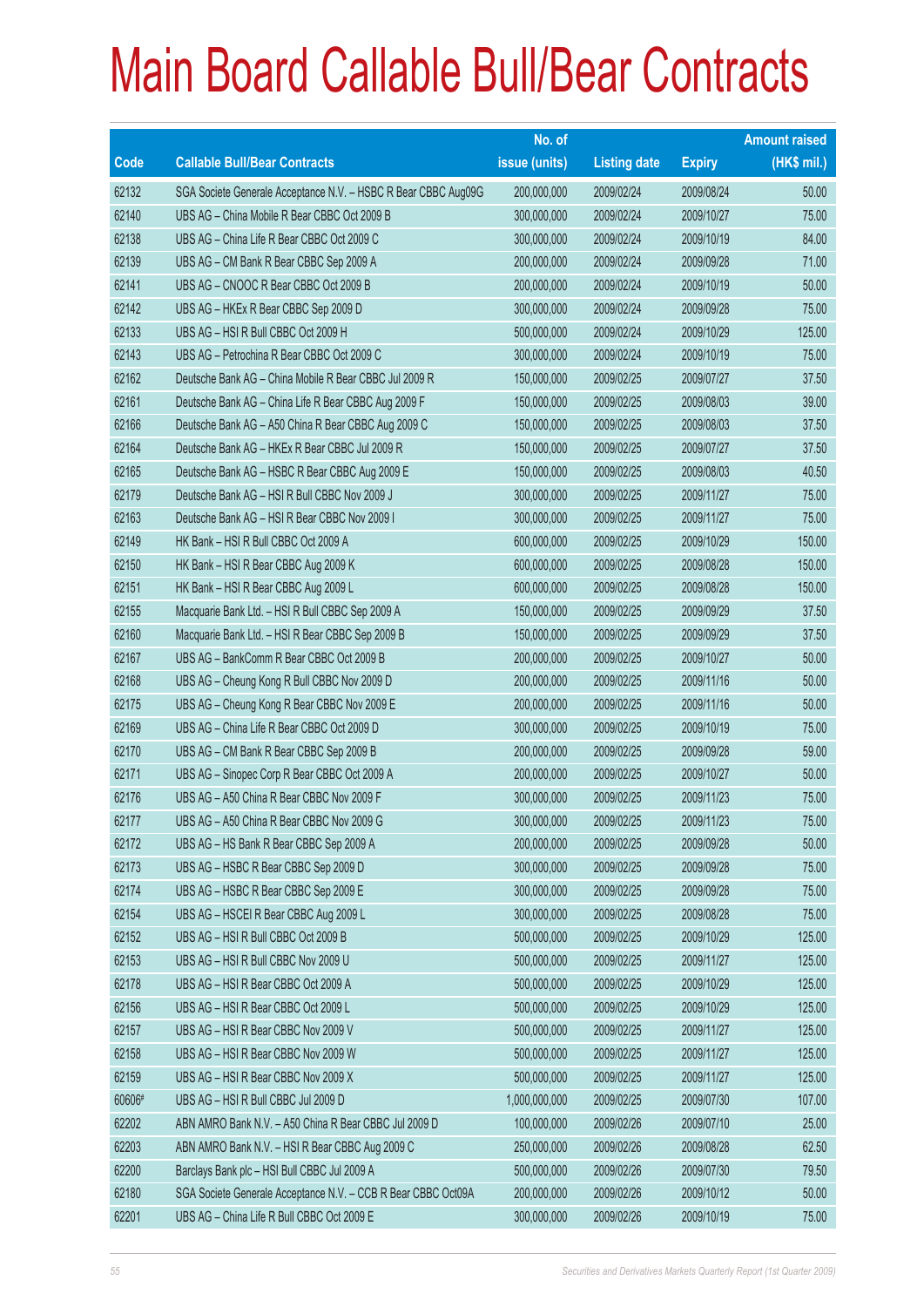# Main Board Callable Bull/Bear Contracts

| Code | Callable Bull/Bear Contracts | No. of issue (units) | Listing date | Expiry | Amount raised (HK$ mil.) |
|---|---|---|---|---|---|
| 62132 | SGA Societe Generale Acceptance N.V. – HSBC R Bear CBBC Aug09G | 200,000,000 | 2009/02/24 | 2009/08/24 | 50.00 |
| 62140 | UBS AG – China Mobile R Bear CBBC Oct 2009 B | 300,000,000 | 2009/02/24 | 2009/10/27 | 75.00 |
| 62138 | UBS AG – China Life R Bear CBBC Oct 2009 C | 300,000,000 | 2009/02/24 | 2009/10/19 | 84.00 |
| 62139 | UBS AG – CM Bank R Bear CBBC Sep 2009 A | 200,000,000 | 2009/02/24 | 2009/09/28 | 71.00 |
| 62141 | UBS AG – CNOOC R Bear CBBC Oct 2009 B | 200,000,000 | 2009/02/24 | 2009/10/19 | 50.00 |
| 62142 | UBS AG – HKEx R Bear CBBC Sep 2009 D | 300,000,000 | 2009/02/24 | 2009/09/28 | 75.00 |
| 62133 | UBS AG – HSI R Bull CBBC Oct 2009 H | 500,000,000 | 2009/02/24 | 2009/10/29 | 125.00 |
| 62143 | UBS AG – Petrochina R Bear CBBC Oct 2009 C | 300,000,000 | 2009/02/24 | 2009/10/19 | 75.00 |
| 62162 | Deutsche Bank AG – China Mobile R Bear CBBC Jul 2009 R | 150,000,000 | 2009/02/25 | 2009/07/27 | 37.50 |
| 62161 | Deutsche Bank AG – China Life R Bear CBBC Aug 2009 F | 150,000,000 | 2009/02/25 | 2009/08/03 | 39.00 |
| 62166 | Deutsche Bank AG – A50 China R Bear CBBC Aug 2009 C | 150,000,000 | 2009/02/25 | 2009/08/03 | 37.50 |
| 62164 | Deutsche Bank AG – HKEx R Bear CBBC Jul 2009 R | 150,000,000 | 2009/02/25 | 2009/07/27 | 37.50 |
| 62165 | Deutsche Bank AG – HSBC R Bear CBBC Aug 2009 E | 150,000,000 | 2009/02/25 | 2009/08/03 | 40.50 |
| 62179 | Deutsche Bank AG – HSI R Bull CBBC Nov 2009 J | 300,000,000 | 2009/02/25 | 2009/11/27 | 75.00 |
| 62163 | Deutsche Bank AG – HSI R Bear CBBC Nov 2009 I | 300,000,000 | 2009/02/25 | 2009/11/27 | 75.00 |
| 62149 | HK Bank – HSI R Bull CBBC Oct 2009 A | 600,000,000 | 2009/02/25 | 2009/10/29 | 150.00 |
| 62150 | HK Bank – HSI R Bear CBBC Aug 2009 K | 600,000,000 | 2009/02/25 | 2009/08/28 | 150.00 |
| 62151 | HK Bank – HSI R Bear CBBC Aug 2009 L | 600,000,000 | 2009/02/25 | 2009/08/28 | 150.00 |
| 62155 | Macquarie Bank Ltd. – HSI R Bull CBBC Sep 2009 A | 150,000,000 | 2009/02/25 | 2009/09/29 | 37.50 |
| 62160 | Macquarie Bank Ltd. – HSI R Bear CBBC Sep 2009 B | 150,000,000 | 2009/02/25 | 2009/09/29 | 37.50 |
| 62167 | UBS AG – BankComm R Bear CBBC Oct 2009 B | 200,000,000 | 2009/02/25 | 2009/10/27 | 50.00 |
| 62168 | UBS AG – Cheung Kong R Bull CBBC Nov 2009 D | 200,000,000 | 2009/02/25 | 2009/11/16 | 50.00 |
| 62175 | UBS AG – Cheung Kong R Bear CBBC Nov 2009 E | 200,000,000 | 2009/02/25 | 2009/11/16 | 50.00 |
| 62169 | UBS AG – China Life R Bear CBBC Oct 2009 D | 300,000,000 | 2009/02/25 | 2009/10/19 | 75.00 |
| 62170 | UBS AG – CM Bank R Bear CBBC Sep 2009 B | 200,000,000 | 2009/02/25 | 2009/09/28 | 59.00 |
| 62171 | UBS AG – Sinopec Corp R Bear CBBC Oct 2009 A | 200,000,000 | 2009/02/25 | 2009/10/27 | 50.00 |
| 62176 | UBS AG – A50 China R Bear CBBC Nov 2009 F | 300,000,000 | 2009/02/25 | 2009/11/23 | 75.00 |
| 62177 | UBS AG – A50 China R Bear CBBC Nov 2009 G | 300,000,000 | 2009/02/25 | 2009/11/23 | 75.00 |
| 62172 | UBS AG – HS Bank R Bear CBBC Sep 2009 A | 200,000,000 | 2009/02/25 | 2009/09/28 | 50.00 |
| 62173 | UBS AG – HSBC R Bear CBBC Sep 2009 D | 300,000,000 | 2009/02/25 | 2009/09/28 | 75.00 |
| 62174 | UBS AG – HSBC R Bear CBBC Sep 2009 E | 300,000,000 | 2009/02/25 | 2009/09/28 | 75.00 |
| 62154 | UBS AG – HSCEI R Bear CBBC Aug 2009 L | 300,000,000 | 2009/02/25 | 2009/08/28 | 75.00 |
| 62152 | UBS AG – HSI R Bull CBBC Oct 2009 B | 500,000,000 | 2009/02/25 | 2009/10/29 | 125.00 |
| 62153 | UBS AG – HSI R Bull CBBC Nov 2009 U | 500,000,000 | 2009/02/25 | 2009/11/27 | 125.00 |
| 62178 | UBS AG – HSI R Bear CBBC Oct 2009 A | 500,000,000 | 2009/02/25 | 2009/10/29 | 125.00 |
| 62156 | UBS AG – HSI R Bear CBBC Oct 2009 L | 500,000,000 | 2009/02/25 | 2009/10/29 | 125.00 |
| 62157 | UBS AG – HSI R Bear CBBC Nov 2009 V | 500,000,000 | 2009/02/25 | 2009/11/27 | 125.00 |
| 62158 | UBS AG – HSI R Bear CBBC Nov 2009 W | 500,000,000 | 2009/02/25 | 2009/11/27 | 125.00 |
| 62159 | UBS AG – HSI R Bear CBBC Nov 2009 X | 500,000,000 | 2009/02/25 | 2009/11/27 | 125.00 |
| 60606# | UBS AG – HSI R Bull CBBC Jul 2009 D | 1,000,000,000 | 2009/02/25 | 2009/07/30 | 107.00 |
| 62202 | ABN AMRO Bank N.V. – A50 China R Bear CBBC Jul 2009 D | 100,000,000 | 2009/02/26 | 2009/07/10 | 25.00 |
| 62203 | ABN AMRO Bank N.V. – HSI R Bear CBBC Aug 2009 C | 250,000,000 | 2009/02/26 | 2009/08/28 | 62.50 |
| 62200 | Barclays Bank plc – HSI Bull CBBC Jul 2009 A | 500,000,000 | 2009/02/26 | 2009/07/30 | 79.50 |
| 62180 | SGA Societe Generale Acceptance N.V. – CCB R Bear CBBC Oct09A | 200,000,000 | 2009/02/26 | 2009/10/12 | 50.00 |
| 62201 | UBS AG – China Life R Bull CBBC Oct 2009 E | 300,000,000 | 2009/02/26 | 2009/10/19 | 75.00 |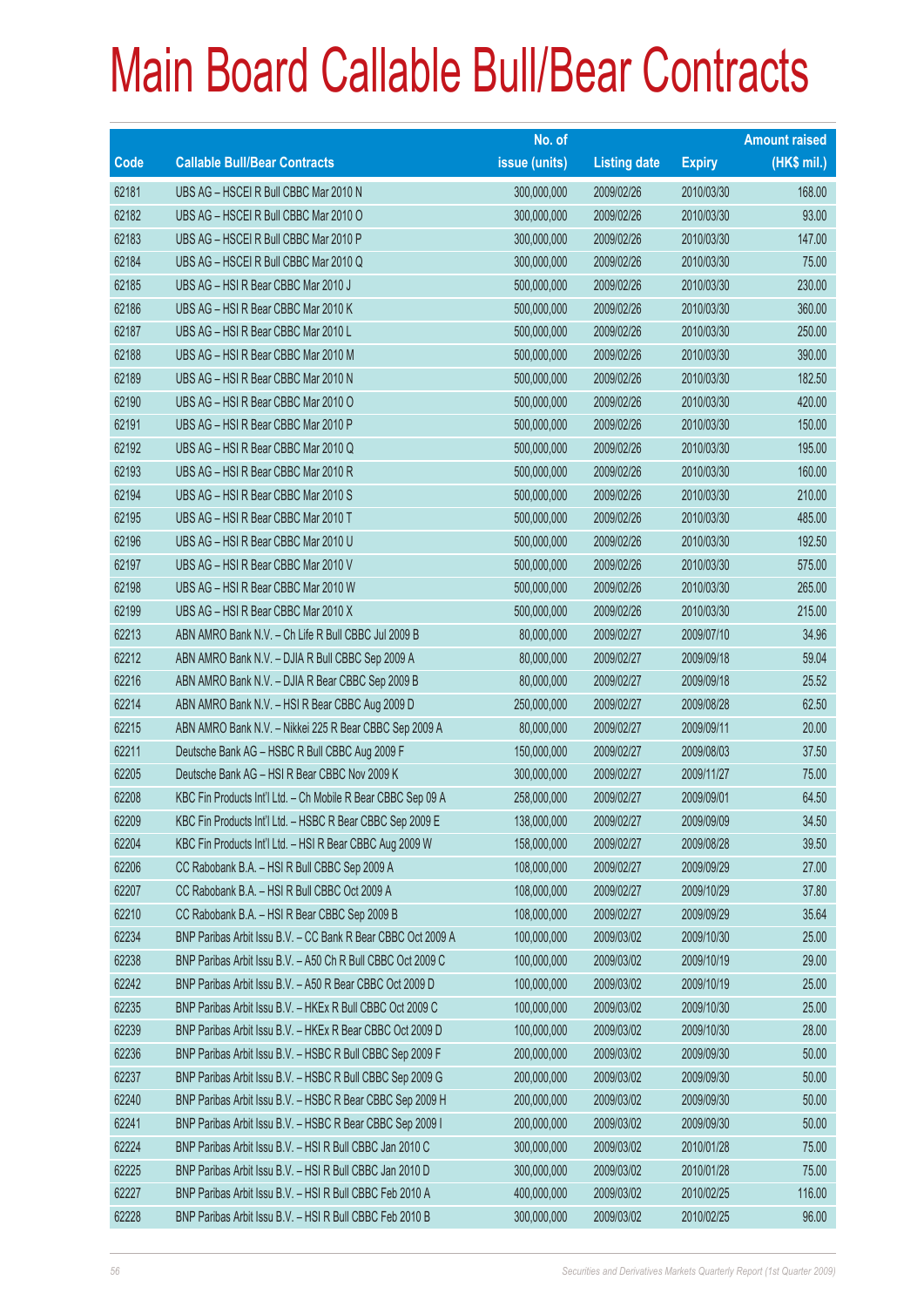# Main Board Callable Bull/Bear Contracts

| Code | Callable Bull/Bear Contracts | No. of issue (units) | Listing date | Expiry | Amount raised (HK$ mil.) |
|---|---|---|---|---|---|
| 62181 | UBS AG – HSCEI R Bull CBBC Mar 2010 N | 300,000,000 | 2009/02/26 | 2010/03/30 | 168.00 |
| 62182 | UBS AG – HSCEI R Bull CBBC Mar 2010 O | 300,000,000 | 2009/02/26 | 2010/03/30 | 93.00 |
| 62183 | UBS AG – HSCEI R Bull CBBC Mar 2010 P | 300,000,000 | 2009/02/26 | 2010/03/30 | 147.00 |
| 62184 | UBS AG – HSCEI R Bull CBBC Mar 2010 Q | 300,000,000 | 2009/02/26 | 2010/03/30 | 75.00 |
| 62185 | UBS AG – HSI R Bear CBBC Mar 2010 J | 500,000,000 | 2009/02/26 | 2010/03/30 | 230.00 |
| 62186 | UBS AG – HSI R Bear CBBC Mar 2010 K | 500,000,000 | 2009/02/26 | 2010/03/30 | 360.00 |
| 62187 | UBS AG – HSI R Bear CBBC Mar 2010 L | 500,000,000 | 2009/02/26 | 2010/03/30 | 250.00 |
| 62188 | UBS AG – HSI R Bear CBBC Mar 2010 M | 500,000,000 | 2009/02/26 | 2010/03/30 | 390.00 |
| 62189 | UBS AG – HSI R Bear CBBC Mar 2010 N | 500,000,000 | 2009/02/26 | 2010/03/30 | 182.50 |
| 62190 | UBS AG – HSI R Bear CBBC Mar 2010 O | 500,000,000 | 2009/02/26 | 2010/03/30 | 420.00 |
| 62191 | UBS AG – HSI R Bear CBBC Mar 2010 P | 500,000,000 | 2009/02/26 | 2010/03/30 | 150.00 |
| 62192 | UBS AG – HSI R Bear CBBC Mar 2010 Q | 500,000,000 | 2009/02/26 | 2010/03/30 | 195.00 |
| 62193 | UBS AG – HSI R Bear CBBC Mar 2010 R | 500,000,000 | 2009/02/26 | 2010/03/30 | 160.00 |
| 62194 | UBS AG – HSI R Bear CBBC Mar 2010 S | 500,000,000 | 2009/02/26 | 2010/03/30 | 210.00 |
| 62195 | UBS AG – HSI R Bear CBBC Mar 2010 T | 500,000,000 | 2009/02/26 | 2010/03/30 | 485.00 |
| 62196 | UBS AG – HSI R Bear CBBC Mar 2010 U | 500,000,000 | 2009/02/26 | 2010/03/30 | 192.50 |
| 62197 | UBS AG – HSI R Bear CBBC Mar 2010 V | 500,000,000 | 2009/02/26 | 2010/03/30 | 575.00 |
| 62198 | UBS AG – HSI R Bear CBBC Mar 2010 W | 500,000,000 | 2009/02/26 | 2010/03/30 | 265.00 |
| 62199 | UBS AG – HSI R Bear CBBC Mar 2010 X | 500,000,000 | 2009/02/26 | 2010/03/30 | 215.00 |
| 62213 | ABN AMRO Bank N.V. – Ch Life R Bull CBBC Jul 2009 B | 80,000,000 | 2009/02/27 | 2009/07/10 | 34.96 |
| 62212 | ABN AMRO Bank N.V. – DJIA R Bull CBBC Sep 2009 A | 80,000,000 | 2009/02/27 | 2009/09/18 | 59.04 |
| 62216 | ABN AMRO Bank N.V. – DJIA R Bear CBBC Sep 2009 B | 80,000,000 | 2009/02/27 | 2009/09/18 | 25.52 |
| 62214 | ABN AMRO Bank N.V. – HSI R Bear CBBC Aug 2009 D | 250,000,000 | 2009/02/27 | 2009/08/28 | 62.50 |
| 62215 | ABN AMRO Bank N.V. – Nikkei 225 R Bear CBBC Sep 2009 A | 80,000,000 | 2009/02/27 | 2009/09/11 | 20.00 |
| 62211 | Deutsche Bank AG – HSBC R Bull CBBC Aug 2009 F | 150,000,000 | 2009/02/27 | 2009/08/03 | 37.50 |
| 62205 | Deutsche Bank AG – HSI R Bear CBBC Nov 2009 K | 300,000,000 | 2009/02/27 | 2009/11/27 | 75.00 |
| 62208 | KBC Fin Products Int'l Ltd. – Ch Mobile R Bear CBBC Sep 09 A | 258,000,000 | 2009/02/27 | 2009/09/01 | 64.50 |
| 62209 | KBC Fin Products Int'l Ltd. – HSBC R Bear CBBC Sep 2009 E | 138,000,000 | 2009/02/27 | 2009/09/09 | 34.50 |
| 62204 | KBC Fin Products Int'l Ltd. – HSI R Bear CBBC Aug 2009 W | 158,000,000 | 2009/02/27 | 2009/08/28 | 39.50 |
| 62206 | CC Rabobank B.A. – HSI R Bull CBBC Sep 2009 A | 108,000,000 | 2009/02/27 | 2009/09/29 | 27.00 |
| 62207 | CC Rabobank B.A. – HSI R Bull CBBC Oct 2009 A | 108,000,000 | 2009/02/27 | 2009/10/29 | 37.80 |
| 62210 | CC Rabobank B.A. – HSI R Bear CBBC Sep 2009 B | 108,000,000 | 2009/02/27 | 2009/09/29 | 35.64 |
| 62234 | BNP Paribas Arbit Issu B.V. – CC Bank R Bear CBBC Oct 2009 A | 100,000,000 | 2009/03/02 | 2009/10/30 | 25.00 |
| 62238 | BNP Paribas Arbit Issu B.V. – A50 Ch R Bull CBBC Oct 2009 C | 100,000,000 | 2009/03/02 | 2009/10/19 | 29.00 |
| 62242 | BNP Paribas Arbit Issu B.V. – A50 R Bear CBBC Oct 2009 D | 100,000,000 | 2009/03/02 | 2009/10/19 | 25.00 |
| 62235 | BNP Paribas Arbit Issu B.V. – HKEx R Bull CBBC Oct 2009 C | 100,000,000 | 2009/03/02 | 2009/10/30 | 25.00 |
| 62239 | BNP Paribas Arbit Issu B.V. – HKEx R Bear CBBC Oct 2009 D | 100,000,000 | 2009/03/02 | 2009/10/30 | 28.00 |
| 62236 | BNP Paribas Arbit Issu B.V. – HSBC R Bull CBBC Sep 2009 F | 200,000,000 | 2009/03/02 | 2009/09/30 | 50.00 |
| 62237 | BNP Paribas Arbit Issu B.V. – HSBC R Bull CBBC Sep 2009 G | 200,000,000 | 2009/03/02 | 2009/09/30 | 50.00 |
| 62240 | BNP Paribas Arbit Issu B.V. – HSBC R Bear CBBC Sep 2009 H | 200,000,000 | 2009/03/02 | 2009/09/30 | 50.00 |
| 62241 | BNP Paribas Arbit Issu B.V. – HSBC R Bear CBBC Sep 2009 I | 200,000,000 | 2009/03/02 | 2009/09/30 | 50.00 |
| 62224 | BNP Paribas Arbit Issu B.V. – HSI R Bull CBBC Jan 2010 C | 300,000,000 | 2009/03/02 | 2010/01/28 | 75.00 |
| 62225 | BNP Paribas Arbit Issu B.V. – HSI R Bull CBBC Jan 2010 D | 300,000,000 | 2009/03/02 | 2010/01/28 | 75.00 |
| 62227 | BNP Paribas Arbit Issu B.V. – HSI R Bull CBBC Feb 2010 A | 400,000,000 | 2009/03/02 | 2010/02/25 | 116.00 |
| 62228 | BNP Paribas Arbit Issu B.V. – HSI R Bull CBBC Feb 2010 B | 300,000,000 | 2009/03/02 | 2010/02/25 | 96.00 |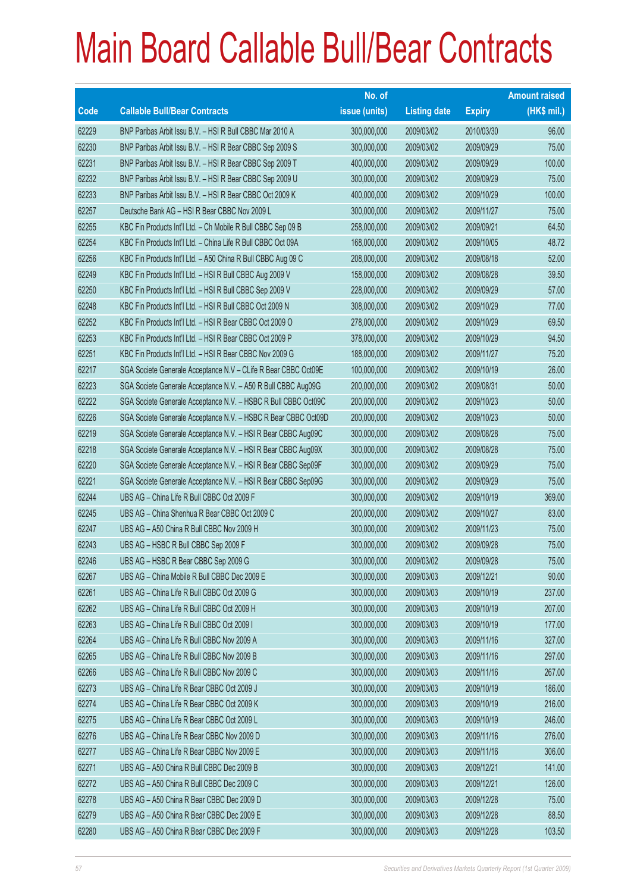# Main Board Callable Bull/Bear Contracts

| Code | Callable Bull/Bear Contracts | No. of issue (units) | Listing date | Expiry | Amount raised (HK$ mil.) |
|---|---|---|---|---|---|
| 62229 | BNP Paribas Arbit Issu B.V. – HSI R Bull CBBC Mar 2010 A | 300,000,000 | 2009/03/02 | 2010/03/30 | 96.00 |
| 62230 | BNP Paribas Arbit Issu B.V. – HSI R Bear CBBC Sep 2009 S | 300,000,000 | 2009/03/02 | 2009/09/29 | 75.00 |
| 62231 | BNP Paribas Arbit Issu B.V. – HSI R Bear CBBC Sep 2009 T | 400,000,000 | 2009/03/02 | 2009/09/29 | 100.00 |
| 62232 | BNP Paribas Arbit Issu B.V. – HSI R Bear CBBC Sep 2009 U | 300,000,000 | 2009/03/02 | 2009/09/29 | 75.00 |
| 62233 | BNP Paribas Arbit Issu B.V. – HSI R Bear CBBC Oct 2009 K | 400,000,000 | 2009/03/02 | 2009/10/29 | 100.00 |
| 62257 | Deutsche Bank AG – HSI R Bear CBBC Nov 2009 L | 300,000,000 | 2009/03/02 | 2009/11/27 | 75.00 |
| 62255 | KBC Fin Products Int'l Ltd. – Ch Mobile R Bull CBBC Sep 09 B | 258,000,000 | 2009/03/02 | 2009/09/21 | 64.50 |
| 62254 | KBC Fin Products Int'l Ltd. – China Life R Bull CBBC Oct 09A | 168,000,000 | 2009/03/02 | 2009/10/05 | 48.72 |
| 62256 | KBC Fin Products Int'l Ltd. – A50 China R Bull CBBC Aug 09 C | 208,000,000 | 2009/03/02 | 2009/08/18 | 52.00 |
| 62249 | KBC Fin Products Int'l Ltd. – HSI R Bull CBBC Aug 2009 V | 158,000,000 | 2009/03/02 | 2009/08/28 | 39.50 |
| 62250 | KBC Fin Products Int'l Ltd. – HSI R Bull CBBC Sep 2009 V | 228,000,000 | 2009/03/02 | 2009/09/29 | 57.00 |
| 62248 | KBC Fin Products Int'l Ltd. – HSI R Bull CBBC Oct 2009 N | 308,000,000 | 2009/03/02 | 2009/10/29 | 77.00 |
| 62252 | KBC Fin Products Int'l Ltd. – HSI R Bear CBBC Oct 2009 O | 278,000,000 | 2009/03/02 | 2009/10/29 | 69.50 |
| 62253 | KBC Fin Products Int'l Ltd. – HSI R Bear CBBC Oct 2009 P | 378,000,000 | 2009/03/02 | 2009/10/29 | 94.50 |
| 62251 | KBC Fin Products Int'l Ltd. – HSI R Bear CBBC Nov 2009 G | 188,000,000 | 2009/03/02 | 2009/11/27 | 75.20 |
| 62217 | SGA Societe Generale Acceptance N.V – CLife R Bear CBBC Oct09E | 100,000,000 | 2009/03/02 | 2009/10/19 | 26.00 |
| 62223 | SGA Societe Generale Acceptance N.V. – A50 R Bull CBBC Aug09G | 200,000,000 | 2009/03/02 | 2009/08/31 | 50.00 |
| 62222 | SGA Societe Generale Acceptance N.V. – HSBC R Bull CBBC Oct09C | 200,000,000 | 2009/03/02 | 2009/10/23 | 50.00 |
| 62226 | SGA Societe Generale Acceptance N.V. – HSBC R Bear CBBC Oct09D | 200,000,000 | 2009/03/02 | 2009/10/23 | 50.00 |
| 62219 | SGA Societe Generale Acceptance N.V. – HSI R Bear CBBC Aug09C | 300,000,000 | 2009/03/02 | 2009/08/28 | 75.00 |
| 62218 | SGA Societe Generale Acceptance N.V. – HSI R Bear CBBC Aug09X | 300,000,000 | 2009/03/02 | 2009/08/28 | 75.00 |
| 62220 | SGA Societe Generale Acceptance N.V. – HSI R Bear CBBC Sep09F | 300,000,000 | 2009/03/02 | 2009/09/29 | 75.00 |
| 62221 | SGA Societe Generale Acceptance N.V. – HSI R Bear CBBC Sep09G | 300,000,000 | 2009/03/02 | 2009/09/29 | 75.00 |
| 62244 | UBS AG – China Life R Bull CBBC Oct 2009 F | 300,000,000 | 2009/03/02 | 2009/10/19 | 369.00 |
| 62245 | UBS AG – China Shenhua R Bear CBBC Oct 2009 C | 200,000,000 | 2009/03/02 | 2009/10/27 | 83.00 |
| 62247 | UBS AG – A50 China R Bull CBBC Nov 2009 H | 300,000,000 | 2009/03/02 | 2009/11/23 | 75.00 |
| 62243 | UBS AG – HSBC R Bull CBBC Sep 2009 F | 300,000,000 | 2009/03/02 | 2009/09/28 | 75.00 |
| 62246 | UBS AG – HSBC R Bear CBBC Sep 2009 G | 300,000,000 | 2009/03/02 | 2009/09/28 | 75.00 |
| 62267 | UBS AG – China Mobile R Bull CBBC Dec 2009 E | 300,000,000 | 2009/03/03 | 2009/12/21 | 90.00 |
| 62261 | UBS AG – China Life R Bull CBBC Oct 2009 G | 300,000,000 | 2009/03/03 | 2009/10/19 | 237.00 |
| 62262 | UBS AG – China Life R Bull CBBC Oct 2009 H | 300,000,000 | 2009/03/03 | 2009/10/19 | 207.00 |
| 62263 | UBS AG – China Life R Bull CBBC Oct 2009 I | 300,000,000 | 2009/03/03 | 2009/10/19 | 177.00 |
| 62264 | UBS AG – China Life R Bull CBBC Nov 2009 A | 300,000,000 | 2009/03/03 | 2009/11/16 | 327.00 |
| 62265 | UBS AG – China Life R Bull CBBC Nov 2009 B | 300,000,000 | 2009/03/03 | 2009/11/16 | 297.00 |
| 62266 | UBS AG – China Life R Bull CBBC Nov 2009 C | 300,000,000 | 2009/03/03 | 2009/11/16 | 267.00 |
| 62273 | UBS AG – China Life R Bear CBBC Oct 2009 J | 300,000,000 | 2009/03/03 | 2009/10/19 | 186.00 |
| 62274 | UBS AG – China Life R Bear CBBC Oct 2009 K | 300,000,000 | 2009/03/03 | 2009/10/19 | 216.00 |
| 62275 | UBS AG – China Life R Bear CBBC Oct 2009 L | 300,000,000 | 2009/03/03 | 2009/10/19 | 246.00 |
| 62276 | UBS AG – China Life R Bear CBBC Nov 2009 D | 300,000,000 | 2009/03/03 | 2009/11/16 | 276.00 |
| 62277 | UBS AG – China Life R Bear CBBC Nov 2009 E | 300,000,000 | 2009/03/03 | 2009/11/16 | 306.00 |
| 62271 | UBS AG – A50 China R Bull CBBC Dec 2009 B | 300,000,000 | 2009/03/03 | 2009/12/21 | 141.00 |
| 62272 | UBS AG – A50 China R Bull CBBC Dec 2009 C | 300,000,000 | 2009/03/03 | 2009/12/21 | 126.00 |
| 62278 | UBS AG – A50 China R Bear CBBC Dec 2009 D | 300,000,000 | 2009/03/03 | 2009/12/28 | 75.00 |
| 62279 | UBS AG – A50 China R Bear CBBC Dec 2009 E | 300,000,000 | 2009/03/03 | 2009/12/28 | 88.50 |
| 62280 | UBS AG – A50 China R Bear CBBC Dec 2009 F | 300,000,000 | 2009/03/03 | 2009/12/28 | 103.50 |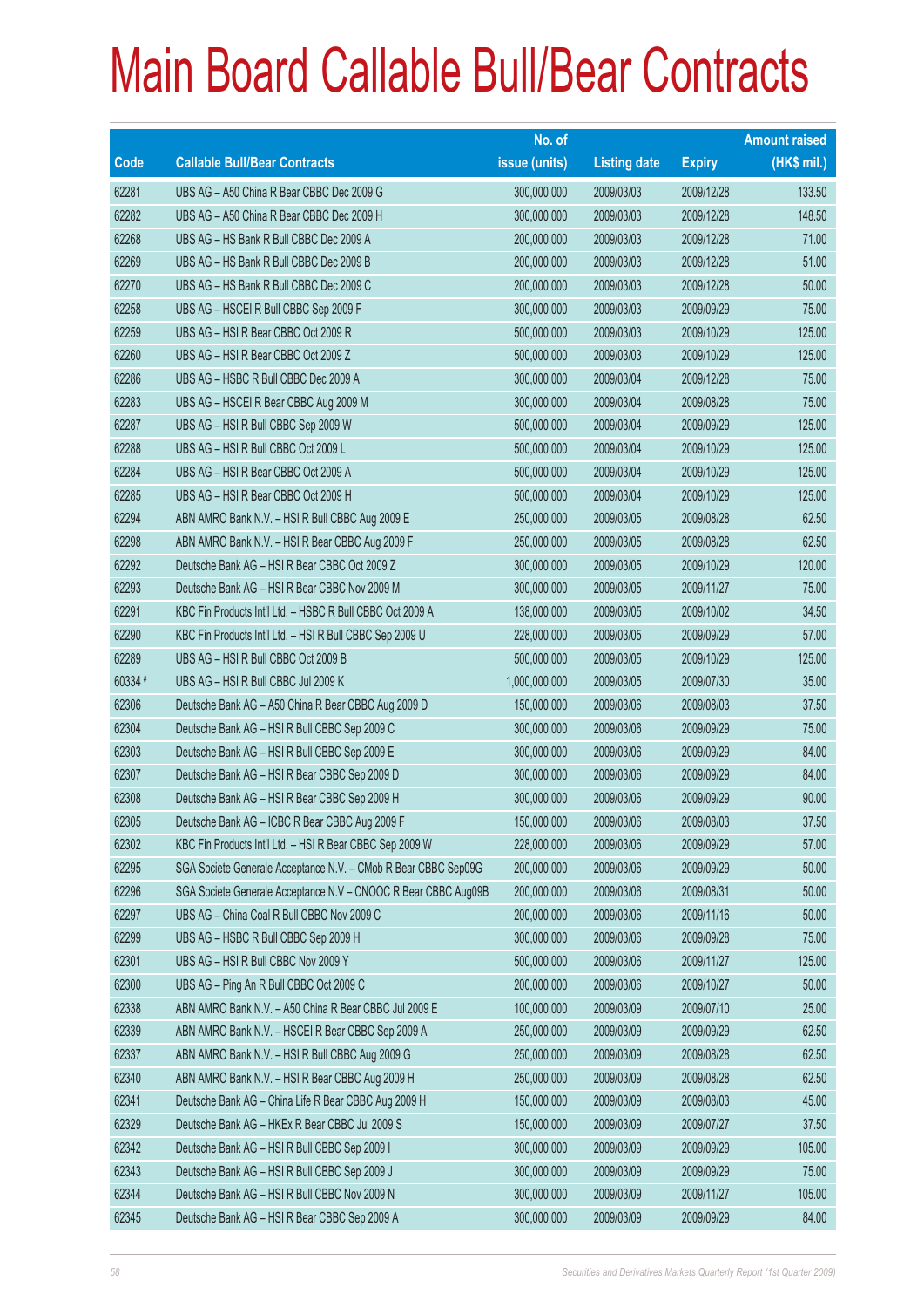# Main Board Callable Bull/Bear Contracts

| Code | Callable Bull/Bear Contracts | No. of issue (units) | Listing date | Expiry | Amount raised (HK$ mil.) |
|---|---|---|---|---|---|
| 62281 | UBS AG – A50 China R Bear CBBC Dec 2009 G | 300,000,000 | 2009/03/03 | 2009/12/28 | 133.50 |
| 62282 | UBS AG – A50 China R Bear CBBC Dec 2009 H | 300,000,000 | 2009/03/03 | 2009/12/28 | 148.50 |
| 62268 | UBS AG – HS Bank R Bull CBBC Dec 2009 A | 200,000,000 | 2009/03/03 | 2009/12/28 | 71.00 |
| 62269 | UBS AG – HS Bank R Bull CBBC Dec 2009 B | 200,000,000 | 2009/03/03 | 2009/12/28 | 51.00 |
| 62270 | UBS AG – HS Bank R Bull CBBC Dec 2009 C | 200,000,000 | 2009/03/03 | 2009/12/28 | 50.00 |
| 62258 | UBS AG – HSCEI R Bull CBBC Sep 2009 F | 300,000,000 | 2009/03/03 | 2009/09/29 | 75.00 |
| 62259 | UBS AG – HSI R Bear CBBC Oct 2009 R | 500,000,000 | 2009/03/03 | 2009/10/29 | 125.00 |
| 62260 | UBS AG – HSI R Bear CBBC Oct 2009 Z | 500,000,000 | 2009/03/03 | 2009/10/29 | 125.00 |
| 62286 | UBS AG – HSBC R Bull CBBC Dec 2009 A | 300,000,000 | 2009/03/04 | 2009/12/28 | 75.00 |
| 62283 | UBS AG – HSCEI R Bear CBBC Aug 2009 M | 300,000,000 | 2009/03/04 | 2009/08/28 | 75.00 |
| 62287 | UBS AG – HSI R Bull CBBC Sep 2009 W | 500,000,000 | 2009/03/04 | 2009/09/29 | 125.00 |
| 62288 | UBS AG – HSI R Bull CBBC Oct 2009 L | 500,000,000 | 2009/03/04 | 2009/10/29 | 125.00 |
| 62284 | UBS AG – HSI R Bear CBBC Oct 2009 A | 500,000,000 | 2009/03/04 | 2009/10/29 | 125.00 |
| 62285 | UBS AG – HSI R Bear CBBC Oct 2009 H | 500,000,000 | 2009/03/04 | 2009/10/29 | 125.00 |
| 62294 | ABN AMRO Bank N.V. – HSI R Bull CBBC Aug 2009 E | 250,000,000 | 2009/03/05 | 2009/08/28 | 62.50 |
| 62298 | ABN AMRO Bank N.V. – HSI R Bear CBBC Aug 2009 F | 250,000,000 | 2009/03/05 | 2009/08/28 | 62.50 |
| 62292 | Deutsche Bank AG – HSI R Bear CBBC Oct 2009 Z | 300,000,000 | 2009/03/05 | 2009/10/29 | 120.00 |
| 62293 | Deutsche Bank AG – HSI R Bear CBBC Nov 2009 M | 300,000,000 | 2009/03/05 | 2009/11/27 | 75.00 |
| 62291 | KBC Fin Products Int'l Ltd. – HSBC R Bull CBBC Oct 2009 A | 138,000,000 | 2009/03/05 | 2009/10/02 | 34.50 |
| 62290 | KBC Fin Products Int'l Ltd. – HSI R Bull CBBC Sep 2009 U | 228,000,000 | 2009/03/05 | 2009/09/29 | 57.00 |
| 62289 | UBS AG – HSI R Bull CBBC Oct 2009 B | 500,000,000 | 2009/03/05 | 2009/10/29 | 125.00 |
| 60334 # | UBS AG – HSI R Bull CBBC Jul 2009 K | 1,000,000,000 | 2009/03/05 | 2009/07/30 | 35.00 |
| 62306 | Deutsche Bank AG – A50 China R Bear CBBC Aug 2009 D | 150,000,000 | 2009/03/06 | 2009/08/03 | 37.50 |
| 62304 | Deutsche Bank AG – HSI R Bull CBBC Sep 2009 C | 300,000,000 | 2009/03/06 | 2009/09/29 | 75.00 |
| 62303 | Deutsche Bank AG – HSI R Bull CBBC Sep 2009 E | 300,000,000 | 2009/03/06 | 2009/09/29 | 84.00 |
| 62307 | Deutsche Bank AG – HSI R Bear CBBC Sep 2009 D | 300,000,000 | 2009/03/06 | 2009/09/29 | 84.00 |
| 62308 | Deutsche Bank AG – HSI R Bear CBBC Sep 2009 H | 300,000,000 | 2009/03/06 | 2009/09/29 | 90.00 |
| 62305 | Deutsche Bank AG – ICBC R Bear CBBC Aug 2009 F | 150,000,000 | 2009/03/06 | 2009/08/03 | 37.50 |
| 62302 | KBC Fin Products Int'l Ltd. – HSI R Bear CBBC Sep 2009 W | 228,000,000 | 2009/03/06 | 2009/09/29 | 57.00 |
| 62295 | SGA Societe Generale Acceptance N.V. – CMob R Bear CBBC Sep09G | 200,000,000 | 2009/03/06 | 2009/09/29 | 50.00 |
| 62296 | SGA Societe Generale Acceptance N.V – CNOOC R Bear CBBC Aug09B | 200,000,000 | 2009/03/06 | 2009/08/31 | 50.00 |
| 62297 | UBS AG – China Coal R Bull CBBC Nov 2009 C | 200,000,000 | 2009/03/06 | 2009/11/16 | 50.00 |
| 62299 | UBS AG – HSBC R Bull CBBC Sep 2009 H | 300,000,000 | 2009/03/06 | 2009/09/28 | 75.00 |
| 62301 | UBS AG – HSI R Bull CBBC Nov 2009 Y | 500,000,000 | 2009/03/06 | 2009/11/27 | 125.00 |
| 62300 | UBS AG – Ping An R Bull CBBC Oct 2009 C | 200,000,000 | 2009/03/06 | 2009/10/27 | 50.00 |
| 62338 | ABN AMRO Bank N.V. – A50 China R Bear CBBC Jul 2009 E | 100,000,000 | 2009/03/09 | 2009/07/10 | 25.00 |
| 62339 | ABN AMRO Bank N.V. – HSCEI R Bear CBBC Sep 2009 A | 250,000,000 | 2009/03/09 | 2009/09/29 | 62.50 |
| 62337 | ABN AMRO Bank N.V. – HSI R Bull CBBC Aug 2009 G | 250,000,000 | 2009/03/09 | 2009/08/28 | 62.50 |
| 62340 | ABN AMRO Bank N.V. – HSI R Bear CBBC Aug 2009 H | 250,000,000 | 2009/03/09 | 2009/08/28 | 62.50 |
| 62341 | Deutsche Bank AG – China Life R Bear CBBC Aug 2009 H | 150,000,000 | 2009/03/09 | 2009/08/03 | 45.00 |
| 62329 | Deutsche Bank AG – HKEx R Bear CBBC Jul 2009 S | 150,000,000 | 2009/03/09 | 2009/07/27 | 37.50 |
| 62342 | Deutsche Bank AG – HSI R Bull CBBC Sep 2009 I | 300,000,000 | 2009/03/09 | 2009/09/29 | 105.00 |
| 62343 | Deutsche Bank AG – HSI R Bull CBBC Sep 2009 J | 300,000,000 | 2009/03/09 | 2009/09/29 | 75.00 |
| 62344 | Deutsche Bank AG – HSI R Bull CBBC Nov 2009 N | 300,000,000 | 2009/03/09 | 2009/11/27 | 105.00 |
| 62345 | Deutsche Bank AG – HSI R Bear CBBC Sep 2009 A | 300,000,000 | 2009/03/09 | 2009/09/29 | 84.00 |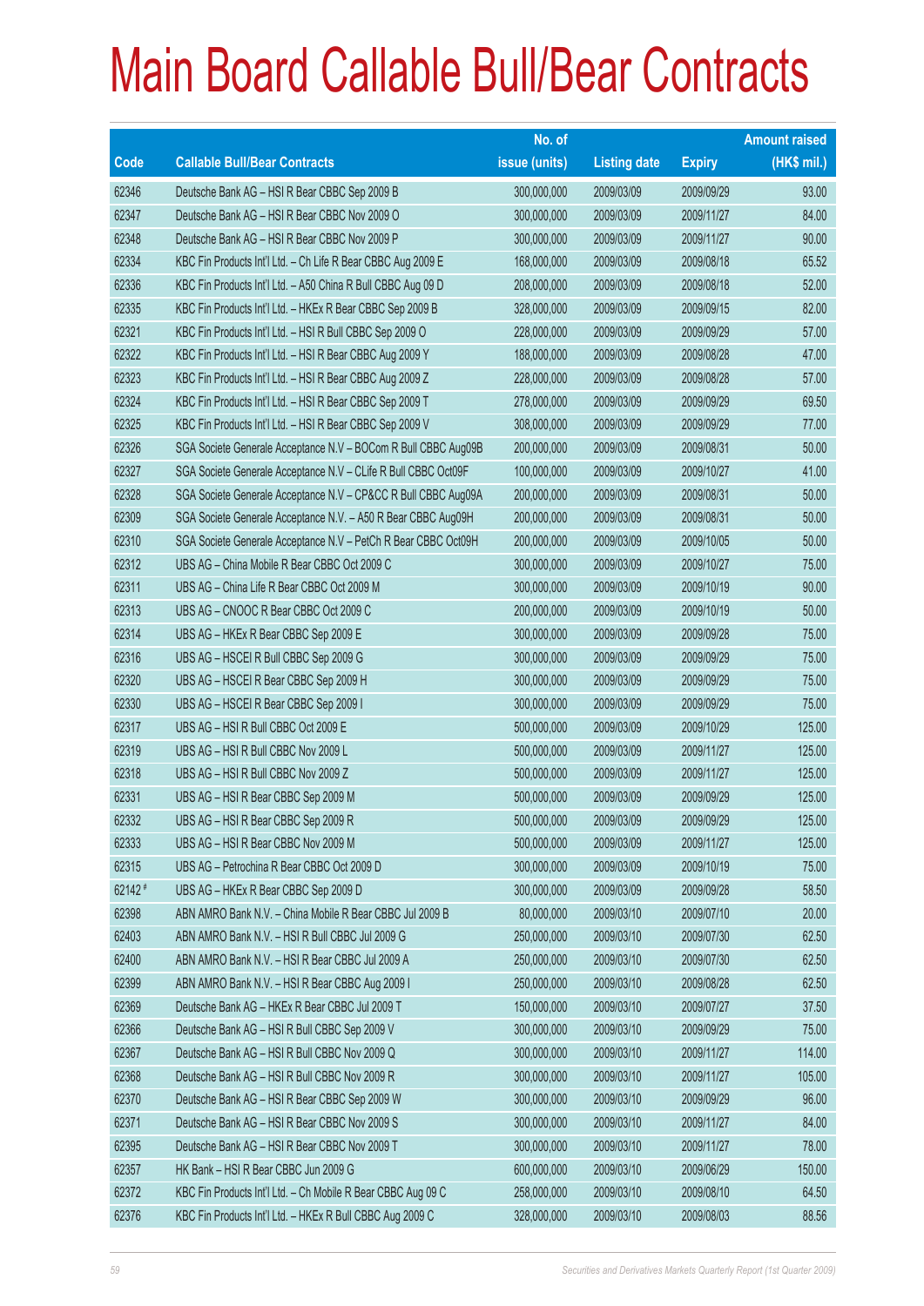# Main Board Callable Bull/Bear Contracts

| Code | Callable Bull/Bear Contracts | No. of issue (units) | Listing date | Expiry | Amount raised (HK$ mil.) |
|---|---|---|---|---|---|
| 62346 | Deutsche Bank AG – HSI R Bear CBBC Sep 2009 B | 300,000,000 | 2009/03/09 | 2009/09/29 | 93.00 |
| 62347 | Deutsche Bank AG – HSI R Bear CBBC Nov 2009 O | 300,000,000 | 2009/03/09 | 2009/11/27 | 84.00 |
| 62348 | Deutsche Bank AG – HSI R Bear CBBC Nov 2009 P | 300,000,000 | 2009/03/09 | 2009/11/27 | 90.00 |
| 62334 | KBC Fin Products Int'l Ltd. – Ch Life R Bear CBBC Aug 2009 E | 168,000,000 | 2009/03/09 | 2009/08/18 | 65.52 |
| 62336 | KBC Fin Products Int'l Ltd. – A50 China R Bull CBBC Aug 09 D | 208,000,000 | 2009/03/09 | 2009/08/18 | 52.00 |
| 62335 | KBC Fin Products Int'l Ltd. – HKEx R Bear CBBC Sep 2009 B | 328,000,000 | 2009/03/09 | 2009/09/15 | 82.00 |
| 62321 | KBC Fin Products Int'l Ltd. – HSI R Bull CBBC Sep 2009 O | 228,000,000 | 2009/03/09 | 2009/09/29 | 57.00 |
| 62322 | KBC Fin Products Int'l Ltd. – HSI R Bear CBBC Aug 2009 Y | 188,000,000 | 2009/03/09 | 2009/08/28 | 47.00 |
| 62323 | KBC Fin Products Int'l Ltd. – HSI R Bear CBBC Aug 2009 Z | 228,000,000 | 2009/03/09 | 2009/08/28 | 57.00 |
| 62324 | KBC Fin Products Int'l Ltd. – HSI R Bear CBBC Sep 2009 T | 278,000,000 | 2009/03/09 | 2009/09/29 | 69.50 |
| 62325 | KBC Fin Products Int'l Ltd. – HSI R Bear CBBC Sep 2009 V | 308,000,000 | 2009/03/09 | 2009/09/29 | 77.00 |
| 62326 | SGA Societe Generale Acceptance N.V – BOCom R Bull CBBC Aug09B | 200,000,000 | 2009/03/09 | 2009/08/31 | 50.00 |
| 62327 | SGA Societe Generale Acceptance N.V – CLife R Bull CBBC Oct09F | 100,000,000 | 2009/03/09 | 2009/10/27 | 41.00 |
| 62328 | SGA Societe Generale Acceptance N.V – CP&CC R Bull CBBC Aug09A | 200,000,000 | 2009/03/09 | 2009/08/31 | 50.00 |
| 62309 | SGA Societe Generale Acceptance N.V. – A50 R Bear CBBC Aug09H | 200,000,000 | 2009/03/09 | 2009/08/31 | 50.00 |
| 62310 | SGA Societe Generale Acceptance N.V – PetCh R Bear CBBC Oct09H | 200,000,000 | 2009/03/09 | 2009/10/05 | 50.00 |
| 62312 | UBS AG – China Mobile R Bear CBBC Oct 2009 C | 300,000,000 | 2009/03/09 | 2009/10/27 | 75.00 |
| 62311 | UBS AG – China Life R Bear CBBC Oct 2009 M | 300,000,000 | 2009/03/09 | 2009/10/19 | 90.00 |
| 62313 | UBS AG – CNOOC R Bear CBBC Oct 2009 C | 200,000,000 | 2009/03/09 | 2009/10/19 | 50.00 |
| 62314 | UBS AG – HKEx R Bear CBBC Sep 2009 E | 300,000,000 | 2009/03/09 | 2009/09/28 | 75.00 |
| 62316 | UBS AG – HSCEI R Bull CBBC Sep 2009 G | 300,000,000 | 2009/03/09 | 2009/09/29 | 75.00 |
| 62320 | UBS AG – HSCEI R Bear CBBC Sep 2009 H | 300,000,000 | 2009/03/09 | 2009/09/29 | 75.00 |
| 62330 | UBS AG – HSCEI R Bear CBBC Sep 2009 I | 300,000,000 | 2009/03/09 | 2009/09/29 | 75.00 |
| 62317 | UBS AG – HSI R Bull CBBC Oct 2009 E | 500,000,000 | 2009/03/09 | 2009/10/29 | 125.00 |
| 62319 | UBS AG – HSI R Bull CBBC Nov 2009 L | 500,000,000 | 2009/03/09 | 2009/11/27 | 125.00 |
| 62318 | UBS AG – HSI R Bull CBBC Nov 2009 Z | 500,000,000 | 2009/03/09 | 2009/11/27 | 125.00 |
| 62331 | UBS AG – HSI R Bear CBBC Sep 2009 M | 500,000,000 | 2009/03/09 | 2009/09/29 | 125.00 |
| 62332 | UBS AG – HSI R Bear CBBC Sep 2009 R | 500,000,000 | 2009/03/09 | 2009/09/29 | 125.00 |
| 62333 | UBS AG – HSI R Bear CBBC Nov 2009 M | 500,000,000 | 2009/03/09 | 2009/11/27 | 125.00 |
| 62315 | UBS AG – Petrochina R Bear CBBC Oct 2009 D | 300,000,000 | 2009/03/09 | 2009/10/19 | 75.00 |
| 62142 # | UBS AG – HKEx R Bear CBBC Sep 2009 D | 300,000,000 | 2009/03/09 | 2009/09/28 | 58.50 |
| 62398 | ABN AMRO Bank N.V. – China Mobile R Bear CBBC Jul 2009 B | 80,000,000 | 2009/03/10 | 2009/07/10 | 20.00 |
| 62403 | ABN AMRO Bank N.V. – HSI R Bull CBBC Jul 2009 G | 250,000,000 | 2009/03/10 | 2009/07/30 | 62.50 |
| 62400 | ABN AMRO Bank N.V. – HSI R Bear CBBC Jul 2009 A | 250,000,000 | 2009/03/10 | 2009/07/30 | 62.50 |
| 62399 | ABN AMRO Bank N.V. – HSI R Bear CBBC Aug 2009 I | 250,000,000 | 2009/03/10 | 2009/08/28 | 62.50 |
| 62369 | Deutsche Bank AG – HKEx R Bear CBBC Jul 2009 T | 150,000,000 | 2009/03/10 | 2009/07/27 | 37.50 |
| 62366 | Deutsche Bank AG – HSI R Bull CBBC Sep 2009 V | 300,000,000 | 2009/03/10 | 2009/09/29 | 75.00 |
| 62367 | Deutsche Bank AG – HSI R Bull CBBC Nov 2009 Q | 300,000,000 | 2009/03/10 | 2009/11/27 | 114.00 |
| 62368 | Deutsche Bank AG – HSI R Bull CBBC Nov 2009 R | 300,000,000 | 2009/03/10 | 2009/11/27 | 105.00 |
| 62370 | Deutsche Bank AG – HSI R Bear CBBC Sep 2009 W | 300,000,000 | 2009/03/10 | 2009/09/29 | 96.00 |
| 62371 | Deutsche Bank AG – HSI R Bear CBBC Nov 2009 S | 300,000,000 | 2009/03/10 | 2009/11/27 | 84.00 |
| 62395 | Deutsche Bank AG – HSI R Bear CBBC Nov 2009 T | 300,000,000 | 2009/03/10 | 2009/11/27 | 78.00 |
| 62357 | HK Bank – HSI R Bear CBBC Jun 2009 G | 600,000,000 | 2009/03/10 | 2009/06/29 | 150.00 |
| 62372 | KBC Fin Products Int'l Ltd. – Ch Mobile R Bear CBBC Aug 09 C | 258,000,000 | 2009/03/10 | 2009/08/10 | 64.50 |
| 62376 | KBC Fin Products Int'l Ltd. – HKEx R Bull CBBC Aug 2009 C | 328,000,000 | 2009/03/10 | 2009/08/03 | 88.56 |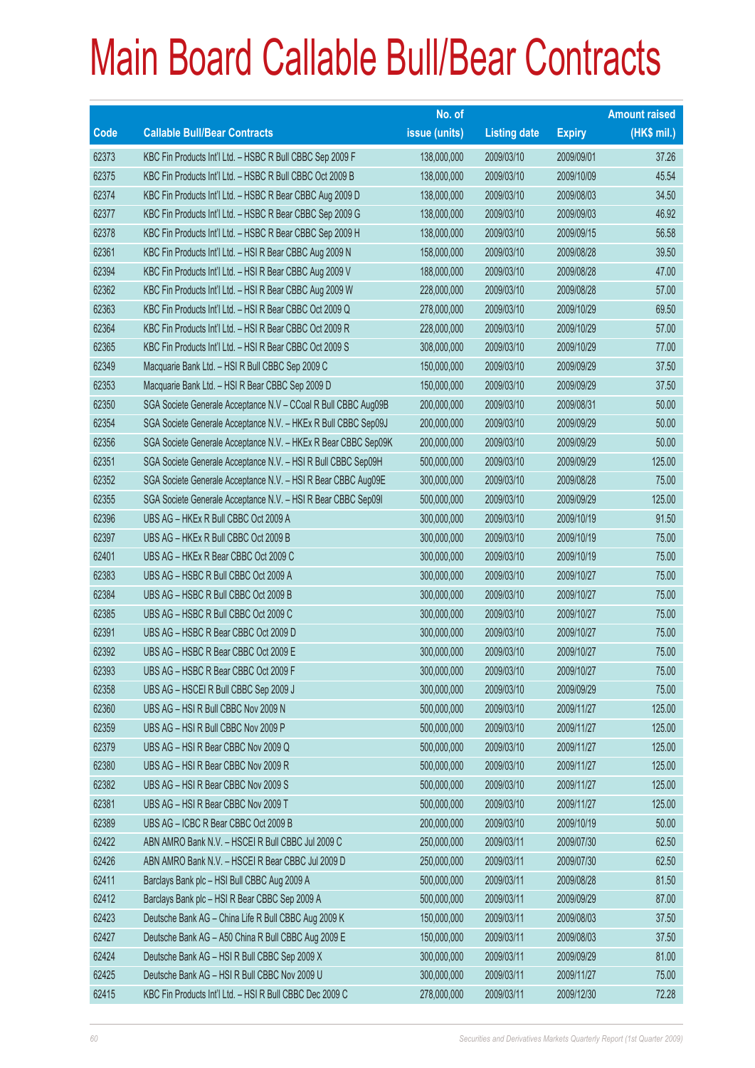# Main Board Callable Bull/Bear Contracts

| Code | Callable Bull/Bear Contracts | No. of issue (units) | Listing date | Expiry | Amount raised (HK$ mil.) |
|---|---|---|---|---|---|
| 62373 | KBC Fin Products Int'l Ltd. – HSBC R Bull CBBC Sep 2009 F | 138,000,000 | 2009/03/10 | 2009/09/01 | 37.26 |
| 62375 | KBC Fin Products Int'l Ltd. – HSBC R Bull CBBC Oct 2009 B | 138,000,000 | 2009/03/10 | 2009/10/09 | 45.54 |
| 62374 | KBC Fin Products Int'l Ltd. – HSBC R Bear CBBC Aug 2009 D | 138,000,000 | 2009/03/10 | 2009/08/03 | 34.50 |
| 62377 | KBC Fin Products Int'l Ltd. – HSBC R Bear CBBC Sep 2009 G | 138,000,000 | 2009/03/10 | 2009/09/03 | 46.92 |
| 62378 | KBC Fin Products Int'l Ltd. – HSBC R Bear CBBC Sep 2009 H | 138,000,000 | 2009/03/10 | 2009/09/15 | 56.58 |
| 62361 | KBC Fin Products Int'l Ltd. – HSI R Bear CBBC Aug 2009 N | 158,000,000 | 2009/03/10 | 2009/08/28 | 39.50 |
| 62394 | KBC Fin Products Int'l Ltd. – HSI R Bear CBBC Aug 2009 V | 188,000,000 | 2009/03/10 | 2009/08/28 | 47.00 |
| 62362 | KBC Fin Products Int'l Ltd. – HSI R Bear CBBC Aug 2009 W | 228,000,000 | 2009/03/10 | 2009/08/28 | 57.00 |
| 62363 | KBC Fin Products Int'l Ltd. – HSI R Bear CBBC Oct 2009 Q | 278,000,000 | 2009/03/10 | 2009/10/29 | 69.50 |
| 62364 | KBC Fin Products Int'l Ltd. – HSI R Bear CBBC Oct 2009 R | 228,000,000 | 2009/03/10 | 2009/10/29 | 57.00 |
| 62365 | KBC Fin Products Int'l Ltd. – HSI R Bear CBBC Oct 2009 S | 308,000,000 | 2009/03/10 | 2009/10/29 | 77.00 |
| 62349 | Macquarie Bank Ltd. – HSI R Bull CBBC Sep 2009 C | 150,000,000 | 2009/03/10 | 2009/09/29 | 37.50 |
| 62353 | Macquarie Bank Ltd. – HSI R Bear CBBC Sep 2009 D | 150,000,000 | 2009/03/10 | 2009/09/29 | 37.50 |
| 62350 | SGA Societe Generale Acceptance N.V – CCoal R Bull CBBC Aug09B | 200,000,000 | 2009/03/10 | 2009/08/31 | 50.00 |
| 62354 | SGA Societe Generale Acceptance N.V. – HKEx R Bull CBBC Sep09J | 200,000,000 | 2009/03/10 | 2009/09/29 | 50.00 |
| 62356 | SGA Societe Generale Acceptance N.V. – HKEx R Bear CBBC Sep09K | 200,000,000 | 2009/03/10 | 2009/09/29 | 50.00 |
| 62351 | SGA Societe Generale Acceptance N.V. – HSI R Bull CBBC Sep09H | 500,000,000 | 2009/03/10 | 2009/09/29 | 125.00 |
| 62352 | SGA Societe Generale Acceptance N.V. – HSI R Bear CBBC Aug09E | 300,000,000 | 2009/03/10 | 2009/08/28 | 75.00 |
| 62355 | SGA Societe Generale Acceptance N.V. – HSI R Bear CBBC Sep09I | 500,000,000 | 2009/03/10 | 2009/09/29 | 125.00 |
| 62396 | UBS AG – HKEx R Bull CBBC Oct 2009 A | 300,000,000 | 2009/03/10 | 2009/10/19 | 91.50 |
| 62397 | UBS AG – HKEx R Bull CBBC Oct 2009 B | 300,000,000 | 2009/03/10 | 2009/10/19 | 75.00 |
| 62401 | UBS AG – HKEx R Bear CBBC Oct 2009 C | 300,000,000 | 2009/03/10 | 2009/10/19 | 75.00 |
| 62383 | UBS AG – HSBC R Bull CBBC Oct 2009 A | 300,000,000 | 2009/03/10 | 2009/10/27 | 75.00 |
| 62384 | UBS AG – HSBC R Bull CBBC Oct 2009 B | 300,000,000 | 2009/03/10 | 2009/10/27 | 75.00 |
| 62385 | UBS AG – HSBC R Bull CBBC Oct 2009 C | 300,000,000 | 2009/03/10 | 2009/10/27 | 75.00 |
| 62391 | UBS AG – HSBC R Bear CBBC Oct 2009 D | 300,000,000 | 2009/03/10 | 2009/10/27 | 75.00 |
| 62392 | UBS AG – HSBC R Bear CBBC Oct 2009 E | 300,000,000 | 2009/03/10 | 2009/10/27 | 75.00 |
| 62393 | UBS AG – HSBC R Bear CBBC Oct 2009 F | 300,000,000 | 2009/03/10 | 2009/10/27 | 75.00 |
| 62358 | UBS AG – HSCEI R Bull CBBC Sep 2009 J | 300,000,000 | 2009/03/10 | 2009/09/29 | 75.00 |
| 62360 | UBS AG – HSI R Bull CBBC Nov 2009 N | 500,000,000 | 2009/03/10 | 2009/11/27 | 125.00 |
| 62359 | UBS AG – HSI R Bull CBBC Nov 2009 P | 500,000,000 | 2009/03/10 | 2009/11/27 | 125.00 |
| 62379 | UBS AG – HSI R Bear CBBC Nov 2009 Q | 500,000,000 | 2009/03/10 | 2009/11/27 | 125.00 |
| 62380 | UBS AG – HSI R Bear CBBC Nov 2009 R | 500,000,000 | 2009/03/10 | 2009/11/27 | 125.00 |
| 62382 | UBS AG – HSI R Bear CBBC Nov 2009 S | 500,000,000 | 2009/03/10 | 2009/11/27 | 125.00 |
| 62381 | UBS AG – HSI R Bear CBBC Nov 2009 T | 500,000,000 | 2009/03/10 | 2009/11/27 | 125.00 |
| 62389 | UBS AG – ICBC R Bear CBBC Oct 2009 B | 200,000,000 | 2009/03/10 | 2009/10/19 | 50.00 |
| 62422 | ABN AMRO Bank N.V. – HSCEI R Bull CBBC Jul 2009 C | 250,000,000 | 2009/03/11 | 2009/07/30 | 62.50 |
| 62426 | ABN AMRO Bank N.V. – HSCEI R Bear CBBC Jul 2009 D | 250,000,000 | 2009/03/11 | 2009/07/30 | 62.50 |
| 62411 | Barclays Bank plc – HSI Bull CBBC Aug 2009 A | 500,000,000 | 2009/03/11 | 2009/08/28 | 81.50 |
| 62412 | Barclays Bank plc – HSI R Bear CBBC Sep 2009 A | 500,000,000 | 2009/03/11 | 2009/09/29 | 87.00 |
| 62423 | Deutsche Bank AG – China Life R Bull CBBC Aug 2009 K | 150,000,000 | 2009/03/11 | 2009/08/03 | 37.50 |
| 62427 | Deutsche Bank AG – A50 China R Bull CBBC Aug 2009 E | 150,000,000 | 2009/03/11 | 2009/08/03 | 37.50 |
| 62424 | Deutsche Bank AG – HSI R Bull CBBC Sep 2009 X | 300,000,000 | 2009/03/11 | 2009/09/29 | 81.00 |
| 62425 | Deutsche Bank AG – HSI R Bull CBBC Nov 2009 U | 300,000,000 | 2009/03/11 | 2009/11/27 | 75.00 |
| 62415 | KBC Fin Products Int'l Ltd. – HSI R Bull CBBC Dec 2009 C | 278,000,000 | 2009/03/11 | 2009/12/30 | 72.28 |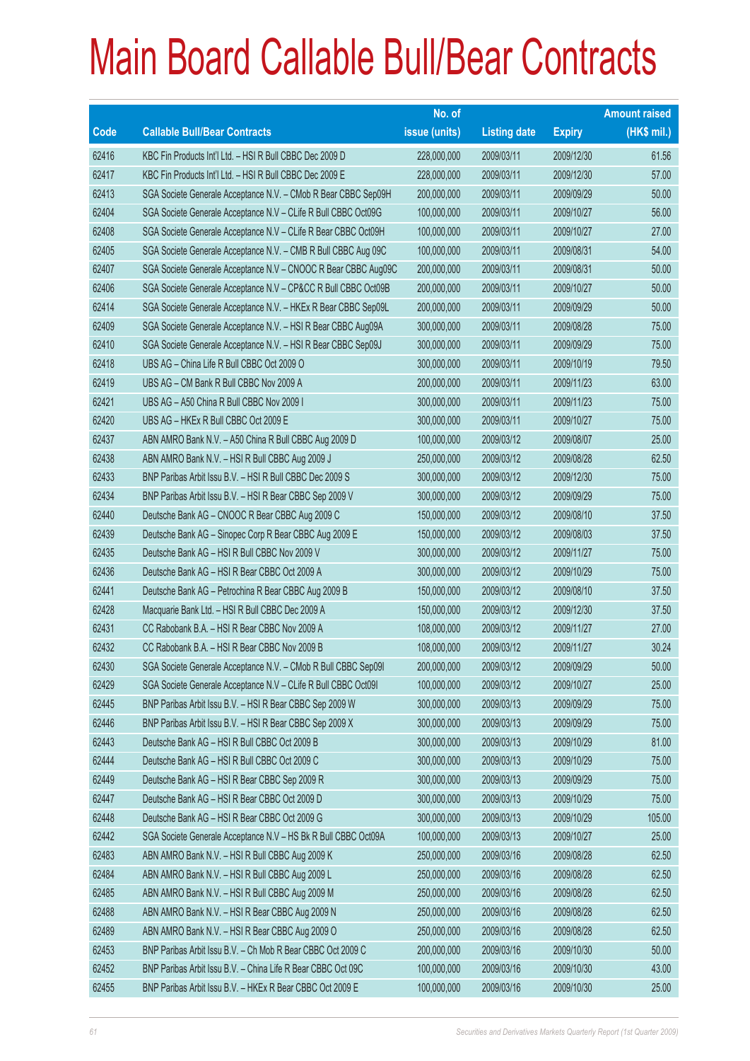# Main Board Callable Bull/Bear Contracts

| Code | Callable Bull/Bear Contracts | No. of issue (units) | Listing date | Expiry | Amount raised (HK$ mil.) |
|---|---|---|---|---|---|
| 62416 | KBC Fin Products Int'l Ltd. – HSI R Bull CBBC Dec 2009 D | 228,000,000 | 2009/03/11 | 2009/12/30 | 61.56 |
| 62417 | KBC Fin Products Int'l Ltd. – HSI R Bull CBBC Dec 2009 E | 228,000,000 | 2009/03/11 | 2009/12/30 | 57.00 |
| 62413 | SGA Societe Generale Acceptance N.V. – CMob R Bear CBBC Sep09H | 200,000,000 | 2009/03/11 | 2009/09/29 | 50.00 |
| 62404 | SGA Societe Generale Acceptance N.V – CLife R Bull CBBC Oct09G | 100,000,000 | 2009/03/11 | 2009/10/27 | 56.00 |
| 62408 | SGA Societe Generale Acceptance N.V – CLife R Bear CBBC Oct09H | 100,000,000 | 2009/03/11 | 2009/10/27 | 27.00 |
| 62405 | SGA Societe Generale Acceptance N.V. – CMB R Bull CBBC Aug 09C | 100,000,000 | 2009/03/11 | 2009/08/31 | 54.00 |
| 62407 | SGA Societe Generale Acceptance N.V – CNOOC R Bear CBBC Aug09C | 200,000,000 | 2009/03/11 | 2009/08/31 | 50.00 |
| 62406 | SGA Societe Generale Acceptance N.V – CP&CC R Bull CBBC Oct09B | 200,000,000 | 2009/03/11 | 2009/10/27 | 50.00 |
| 62414 | SGA Societe Generale Acceptance N.V. – HKEx R Bear CBBC Sep09L | 200,000,000 | 2009/03/11 | 2009/09/29 | 50.00 |
| 62409 | SGA Societe Generale Acceptance N.V. – HSI R Bear CBBC Aug09A | 300,000,000 | 2009/03/11 | 2009/08/28 | 75.00 |
| 62410 | SGA Societe Generale Acceptance N.V. – HSI R Bear CBBC Sep09J | 300,000,000 | 2009/03/11 | 2009/09/29 | 75.00 |
| 62418 | UBS AG – China Life R Bull CBBC Oct 2009 O | 300,000,000 | 2009/03/11 | 2009/10/19 | 79.50 |
| 62419 | UBS AG – CM Bank R Bull CBBC Nov 2009 A | 200,000,000 | 2009/03/11 | 2009/11/23 | 63.00 |
| 62421 | UBS AG – A50 China R Bull CBBC Nov 2009 I | 300,000,000 | 2009/03/11 | 2009/11/23 | 75.00 |
| 62420 | UBS AG – HKEx R Bull CBBC Oct 2009 E | 300,000,000 | 2009/03/11 | 2009/10/27 | 75.00 |
| 62437 | ABN AMRO Bank N.V. – A50 China R Bull CBBC Aug 2009 D | 100,000,000 | 2009/03/12 | 2009/08/07 | 25.00 |
| 62438 | ABN AMRO Bank N.V. – HSI R Bull CBBC Aug 2009 J | 250,000,000 | 2009/03/12 | 2009/08/28 | 62.50 |
| 62433 | BNP Paribas Arbit Issu B.V. – HSI R Bull CBBC Dec 2009 S | 300,000,000 | 2009/03/12 | 2009/12/30 | 75.00 |
| 62434 | BNP Paribas Arbit Issu B.V. – HSI R Bear CBBC Sep 2009 V | 300,000,000 | 2009/03/12 | 2009/09/29 | 75.00 |
| 62440 | Deutsche Bank AG – CNOOC R Bear CBBC Aug 2009 C | 150,000,000 | 2009/03/12 | 2009/08/10 | 37.50 |
| 62439 | Deutsche Bank AG – Sinopec Corp R Bear CBBC Aug 2009 E | 150,000,000 | 2009/03/12 | 2009/08/03 | 37.50 |
| 62435 | Deutsche Bank AG – HSI R Bull CBBC Nov 2009 V | 300,000,000 | 2009/03/12 | 2009/11/27 | 75.00 |
| 62436 | Deutsche Bank AG – HSI R Bear CBBC Oct 2009 A | 300,000,000 | 2009/03/12 | 2009/10/29 | 75.00 |
| 62441 | Deutsche Bank AG – Petrochina R Bear CBBC Aug 2009 B | 150,000,000 | 2009/03/12 | 2009/08/10 | 37.50 |
| 62428 | Macquarie Bank Ltd. – HSI R Bull CBBC Dec 2009 A | 150,000,000 | 2009/03/12 | 2009/12/30 | 37.50 |
| 62431 | CC Rabobank B.A. – HSI R Bear CBBC Nov 2009 A | 108,000,000 | 2009/03/12 | 2009/11/27 | 27.00 |
| 62432 | CC Rabobank B.A. – HSI R Bear CBBC Nov 2009 B | 108,000,000 | 2009/03/12 | 2009/11/27 | 30.24 |
| 62430 | SGA Societe Generale Acceptance N.V. – CMob R Bull CBBC Sep09I | 200,000,000 | 2009/03/12 | 2009/09/29 | 50.00 |
| 62429 | SGA Societe Generale Acceptance N.V – CLife R Bull CBBC Oct09I | 100,000,000 | 2009/03/12 | 2009/10/27 | 25.00 |
| 62445 | BNP Paribas Arbit Issu B.V. – HSI R Bear CBBC Sep 2009 W | 300,000,000 | 2009/03/13 | 2009/09/29 | 75.00 |
| 62446 | BNP Paribas Arbit Issu B.V. – HSI R Bear CBBC Sep 2009 X | 300,000,000 | 2009/03/13 | 2009/09/29 | 75.00 |
| 62443 | Deutsche Bank AG – HSI R Bull CBBC Oct 2009 B | 300,000,000 | 2009/03/13 | 2009/10/29 | 81.00 |
| 62444 | Deutsche Bank AG – HSI R Bull CBBC Oct 2009 C | 300,000,000 | 2009/03/13 | 2009/10/29 | 75.00 |
| 62449 | Deutsche Bank AG – HSI R Bear CBBC Sep 2009 R | 300,000,000 | 2009/03/13 | 2009/09/29 | 75.00 |
| 62447 | Deutsche Bank AG – HSI R Bear CBBC Oct 2009 D | 300,000,000 | 2009/03/13 | 2009/10/29 | 75.00 |
| 62448 | Deutsche Bank AG – HSI R Bear CBBC Oct 2009 G | 300,000,000 | 2009/03/13 | 2009/10/29 | 105.00 |
| 62442 | SGA Societe Generale Acceptance N.V – HS Bk R Bull CBBC Oct09A | 100,000,000 | 2009/03/13 | 2009/10/27 | 25.00 |
| 62483 | ABN AMRO Bank N.V. – HSI R Bull CBBC Aug 2009 K | 250,000,000 | 2009/03/16 | 2009/08/28 | 62.50 |
| 62484 | ABN AMRO Bank N.V. – HSI R Bull CBBC Aug 2009 L | 250,000,000 | 2009/03/16 | 2009/08/28 | 62.50 |
| 62485 | ABN AMRO Bank N.V. – HSI R Bull CBBC Aug 2009 M | 250,000,000 | 2009/03/16 | 2009/08/28 | 62.50 |
| 62488 | ABN AMRO Bank N.V. – HSI R Bear CBBC Aug 2009 N | 250,000,000 | 2009/03/16 | 2009/08/28 | 62.50 |
| 62489 | ABN AMRO Bank N.V. – HSI R Bear CBBC Aug 2009 O | 250,000,000 | 2009/03/16 | 2009/08/28 | 62.50 |
| 62453 | BNP Paribas Arbit Issu B.V. – Ch Mob R Bear CBBC Oct 2009 C | 200,000,000 | 2009/03/16 | 2009/10/30 | 50.00 |
| 62452 | BNP Paribas Arbit Issu B.V. – China Life R Bear CBBC Oct 09C | 100,000,000 | 2009/03/16 | 2009/10/30 | 43.00 |
| 62455 | BNP Paribas Arbit Issu B.V. – HKEx R Bear CBBC Oct 2009 E | 100,000,000 | 2009/03/16 | 2009/10/30 | 25.00 |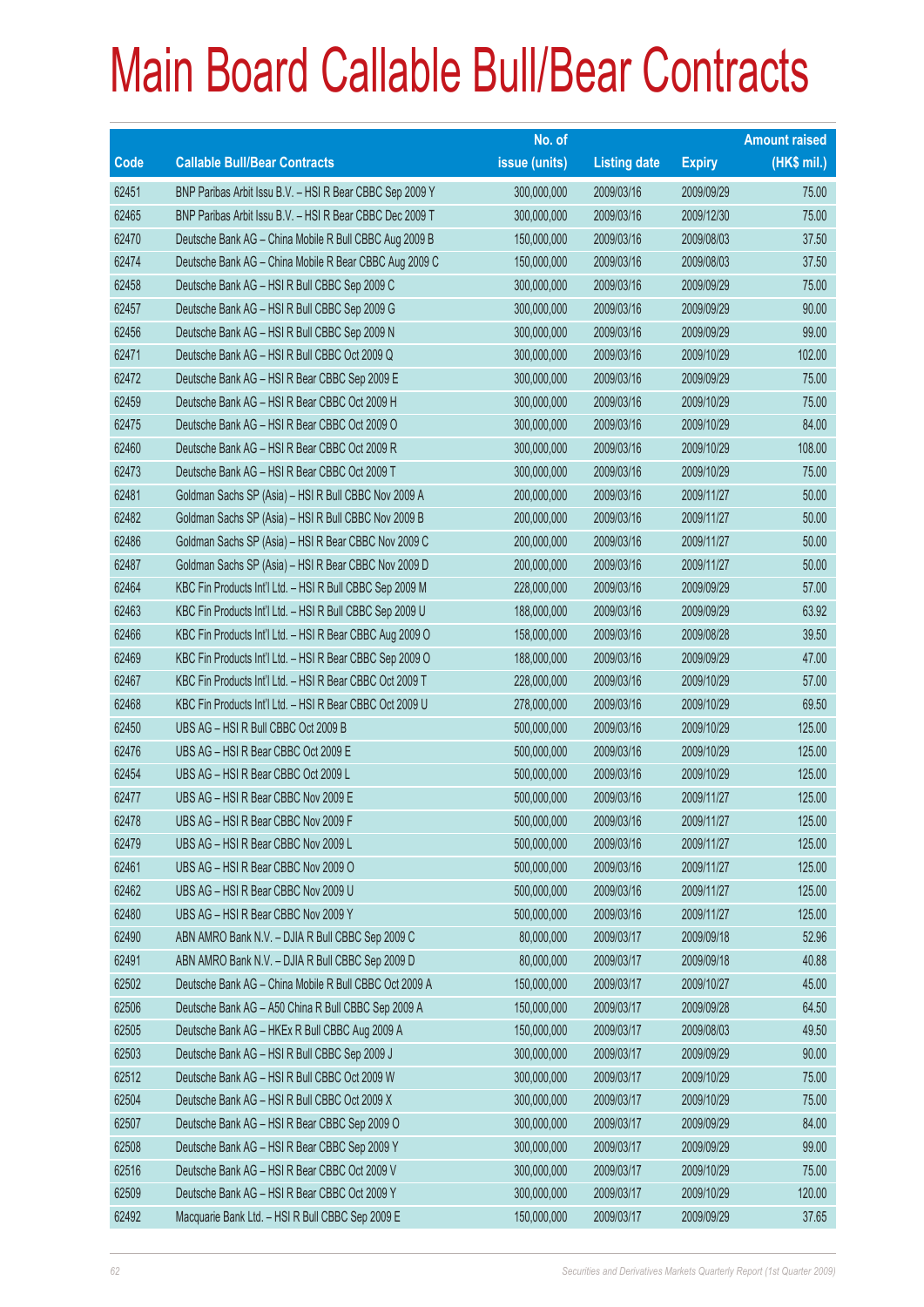# Main Board Callable Bull/Bear Contracts

| Code | Callable Bull/Bear Contracts | No. of issue (units) | Listing date | Expiry | Amount raised (HK$ mil.) |
|---|---|---|---|---|---|
| 62451 | BNP Paribas Arbit Issu B.V. – HSI R Bear CBBC Sep 2009 Y | 300,000,000 | 2009/03/16 | 2009/09/29 | 75.00 |
| 62465 | BNP Paribas Arbit Issu B.V. – HSI R Bear CBBC Dec 2009 T | 300,000,000 | 2009/03/16 | 2009/12/30 | 75.00 |
| 62470 | Deutsche Bank AG – China Mobile R Bull CBBC Aug 2009 B | 150,000,000 | 2009/03/16 | 2009/08/03 | 37.50 |
| 62474 | Deutsche Bank AG – China Mobile R Bear CBBC Aug 2009 C | 150,000,000 | 2009/03/16 | 2009/08/03 | 37.50 |
| 62458 | Deutsche Bank AG – HSI R Bull CBBC Sep 2009 C | 300,000,000 | 2009/03/16 | 2009/09/29 | 75.00 |
| 62457 | Deutsche Bank AG – HSI R Bull CBBC Sep 2009 G | 300,000,000 | 2009/03/16 | 2009/09/29 | 90.00 |
| 62456 | Deutsche Bank AG – HSI R Bull CBBC Sep 2009 N | 300,000,000 | 2009/03/16 | 2009/09/29 | 99.00 |
| 62471 | Deutsche Bank AG – HSI R Bull CBBC Oct 2009 Q | 300,000,000 | 2009/03/16 | 2009/10/29 | 102.00 |
| 62472 | Deutsche Bank AG – HSI R Bear CBBC Sep 2009 E | 300,000,000 | 2009/03/16 | 2009/09/29 | 75.00 |
| 62459 | Deutsche Bank AG – HSI R Bear CBBC Oct 2009 H | 300,000,000 | 2009/03/16 | 2009/10/29 | 75.00 |
| 62475 | Deutsche Bank AG – HSI R Bear CBBC Oct 2009 O | 300,000,000 | 2009/03/16 | 2009/10/29 | 84.00 |
| 62460 | Deutsche Bank AG – HSI R Bear CBBC Oct 2009 R | 300,000,000 | 2009/03/16 | 2009/10/29 | 108.00 |
| 62473 | Deutsche Bank AG – HSI R Bear CBBC Oct 2009 T | 300,000,000 | 2009/03/16 | 2009/10/29 | 75.00 |
| 62481 | Goldman Sachs SP (Asia) – HSI R Bull CBBC Nov 2009 A | 200,000,000 | 2009/03/16 | 2009/11/27 | 50.00 |
| 62482 | Goldman Sachs SP (Asia) – HSI R Bull CBBC Nov 2009 B | 200,000,000 | 2009/03/16 | 2009/11/27 | 50.00 |
| 62486 | Goldman Sachs SP (Asia) – HSI R Bear CBBC Nov 2009 C | 200,000,000 | 2009/03/16 | 2009/11/27 | 50.00 |
| 62487 | Goldman Sachs SP (Asia) – HSI R Bear CBBC Nov 2009 D | 200,000,000 | 2009/03/16 | 2009/11/27 | 50.00 |
| 62464 | KBC Fin Products Int'l Ltd. – HSI R Bull CBBC Sep 2009 M | 228,000,000 | 2009/03/16 | 2009/09/29 | 57.00 |
| 62463 | KBC Fin Products Int'l Ltd. – HSI R Bull CBBC Sep 2009 U | 188,000,000 | 2009/03/16 | 2009/09/29 | 63.92 |
| 62466 | KBC Fin Products Int'l Ltd. – HSI R Bear CBBC Aug 2009 O | 158,000,000 | 2009/03/16 | 2009/08/28 | 39.50 |
| 62469 | KBC Fin Products Int'l Ltd. – HSI R Bear CBBC Sep 2009 O | 188,000,000 | 2009/03/16 | 2009/09/29 | 47.00 |
| 62467 | KBC Fin Products Int'l Ltd. – HSI R Bear CBBC Oct 2009 T | 228,000,000 | 2009/03/16 | 2009/10/29 | 57.00 |
| 62468 | KBC Fin Products Int'l Ltd. – HSI R Bear CBBC Oct 2009 U | 278,000,000 | 2009/03/16 | 2009/10/29 | 69.50 |
| 62450 | UBS AG – HSI R Bull CBBC Oct 2009 B | 500,000,000 | 2009/03/16 | 2009/10/29 | 125.00 |
| 62476 | UBS AG – HSI R Bear CBBC Oct 2009 E | 500,000,000 | 2009/03/16 | 2009/10/29 | 125.00 |
| 62454 | UBS AG – HSI R Bear CBBC Oct 2009 L | 500,000,000 | 2009/03/16 | 2009/10/29 | 125.00 |
| 62477 | UBS AG – HSI R Bear CBBC Nov 2009 E | 500,000,000 | 2009/03/16 | 2009/11/27 | 125.00 |
| 62478 | UBS AG – HSI R Bear CBBC Nov 2009 F | 500,000,000 | 2009/03/16 | 2009/11/27 | 125.00 |
| 62479 | UBS AG – HSI R Bear CBBC Nov 2009 L | 500,000,000 | 2009/03/16 | 2009/11/27 | 125.00 |
| 62461 | UBS AG – HSI R Bear CBBC Nov 2009 O | 500,000,000 | 2009/03/16 | 2009/11/27 | 125.00 |
| 62462 | UBS AG – HSI R Bear CBBC Nov 2009 U | 500,000,000 | 2009/03/16 | 2009/11/27 | 125.00 |
| 62480 | UBS AG – HSI R Bear CBBC Nov 2009 Y | 500,000,000 | 2009/03/16 | 2009/11/27 | 125.00 |
| 62490 | ABN AMRO Bank N.V. – DJIA R Bull CBBC Sep 2009 C | 80,000,000 | 2009/03/17 | 2009/09/18 | 52.96 |
| 62491 | ABN AMRO Bank N.V. – DJIA R Bull CBBC Sep 2009 D | 80,000,000 | 2009/03/17 | 2009/09/18 | 40.88 |
| 62502 | Deutsche Bank AG – China Mobile R Bull CBBC Oct 2009 A | 150,000,000 | 2009/03/17 | 2009/10/27 | 45.00 |
| 62506 | Deutsche Bank AG – A50 China R Bull CBBC Sep 2009 A | 150,000,000 | 2009/03/17 | 2009/09/28 | 64.50 |
| 62505 | Deutsche Bank AG – HKEx R Bull CBBC Aug 2009 A | 150,000,000 | 2009/03/17 | 2009/08/03 | 49.50 |
| 62503 | Deutsche Bank AG – HSI R Bull CBBC Sep 2009 J | 300,000,000 | 2009/03/17 | 2009/09/29 | 90.00 |
| 62512 | Deutsche Bank AG – HSI R Bull CBBC Oct 2009 W | 300,000,000 | 2009/03/17 | 2009/10/29 | 75.00 |
| 62504 | Deutsche Bank AG – HSI R Bull CBBC Oct 2009 X | 300,000,000 | 2009/03/17 | 2009/10/29 | 75.00 |
| 62507 | Deutsche Bank AG – HSI R Bear CBBC Sep 2009 O | 300,000,000 | 2009/03/17 | 2009/09/29 | 84.00 |
| 62508 | Deutsche Bank AG – HSI R Bear CBBC Sep 2009 Y | 300,000,000 | 2009/03/17 | 2009/09/29 | 99.00 |
| 62516 | Deutsche Bank AG – HSI R Bear CBBC Oct 2009 V | 300,000,000 | 2009/03/17 | 2009/10/29 | 75.00 |
| 62509 | Deutsche Bank AG – HSI R Bear CBBC Oct 2009 Y | 300,000,000 | 2009/03/17 | 2009/10/29 | 120.00 |
| 62492 | Macquarie Bank Ltd. – HSI R Bull CBBC Sep 2009 E | 150,000,000 | 2009/03/17 | 2009/09/29 | 37.65 |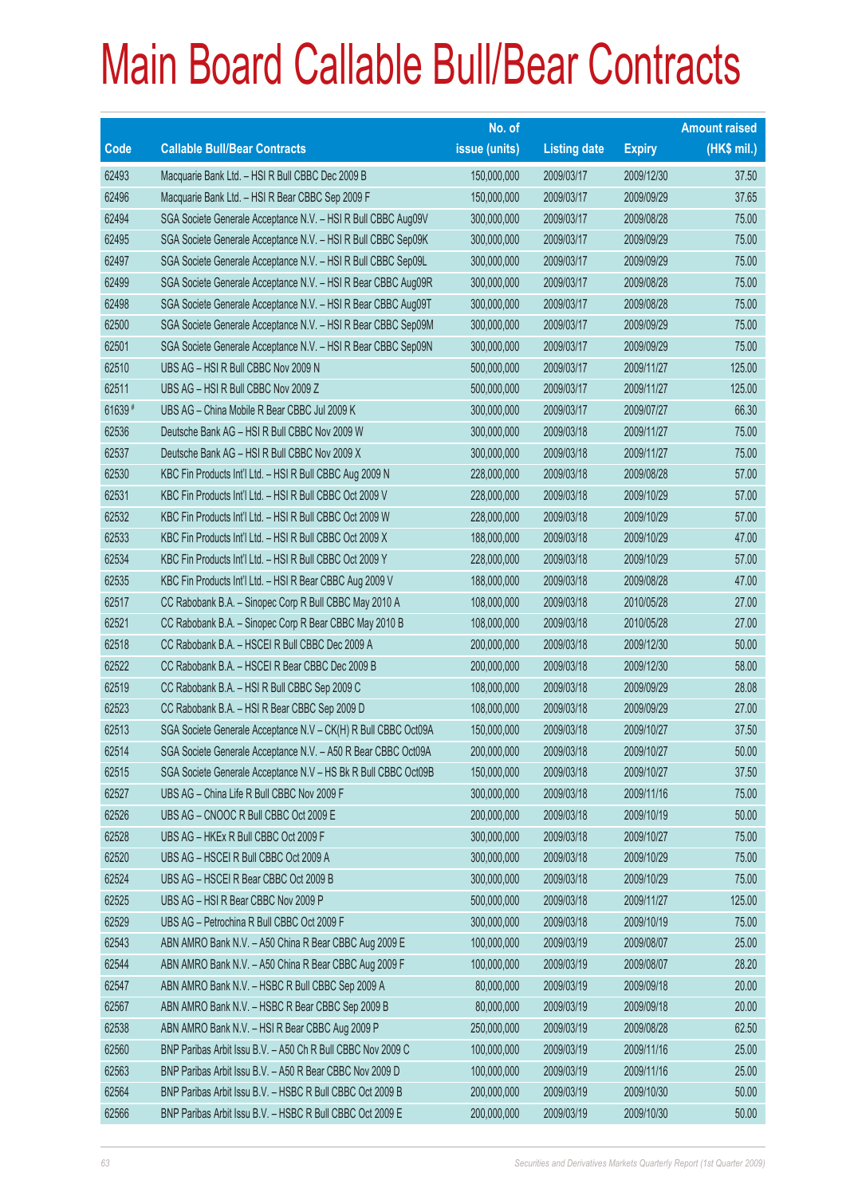# Main Board Callable Bull/Bear Contracts

| Code | Callable Bull/Bear Contracts | No. of issue (units) | Listing date | Expiry | Amount raised (HK$ mil.) |
|---|---|---|---|---|---|
| 62493 | Macquarie Bank Ltd. – HSI R Bull CBBC Dec 2009 B | 150,000,000 | 2009/03/17 | 2009/12/30 | 37.50 |
| 62496 | Macquarie Bank Ltd. – HSI R Bear CBBC Sep 2009 F | 150,000,000 | 2009/03/17 | 2009/09/29 | 37.65 |
| 62494 | SGA Societe Generale Acceptance N.V. – HSI R Bull CBBC Aug09V | 300,000,000 | 2009/03/17 | 2009/08/28 | 75.00 |
| 62495 | SGA Societe Generale Acceptance N.V. – HSI R Bull CBBC Sep09K | 300,000,000 | 2009/03/17 | 2009/09/29 | 75.00 |
| 62497 | SGA Societe Generale Acceptance N.V. – HSI R Bull CBBC Sep09L | 300,000,000 | 2009/03/17 | 2009/09/29 | 75.00 |
| 62499 | SGA Societe Generale Acceptance N.V. – HSI R Bear CBBC Aug09R | 300,000,000 | 2009/03/17 | 2009/08/28 | 75.00 |
| 62498 | SGA Societe Generale Acceptance N.V. – HSI R Bear CBBC Aug09T | 300,000,000 | 2009/03/17 | 2009/08/28 | 75.00 |
| 62500 | SGA Societe Generale Acceptance N.V. – HSI R Bear CBBC Sep09M | 300,000,000 | 2009/03/17 | 2009/09/29 | 75.00 |
| 62501 | SGA Societe Generale Acceptance N.V. – HSI R Bear CBBC Sep09N | 300,000,000 | 2009/03/17 | 2009/09/29 | 75.00 |
| 62510 | UBS AG – HSI R Bull CBBC Nov 2009 N | 500,000,000 | 2009/03/17 | 2009/11/27 | 125.00 |
| 62511 | UBS AG – HSI R Bull CBBC Nov 2009 Z | 500,000,000 | 2009/03/17 | 2009/11/27 | 125.00 |
| 61639 # | UBS AG – China Mobile R Bear CBBC Jul 2009 K | 300,000,000 | 2009/03/17 | 2009/07/27 | 66.30 |
| 62536 | Deutsche Bank AG – HSI R Bull CBBC Nov 2009 W | 300,000,000 | 2009/03/18 | 2009/11/27 | 75.00 |
| 62537 | Deutsche Bank AG – HSI R Bull CBBC Nov 2009 X | 300,000,000 | 2009/03/18 | 2009/11/27 | 75.00 |
| 62530 | KBC Fin Products Int'l Ltd. – HSI R Bull CBBC Aug 2009 N | 228,000,000 | 2009/03/18 | 2009/08/28 | 57.00 |
| 62531 | KBC Fin Products Int'l Ltd. – HSI R Bull CBBC Oct 2009 V | 228,000,000 | 2009/03/18 | 2009/10/29 | 57.00 |
| 62532 | KBC Fin Products Int'l Ltd. – HSI R Bull CBBC Oct 2009 W | 228,000,000 | 2009/03/18 | 2009/10/29 | 57.00 |
| 62533 | KBC Fin Products Int'l Ltd. – HSI R Bull CBBC Oct 2009 X | 188,000,000 | 2009/03/18 | 2009/10/29 | 47.00 |
| 62534 | KBC Fin Products Int'l Ltd. – HSI R Bull CBBC Oct 2009 Y | 228,000,000 | 2009/03/18 | 2009/10/29 | 57.00 |
| 62535 | KBC Fin Products Int'l Ltd. – HSI R Bear CBBC Aug 2009 V | 188,000,000 | 2009/03/18 | 2009/08/28 | 47.00 |
| 62517 | CC Rabobank B.A. – Sinopec Corp R Bull CBBC May 2010 A | 108,000,000 | 2009/03/18 | 2010/05/28 | 27.00 |
| 62521 | CC Rabobank B.A. – Sinopec Corp R Bear CBBC May 2010 B | 108,000,000 | 2009/03/18 | 2010/05/28 | 27.00 |
| 62518 | CC Rabobank B.A. – HSCEI R Bull CBBC Dec 2009 A | 200,000,000 | 2009/03/18 | 2009/12/30 | 50.00 |
| 62522 | CC Rabobank B.A. – HSCEI R Bear CBBC Dec 2009 B | 200,000,000 | 2009/03/18 | 2009/12/30 | 58.00 |
| 62519 | CC Rabobank B.A. – HSI R Bull CBBC Sep 2009 C | 108,000,000 | 2009/03/18 | 2009/09/29 | 28.08 |
| 62523 | CC Rabobank B.A. – HSI R Bear CBBC Sep 2009 D | 108,000,000 | 2009/03/18 | 2009/09/29 | 27.00 |
| 62513 | SGA Societe Generale Acceptance N.V – CK(H) R Bull CBBC Oct09A | 150,000,000 | 2009/03/18 | 2009/10/27 | 37.50 |
| 62514 | SGA Societe Generale Acceptance N.V. – A50 R Bear CBBC Oct09A | 200,000,000 | 2009/03/18 | 2009/10/27 | 50.00 |
| 62515 | SGA Societe Generale Acceptance N.V – HS Bk R Bull CBBC Oct09B | 150,000,000 | 2009/03/18 | 2009/10/27 | 37.50 |
| 62527 | UBS AG – China Life R Bull CBBC Nov 2009 F | 300,000,000 | 2009/03/18 | 2009/11/16 | 75.00 |
| 62526 | UBS AG – CNOOC R Bull CBBC Oct 2009 E | 200,000,000 | 2009/03/18 | 2009/10/19 | 50.00 |
| 62528 | UBS AG – HKEx R Bull CBBC Oct 2009 F | 300,000,000 | 2009/03/18 | 2009/10/27 | 75.00 |
| 62520 | UBS AG – HSCEI R Bull CBBC Oct 2009 A | 300,000,000 | 2009/03/18 | 2009/10/29 | 75.00 |
| 62524 | UBS AG – HSCEI R Bear CBBC Oct 2009 B | 300,000,000 | 2009/03/18 | 2009/10/29 | 75.00 |
| 62525 | UBS AG – HSI R Bear CBBC Nov 2009 P | 500,000,000 | 2009/03/18 | 2009/11/27 | 125.00 |
| 62529 | UBS AG – Petrochina R Bull CBBC Oct 2009 F | 300,000,000 | 2009/03/18 | 2009/10/19 | 75.00 |
| 62543 | ABN AMRO Bank N.V. – A50 China R Bear CBBC Aug 2009 E | 100,000,000 | 2009/03/19 | 2009/08/07 | 25.00 |
| 62544 | ABN AMRO Bank N.V. – A50 China R Bear CBBC Aug 2009 F | 100,000,000 | 2009/03/19 | 2009/08/07 | 28.20 |
| 62547 | ABN AMRO Bank N.V. – HSBC R Bull CBBC Sep 2009 A | 80,000,000 | 2009/03/19 | 2009/09/18 | 20.00 |
| 62567 | ABN AMRO Bank N.V. – HSBC R Bear CBBC Sep 2009 B | 80,000,000 | 2009/03/19 | 2009/09/18 | 20.00 |
| 62538 | ABN AMRO Bank N.V. – HSI R Bear CBBC Aug 2009 P | 250,000,000 | 2009/03/19 | 2009/08/28 | 62.50 |
| 62560 | BNP Paribas Arbit Issu B.V. – A50 Ch R Bull CBBC Nov 2009 C | 100,000,000 | 2009/03/19 | 2009/11/16 | 25.00 |
| 62563 | BNP Paribas Arbit Issu B.V. – A50 R Bear CBBC Nov 2009 D | 100,000,000 | 2009/03/19 | 2009/11/16 | 25.00 |
| 62564 | BNP Paribas Arbit Issu B.V. – HSBC R Bull CBBC Oct 2009 B | 200,000,000 | 2009/03/19 | 2009/10/30 | 50.00 |
| 62566 | BNP Paribas Arbit Issu B.V. – HSBC R Bull CBBC Oct 2009 E | 200,000,000 | 2009/03/19 | 2009/10/30 | 50.00 |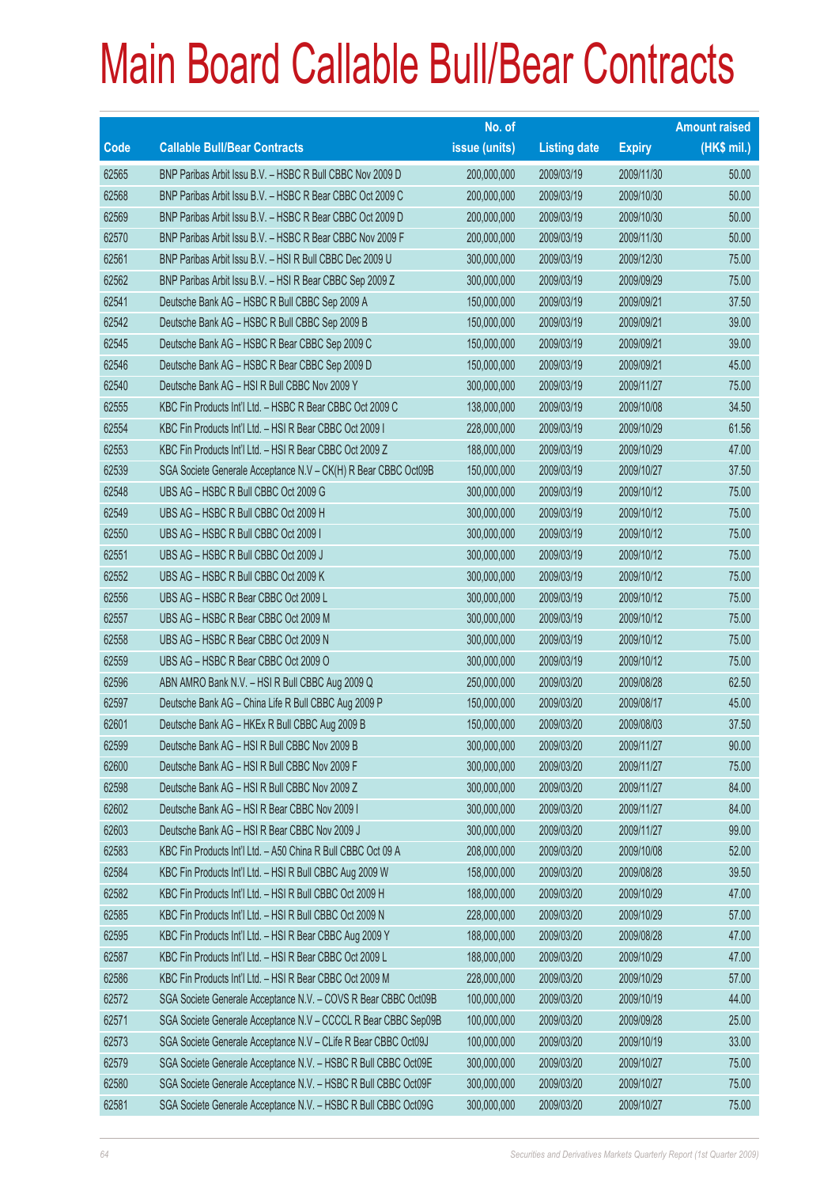# Main Board Callable Bull/Bear Contracts

| Code | Callable Bull/Bear Contracts | No. of issue (units) | Listing date | Expiry | Amount raised (HK$ mil.) |
|---|---|---|---|---|---|
| 62565 | BNP Paribas Arbit Issu B.V. – HSBC R Bull CBBC Nov 2009 D | 200,000,000 | 2009/03/19 | 2009/11/30 | 50.00 |
| 62568 | BNP Paribas Arbit Issu B.V. – HSBC R Bear CBBC Oct 2009 C | 200,000,000 | 2009/03/19 | 2009/10/30 | 50.00 |
| 62569 | BNP Paribas Arbit Issu B.V. – HSBC R Bear CBBC Oct 2009 D | 200,000,000 | 2009/03/19 | 2009/10/30 | 50.00 |
| 62570 | BNP Paribas Arbit Issu B.V. – HSBC R Bear CBBC Nov 2009 F | 200,000,000 | 2009/03/19 | 2009/11/30 | 50.00 |
| 62561 | BNP Paribas Arbit Issu B.V. – HSI R Bull CBBC Dec 2009 U | 300,000,000 | 2009/03/19 | 2009/12/30 | 75.00 |
| 62562 | BNP Paribas Arbit Issu B.V. – HSI R Bear CBBC Sep 2009 Z | 300,000,000 | 2009/03/19 | 2009/09/29 | 75.00 |
| 62541 | Deutsche Bank AG – HSBC R Bull CBBC Sep 2009 A | 150,000,000 | 2009/03/19 | 2009/09/21 | 37.50 |
| 62542 | Deutsche Bank AG – HSBC R Bull CBBC Sep 2009 B | 150,000,000 | 2009/03/19 | 2009/09/21 | 39.00 |
| 62545 | Deutsche Bank AG – HSBC R Bear CBBC Sep 2009 C | 150,000,000 | 2009/03/19 | 2009/09/21 | 39.00 |
| 62546 | Deutsche Bank AG – HSBC R Bear CBBC Sep 2009 D | 150,000,000 | 2009/03/19 | 2009/09/21 | 45.00 |
| 62540 | Deutsche Bank AG – HSI R Bull CBBC Nov 2009 Y | 300,000,000 | 2009/03/19 | 2009/11/27 | 75.00 |
| 62555 | KBC Fin Products Int'l Ltd. – HSBC R Bear CBBC Oct 2009 C | 138,000,000 | 2009/03/19 | 2009/10/08 | 34.50 |
| 62554 | KBC Fin Products Int'l Ltd. – HSI R Bear CBBC Oct 2009 I | 228,000,000 | 2009/03/19 | 2009/10/29 | 61.56 |
| 62553 | KBC Fin Products Int'l Ltd. – HSI R Bear CBBC Oct 2009 Z | 188,000,000 | 2009/03/19 | 2009/10/29 | 47.00 |
| 62539 | SGA Societe Generale Acceptance N.V – CK(H) R Bear CBBC Oct09B | 150,000,000 | 2009/03/19 | 2009/10/27 | 37.50 |
| 62548 | UBS AG – HSBC R Bull CBBC Oct 2009 G | 300,000,000 | 2009/03/19 | 2009/10/12 | 75.00 |
| 62549 | UBS AG – HSBC R Bull CBBC Oct 2009 H | 300,000,000 | 2009/03/19 | 2009/10/12 | 75.00 |
| 62550 | UBS AG – HSBC R Bull CBBC Oct 2009 I | 300,000,000 | 2009/03/19 | 2009/10/12 | 75.00 |
| 62551 | UBS AG – HSBC R Bull CBBC Oct 2009 J | 300,000,000 | 2009/03/19 | 2009/10/12 | 75.00 |
| 62552 | UBS AG – HSBC R Bull CBBC Oct 2009 K | 300,000,000 | 2009/03/19 | 2009/10/12 | 75.00 |
| 62556 | UBS AG – HSBC R Bear CBBC Oct 2009 L | 300,000,000 | 2009/03/19 | 2009/10/12 | 75.00 |
| 62557 | UBS AG – HSBC R Bear CBBC Oct 2009 M | 300,000,000 | 2009/03/19 | 2009/10/12 | 75.00 |
| 62558 | UBS AG – HSBC R Bear CBBC Oct 2009 N | 300,000,000 | 2009/03/19 | 2009/10/12 | 75.00 |
| 62559 | UBS AG – HSBC R Bear CBBC Oct 2009 O | 300,000,000 | 2009/03/19 | 2009/10/12 | 75.00 |
| 62596 | ABN AMRO Bank N.V. – HSI R Bull CBBC Aug 2009 Q | 250,000,000 | 2009/03/20 | 2009/08/28 | 62.50 |
| 62597 | Deutsche Bank AG – China Life R Bull CBBC Aug 2009 P | 150,000,000 | 2009/03/20 | 2009/08/17 | 45.00 |
| 62601 | Deutsche Bank AG – HKEx R Bull CBBC Aug 2009 B | 150,000,000 | 2009/03/20 | 2009/08/03 | 37.50 |
| 62599 | Deutsche Bank AG – HSI R Bull CBBC Nov 2009 B | 300,000,000 | 2009/03/20 | 2009/11/27 | 90.00 |
| 62600 | Deutsche Bank AG – HSI R Bull CBBC Nov 2009 F | 300,000,000 | 2009/03/20 | 2009/11/27 | 75.00 |
| 62598 | Deutsche Bank AG – HSI R Bull CBBC Nov 2009 Z | 300,000,000 | 2009/03/20 | 2009/11/27 | 84.00 |
| 62602 | Deutsche Bank AG – HSI R Bear CBBC Nov 2009 I | 300,000,000 | 2009/03/20 | 2009/11/27 | 84.00 |
| 62603 | Deutsche Bank AG – HSI R Bear CBBC Nov 2009 J | 300,000,000 | 2009/03/20 | 2009/11/27 | 99.00 |
| 62583 | KBC Fin Products Int'l Ltd. – A50 China R Bull CBBC Oct 09 A | 208,000,000 | 2009/03/20 | 2009/10/08 | 52.00 |
| 62584 | KBC Fin Products Int'l Ltd. – HSI R Bull CBBC Aug 2009 W | 158,000,000 | 2009/03/20 | 2009/08/28 | 39.50 |
| 62582 | KBC Fin Products Int'l Ltd. – HSI R Bull CBBC Oct 2009 H | 188,000,000 | 2009/03/20 | 2009/10/29 | 47.00 |
| 62585 | KBC Fin Products Int'l Ltd. – HSI R Bull CBBC Oct 2009 N | 228,000,000 | 2009/03/20 | 2009/10/29 | 57.00 |
| 62595 | KBC Fin Products Int'l Ltd. – HSI R Bear CBBC Aug 2009 Y | 188,000,000 | 2009/03/20 | 2009/08/28 | 47.00 |
| 62587 | KBC Fin Products Int'l Ltd. – HSI R Bear CBBC Oct 2009 L | 188,000,000 | 2009/03/20 | 2009/10/29 | 47.00 |
| 62586 | KBC Fin Products Int'l Ltd. – HSI R Bear CBBC Oct 2009 M | 228,000,000 | 2009/03/20 | 2009/10/29 | 57.00 |
| 62572 | SGA Societe Generale Acceptance N.V. – COVS R Bear CBBC Oct09B | 100,000,000 | 2009/03/20 | 2009/10/19 | 44.00 |
| 62571 | SGA Societe Generale Acceptance N.V – CCCCL R Bear CBBC Sep09B | 100,000,000 | 2009/03/20 | 2009/09/28 | 25.00 |
| 62573 | SGA Societe Generale Acceptance N.V – CLife R Bear CBBC Oct09J | 100,000,000 | 2009/03/20 | 2009/10/19 | 33.00 |
| 62579 | SGA Societe Generale Acceptance N.V. – HSBC R Bull CBBC Oct09E | 300,000,000 | 2009/03/20 | 2009/10/27 | 75.00 |
| 62580 | SGA Societe Generale Acceptance N.V. – HSBC R Bull CBBC Oct09F | 300,000,000 | 2009/03/20 | 2009/10/27 | 75.00 |
| 62581 | SGA Societe Generale Acceptance N.V. – HSBC R Bull CBBC Oct09G | 300,000,000 | 2009/03/20 | 2009/10/27 | 75.00 |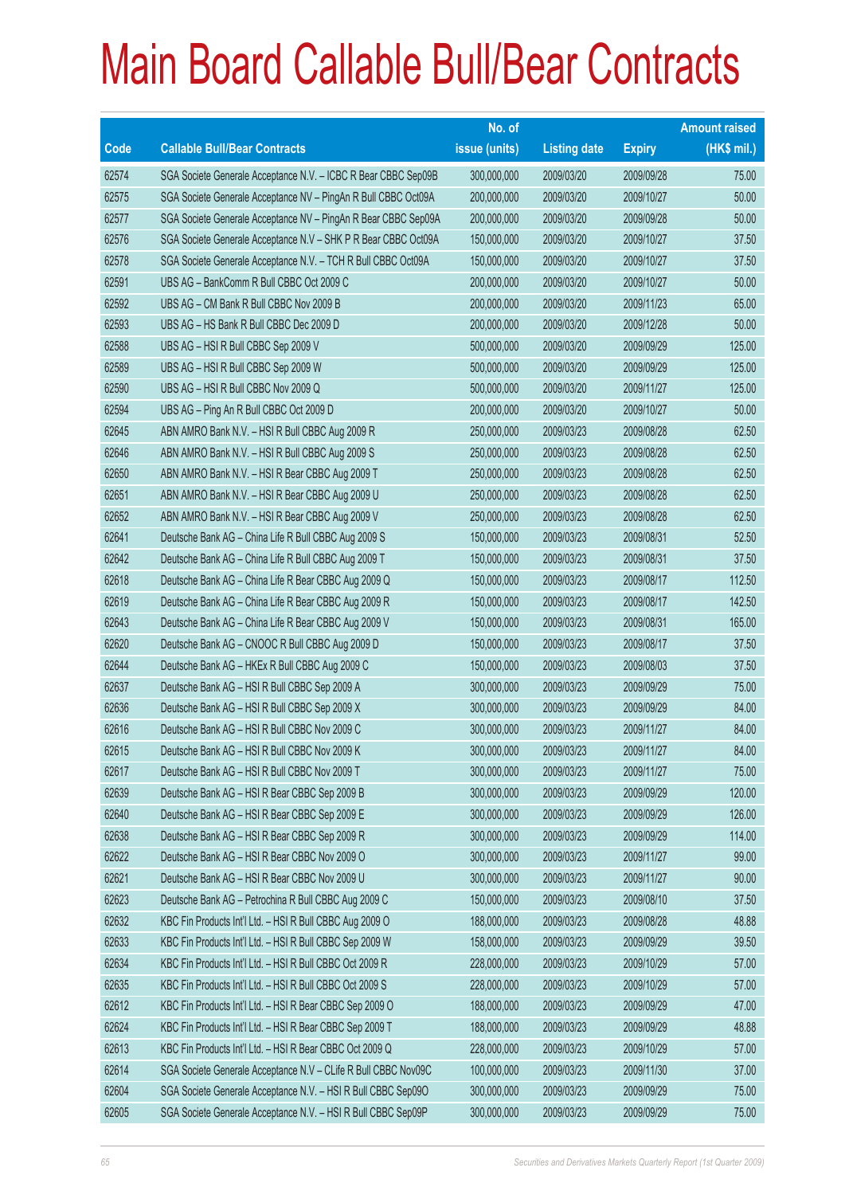# Main Board Callable Bull/Bear Contracts

| Code | Callable Bull/Bear Contracts | No. of issue (units) | Listing date | Expiry | Amount raised (HK$ mil.) |
|---|---|---|---|---|---|
| 62574 | SGA Societe Generale Acceptance N.V. – ICBC R Bear CBBC Sep09B | 300,000,000 | 2009/03/20 | 2009/09/28 | 75.00 |
| 62575 | SGA Societe Generale Acceptance NV – PingAn R Bull CBBC Oct09A | 200,000,000 | 2009/03/20 | 2009/10/27 | 50.00 |
| 62577 | SGA Societe Generale Acceptance NV – PingAn R Bear CBBC Sep09A | 200,000,000 | 2009/03/20 | 2009/09/28 | 50.00 |
| 62576 | SGA Societe Generale Acceptance N.V – SHK P R Bear CBBC Oct09A | 150,000,000 | 2009/03/20 | 2009/10/27 | 37.50 |
| 62578 | SGA Societe Generale Acceptance N.V. – TCH R Bull CBBC Oct09A | 150,000,000 | 2009/03/20 | 2009/10/27 | 37.50 |
| 62591 | UBS AG – BankComm R Bull CBBC Oct 2009 C | 200,000,000 | 2009/03/20 | 2009/10/27 | 50.00 |
| 62592 | UBS AG – CM Bank R Bull CBBC Nov 2009 B | 200,000,000 | 2009/03/20 | 2009/11/23 | 65.00 |
| 62593 | UBS AG – HS Bank R Bull CBBC Dec 2009 D | 200,000,000 | 2009/03/20 | 2009/12/28 | 50.00 |
| 62588 | UBS AG – HSI R Bull CBBC Sep 2009 V | 500,000,000 | 2009/03/20 | 2009/09/29 | 125.00 |
| 62589 | UBS AG – HSI R Bull CBBC Sep 2009 W | 500,000,000 | 2009/03/20 | 2009/09/29 | 125.00 |
| 62590 | UBS AG – HSI R Bull CBBC Nov 2009 Q | 500,000,000 | 2009/03/20 | 2009/11/27 | 125.00 |
| 62594 | UBS AG – Ping An R Bull CBBC Oct 2009 D | 200,000,000 | 2009/03/20 | 2009/10/27 | 50.00 |
| 62645 | ABN AMRO Bank N.V. – HSI R Bull CBBC Aug 2009 R | 250,000,000 | 2009/03/23 | 2009/08/28 | 62.50 |
| 62646 | ABN AMRO Bank N.V. – HSI R Bull CBBC Aug 2009 S | 250,000,000 | 2009/03/23 | 2009/08/28 | 62.50 |
| 62650 | ABN AMRO Bank N.V. – HSI R Bear CBBC Aug 2009 T | 250,000,000 | 2009/03/23 | 2009/08/28 | 62.50 |
| 62651 | ABN AMRO Bank N.V. – HSI R Bear CBBC Aug 2009 U | 250,000,000 | 2009/03/23 | 2009/08/28 | 62.50 |
| 62652 | ABN AMRO Bank N.V. – HSI R Bear CBBC Aug 2009 V | 250,000,000 | 2009/03/23 | 2009/08/28 | 62.50 |
| 62641 | Deutsche Bank AG – China Life R Bull CBBC Aug 2009 S | 150,000,000 | 2009/03/23 | 2009/08/31 | 52.50 |
| 62642 | Deutsche Bank AG – China Life R Bull CBBC Aug 2009 T | 150,000,000 | 2009/03/23 | 2009/08/31 | 37.50 |
| 62618 | Deutsche Bank AG – China Life R Bear CBBC Aug 2009 Q | 150,000,000 | 2009/03/23 | 2009/08/17 | 112.50 |
| 62619 | Deutsche Bank AG – China Life R Bear CBBC Aug 2009 R | 150,000,000 | 2009/03/23 | 2009/08/17 | 142.50 |
| 62643 | Deutsche Bank AG – China Life R Bear CBBC Aug 2009 V | 150,000,000 | 2009/03/23 | 2009/08/31 | 165.00 |
| 62620 | Deutsche Bank AG – CNOOC R Bull CBBC Aug 2009 D | 150,000,000 | 2009/03/23 | 2009/08/17 | 37.50 |
| 62644 | Deutsche Bank AG – HKEx R Bull CBBC Aug 2009 C | 150,000,000 | 2009/03/23 | 2009/08/03 | 37.50 |
| 62637 | Deutsche Bank AG – HSI R Bull CBBC Sep 2009 A | 300,000,000 | 2009/03/23 | 2009/09/29 | 75.00 |
| 62636 | Deutsche Bank AG – HSI R Bull CBBC Sep 2009 X | 300,000,000 | 2009/03/23 | 2009/09/29 | 84.00 |
| 62616 | Deutsche Bank AG – HSI R Bull CBBC Nov 2009 C | 300,000,000 | 2009/03/23 | 2009/11/27 | 84.00 |
| 62615 | Deutsche Bank AG – HSI R Bull CBBC Nov 2009 K | 300,000,000 | 2009/03/23 | 2009/11/27 | 84.00 |
| 62617 | Deutsche Bank AG – HSI R Bull CBBC Nov 2009 T | 300,000,000 | 2009/03/23 | 2009/11/27 | 75.00 |
| 62639 | Deutsche Bank AG – HSI R Bear CBBC Sep 2009 B | 300,000,000 | 2009/03/23 | 2009/09/29 | 120.00 |
| 62640 | Deutsche Bank AG – HSI R Bear CBBC Sep 2009 E | 300,000,000 | 2009/03/23 | 2009/09/29 | 126.00 |
| 62638 | Deutsche Bank AG – HSI R Bear CBBC Sep 2009 R | 300,000,000 | 2009/03/23 | 2009/09/29 | 114.00 |
| 62622 | Deutsche Bank AG – HSI R Bear CBBC Nov 2009 O | 300,000,000 | 2009/03/23 | 2009/11/27 | 99.00 |
| 62621 | Deutsche Bank AG – HSI R Bear CBBC Nov 2009 U | 300,000,000 | 2009/03/23 | 2009/11/27 | 90.00 |
| 62623 | Deutsche Bank AG – Petrochina R Bull CBBC Aug 2009 C | 150,000,000 | 2009/03/23 | 2009/08/10 | 37.50 |
| 62632 | KBC Fin Products Int'l Ltd. – HSI R Bull CBBC Aug 2009 O | 188,000,000 | 2009/03/23 | 2009/08/28 | 48.88 |
| 62633 | KBC Fin Products Int'l Ltd. – HSI R Bull CBBC Sep 2009 W | 158,000,000 | 2009/03/23 | 2009/09/29 | 39.50 |
| 62634 | KBC Fin Products Int'l Ltd. – HSI R Bull CBBC Oct 2009 R | 228,000,000 | 2009/03/23 | 2009/10/29 | 57.00 |
| 62635 | KBC Fin Products Int'l Ltd. – HSI R Bull CBBC Oct 2009 S | 228,000,000 | 2009/03/23 | 2009/10/29 | 57.00 |
| 62612 | KBC Fin Products Int'l Ltd. – HSI R Bear CBBC Sep 2009 O | 188,000,000 | 2009/03/23 | 2009/09/29 | 47.00 |
| 62624 | KBC Fin Products Int'l Ltd. – HSI R Bear CBBC Sep 2009 T | 188,000,000 | 2009/03/23 | 2009/09/29 | 48.88 |
| 62613 | KBC Fin Products Int'l Ltd. – HSI R Bear CBBC Oct 2009 Q | 228,000,000 | 2009/03/23 | 2009/10/29 | 57.00 |
| 62614 | SGA Societe Generale Acceptance N.V – CLife R Bull CBBC Nov09C | 100,000,000 | 2009/03/23 | 2009/11/30 | 37.00 |
| 62604 | SGA Societe Generale Acceptance N.V. – HSI R Bull CBBC Sep09O | 300,000,000 | 2009/03/23 | 2009/09/29 | 75.00 |
| 62605 | SGA Societe Generale Acceptance N.V. – HSI R Bull CBBC Sep09P | 300,000,000 | 2009/03/23 | 2009/09/29 | 75.00 |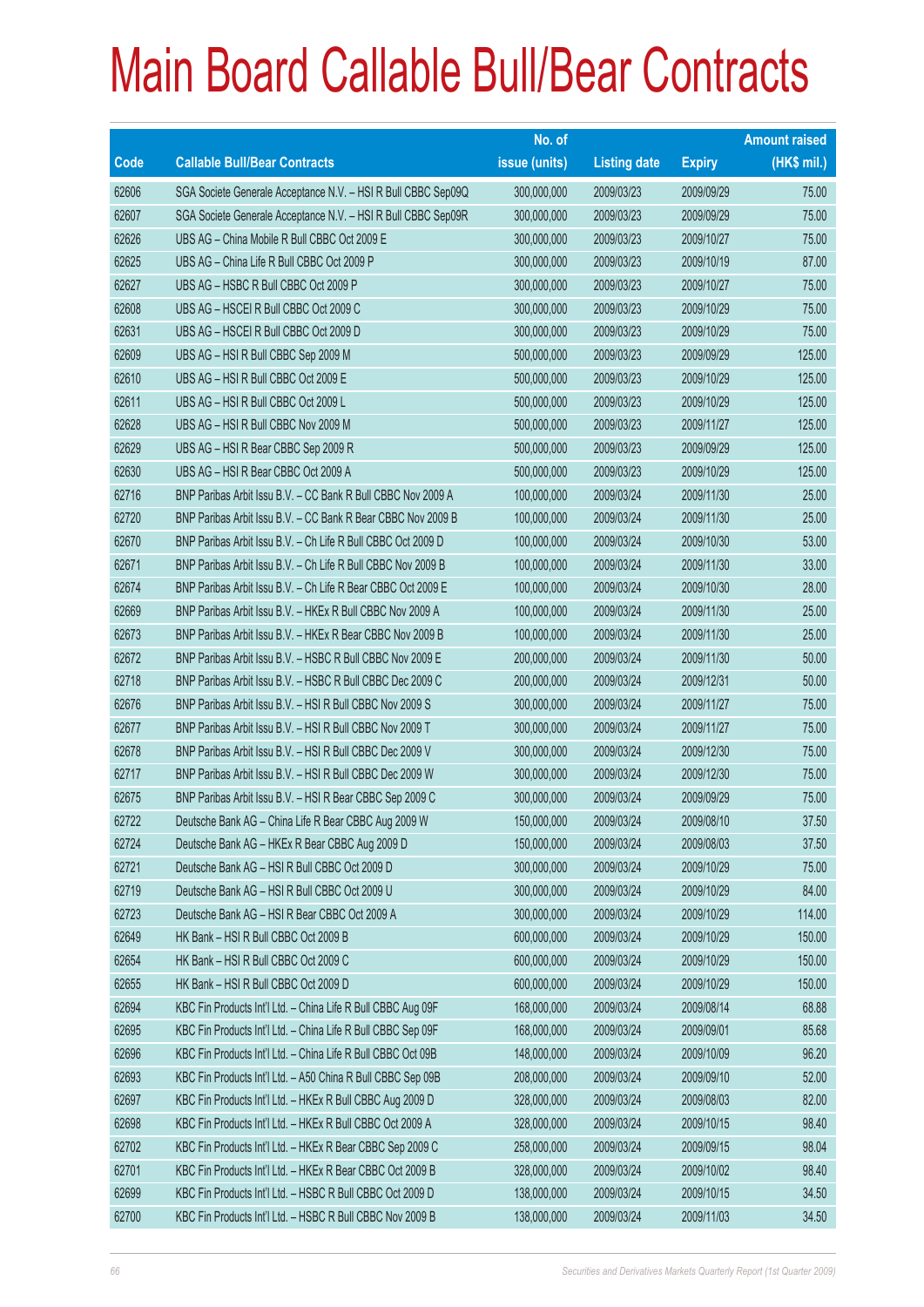# Main Board Callable Bull/Bear Contracts

| Code | Callable Bull/Bear Contracts | No. of issue (units) | Listing date | Expiry | Amount raised (HK$ mil.) |
|---|---|---|---|---|---|
| 62606 | SGA Societe Generale Acceptance N.V. – HSI R Bull CBBC Sep09Q | 300,000,000 | 2009/03/23 | 2009/09/29 | 75.00 |
| 62607 | SGA Societe Generale Acceptance N.V. – HSI R Bull CBBC Sep09R | 300,000,000 | 2009/03/23 | 2009/09/29 | 75.00 |
| 62626 | UBS AG – China Mobile R Bull CBBC Oct 2009 E | 300,000,000 | 2009/03/23 | 2009/10/27 | 75.00 |
| 62625 | UBS AG – China Life R Bull CBBC Oct 2009 P | 300,000,000 | 2009/03/23 | 2009/10/19 | 87.00 |
| 62627 | UBS AG – HSBC R Bull CBBC Oct 2009 P | 300,000,000 | 2009/03/23 | 2009/10/27 | 75.00 |
| 62608 | UBS AG – HSCEI R Bull CBBC Oct 2009 C | 300,000,000 | 2009/03/23 | 2009/10/29 | 75.00 |
| 62631 | UBS AG – HSCEI R Bull CBBC Oct 2009 D | 300,000,000 | 2009/03/23 | 2009/10/29 | 75.00 |
| 62609 | UBS AG – HSI R Bull CBBC Sep 2009 M | 500,000,000 | 2009/03/23 | 2009/09/29 | 125.00 |
| 62610 | UBS AG – HSI R Bull CBBC Oct 2009 E | 500,000,000 | 2009/03/23 | 2009/10/29 | 125.00 |
| 62611 | UBS AG – HSI R Bull CBBC Oct 2009 L | 500,000,000 | 2009/03/23 | 2009/10/29 | 125.00 |
| 62628 | UBS AG – HSI R Bull CBBC Nov 2009 M | 500,000,000 | 2009/03/23 | 2009/11/27 | 125.00 |
| 62629 | UBS AG – HSI R Bear CBBC Sep 2009 R | 500,000,000 | 2009/03/23 | 2009/09/29 | 125.00 |
| 62630 | UBS AG – HSI R Bear CBBC Oct 2009 A | 500,000,000 | 2009/03/23 | 2009/10/29 | 125.00 |
| 62716 | BNP Paribas Arbit Issu B.V. – CC Bank R Bull CBBC Nov 2009 A | 100,000,000 | 2009/03/24 | 2009/11/30 | 25.00 |
| 62720 | BNP Paribas Arbit Issu B.V. – CC Bank R Bear CBBC Nov 2009 B | 100,000,000 | 2009/03/24 | 2009/11/30 | 25.00 |
| 62670 | BNP Paribas Arbit Issu B.V. – Ch Life R Bull CBBC Oct 2009 D | 100,000,000 | 2009/03/24 | 2009/10/30 | 53.00 |
| 62671 | BNP Paribas Arbit Issu B.V. – Ch Life R Bull CBBC Nov 2009 B | 100,000,000 | 2009/03/24 | 2009/11/30 | 33.00 |
| 62674 | BNP Paribas Arbit Issu B.V. – Ch Life R Bear CBBC Oct 2009 E | 100,000,000 | 2009/03/24 | 2009/10/30 | 28.00 |
| 62669 | BNP Paribas Arbit Issu B.V. – HKEx R Bull CBBC Nov 2009 A | 100,000,000 | 2009/03/24 | 2009/11/30 | 25.00 |
| 62673 | BNP Paribas Arbit Issu B.V. – HKEx R Bear CBBC Nov 2009 B | 100,000,000 | 2009/03/24 | 2009/11/30 | 25.00 |
| 62672 | BNP Paribas Arbit Issu B.V. – HSBC R Bull CBBC Nov 2009 E | 200,000,000 | 2009/03/24 | 2009/11/30 | 50.00 |
| 62718 | BNP Paribas Arbit Issu B.V. – HSBC R Bull CBBC Dec 2009 C | 200,000,000 | 2009/03/24 | 2009/12/31 | 50.00 |
| 62676 | BNP Paribas Arbit Issu B.V. – HSI R Bull CBBC Nov 2009 S | 300,000,000 | 2009/03/24 | 2009/11/27 | 75.00 |
| 62677 | BNP Paribas Arbit Issu B.V. – HSI R Bull CBBC Nov 2009 T | 300,000,000 | 2009/03/24 | 2009/11/27 | 75.00 |
| 62678 | BNP Paribas Arbit Issu B.V. – HSI R Bull CBBC Dec 2009 V | 300,000,000 | 2009/03/24 | 2009/12/30 | 75.00 |
| 62717 | BNP Paribas Arbit Issu B.V. – HSI R Bull CBBC Dec 2009 W | 300,000,000 | 2009/03/24 | 2009/12/30 | 75.00 |
| 62675 | BNP Paribas Arbit Issu B.V. – HSI R Bear CBBC Sep 2009 C | 300,000,000 | 2009/03/24 | 2009/09/29 | 75.00 |
| 62722 | Deutsche Bank AG – China Life R Bear CBBC Aug 2009 W | 150,000,000 | 2009/03/24 | 2009/08/10 | 37.50 |
| 62724 | Deutsche Bank AG – HKEx R Bear CBBC Aug 2009 D | 150,000,000 | 2009/03/24 | 2009/08/03 | 37.50 |
| 62721 | Deutsche Bank AG – HSI R Bull CBBC Oct 2009 D | 300,000,000 | 2009/03/24 | 2009/10/29 | 75.00 |
| 62719 | Deutsche Bank AG – HSI R Bull CBBC Oct 2009 U | 300,000,000 | 2009/03/24 | 2009/10/29 | 84.00 |
| 62723 | Deutsche Bank AG – HSI R Bear CBBC Oct 2009 A | 300,000,000 | 2009/03/24 | 2009/10/29 | 114.00 |
| 62649 | HK Bank – HSI R Bull CBBC Oct 2009 B | 600,000,000 | 2009/03/24 | 2009/10/29 | 150.00 |
| 62654 | HK Bank – HSI R Bull CBBC Oct 2009 C | 600,000,000 | 2009/03/24 | 2009/10/29 | 150.00 |
| 62655 | HK Bank – HSI R Bull CBBC Oct 2009 D | 600,000,000 | 2009/03/24 | 2009/10/29 | 150.00 |
| 62694 | KBC Fin Products Int'l Ltd. – China Life R Bull CBBC Aug 09F | 168,000,000 | 2009/03/24 | 2009/08/14 | 68.88 |
| 62695 | KBC Fin Products Int'l Ltd. – China Life R Bull CBBC Sep 09F | 168,000,000 | 2009/03/24 | 2009/09/01 | 85.68 |
| 62696 | KBC Fin Products Int'l Ltd. – China Life R Bull CBBC Oct 09B | 148,000,000 | 2009/03/24 | 2009/10/09 | 96.20 |
| 62693 | KBC Fin Products Int'l Ltd. – A50 China R Bull CBBC Sep 09B | 208,000,000 | 2009/03/24 | 2009/09/10 | 52.00 |
| 62697 | KBC Fin Products Int'l Ltd. – HKEx R Bull CBBC Aug 2009 D | 328,000,000 | 2009/03/24 | 2009/08/03 | 82.00 |
| 62698 | KBC Fin Products Int'l Ltd. – HKEx R Bull CBBC Oct 2009 A | 328,000,000 | 2009/03/24 | 2009/10/15 | 98.40 |
| 62702 | KBC Fin Products Int'l Ltd. – HKEx R Bear CBBC Sep 2009 C | 258,000,000 | 2009/03/24 | 2009/09/15 | 98.04 |
| 62701 | KBC Fin Products Int'l Ltd. – HKEx R Bear CBBC Oct 2009 B | 328,000,000 | 2009/03/24 | 2009/10/02 | 98.40 |
| 62699 | KBC Fin Products Int'l Ltd. – HSBC R Bull CBBC Oct 2009 D | 138,000,000 | 2009/03/24 | 2009/10/15 | 34.50 |
| 62700 | KBC Fin Products Int'l Ltd. – HSBC R Bull CBBC Nov 2009 B | 138,000,000 | 2009/03/24 | 2009/11/03 | 34.50 |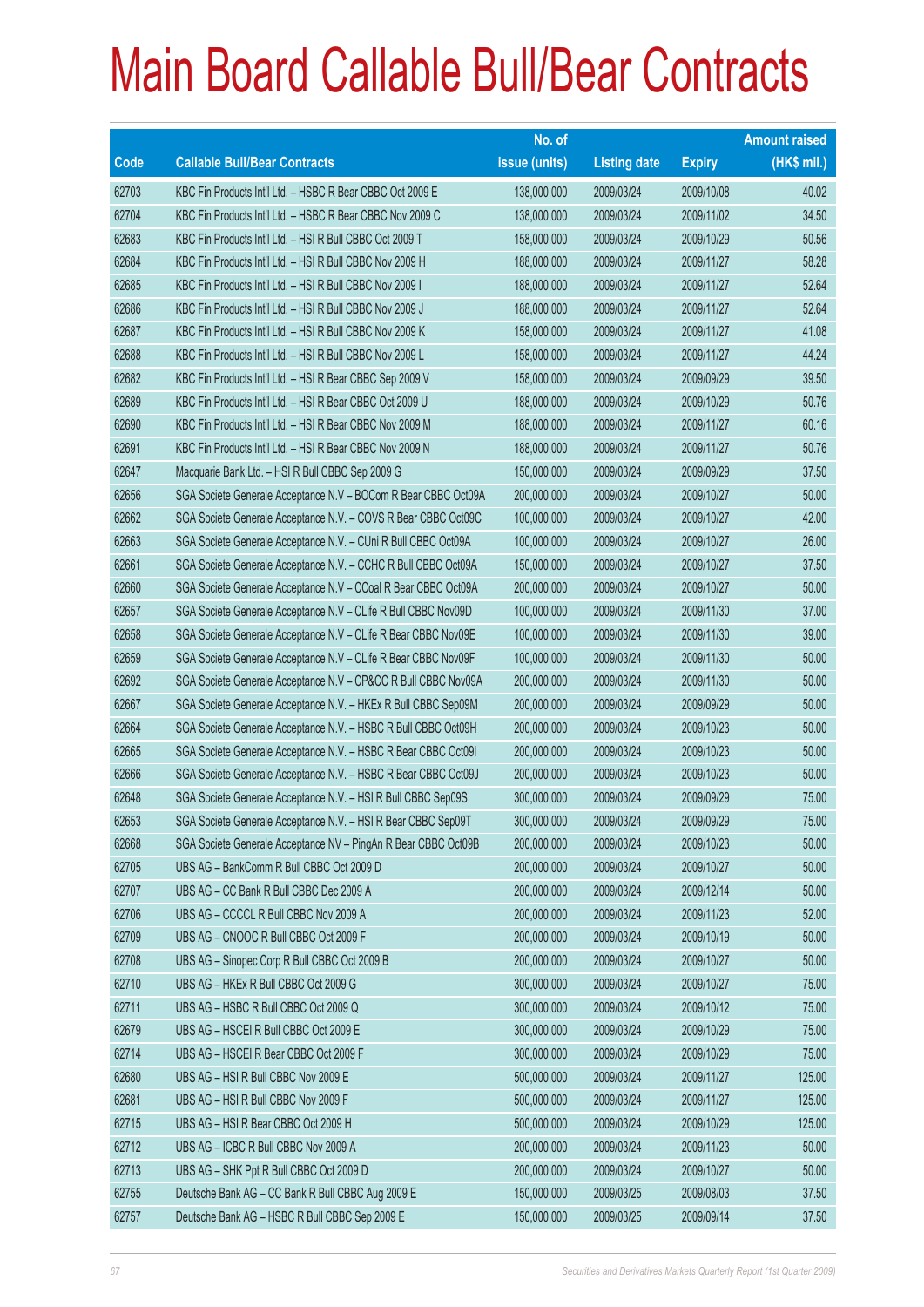# Main Board Callable Bull/Bear Contracts

| Code | Callable Bull/Bear Contracts | No. of issue (units) | Listing date | Expiry | Amount raised (HK$ mil.) |
|---|---|---|---|---|---|
| 62703 | KBC Fin Products Int'l Ltd. – HSBC R Bear CBBC Oct 2009 E | 138,000,000 | 2009/03/24 | 2009/10/08 | 40.02 |
| 62704 | KBC Fin Products Int'l Ltd. – HSBC R Bear CBBC Nov 2009 C | 138,000,000 | 2009/03/24 | 2009/11/02 | 34.50 |
| 62683 | KBC Fin Products Int'l Ltd. – HSI R Bull CBBC Oct 2009 T | 158,000,000 | 2009/03/24 | 2009/10/29 | 50.56 |
| 62684 | KBC Fin Products Int'l Ltd. – HSI R Bull CBBC Nov 2009 H | 188,000,000 | 2009/03/24 | 2009/11/27 | 58.28 |
| 62685 | KBC Fin Products Int'l Ltd. – HSI R Bull CBBC Nov 2009 I | 188,000,000 | 2009/03/24 | 2009/11/27 | 52.64 |
| 62686 | KBC Fin Products Int'l Ltd. – HSI R Bull CBBC Nov 2009 J | 188,000,000 | 2009/03/24 | 2009/11/27 | 52.64 |
| 62687 | KBC Fin Products Int'l Ltd. – HSI R Bull CBBC Nov 2009 K | 158,000,000 | 2009/03/24 | 2009/11/27 | 41.08 |
| 62688 | KBC Fin Products Int'l Ltd. – HSI R Bull CBBC Nov 2009 L | 158,000,000 | 2009/03/24 | 2009/11/27 | 44.24 |
| 62682 | KBC Fin Products Int'l Ltd. – HSI R Bear CBBC Sep 2009 V | 158,000,000 | 2009/03/24 | 2009/09/29 | 39.50 |
| 62689 | KBC Fin Products Int'l Ltd. – HSI R Bear CBBC Oct 2009 U | 188,000,000 | 2009/03/24 | 2009/10/29 | 50.76 |
| 62690 | KBC Fin Products Int'l Ltd. – HSI R Bear CBBC Nov 2009 M | 188,000,000 | 2009/03/24 | 2009/11/27 | 60.16 |
| 62691 | KBC Fin Products Int'l Ltd. – HSI R Bear CBBC Nov 2009 N | 188,000,000 | 2009/03/24 | 2009/11/27 | 50.76 |
| 62647 | Macquarie Bank Ltd. – HSI R Bull CBBC Sep 2009 G | 150,000,000 | 2009/03/24 | 2009/09/29 | 37.50 |
| 62656 | SGA Societe Generale Acceptance N.V – BOCom R Bear CBBC Oct09A | 200,000,000 | 2009/03/24 | 2009/10/27 | 50.00 |
| 62662 | SGA Societe Generale Acceptance N.V. – COVS R Bear CBBC Oct09C | 100,000,000 | 2009/03/24 | 2009/10/27 | 42.00 |
| 62663 | SGA Societe Generale Acceptance N.V. – CUni R Bull CBBC Oct09A | 100,000,000 | 2009/03/24 | 2009/10/27 | 26.00 |
| 62661 | SGA Societe Generale Acceptance N.V. – CCHC R Bull CBBC Oct09A | 150,000,000 | 2009/03/24 | 2009/10/27 | 37.50 |
| 62660 | SGA Societe Generale Acceptance N.V – CCoal R Bear CBBC Oct09A | 200,000,000 | 2009/03/24 | 2009/10/27 | 50.00 |
| 62657 | SGA Societe Generale Acceptance N.V – CLife R Bull CBBC Nov09D | 100,000,000 | 2009/03/24 | 2009/11/30 | 37.00 |
| 62658 | SGA Societe Generale Acceptance N.V – CLife R Bear CBBC Nov09E | 100,000,000 | 2009/03/24 | 2009/11/30 | 39.00 |
| 62659 | SGA Societe Generale Acceptance N.V – CLife R Bear CBBC Nov09F | 100,000,000 | 2009/03/24 | 2009/11/30 | 50.00 |
| 62692 | SGA Societe Generale Acceptance N.V – CP&CC R Bull CBBC Nov09A | 200,000,000 | 2009/03/24 | 2009/11/30 | 50.00 |
| 62667 | SGA Societe Generale Acceptance N.V. – HKEx R Bull CBBC Sep09M | 200,000,000 | 2009/03/24 | 2009/09/29 | 50.00 |
| 62664 | SGA Societe Generale Acceptance N.V. – HSBC R Bull CBBC Oct09H | 200,000,000 | 2009/03/24 | 2009/10/23 | 50.00 |
| 62665 | SGA Societe Generale Acceptance N.V. – HSBC R Bear CBBC Oct09I | 200,000,000 | 2009/03/24 | 2009/10/23 | 50.00 |
| 62666 | SGA Societe Generale Acceptance N.V. – HSBC R Bear CBBC Oct09J | 200,000,000 | 2009/03/24 | 2009/10/23 | 50.00 |
| 62648 | SGA Societe Generale Acceptance N.V. – HSI R Bull CBBC Sep09S | 300,000,000 | 2009/03/24 | 2009/09/29 | 75.00 |
| 62653 | SGA Societe Generale Acceptance N.V. – HSI R Bear CBBC Sep09T | 300,000,000 | 2009/03/24 | 2009/09/29 | 75.00 |
| 62668 | SGA Societe Generale Acceptance NV – PingAn R Bear CBBC Oct09B | 200,000,000 | 2009/03/24 | 2009/10/23 | 50.00 |
| 62705 | UBS AG – BankComm R Bull CBBC Oct 2009 D | 200,000,000 | 2009/03/24 | 2009/10/27 | 50.00 |
| 62707 | UBS AG – CC Bank R Bull CBBC Dec 2009 A | 200,000,000 | 2009/03/24 | 2009/12/14 | 50.00 |
| 62706 | UBS AG – CCCCL R Bull CBBC Nov 2009 A | 200,000,000 | 2009/03/24 | 2009/11/23 | 52.00 |
| 62709 | UBS AG – CNOOC R Bull CBBC Oct 2009 F | 200,000,000 | 2009/03/24 | 2009/10/19 | 50.00 |
| 62708 | UBS AG – Sinopec Corp R Bull CBBC Oct 2009 B | 200,000,000 | 2009/03/24 | 2009/10/27 | 50.00 |
| 62710 | UBS AG – HKEx R Bull CBBC Oct 2009 G | 300,000,000 | 2009/03/24 | 2009/10/27 | 75.00 |
| 62711 | UBS AG – HSBC R Bull CBBC Oct 2009 Q | 300,000,000 | 2009/03/24 | 2009/10/12 | 75.00 |
| 62679 | UBS AG – HSCEI R Bull CBBC Oct 2009 E | 300,000,000 | 2009/03/24 | 2009/10/29 | 75.00 |
| 62714 | UBS AG – HSCEI R Bear CBBC Oct 2009 F | 300,000,000 | 2009/03/24 | 2009/10/29 | 75.00 |
| 62680 | UBS AG – HSI R Bull CBBC Nov 2009 E | 500,000,000 | 2009/03/24 | 2009/11/27 | 125.00 |
| 62681 | UBS AG – HSI R Bull CBBC Nov 2009 F | 500,000,000 | 2009/03/24 | 2009/11/27 | 125.00 |
| 62715 | UBS AG – HSI R Bear CBBC Oct 2009 H | 500,000,000 | 2009/03/24 | 2009/10/29 | 125.00 |
| 62712 | UBS AG – ICBC R Bull CBBC Nov 2009 A | 200,000,000 | 2009/03/24 | 2009/11/23 | 50.00 |
| 62713 | UBS AG – SHK Ppt R Bull CBBC Oct 2009 D | 200,000,000 | 2009/03/24 | 2009/10/27 | 50.00 |
| 62755 | Deutsche Bank AG – CC Bank R Bull CBBC Aug 2009 E | 150,000,000 | 2009/03/25 | 2009/08/03 | 37.50 |
| 62757 | Deutsche Bank AG – HSBC R Bull CBBC Sep 2009 E | 150,000,000 | 2009/03/25 | 2009/09/14 | 37.50 |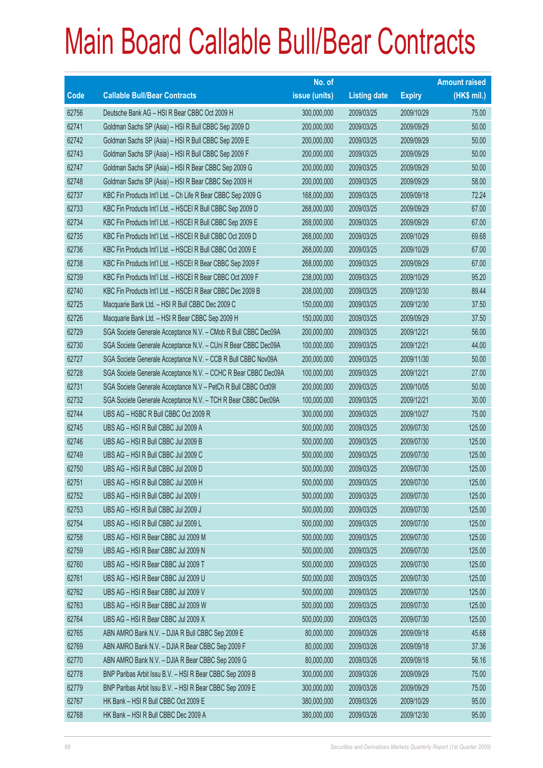# Main Board Callable Bull/Bear Contracts

| Code | Callable Bull/Bear Contracts | No. of issue (units) | Listing date | Expiry | Amount raised (HK$ mil.) |
|---|---|---|---|---|---|
| 62756 | Deutsche Bank AG – HSI R Bear CBBC Oct 2009 H | 300,000,000 | 2009/03/25 | 2009/10/29 | 75.00 |
| 62741 | Goldman Sachs SP (Asia) – HSI R Bull CBBC Sep 2009 D | 200,000,000 | 2009/03/25 | 2009/09/29 | 50.00 |
| 62742 | Goldman Sachs SP (Asia) – HSI R Bull CBBC Sep 2009 E | 200,000,000 | 2009/03/25 | 2009/09/29 | 50.00 |
| 62743 | Goldman Sachs SP (Asia) – HSI R Bull CBBC Sep 2009 F | 200,000,000 | 2009/03/25 | 2009/09/29 | 50.00 |
| 62747 | Goldman Sachs SP (Asia) – HSI R Bear CBBC Sep 2009 G | 200,000,000 | 2009/03/25 | 2009/09/29 | 50.00 |
| 62748 | Goldman Sachs SP (Asia) – HSI R Bear CBBC Sep 2009 H | 200,000,000 | 2009/03/25 | 2009/09/29 | 58.00 |
| 62737 | KBC Fin Products Int'l Ltd. – Ch Life R Bear CBBC Sep 2009 G | 168,000,000 | 2009/03/25 | 2009/09/18 | 72.24 |
| 62733 | KBC Fin Products Int'l Ltd. – HSCEI R Bull CBBC Sep 2009 D | 268,000,000 | 2009/03/25 | 2009/09/29 | 67.00 |
| 62734 | KBC Fin Products Int'l Ltd. – HSCEI R Bull CBBC Sep 2009 E | 268,000,000 | 2009/03/25 | 2009/09/29 | 67.00 |
| 62735 | KBC Fin Products Int'l Ltd. – HSCEI R Bull CBBC Oct 2009 D | 268,000,000 | 2009/03/25 | 2009/10/29 | 69.68 |
| 62736 | KBC Fin Products Int'l Ltd. – HSCEI R Bull CBBC Oct 2009 E | 268,000,000 | 2009/03/25 | 2009/10/29 | 67.00 |
| 62738 | KBC Fin Products Int'l Ltd. – HSCEI R Bear CBBC Sep 2009 F | 268,000,000 | 2009/03/25 | 2009/09/29 | 67.00 |
| 62739 | KBC Fin Products Int'l Ltd. – HSCEI R Bear CBBC Oct 2009 F | 238,000,000 | 2009/03/25 | 2009/10/29 | 95.20 |
| 62740 | KBC Fin Products Int'l Ltd. – HSCEI R Bear CBBC Dec 2009 B | 208,000,000 | 2009/03/25 | 2009/12/30 | 89.44 |
| 62725 | Macquarie Bank Ltd. – HSI R Bull CBBC Dec 2009 C | 150,000,000 | 2009/03/25 | 2009/12/30 | 37.50 |
| 62726 | Macquarie Bank Ltd. – HSI R Bear CBBC Sep 2009 H | 150,000,000 | 2009/03/25 | 2009/09/29 | 37.50 |
| 62729 | SGA Societe Generale Acceptance N.V. – CMob R Bull CBBC Dec09A | 200,000,000 | 2009/03/25 | 2009/12/21 | 56.00 |
| 62730 | SGA Societe Generale Acceptance N.V. – CUni R Bear CBBC Dec09A | 100,000,000 | 2009/03/25 | 2009/12/21 | 44.00 |
| 62727 | SGA Societe Generale Acceptance N.V. – CCB R Bull CBBC Nov09A | 200,000,000 | 2009/03/25 | 2009/11/30 | 50.00 |
| 62728 | SGA Societe Generale Acceptance N.V. – CCHC R Bear CBBC Dec09A | 100,000,000 | 2009/03/25 | 2009/12/21 | 27.00 |
| 62731 | SGA Societe Generale Acceptance N.V – PetCh R Bull CBBC Oct09I | 200,000,000 | 2009/03/25 | 2009/10/05 | 50.00 |
| 62732 | SGA Societe Generale Acceptance N.V. – TCH R Bear CBBC Dec09A | 100,000,000 | 2009/03/25 | 2009/12/21 | 30.00 |
| 62744 | UBS AG – HSBC R Bull CBBC Oct 2009 R | 300,000,000 | 2009/03/25 | 2009/10/27 | 75.00 |
| 62745 | UBS AG – HSI R Bull CBBC Jul 2009 A | 500,000,000 | 2009/03/25 | 2009/07/30 | 125.00 |
| 62746 | UBS AG – HSI R Bull CBBC Jul 2009 B | 500,000,000 | 2009/03/25 | 2009/07/30 | 125.00 |
| 62749 | UBS AG – HSI R Bull CBBC Jul 2009 C | 500,000,000 | 2009/03/25 | 2009/07/30 | 125.00 |
| 62750 | UBS AG – HSI R Bull CBBC Jul 2009 D | 500,000,000 | 2009/03/25 | 2009/07/30 | 125.00 |
| 62751 | UBS AG – HSI R Bull CBBC Jul 2009 H | 500,000,000 | 2009/03/25 | 2009/07/30 | 125.00 |
| 62752 | UBS AG – HSI R Bull CBBC Jul 2009 I | 500,000,000 | 2009/03/25 | 2009/07/30 | 125.00 |
| 62753 | UBS AG – HSI R Bull CBBC Jul 2009 J | 500,000,000 | 2009/03/25 | 2009/07/30 | 125.00 |
| 62754 | UBS AG – HSI R Bull CBBC Jul 2009 L | 500,000,000 | 2009/03/25 | 2009/07/30 | 125.00 |
| 62758 | UBS AG – HSI R Bear CBBC Jul 2009 M | 500,000,000 | 2009/03/25 | 2009/07/30 | 125.00 |
| 62759 | UBS AG – HSI R Bear CBBC Jul 2009 N | 500,000,000 | 2009/03/25 | 2009/07/30 | 125.00 |
| 62760 | UBS AG – HSI R Bear CBBC Jul 2009 T | 500,000,000 | 2009/03/25 | 2009/07/30 | 125.00 |
| 62761 | UBS AG – HSI R Bear CBBC Jul 2009 U | 500,000,000 | 2009/03/25 | 2009/07/30 | 125.00 |
| 62762 | UBS AG – HSI R Bear CBBC Jul 2009 V | 500,000,000 | 2009/03/25 | 2009/07/30 | 125.00 |
| 62763 | UBS AG – HSI R Bear CBBC Jul 2009 W | 500,000,000 | 2009/03/25 | 2009/07/30 | 125.00 |
| 62764 | UBS AG – HSI R Bear CBBC Jul 2009 X | 500,000,000 | 2009/03/25 | 2009/07/30 | 125.00 |
| 62765 | ABN AMRO Bank N.V. – DJIA R Bull CBBC Sep 2009 E | 80,000,000 | 2009/03/26 | 2009/09/18 | 45.68 |
| 62769 | ABN AMRO Bank N.V. – DJIA R Bear CBBC Sep 2009 F | 80,000,000 | 2009/03/26 | 2009/09/18 | 37.36 |
| 62770 | ABN AMRO Bank N.V. – DJIA R Bear CBBC Sep 2009 G | 80,000,000 | 2009/03/26 | 2009/09/18 | 56.16 |
| 62778 | BNP Paribas Arbit Issu B.V. – HSI R Bear CBBC Sep 2009 B | 300,000,000 | 2009/03/26 | 2009/09/29 | 75.00 |
| 62779 | BNP Paribas Arbit Issu B.V. – HSI R Bear CBBC Sep 2009 E | 300,000,000 | 2009/03/26 | 2009/09/29 | 75.00 |
| 62767 | HK Bank – HSI R Bull CBBC Oct 2009 E | 380,000,000 | 2009/03/26 | 2009/10/29 | 95.00 |
| 62768 | HK Bank – HSI R Bull CBBC Dec 2009 A | 380,000,000 | 2009/03/26 | 2009/12/30 | 95.00 |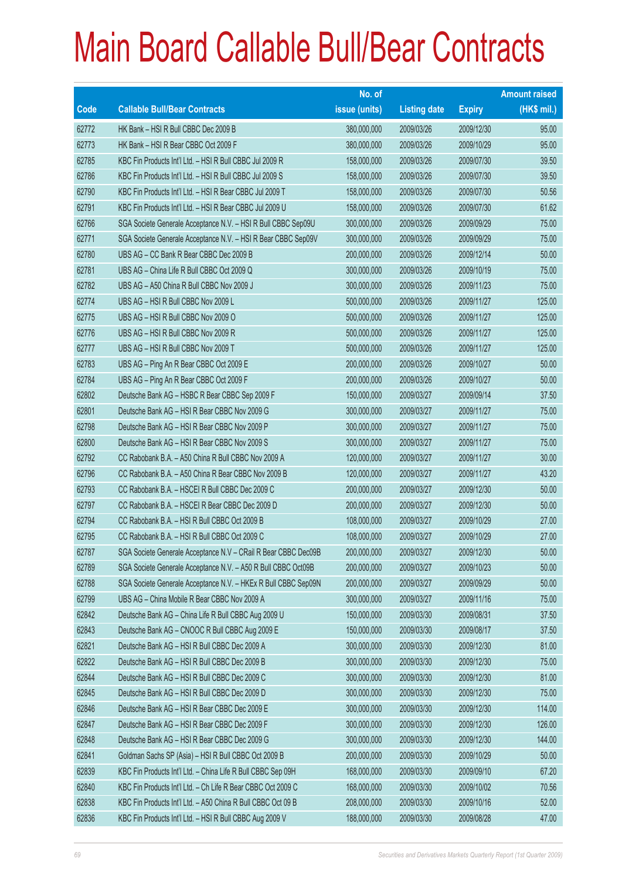# Main Board Callable Bull/Bear Contracts

| Code | Callable Bull/Bear Contracts | No. of issue (units) | Listing date | Expiry | Amount raised (HK$ mil.) |
|---|---|---|---|---|---|
| 62772 | HK Bank – HSI R Bull CBBC Dec 2009 B | 380,000,000 | 2009/03/26 | 2009/12/30 | 95.00 |
| 62773 | HK Bank – HSI R Bear CBBC Oct 2009 F | 380,000,000 | 2009/03/26 | 2009/10/29 | 95.00 |
| 62785 | KBC Fin Products Int'l Ltd. – HSI R Bull CBBC Jul 2009 R | 158,000,000 | 2009/03/26 | 2009/07/30 | 39.50 |
| 62786 | KBC Fin Products Int'l Ltd. – HSI R Bull CBBC Jul 2009 S | 158,000,000 | 2009/03/26 | 2009/07/30 | 39.50 |
| 62790 | KBC Fin Products Int'l Ltd. – HSI R Bear CBBC Jul 2009 T | 158,000,000 | 2009/03/26 | 2009/07/30 | 50.56 |
| 62791 | KBC Fin Products Int'l Ltd. – HSI R Bear CBBC Jul 2009 U | 158,000,000 | 2009/03/26 | 2009/07/30 | 61.62 |
| 62766 | SGA Societe Generale Acceptance N.V. – HSI R Bull CBBC Sep09U | 300,000,000 | 2009/03/26 | 2009/09/29 | 75.00 |
| 62771 | SGA Societe Generale Acceptance N.V. – HSI R Bear CBBC Sep09V | 300,000,000 | 2009/03/26 | 2009/09/29 | 75.00 |
| 62780 | UBS AG – CC Bank R Bear CBBC Dec 2009 B | 200,000,000 | 2009/03/26 | 2009/12/14 | 50.00 |
| 62781 | UBS AG – China Life R Bull CBBC Oct 2009 Q | 300,000,000 | 2009/03/26 | 2009/10/19 | 75.00 |
| 62782 | UBS AG – A50 China R Bull CBBC Nov 2009 J | 300,000,000 | 2009/03/26 | 2009/11/23 | 75.00 |
| 62774 | UBS AG – HSI R Bull CBBC Nov 2009 L | 500,000,000 | 2009/03/26 | 2009/11/27 | 125.00 |
| 62775 | UBS AG – HSI R Bull CBBC Nov 2009 O | 500,000,000 | 2009/03/26 | 2009/11/27 | 125.00 |
| 62776 | UBS AG – HSI R Bull CBBC Nov 2009 R | 500,000,000 | 2009/03/26 | 2009/11/27 | 125.00 |
| 62777 | UBS AG – HSI R Bull CBBC Nov 2009 T | 500,000,000 | 2009/03/26 | 2009/11/27 | 125.00 |
| 62783 | UBS AG – Ping An R Bear CBBC Oct 2009 E | 200,000,000 | 2009/03/26 | 2009/10/27 | 50.00 |
| 62784 | UBS AG – Ping An R Bear CBBC Oct 2009 F | 200,000,000 | 2009/03/26 | 2009/10/27 | 50.00 |
| 62802 | Deutsche Bank AG – HSBC R Bear CBBC Sep 2009 F | 150,000,000 | 2009/03/27 | 2009/09/14 | 37.50 |
| 62801 | Deutsche Bank AG – HSI R Bear CBBC Nov 2009 G | 300,000,000 | 2009/03/27 | 2009/11/27 | 75.00 |
| 62798 | Deutsche Bank AG – HSI R Bear CBBC Nov 2009 P | 300,000,000 | 2009/03/27 | 2009/11/27 | 75.00 |
| 62800 | Deutsche Bank AG – HSI R Bear CBBC Nov 2009 S | 300,000,000 | 2009/03/27 | 2009/11/27 | 75.00 |
| 62792 | CC Rabobank B.A. – A50 China R Bull CBBC Nov 2009 A | 120,000,000 | 2009/03/27 | 2009/11/27 | 30.00 |
| 62796 | CC Rabobank B.A. – A50 China R Bear CBBC Nov 2009 B | 120,000,000 | 2009/03/27 | 2009/11/27 | 43.20 |
| 62793 | CC Rabobank B.A. – HSCEI R Bull CBBC Dec 2009 C | 200,000,000 | 2009/03/27 | 2009/12/30 | 50.00 |
| 62797 | CC Rabobank B.A. – HSCEI R Bear CBBC Dec 2009 D | 200,000,000 | 2009/03/27 | 2009/12/30 | 50.00 |
| 62794 | CC Rabobank B.A. – HSI R Bull CBBC Oct 2009 B | 108,000,000 | 2009/03/27 | 2009/10/29 | 27.00 |
| 62795 | CC Rabobank B.A. – HSI R Bull CBBC Oct 2009 C | 108,000,000 | 2009/03/27 | 2009/10/29 | 27.00 |
| 62787 | SGA Societe Generale Acceptance N.V – CRail R Bear CBBC Dec09B | 200,000,000 | 2009/03/27 | 2009/12/30 | 50.00 |
| 62789 | SGA Societe Generale Acceptance N.V. – A50 R Bull CBBC Oct09B | 200,000,000 | 2009/03/27 | 2009/10/23 | 50.00 |
| 62788 | SGA Societe Generale Acceptance N.V. – HKEx R Bull CBBC Sep09N | 200,000,000 | 2009/03/27 | 2009/09/29 | 50.00 |
| 62799 | UBS AG – China Mobile R Bear CBBC Nov 2009 A | 300,000,000 | 2009/03/27 | 2009/11/16 | 75.00 |
| 62842 | Deutsche Bank AG – China Life R Bull CBBC Aug 2009 U | 150,000,000 | 2009/03/30 | 2009/08/31 | 37.50 |
| 62843 | Deutsche Bank AG – CNOOC R Bull CBBC Aug 2009 E | 150,000,000 | 2009/03/30 | 2009/08/17 | 37.50 |
| 62821 | Deutsche Bank AG – HSI R Bull CBBC Dec 2009 A | 300,000,000 | 2009/03/30 | 2009/12/30 | 81.00 |
| 62822 | Deutsche Bank AG – HSI R Bull CBBC Dec 2009 B | 300,000,000 | 2009/03/30 | 2009/12/30 | 75.00 |
| 62844 | Deutsche Bank AG – HSI R Bull CBBC Dec 2009 C | 300,000,000 | 2009/03/30 | 2009/12/30 | 81.00 |
| 62845 | Deutsche Bank AG – HSI R Bull CBBC Dec 2009 D | 300,000,000 | 2009/03/30 | 2009/12/30 | 75.00 |
| 62846 | Deutsche Bank AG – HSI R Bear CBBC Dec 2009 E | 300,000,000 | 2009/03/30 | 2009/12/30 | 114.00 |
| 62847 | Deutsche Bank AG – HSI R Bear CBBC Dec 2009 F | 300,000,000 | 2009/03/30 | 2009/12/30 | 126.00 |
| 62848 | Deutsche Bank AG – HSI R Bear CBBC Dec 2009 G | 300,000,000 | 2009/03/30 | 2009/12/30 | 144.00 |
| 62841 | Goldman Sachs SP (Asia) – HSI R Bull CBBC Oct 2009 B | 200,000,000 | 2009/03/30 | 2009/10/29 | 50.00 |
| 62839 | KBC Fin Products Int'l Ltd. – China Life R Bull CBBC Sep 09H | 168,000,000 | 2009/03/30 | 2009/09/10 | 67.20 |
| 62840 | KBC Fin Products Int'l Ltd. – Ch Life R Bear CBBC Oct 2009 C | 168,000,000 | 2009/03/30 | 2009/10/02 | 70.56 |
| 62838 | KBC Fin Products Int'l Ltd. – A50 China R Bull CBBC Oct 09 B | 208,000,000 | 2009/03/30 | 2009/10/16 | 52.00 |
| 62836 | KBC Fin Products Int'l Ltd. – HSI R Bull CBBC Aug 2009 V | 188,000,000 | 2009/03/30 | 2009/08/28 | 47.00 |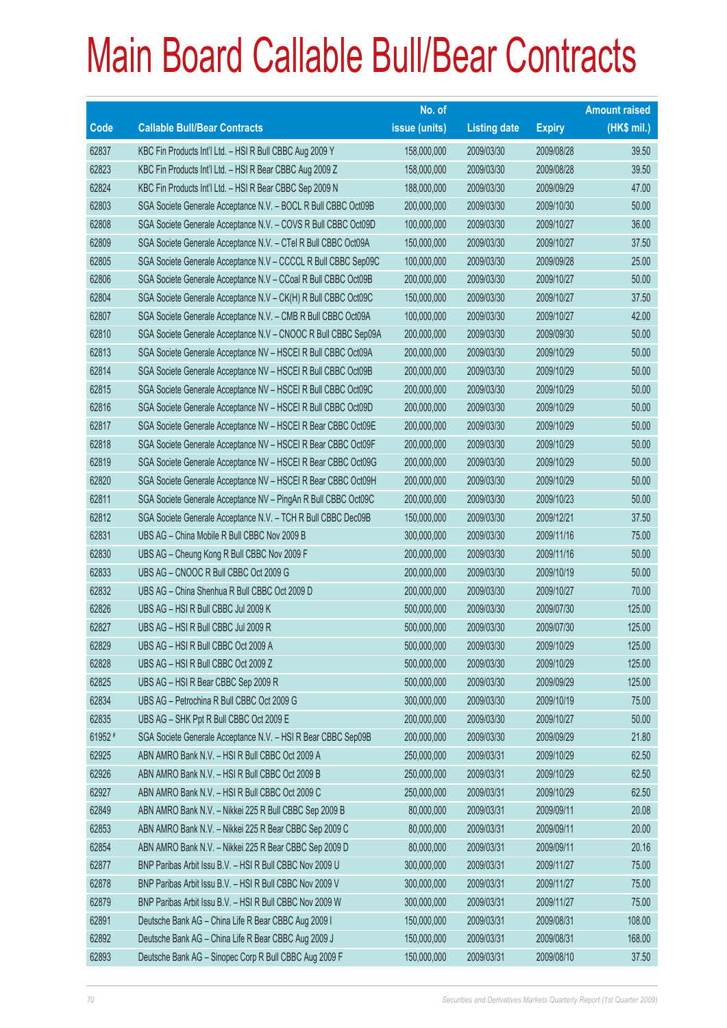# Main Board Callable Bull/Bear Contracts

| Code | Callable Bull/Bear Contracts | No. of issue (units) | Listing date | Expiry | Amount raised (HK$ mil.) |
|---|---|---|---|---|---|
| 62837 | KBC Fin Products Int'l Ltd. – HSI R Bull CBBC Aug 2009 Y | 158,000,000 | 2009/03/30 | 2009/08/28 | 39.50 |
| 62823 | KBC Fin Products Int'l Ltd. – HSI R Bear CBBC Aug 2009 Z | 158,000,000 | 2009/03/30 | 2009/08/28 | 39.50 |
| 62824 | KBC Fin Products Int'l Ltd. – HSI R Bear CBBC Sep 2009 N | 188,000,000 | 2009/03/30 | 2009/09/29 | 47.00 |
| 62803 | SGA Societe Generale Acceptance N.V. – BOCL R Bull CBBC Oct09B | 200,000,000 | 2009/03/30 | 2009/10/30 | 50.00 |
| 62808 | SGA Societe Generale Acceptance N.V. – COVS R Bull CBBC Oct09D | 100,000,000 | 2009/03/30 | 2009/10/27 | 36.00 |
| 62809 | SGA Societe Generale Acceptance N.V. – CTel R Bull CBBC Oct09A | 150,000,000 | 2009/03/30 | 2009/10/27 | 37.50 |
| 62805 | SGA Societe Generale Acceptance N.V – CCCCL R Bull CBBC Sep09C | 100,000,000 | 2009/03/30 | 2009/09/28 | 25.00 |
| 62806 | SGA Societe Generale Acceptance N.V – CCoal R Bull CBBC Oct09B | 200,000,000 | 2009/03/30 | 2009/10/27 | 50.00 |
| 62804 | SGA Societe Generale Acceptance N.V – CK(H) R Bull CBBC Oct09C | 150,000,000 | 2009/03/30 | 2009/10/27 | 37.50 |
| 62807 | SGA Societe Generale Acceptance N.V. – CMB R Bull CBBC Oct09A | 100,000,000 | 2009/03/30 | 2009/10/27 | 42.00 |
| 62810 | SGA Societe Generale Acceptance N.V – CNOOC R Bull CBBC Sep09A | 200,000,000 | 2009/03/30 | 2009/09/30 | 50.00 |
| 62813 | SGA Societe Generale Acceptance NV – HSCEI R Bull CBBC Oct09A | 200,000,000 | 2009/03/30 | 2009/10/29 | 50.00 |
| 62814 | SGA Societe Generale Acceptance NV – HSCEI R Bull CBBC Oct09B | 200,000,000 | 2009/03/30 | 2009/10/29 | 50.00 |
| 62815 | SGA Societe Generale Acceptance NV – HSCEI R Bull CBBC Oct09C | 200,000,000 | 2009/03/30 | 2009/10/29 | 50.00 |
| 62816 | SGA Societe Generale Acceptance NV – HSCEI R Bull CBBC Oct09D | 200,000,000 | 2009/03/30 | 2009/10/29 | 50.00 |
| 62817 | SGA Societe Generale Acceptance NV – HSCEI R Bear CBBC Oct09E | 200,000,000 | 2009/03/30 | 2009/10/29 | 50.00 |
| 62818 | SGA Societe Generale Acceptance NV – HSCEI R Bear CBBC Oct09F | 200,000,000 | 2009/03/30 | 2009/10/29 | 50.00 |
| 62819 | SGA Societe Generale Acceptance NV – HSCEI R Bear CBBC Oct09G | 200,000,000 | 2009/03/30 | 2009/10/29 | 50.00 |
| 62820 | SGA Societe Generale Acceptance NV – HSCEI R Bear CBBC Oct09H | 200,000,000 | 2009/03/30 | 2009/10/29 | 50.00 |
| 62811 | SGA Societe Generale Acceptance NV – PingAn R Bull CBBC Oct09C | 200,000,000 | 2009/03/30 | 2009/10/23 | 50.00 |
| 62812 | SGA Societe Generale Acceptance N.V. – TCH R Bull CBBC Dec09B | 150,000,000 | 2009/03/30 | 2009/12/21 | 37.50 |
| 62831 | UBS AG – China Mobile R Bull CBBC Nov 2009 B | 300,000,000 | 2009/03/30 | 2009/11/16 | 75.00 |
| 62830 | UBS AG – Cheung Kong R Bull CBBC Nov 2009 F | 200,000,000 | 2009/03/30 | 2009/11/16 | 50.00 |
| 62833 | UBS AG – CNOOC R Bull CBBC Oct 2009 G | 200,000,000 | 2009/03/30 | 2009/10/19 | 50.00 |
| 62832 | UBS AG – China Shenhua R Bull CBBC Oct 2009 D | 200,000,000 | 2009/03/30 | 2009/10/27 | 70.00 |
| 62826 | UBS AG – HSI R Bull CBBC Jul 2009 K | 500,000,000 | 2009/03/30 | 2009/07/30 | 125.00 |
| 62827 | UBS AG – HSI R Bull CBBC Jul 2009 R | 500,000,000 | 2009/03/30 | 2009/07/30 | 125.00 |
| 62829 | UBS AG – HSI R Bull CBBC Oct 2009 A | 500,000,000 | 2009/03/30 | 2009/10/29 | 125.00 |
| 62828 | UBS AG – HSI R Bull CBBC Oct 2009 Z | 500,000,000 | 2009/03/30 | 2009/10/29 | 125.00 |
| 62825 | UBS AG – HSI R Bear CBBC Sep 2009 R | 500,000,000 | 2009/03/30 | 2009/09/29 | 125.00 |
| 62834 | UBS AG – Petrochina R Bull CBBC Oct 2009 G | 300,000,000 | 2009/03/30 | 2009/10/19 | 75.00 |
| 62835 | UBS AG – SHK Ppt R Bull CBBC Oct 2009 E | 200,000,000 | 2009/03/30 | 2009/10/27 | 50.00 |
| 61952 # | SGA Societe Generale Acceptance N.V. – HSI R Bear CBBC Sep09B | 200,000,000 | 2009/03/30 | 2009/09/29 | 21.80 |
| 62925 | ABN AMRO Bank N.V. – HSI R Bull CBBC Oct 2009 A | 250,000,000 | 2009/03/31 | 2009/10/29 | 62.50 |
| 62926 | ABN AMRO Bank N.V. – HSI R Bull CBBC Oct 2009 B | 250,000,000 | 2009/03/31 | 2009/10/29 | 62.50 |
| 62927 | ABN AMRO Bank N.V. – HSI R Bull CBBC Oct 2009 C | 250,000,000 | 2009/03/31 | 2009/10/29 | 62.50 |
| 62849 | ABN AMRO Bank N.V. – Nikkei 225 R Bull CBBC Sep 2009 B | 80,000,000 | 2009/03/31 | 2009/09/11 | 20.08 |
| 62853 | ABN AMRO Bank N.V. – Nikkei 225 R Bear CBBC Sep 2009 C | 80,000,000 | 2009/03/31 | 2009/09/11 | 20.00 |
| 62854 | ABN AMRO Bank N.V. – Nikkei 225 R Bear CBBC Sep 2009 D | 80,000,000 | 2009/03/31 | 2009/09/11 | 20.16 |
| 62877 | BNP Paribas Arbit Issu B.V. – HSI R Bull CBBC Nov 2009 U | 300,000,000 | 2009/03/31 | 2009/11/27 | 75.00 |
| 62878 | BNP Paribas Arbit Issu B.V. – HSI R Bull CBBC Nov 2009 V | 300,000,000 | 2009/03/31 | 2009/11/27 | 75.00 |
| 62879 | BNP Paribas Arbit Issu B.V. – HSI R Bull CBBC Nov 2009 W | 300,000,000 | 2009/03/31 | 2009/11/27 | 75.00 |
| 62891 | Deutsche Bank AG – China Life R Bear CBBC Aug 2009 I | 150,000,000 | 2009/03/31 | 2009/08/31 | 108.00 |
| 62892 | Deutsche Bank AG – China Life R Bear CBBC Aug 2009 J | 150,000,000 | 2009/03/31 | 2009/08/31 | 168.00 |
| 62893 | Deutsche Bank AG – Sinopec Corp R Bull CBBC Aug 2009 F | 150,000,000 | 2009/03/31 | 2009/08/10 | 37.50 |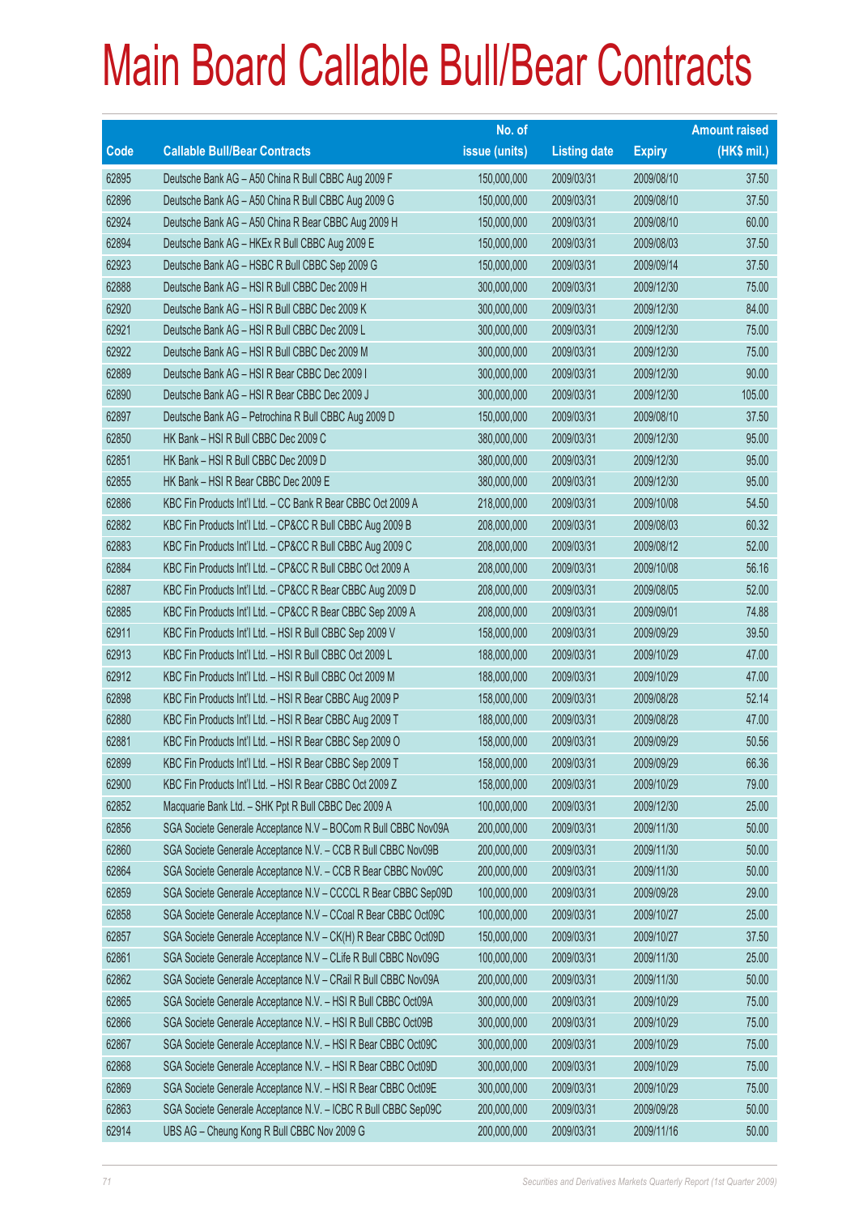# Main Board Callable Bull/Bear Contracts

| Code | Callable Bull/Bear Contracts | No. of issue (units) | Listing date | Expiry | Amount raised (HK$ mil.) |
|---|---|---|---|---|---|
| 62895 | Deutsche Bank AG – A50 China R Bull CBBC Aug 2009 F | 150,000,000 | 2009/03/31 | 2009/08/10 | 37.50 |
| 62896 | Deutsche Bank AG – A50 China R Bull CBBC Aug 2009 G | 150,000,000 | 2009/03/31 | 2009/08/10 | 37.50 |
| 62924 | Deutsche Bank AG – A50 China R Bear CBBC Aug 2009 H | 150,000,000 | 2009/03/31 | 2009/08/10 | 60.00 |
| 62894 | Deutsche Bank AG – HKEx R Bull CBBC Aug 2009 E | 150,000,000 | 2009/03/31 | 2009/08/03 | 37.50 |
| 62923 | Deutsche Bank AG – HSBC R Bull CBBC Sep 2009 G | 150,000,000 | 2009/03/31 | 2009/09/14 | 37.50 |
| 62888 | Deutsche Bank AG – HSI R Bull CBBC Dec 2009 H | 300,000,000 | 2009/03/31 | 2009/12/30 | 75.00 |
| 62920 | Deutsche Bank AG – HSI R Bull CBBC Dec 2009 K | 300,000,000 | 2009/03/31 | 2009/12/30 | 84.00 |
| 62921 | Deutsche Bank AG – HSI R Bull CBBC Dec 2009 L | 300,000,000 | 2009/03/31 | 2009/12/30 | 75.00 |
| 62922 | Deutsche Bank AG – HSI R Bull CBBC Dec 2009 M | 300,000,000 | 2009/03/31 | 2009/12/30 | 75.00 |
| 62889 | Deutsche Bank AG – HSI R Bear CBBC Dec 2009 I | 300,000,000 | 2009/03/31 | 2009/12/30 | 90.00 |
| 62890 | Deutsche Bank AG – HSI R Bear CBBC Dec 2009 J | 300,000,000 | 2009/03/31 | 2009/12/30 | 105.00 |
| 62897 | Deutsche Bank AG – Petrochina R Bull CBBC Aug 2009 D | 150,000,000 | 2009/03/31 | 2009/08/10 | 37.50 |
| 62850 | HK Bank – HSI R Bull CBBC Dec 2009 C | 380,000,000 | 2009/03/31 | 2009/12/30 | 95.00 |
| 62851 | HK Bank – HSI R Bull CBBC Dec 2009 D | 380,000,000 | 2009/03/31 | 2009/12/30 | 95.00 |
| 62855 | HK Bank – HSI R Bear CBBC Dec 2009 E | 380,000,000 | 2009/03/31 | 2009/12/30 | 95.00 |
| 62886 | KBC Fin Products Int'l Ltd. – CC Bank R Bear CBBC Oct 2009 A | 218,000,000 | 2009/03/31 | 2009/10/08 | 54.50 |
| 62882 | KBC Fin Products Int'l Ltd. – CP&CC R Bull CBBC Aug 2009 B | 208,000,000 | 2009/03/31 | 2009/08/03 | 60.32 |
| 62883 | KBC Fin Products Int'l Ltd. – CP&CC R Bull CBBC Aug 2009 C | 208,000,000 | 2009/03/31 | 2009/08/12 | 52.00 |
| 62884 | KBC Fin Products Int'l Ltd. – CP&CC R Bull CBBC Oct 2009 A | 208,000,000 | 2009/03/31 | 2009/10/08 | 56.16 |
| 62887 | KBC Fin Products Int'l Ltd. – CP&CC R Bear CBBC Aug 2009 D | 208,000,000 | 2009/03/31 | 2009/08/05 | 52.00 |
| 62885 | KBC Fin Products Int'l Ltd. – CP&CC R Bear CBBC Sep 2009 A | 208,000,000 | 2009/03/31 | 2009/09/01 | 74.88 |
| 62911 | KBC Fin Products Int'l Ltd. – HSI R Bull CBBC Sep 2009 V | 158,000,000 | 2009/03/31 | 2009/09/29 | 39.50 |
| 62913 | KBC Fin Products Int'l Ltd. – HSI R Bull CBBC Oct 2009 L | 188,000,000 | 2009/03/31 | 2009/10/29 | 47.00 |
| 62912 | KBC Fin Products Int'l Ltd. – HSI R Bull CBBC Oct 2009 M | 188,000,000 | 2009/03/31 | 2009/10/29 | 47.00 |
| 62898 | KBC Fin Products Int'l Ltd. – HSI R Bear CBBC Aug 2009 P | 158,000,000 | 2009/03/31 | 2009/08/28 | 52.14 |
| 62880 | KBC Fin Products Int'l Ltd. – HSI R Bear CBBC Aug 2009 T | 188,000,000 | 2009/03/31 | 2009/08/28 | 47.00 |
| 62881 | KBC Fin Products Int'l Ltd. – HSI R Bear CBBC Sep 2009 O | 158,000,000 | 2009/03/31 | 2009/09/29 | 50.56 |
| 62899 | KBC Fin Products Int'l Ltd. – HSI R Bear CBBC Sep 2009 T | 158,000,000 | 2009/03/31 | 2009/09/29 | 66.36 |
| 62900 | KBC Fin Products Int'l Ltd. – HSI R Bear CBBC Oct 2009 Z | 158,000,000 | 2009/03/31 | 2009/10/29 | 79.00 |
| 62852 | Macquarie Bank Ltd. – SHK Ppt R Bull CBBC Dec 2009 A | 100,000,000 | 2009/03/31 | 2009/12/30 | 25.00 |
| 62856 | SGA Societe Generale Acceptance N.V – BOCom R Bull CBBC Nov09A | 200,000,000 | 2009/03/31 | 2009/11/30 | 50.00 |
| 62860 | SGA Societe Generale Acceptance N.V. – CCB R Bull CBBC Nov09B | 200,000,000 | 2009/03/31 | 2009/11/30 | 50.00 |
| 62864 | SGA Societe Generale Acceptance N.V. – CCB R Bear CBBC Nov09C | 200,000,000 | 2009/03/31 | 2009/11/30 | 50.00 |
| 62859 | SGA Societe Generale Acceptance N.V – CCCCL R Bear CBBC Sep09D | 100,000,000 | 2009/03/31 | 2009/09/28 | 29.00 |
| 62858 | SGA Societe Generale Acceptance N.V – CCoal R Bear CBBC Oct09C | 100,000,000 | 2009/03/31 | 2009/10/27 | 25.00 |
| 62857 | SGA Societe Generale Acceptance N.V – CK(H) R Bear CBBC Oct09D | 150,000,000 | 2009/03/31 | 2009/10/27 | 37.50 |
| 62861 | SGA Societe Generale Acceptance N.V – CLife R Bull CBBC Nov09G | 100,000,000 | 2009/03/31 | 2009/11/30 | 25.00 |
| 62862 | SGA Societe Generale Acceptance N.V – CRail R Bull CBBC Nov09A | 200,000,000 | 2009/03/31 | 2009/11/30 | 50.00 |
| 62865 | SGA Societe Generale Acceptance N.V. – HSI R Bull CBBC Oct09A | 300,000,000 | 2009/03/31 | 2009/10/29 | 75.00 |
| 62866 | SGA Societe Generale Acceptance N.V. – HSI R Bull CBBC Oct09B | 300,000,000 | 2009/03/31 | 2009/10/29 | 75.00 |
| 62867 | SGA Societe Generale Acceptance N.V. – HSI R Bear CBBC Oct09C | 300,000,000 | 2009/03/31 | 2009/10/29 | 75.00 |
| 62868 | SGA Societe Generale Acceptance N.V. – HSI R Bear CBBC Oct09D | 300,000,000 | 2009/03/31 | 2009/10/29 | 75.00 |
| 62869 | SGA Societe Generale Acceptance N.V. – HSI R Bear CBBC Oct09E | 300,000,000 | 2009/03/31 | 2009/10/29 | 75.00 |
| 62863 | SGA Societe Generale Acceptance N.V. – ICBC R Bull CBBC Sep09C | 200,000,000 | 2009/03/31 | 2009/09/28 | 50.00 |
| 62914 | UBS AG – Cheung Kong R Bull CBBC Nov 2009 G | 200,000,000 | 2009/03/31 | 2009/11/16 | 50.00 |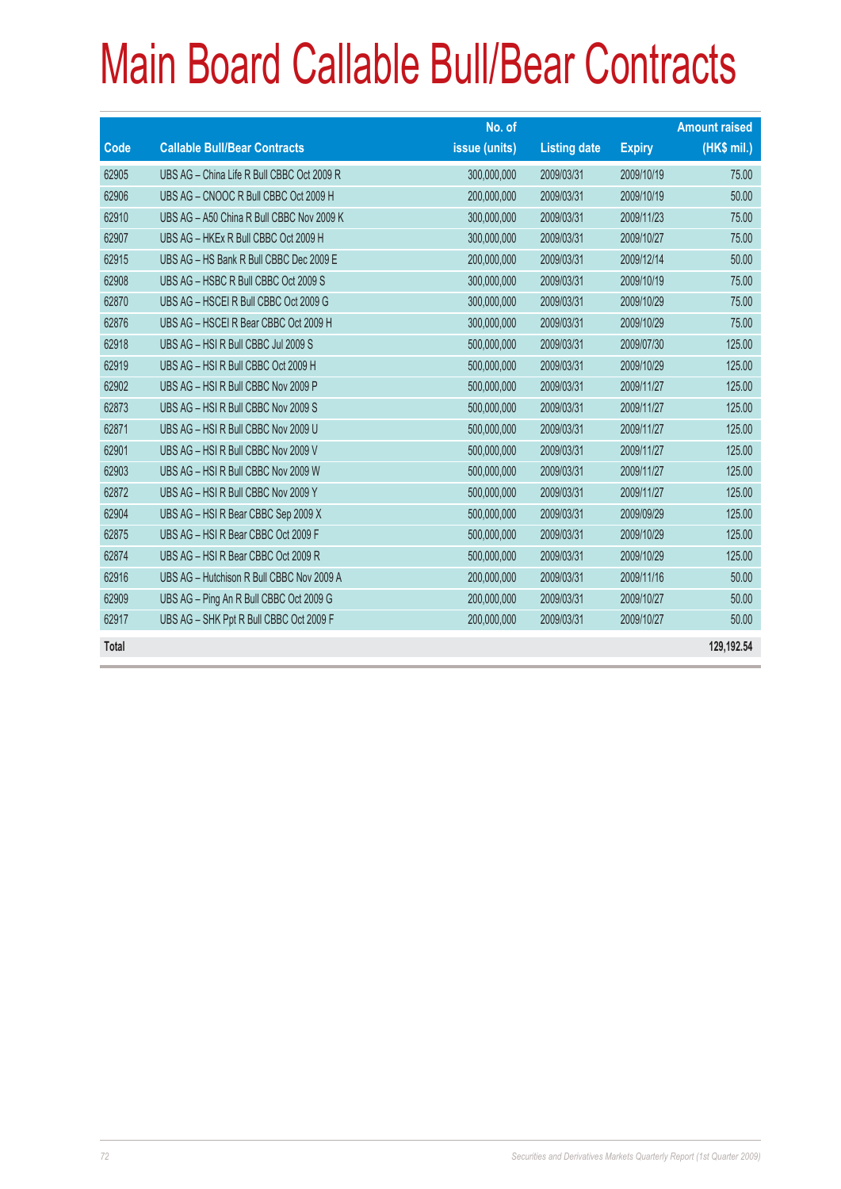# Main Board Callable Bull/Bear Contracts

| Code | Callable Bull/Bear Contracts | No. of issue (units) | Listing date | Expiry | Amount raised (HK$ mil.) |
|---|---|---|---|---|---|
| 62905 | UBS AG – China Life R Bull CBBC Oct 2009 R | 300,000,000 | 2009/03/31 | 2009/10/19 | 75.00 |
| 62906 | UBS AG – CNOOC R Bull CBBC Oct 2009 H | 200,000,000 | 2009/03/31 | 2009/10/19 | 50.00 |
| 62910 | UBS AG – A50 China R Bull CBBC Nov 2009 K | 300,000,000 | 2009/03/31 | 2009/11/23 | 75.00 |
| 62907 | UBS AG – HKEx R Bull CBBC Oct 2009 H | 300,000,000 | 2009/03/31 | 2009/10/27 | 75.00 |
| 62915 | UBS AG – HS Bank R Bull CBBC Dec 2009 E | 200,000,000 | 2009/03/31 | 2009/12/14 | 50.00 |
| 62908 | UBS AG – HSBC R Bull CBBC Oct 2009 S | 300,000,000 | 2009/03/31 | 2009/10/19 | 75.00 |
| 62870 | UBS AG – HSCEI R Bull CBBC Oct 2009 G | 300,000,000 | 2009/03/31 | 2009/10/29 | 75.00 |
| 62876 | UBS AG – HSCEI R Bear CBBC Oct 2009 H | 300,000,000 | 2009/03/31 | 2009/10/29 | 75.00 |
| 62918 | UBS AG – HSI R Bull CBBC Jul 2009 S | 500,000,000 | 2009/03/31 | 2009/07/30 | 125.00 |
| 62919 | UBS AG – HSI R Bull CBBC Oct 2009 H | 500,000,000 | 2009/03/31 | 2009/10/29 | 125.00 |
| 62902 | UBS AG – HSI R Bull CBBC Nov 2009 P | 500,000,000 | 2009/03/31 | 2009/11/27 | 125.00 |
| 62873 | UBS AG – HSI R Bull CBBC Nov 2009 S | 500,000,000 | 2009/03/31 | 2009/11/27 | 125.00 |
| 62871 | UBS AG – HSI R Bull CBBC Nov 2009 U | 500,000,000 | 2009/03/31 | 2009/11/27 | 125.00 |
| 62901 | UBS AG – HSI R Bull CBBC Nov 2009 V | 500,000,000 | 2009/03/31 | 2009/11/27 | 125.00 |
| 62903 | UBS AG – HSI R Bull CBBC Nov 2009 W | 500,000,000 | 2009/03/31 | 2009/11/27 | 125.00 |
| 62872 | UBS AG – HSI R Bull CBBC Nov 2009 Y | 500,000,000 | 2009/03/31 | 2009/11/27 | 125.00 |
| 62904 | UBS AG – HSI R Bear CBBC Sep 2009 X | 500,000,000 | 2009/03/31 | 2009/09/29 | 125.00 |
| 62875 | UBS AG – HSI R Bear CBBC Oct 2009 F | 500,000,000 | 2009/03/31 | 2009/10/29 | 125.00 |
| 62874 | UBS AG – HSI R Bear CBBC Oct 2009 R | 500,000,000 | 2009/03/31 | 2009/10/29 | 125.00 |
| 62916 | UBS AG – Hutchison R Bull CBBC Nov 2009 A | 200,000,000 | 2009/03/31 | 2009/11/16 | 50.00 |
| 62909 | UBS AG – Ping An R Bull CBBC Oct 2009 G | 200,000,000 | 2009/03/31 | 2009/10/27 | 50.00 |
| 62917 | UBS AG – SHK Ppt R Bull CBBC Oct 2009 F | 200,000,000 | 2009/03/31 | 2009/10/27 | 50.00 |
| **Total** | | | | | **129,192.54** |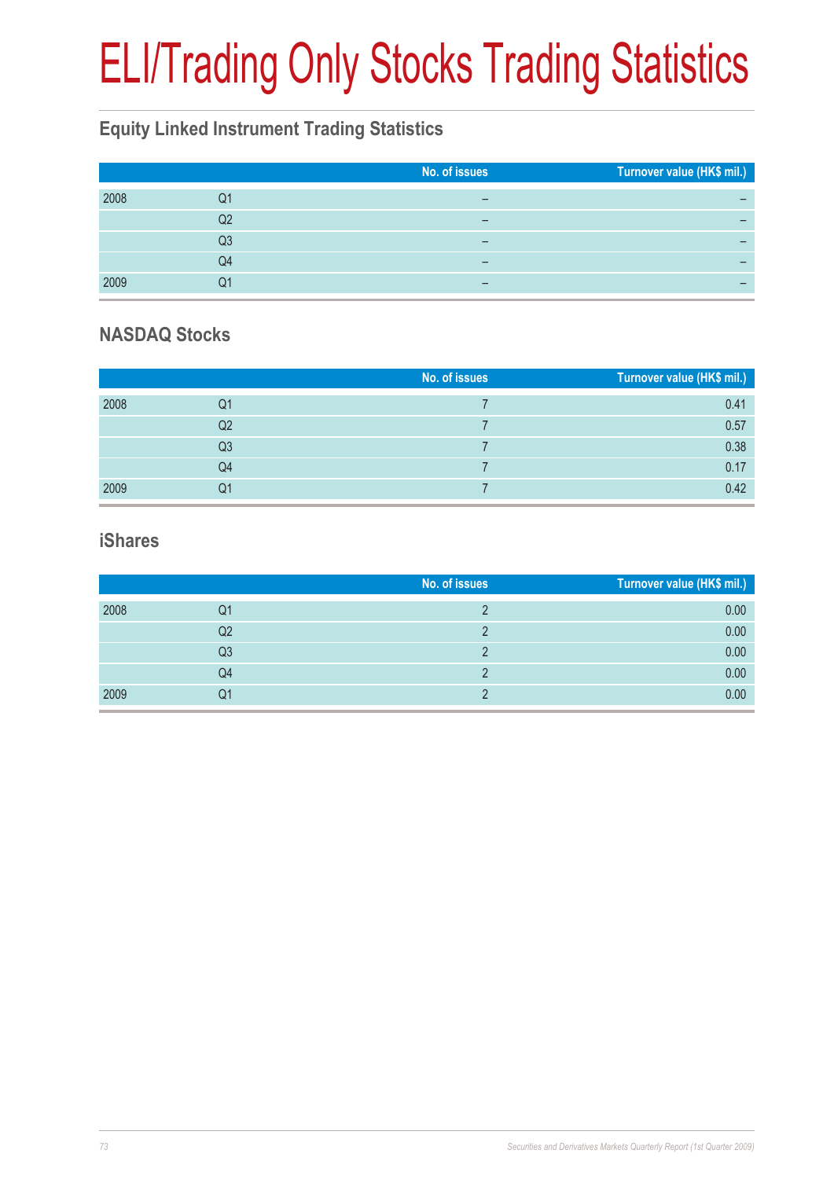# ELI/Trading Only Stocks Trading Statistics

## Equity Linked Instrument Trading Statistics

| | | No. of issues | Turnover value (HK$ mil.) |
|---|---|---|---|
| 2008 | Q1 | – | – |
| | Q2 | – | – |
| | Q3 | – | – |
| | Q4 | – | – |
| 2009 | Q1 | – | – |

## NASDAQ Stocks

| | | No. of issues | Turnover value (HK$ mil.) |
|---|---|---|---|
| 2008 | Q1 | 7 | 0.41 |
| | Q2 | 7 | 0.57 |
| | Q3 | 7 | 0.38 |
| | Q4 | 7 | 0.17 |
| 2009 | Q1 | 7 | 0.42 |

## iShares

| | | No. of issues | Turnover value (HK$ mil.) |
|---|---|---|---|
| 2008 | Q1 | 2 | 0.00 |
| | Q2 | 2 | 0.00 |
| | Q3 | 2 | 0.00 |
| | Q4 | 2 | 0.00 |
| 2009 | Q1 | 2 | 0.00 |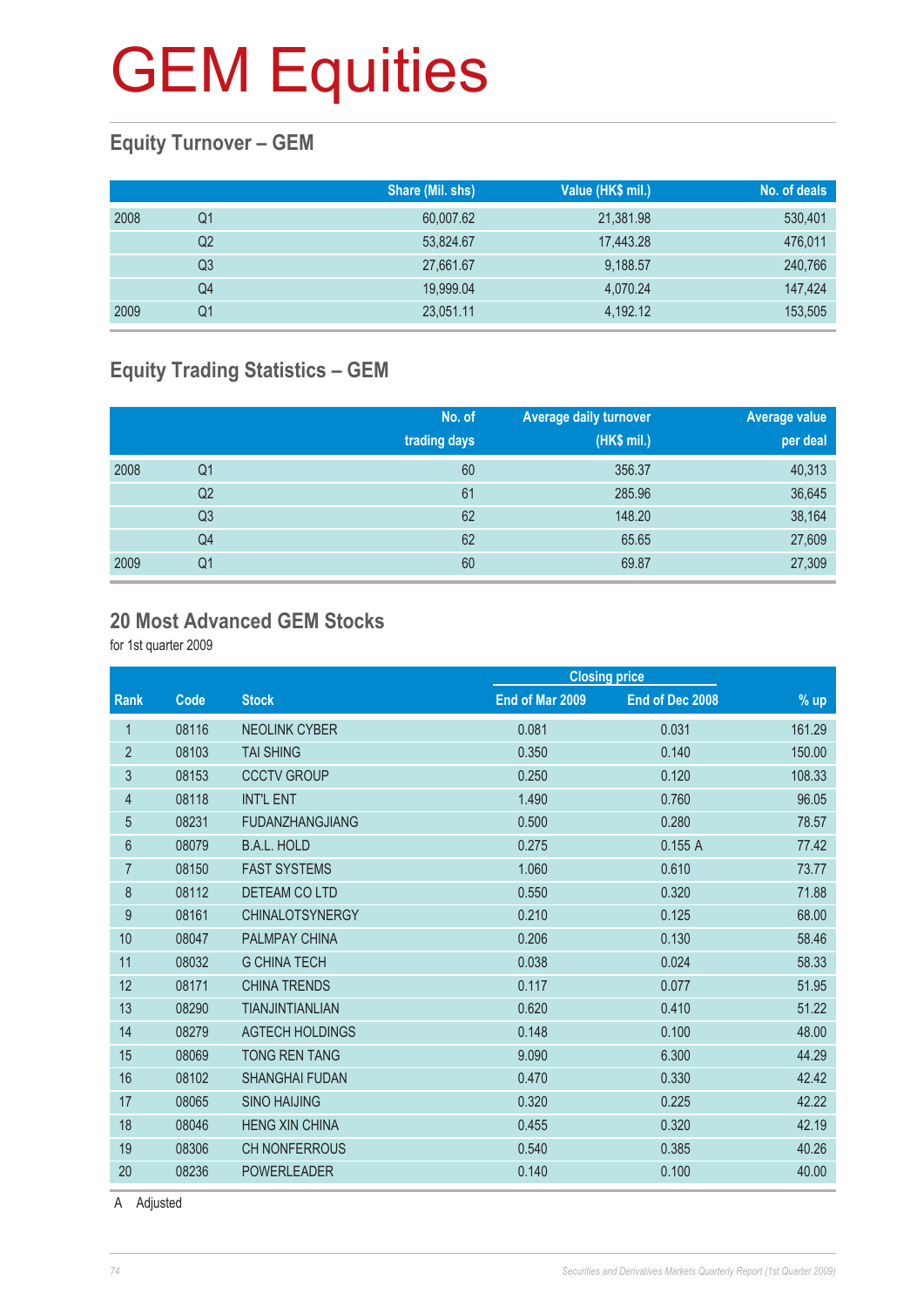# GEM Equities

## Equity Turnover – GEM

| | | Share (Mil. shs) | Value (HK$ mil.) | No. of deals |
|---|---|---|---|---|
| 2008 | Q1 | 60,007.62 | 21,381.98 | 530,401 |
| | Q2 | 53,824.67 | 17,443.28 | 476,011 |
| | Q3 | 27,661.67 | 9,188.57 | 240,766 |
| | Q4 | 19,999.04 | 4,070.24 | 147,424 |
| 2009 | Q1 | 23,051.11 | 4,192.12 | 153,505 |

## Equity Trading Statistics – GEM

| | | No. of trading days | Average daily turnover (HK$ mil.) | Average value per deal |
|---|---|---|---|---|
| 2008 | Q1 | 60 | 356.37 | 40,313 |
| | Q2 | 61 | 285.96 | 36,645 |
| | Q3 | 62 | 148.20 | 38,164 |
| | Q4 | 62 | 65.65 | 27,609 |
| 2009 | Q1 | 60 | 69.87 | 27,309 |

## 20 Most Advanced GEM Stocks

for 1st quarter 2009

| | | | Closing price | | |
|---|---|---|---|---|---|
| Rank | Code | Stock | End of Mar 2009 | End of Dec 2008 | % up |
| 1 | 08116 | NEOLINK CYBER | 0.081 | 0.031 | 161.29 |
| 2 | 08103 | TAI SHING | 0.350 | 0.140 | 150.00 |
| 3 | 08153 | CCCTV GROUP | 0.250 | 0.120 | 108.33 |
| 4 | 08118 | INT'L ENT | 1.490 | 0.760 | 96.05 |
| 5 | 08231 | FUDANZHANGJIANG | 0.500 | 0.280 | 78.57 |
| 6 | 08079 | B.A.L. HOLD | 0.275 | 0.155 A | 77.42 |
| 7 | 08150 | FAST SYSTEMS | 1.060 | 0.610 | 73.77 |
| 8 | 08112 | DETEAM CO LTD | 0.550 | 0.320 | 71.88 |
| 9 | 08161 | CHINALOTSYNERGY | 0.210 | 0.125 | 68.00 |
| 10 | 08047 | PALMPAY CHINA | 0.206 | 0.130 | 58.46 |
| 11 | 08032 | G CHINA TECH | 0.038 | 0.024 | 58.33 |
| 12 | 08171 | CHINA TRENDS | 0.117 | 0.077 | 51.95 |
| 13 | 08290 | TIANJINTIANLIAN | 0.620 | 0.410 | 51.22 |
| 14 | 08279 | AGTECH HOLDINGS | 0.148 | 0.100 | 48.00 |
| 15 | 08069 | TONG REN TANG | 9.090 | 6.300 | 44.29 |
| 16 | 08102 | SHANGHAI FUDAN | 0.470 | 0.330 | 42.42 |
| 17 | 08065 | SINO HAIJING | 0.320 | 0.225 | 42.22 |
| 18 | 08046 | HENG XIN CHINA | 0.455 | 0.320 | 42.19 |
| 19 | 08306 | CH NONFERROUS | 0.540 | 0.385 | 40.26 |
| 20 | 08236 | POWERLEADER | 0.140 | 0.100 | 40.00 |

A Adjusted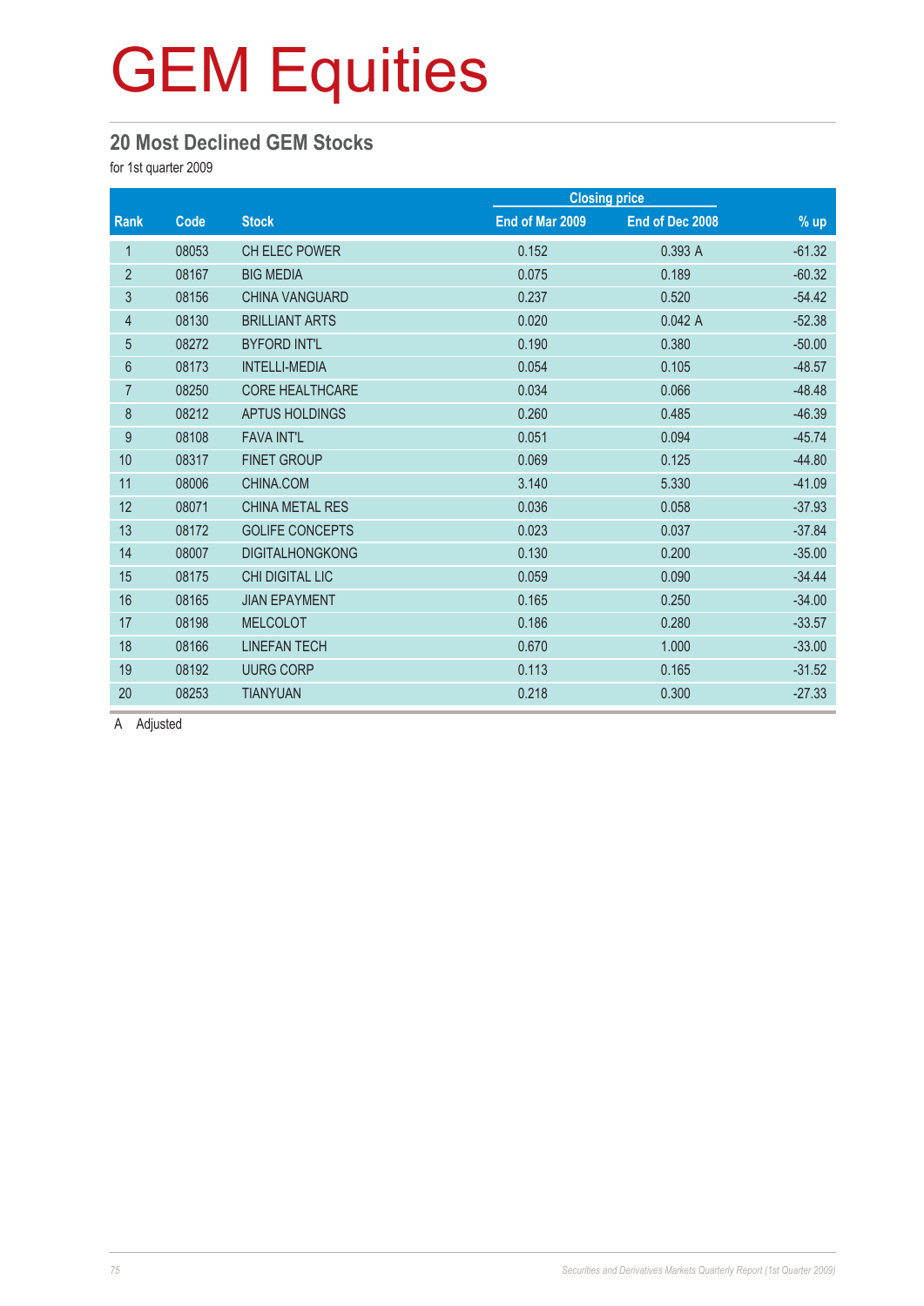# GEM Equities

## 20 Most Declined GEM Stocks

for 1st quarter 2009

| Rank | Code | Stock | Closing price | | % up |
|---|---|---|---|---|---|
| | | | End of Mar 2009 | End of Dec 2008 | |
| 1 | 08053 | CH ELEC POWER | 0.152 | 0.393 A | -61.32 |
| 2 | 08167 | BIG MEDIA | 0.075 | 0.189 | -60.32 |
| 3 | 08156 | CHINA VANGUARD | 0.237 | 0.520 | -54.42 |
| 4 | 08130 | BRILLIANT ARTS | 0.020 | 0.042 A | -52.38 |
| 5 | 08272 | BYFORD INT'L | 0.190 | 0.380 | -50.00 |
| 6 | 08173 | INTELLI-MEDIA | 0.054 | 0.105 | -48.57 |
| 7 | 08250 | CORE HEALTHCARE | 0.034 | 0.066 | -48.48 |
| 8 | 08212 | APTUS HOLDINGS | 0.260 | 0.485 | -46.39 |
| 9 | 08108 | FAVA INT'L | 0.051 | 0.094 | -45.74 |
| 10 | 08317 | FINET GROUP | 0.069 | 0.125 | -44.80 |
| 11 | 08006 | CHINA.COM | 3.140 | 5.330 | -41.09 |
| 12 | 08071 | CHINA METAL RES | 0.036 | 0.058 | -37.93 |
| 13 | 08172 | GOLIFE CONCEPTS | 0.023 | 0.037 | -37.84 |
| 14 | 08007 | DIGITALHONGKONG | 0.130 | 0.200 | -35.00 |
| 15 | 08175 | CHI DIGITAL LIC | 0.059 | 0.090 | -34.44 |
| 16 | 08165 | JIAN EPAYMENT | 0.165 | 0.250 | -34.00 |
| 17 | 08198 | MELCOLOT | 0.186 | 0.280 | -33.57 |
| 18 | 08166 | LINEFAN TECH | 0.670 | 1.000 | -33.00 |
| 19 | 08192 | UURG CORP | 0.113 | 0.165 | -31.52 |
| 20 | 08253 | TIANYUAN | 0.218 | 0.300 | -27.33 |

A Adjusted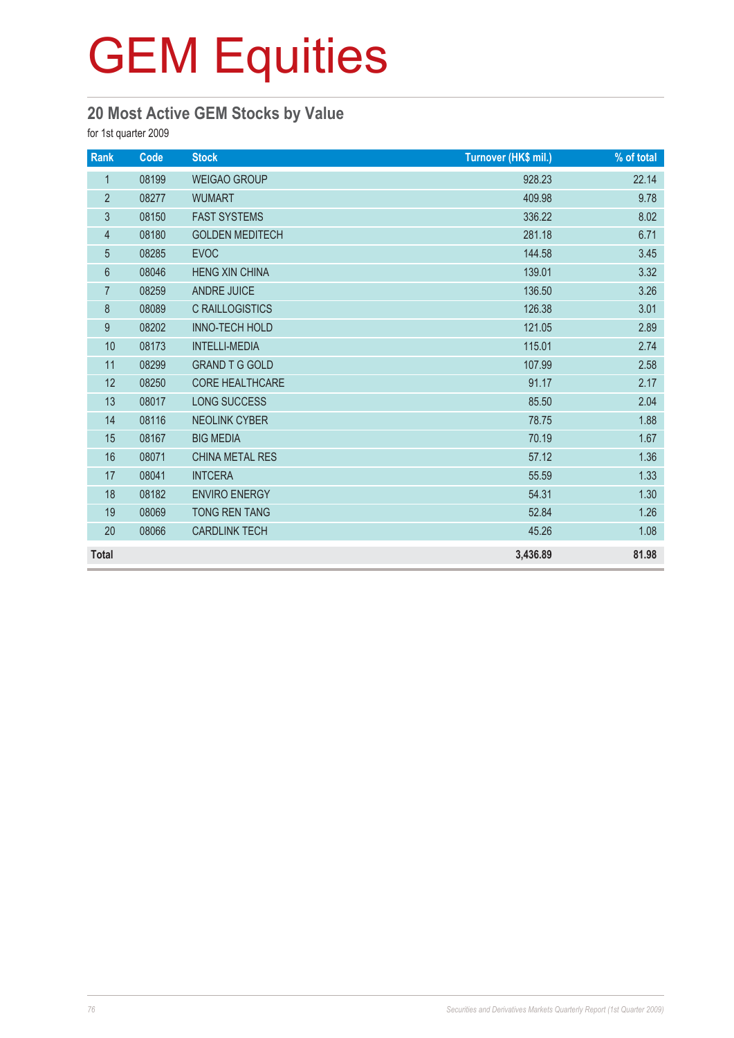# GEM Equities

## 20 Most Active GEM Stocks by Value

for 1st quarter 2009

| Rank | Code | Stock | Turnover (HK$ mil.) | % of total |
|---|---|---|---|---|
| 1 | 08199 | WEIGAO GROUP | 928.23 | 22.14 |
| 2 | 08277 | WUMART | 409.98 | 9.78 |
| 3 | 08150 | FAST SYSTEMS | 336.22 | 8.02 |
| 4 | 08180 | GOLDEN MEDITECH | 281.18 | 6.71 |
| 5 | 08285 | EVOC | 144.58 | 3.45 |
| 6 | 08046 | HENG XIN CHINA | 139.01 | 3.32 |
| 7 | 08259 | ANDRE JUICE | 136.50 | 3.26 |
| 8 | 08089 | C RAILLOGISTICS | 126.38 | 3.01 |
| 9 | 08202 | INNO-TECH HOLD | 121.05 | 2.89 |
| 10 | 08173 | INTELLI-MEDIA | 115.01 | 2.74 |
| 11 | 08299 | GRAND T G GOLD | 107.99 | 2.58 |
| 12 | 08250 | CORE HEALTHCARE | 91.17 | 2.17 |
| 13 | 08017 | LONG SUCCESS | 85.50 | 2.04 |
| 14 | 08116 | NEOLINK CYBER | 78.75 | 1.88 |
| 15 | 08167 | BIG MEDIA | 70.19 | 1.67 |
| 16 | 08071 | CHINA METAL RES | 57.12 | 1.36 |
| 17 | 08041 | INTCERA | 55.59 | 1.33 |
| 18 | 08182 | ENVIRO ENERGY | 54.31 | 1.30 |
| 19 | 08069 | TONG REN TANG | 52.84 | 1.26 |
| 20 | 08066 | CARDLINK TECH | 45.26 | 1.08 |
| **Total** | | | **3,436.89** | **81.98** |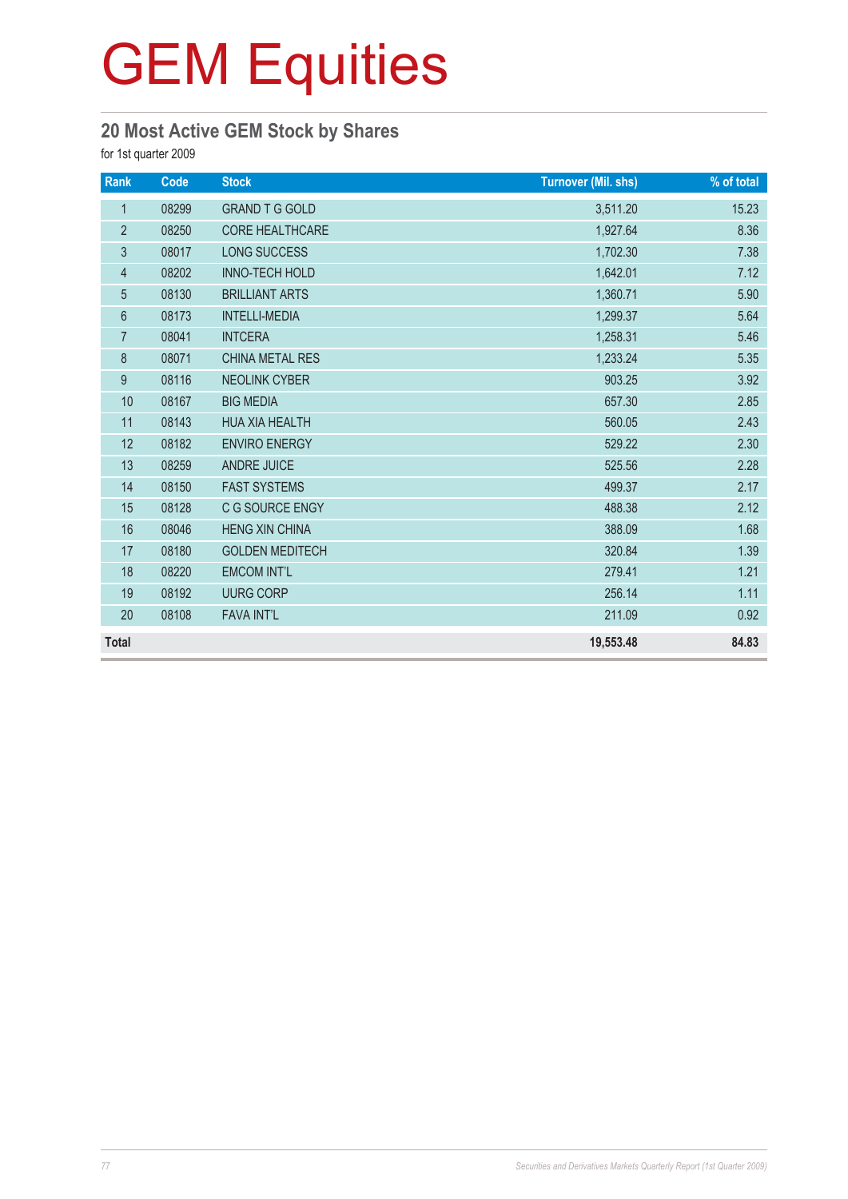# GEM Equities

## 20 Most Active GEM Stock by Shares

for 1st quarter 2009

| Rank | Code | Stock | Turnover (Mil. shs) | % of total |
|---|---|---|---|---|
| 1 | 08299 | GRAND T G GOLD | 3,511.20 | 15.23 |
| 2 | 08250 | CORE HEALTHCARE | 1,927.64 | 8.36 |
| 3 | 08017 | LONG SUCCESS | 1,702.30 | 7.38 |
| 4 | 08202 | INNO-TECH HOLD | 1,642.01 | 7.12 |
| 5 | 08130 | BRILLIANT ARTS | 1,360.71 | 5.90 |
| 6 | 08173 | INTELLI-MEDIA | 1,299.37 | 5.64 |
| 7 | 08041 | INTCERA | 1,258.31 | 5.46 |
| 8 | 08071 | CHINA METAL RES | 1,233.24 | 5.35 |
| 9 | 08116 | NEOLINK CYBER | 903.25 | 3.92 |
| 10 | 08167 | BIG MEDIA | 657.30 | 2.85 |
| 11 | 08143 | HUA XIA HEALTH | 560.05 | 2.43 |
| 12 | 08182 | ENVIRO ENERGY | 529.22 | 2.30 |
| 13 | 08259 | ANDRE JUICE | 525.56 | 2.28 |
| 14 | 08150 | FAST SYSTEMS | 499.37 | 2.17 |
| 15 | 08128 | C G SOURCE ENGY | 488.38 | 2.12 |
| 16 | 08046 | HENG XIN CHINA | 388.09 | 1.68 |
| 17 | 08180 | GOLDEN MEDITECH | 320.84 | 1.39 |
| 18 | 08220 | EMCOM INT'L | 279.41 | 1.21 |
| 19 | 08192 | UURG CORP | 256.14 | 1.11 |
| 20 | 08108 | FAVA INT'L | 211.09 | 0.92 |
| **Total** | | | **19,553.48** | **84.83** |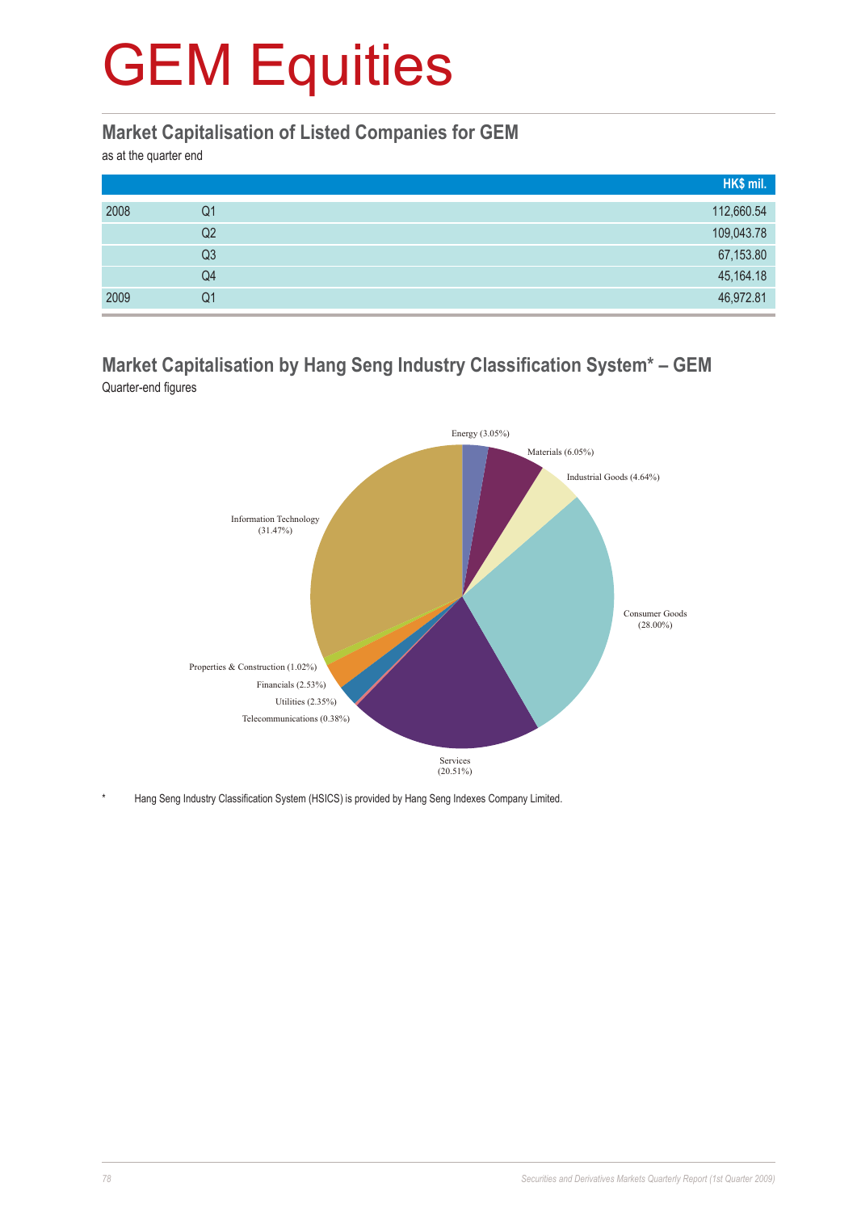# GEM Equities

## Market Capitalisation of Listed Companies for GEM

as at the quarter end

| | | HK$ mil. |
|---|---|---|
| 2008 | Q1 | 112,660.54 |
| | Q2 | 109,043.78 |
| | Q3 | 67,153.80 |
| | Q4 | 45,164.18 |
| 2009 | Q1 | 46,972.81 |

## Market Capitalisation by Hang Seng Industry Classification System* – GEM

Quarter-end figures

Energy (3.05%)
Materials (6.05%)
Industrial Goods (4.64%)
Consumer Goods (28.00%)
Services (20.51%)
Telecommunications (0.38%)
Utilities (2.35%)
Financials (2.53%)
Properties & Construction (1.02%)
Information Technology (31.47%)

\* Hang Seng Industry Classification System (HSICS) is provided by Hang Seng Indexes Company Limited.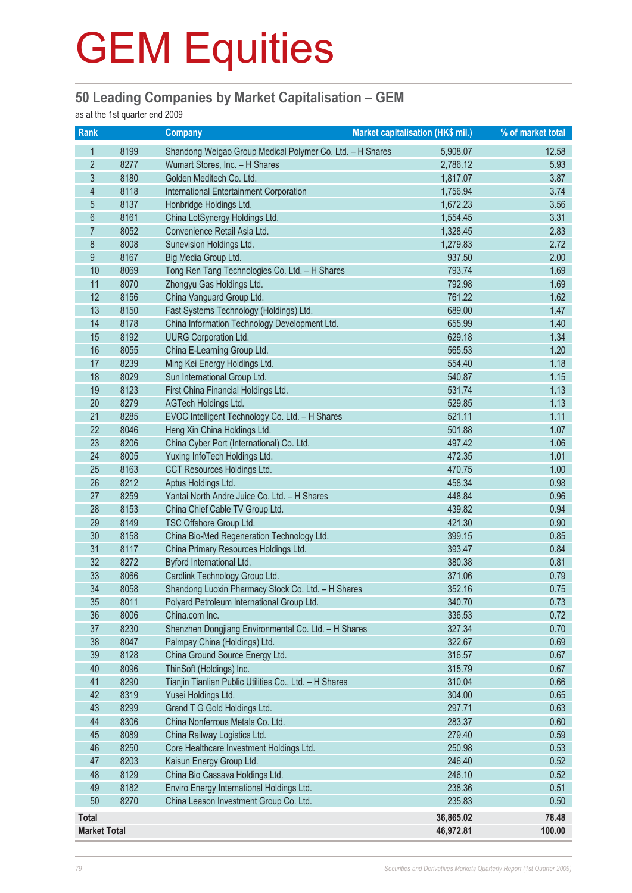# GEM Equities

## 50 Leading Companies by Market Capitalisation – GEM

as at the 1st quarter end 2009

| Rank | | Company | Market capitalisation (HK$ mil.) | % of market total |
|---|---|---|---|---|
| 1 | 8199 | Shandong Weigao Group Medical Polymer Co. Ltd. – H Shares | 5,908.07 | 12.58 |
| 2 | 8277 | Wumart Stores, Inc. – H Shares | 2,786.12 | 5.93 |
| 3 | 8180 | Golden Meditech Co. Ltd. | 1,817.07 | 3.87 |
| 4 | 8118 | International Entertainment Corporation | 1,756.94 | 3.74 |
| 5 | 8137 | Honbridge Holdings Ltd. | 1,672.23 | 3.56 |
| 6 | 8161 | China LotSynergy Holdings Ltd. | 1,554.45 | 3.31 |
| 7 | 8052 | Convenience Retail Asia Ltd. | 1,328.45 | 2.83 |
| 8 | 8008 | Sunevision Holdings Ltd. | 1,279.83 | 2.72 |
| 9 | 8167 | Big Media Group Ltd. | 937.50 | 2.00 |
| 10 | 8069 | Tong Ren Tang Technologies Co. Ltd. – H Shares | 793.74 | 1.69 |
| 11 | 8070 | Zhongyu Gas Holdings Ltd. | 792.98 | 1.69 |
| 12 | 8156 | China Vanguard Group Ltd. | 761.22 | 1.62 |
| 13 | 8150 | Fast Systems Technology (Holdings) Ltd. | 689.00 | 1.47 |
| 14 | 8178 | China Information Technology Development Ltd. | 655.99 | 1.40 |
| 15 | 8192 | UURG Corporation Ltd. | 629.18 | 1.34 |
| 16 | 8055 | China E-Learning Group Ltd. | 565.53 | 1.20 |
| 17 | 8239 | Ming Kei Energy Holdings Ltd. | 554.40 | 1.18 |
| 18 | 8029 | Sun International Group Ltd. | 540.87 | 1.15 |
| 19 | 8123 | First China Financial Holdings Ltd. | 531.74 | 1.13 |
| 20 | 8279 | AGTech Holdings Ltd. | 529.85 | 1.13 |
| 21 | 8285 | EVOC Intelligent Technology Co. Ltd. – H Shares | 521.11 | 1.11 |
| 22 | 8046 | Heng Xin China Holdings Ltd. | 501.88 | 1.07 |
| 23 | 8206 | China Cyber Port (International) Co. Ltd. | 497.42 | 1.06 |
| 24 | 8005 | Yuxing InfoTech Holdings Ltd. | 472.35 | 1.01 |
| 25 | 8163 | CCT Resources Holdings Ltd. | 470.75 | 1.00 |
| 26 | 8212 | Aptus Holdings Ltd. | 458.34 | 0.98 |
| 27 | 8259 | Yantai North Andre Juice Co. Ltd. – H Shares | 448.84 | 0.96 |
| 28 | 8153 | China Chief Cable TV Group Ltd. | 439.82 | 0.94 |
| 29 | 8149 | TSC Offshore Group Ltd. | 421.30 | 0.90 |
| 30 | 8158 | China Bio-Med Regeneration Technology Ltd. | 399.15 | 0.85 |
| 31 | 8117 | China Primary Resources Holdings Ltd. | 393.47 | 0.84 |
| 32 | 8272 | Byford International Ltd. | 380.38 | 0.81 |
| 33 | 8066 | Cardlink Technology Group Ltd. | 371.06 | 0.79 |
| 34 | 8058 | Shandong Luoxin Pharmacy Stock Co. Ltd. – H Shares | 352.16 | 0.75 |
| 35 | 8011 | Polyard Petroleum International Group Ltd. | 340.70 | 0.73 |
| 36 | 8006 | China.com Inc. | 336.53 | 0.72 |
| 37 | 8230 | Shenzhen Dongjiang Environmental Co. Ltd. – H Shares | 327.34 | 0.70 |
| 38 | 8047 | Palmpay China (Holdings) Ltd. | 322.67 | 0.69 |
| 39 | 8128 | China Ground Source Energy Ltd. | 316.57 | 0.67 |
| 40 | 8096 | ThinSoft (Holdings) Inc. | 315.79 | 0.67 |
| 41 | 8290 | Tianjin Tianlian Public Utilities Co., Ltd. – H Shares | 310.04 | 0.66 |
| 42 | 8319 | Yusei Holdings Ltd. | 304.00 | 0.65 |
| 43 | 8299 | Grand T G Gold Holdings Ltd. | 297.71 | 0.63 |
| 44 | 8306 | China Nonferrous Metals Co. Ltd. | 283.37 | 0.60 |
| 45 | 8089 | China Railway Logistics Ltd. | 279.40 | 0.59 |
| 46 | 8250 | Core Healthcare Investment Holdings Ltd. | 250.98 | 0.53 |
| 47 | 8203 | Kaisun Energy Group Ltd. | 246.40 | 0.52 |
| 48 | 8129 | China Bio Cassava Holdings Ltd. | 246.10 | 0.52 |
| 49 | 8182 | Enviro Energy International Holdings Ltd. | 238.36 | 0.51 |
| 50 | 8270 | China Leason Investment Group Co. Ltd. | 235.83 | 0.50 |
| **Total** | | | **36,865.02** | **78.48** |
| **Market Total** | | | **46,972.81** | **100.00** |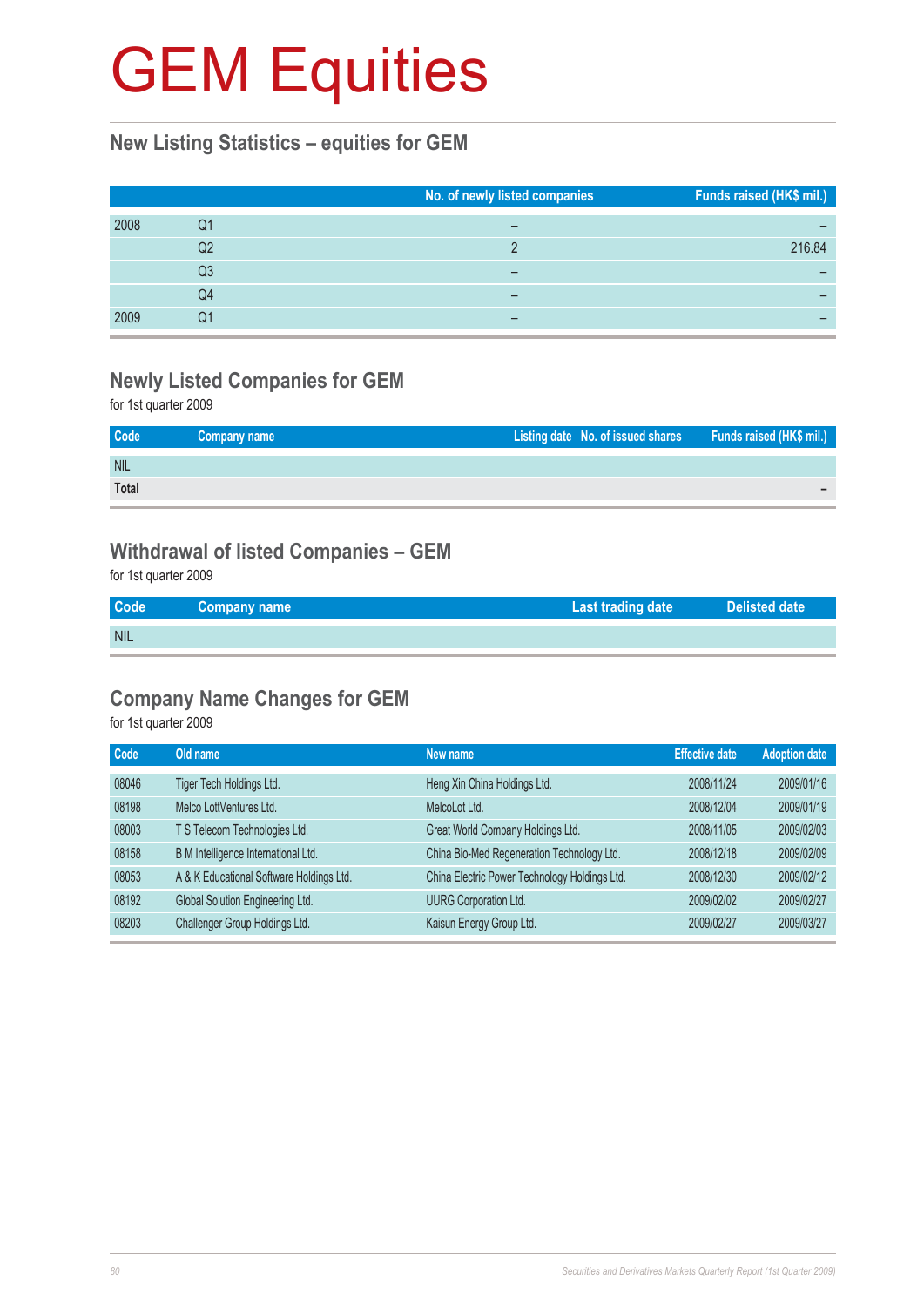# GEM Equities

## New Listing Statistics – equities for GEM

| | | No. of newly listed companies | Funds raised (HK$ mil.) |
|---|---|---|---|
| 2008 | Q1 | – | – |
| | Q2 | 2 | 216.84 |
| | Q3 | – | – |
| | Q4 | – | – |
| 2009 | Q1 | – | – |

## Newly Listed Companies for GEM

for 1st quarter 2009

| Code | Company name | Listing date | No. of issued shares | Funds raised (HK$ mil.) |
|---|---|---|---|---|
| NIL | | | | |
| **Total** | | | | – |

## Withdrawal of listed Companies – GEM

for 1st quarter 2009

| Code | Company name | Last trading date | Delisted date |
|---|---|---|---|
| NIL | | | |

## Company Name Changes for GEM

for 1st quarter 2009

| Code | Old name | New name | Effective date | Adoption date |
|---|---|---|---|---|
| 08046 | Tiger Tech Holdings Ltd. | Heng Xin China Holdings Ltd. | 2008/11/24 | 2009/01/16 |
| 08198 | Melco LottVentures Ltd. | MelcoLot Ltd. | 2008/12/04 | 2009/01/19 |
| 08003 | T S Telecom Technologies Ltd. | Great World Company Holdings Ltd. | 2008/11/05 | 2009/02/03 |
| 08158 | B M Intelligence International Ltd. | China Bio-Med Regeneration Technology Ltd. | 2008/12/18 | 2009/02/09 |
| 08053 | A & K Educational Software Holdings Ltd. | China Electric Power Technology Holdings Ltd. | 2008/12/30 | 2009/02/12 |
| 08192 | Global Solution Engineering Ltd. | UURG Corporation Ltd. | 2009/02/02 | 2009/02/27 |
| 08203 | Challenger Group Holdings Ltd. | Kaisun Energy Group Ltd. | 2009/02/27 | 2009/03/27 |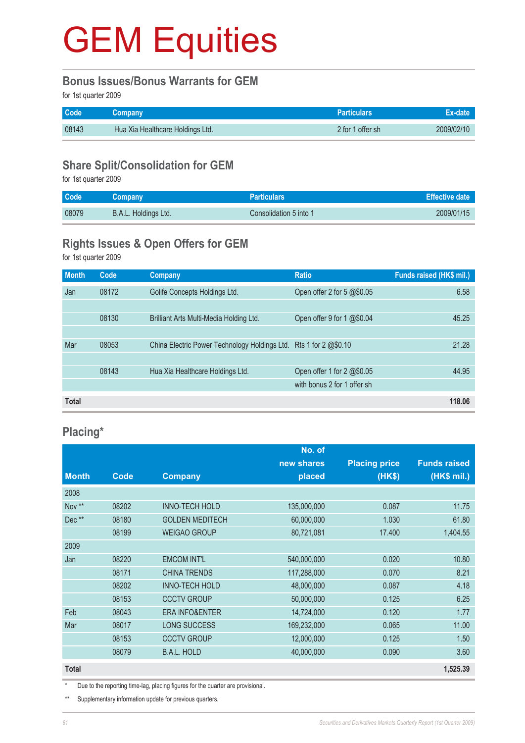# GEM Equities

## Bonus Issues/Bonus Warrants for GEM

for 1st quarter 2009

| Code | Company | Particulars | Ex-date |
|---|---|---|---|
| 08143 | Hua Xia Healthcare Holdings Ltd. | 2 for 1 offer sh | 2009/02/10 |

## Share Split/Consolidation for GEM

for 1st quarter 2009

| Code | Company | Particulars | Effective date |
|---|---|---|---|
| 08079 | B.A.L. Holdings Ltd. | Consolidation 5 into 1 | 2009/01/15 |

## Rights Issues & Open Offers for GEM

for 1st quarter 2009

| Month | Code | Company | Ratio | Funds raised (HK$ mil.) |
|---|---|---|---|---|
| Jan | 08172 | Golife Concepts Holdings Ltd. | Open offer 2 for 5 @$0.05 | 6.58 |
| | 08130 | Brilliant Arts Multi-Media Holding Ltd. | Open offer 9 for 1 @$0.04 | 45.25 |
| Mar | 08053 | China Electric Power Technology Holdings Ltd. | Rts 1 for 2 @$0.10 | 21.28 |
| | 08143 | Hua Xia Healthcare Holdings Ltd. | Open offer 1 for 2 @$0.05 with bonus 2 for 1 offer sh | 44.95 |
| **Total** | | | | **118.06** |

## Placing*

| Month | Code | Company | No. of new shares placed | Placing price (HK$) | Funds raised (HK$ mil.) |
|---|---|---|---|---|---|
| 2008 | | | | | |
| Nov ** | 08202 | INNO-TECH HOLD | 135,000,000 | 0.087 | 11.75 |
| Dec ** | 08180 | GOLDEN MEDITECH | 60,000,000 | 1.030 | 61.80 |
| | 08199 | WEIGAO GROUP | 80,721,081 | 17.400 | 1,404.55 |
| 2009 | | | | | |
| Jan | 08220 | EMCOM INT'L | 540,000,000 | 0.020 | 10.80 |
| | 08171 | CHINA TRENDS | 117,288,000 | 0.070 | 8.21 |
| | 08202 | INNO-TECH HOLD | 48,000,000 | 0.087 | 4.18 |
| | 08153 | CCCTV GROUP | 50,000,000 | 0.125 | 6.25 |
| Feb | 08043 | ERA INFO&ENTER | 14,724,000 | 0.120 | 1.77 |
| Mar | 08017 | LONG SUCCESS | 169,232,000 | 0.065 | 11.00 |
| | 08153 | CCCTV GROUP | 12,000,000 | 0.125 | 1.50 |
| | 08079 | B.A.L. HOLD | 40,000,000 | 0.090 | 3.60 |
| **Total** | | | | | **1,525.39** |

\* Due to the reporting time-lag, placing figures for the quarter are provisional.

** Supplementary information update for previous quarters.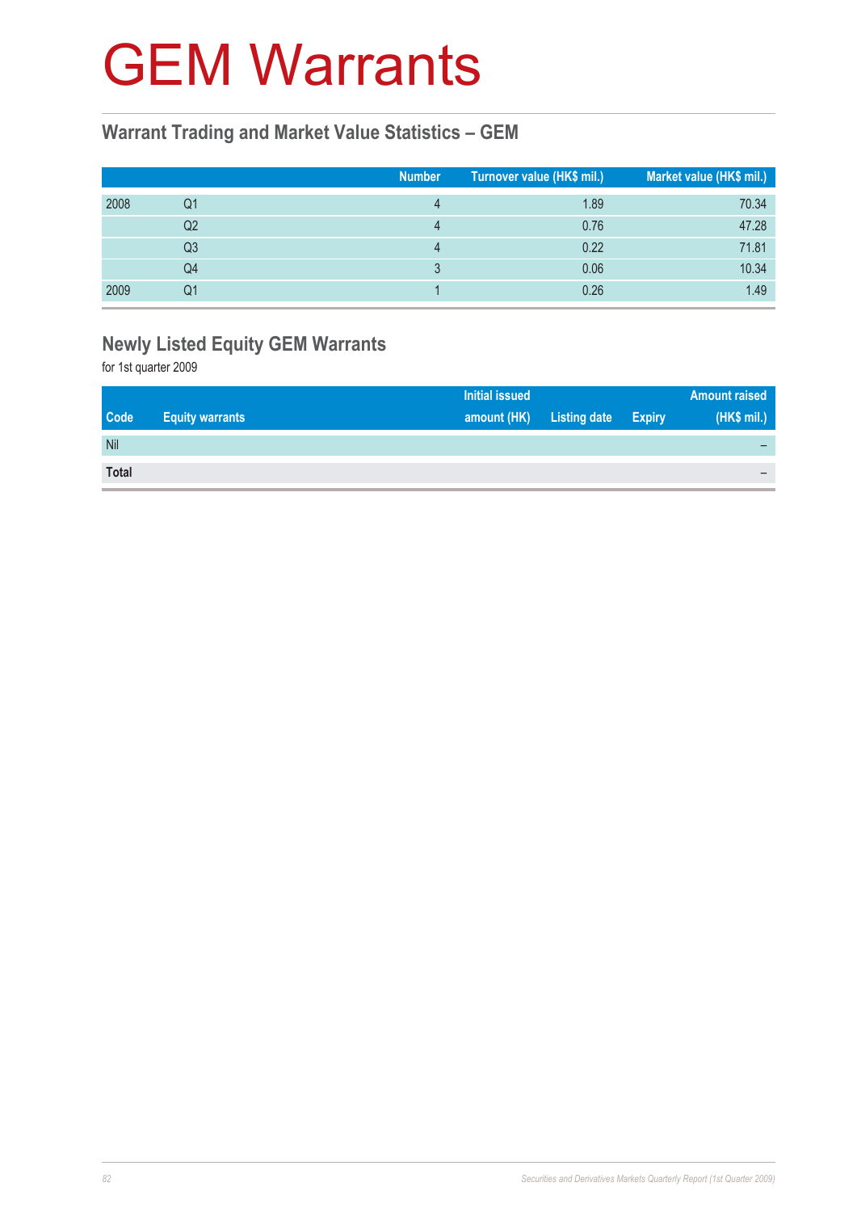# GEM Warrants

## Warrant Trading and Market Value Statistics – GEM

| | | Number | Turnover value (HK$ mil.) | Market value (HK$ mil.) |
|---|---|---|---|---|
| 2008 | Q1 | 4 | 1.89 | 70.34 |
| | Q2 | 4 | 0.76 | 47.28 |
| | Q3 | 4 | 0.22 | 71.81 |
| | Q4 | 3 | 0.06 | 10.34 |
| 2009 | Q1 | 1 | 0.26 | 1.49 |

## Newly Listed Equity GEM Warrants

for 1st quarter 2009

| Code | Equity warrants | Initial issued amount (HK) | Listing date | Expiry | Amount raised (HK$ mil.) |
|---|---|---|---|---|---|
| Nil | | | | | – |
| **Total** | | | | | – |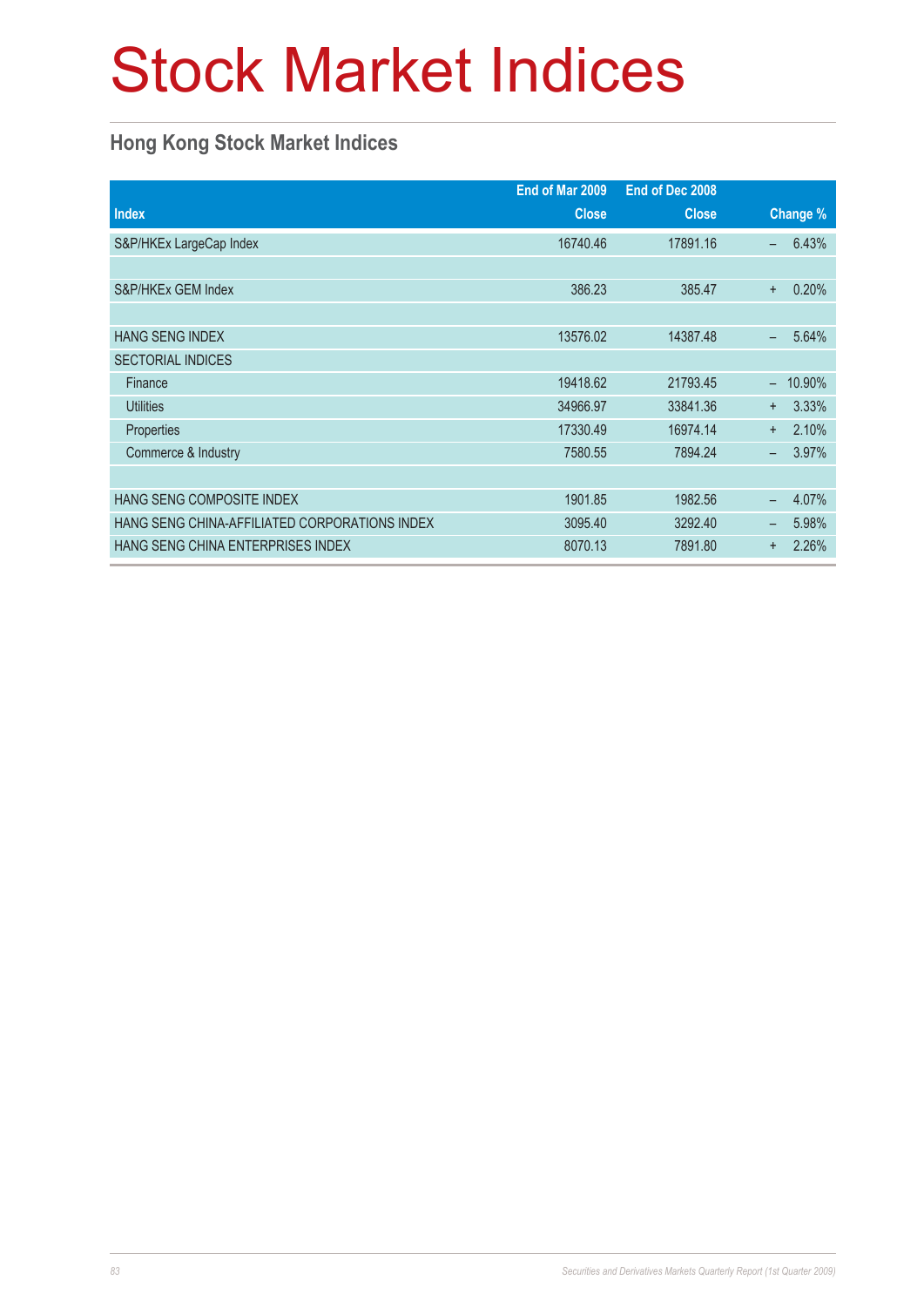# Stock Market Indices

## Hong Kong Stock Market Indices

| Index | End of Mar 2009 Close | End of Dec 2008 Close | Change % |
|---|---|---|---|
| S&P/HKEx LargeCap Index | 16740.46 | 17891.16 | – 6.43% |
| | | | |
| S&P/HKEx GEM Index | 386.23 | 385.47 | + 0.20% |
| | | | |
| HANG SENG INDEX | 13576.02 | 14387.48 | – 5.64% |
| SECTORIAL INDICES | | | |
| Finance | 19418.62 | 21793.45 | – 10.90% |
| Utilities | 34966.97 | 33841.36 | + 3.33% |
| Properties | 17330.49 | 16974.14 | + 2.10% |
| Commerce & Industry | 7580.55 | 7894.24 | – 3.97% |
| | | | |
| HANG SENG COMPOSITE INDEX | 1901.85 | 1982.56 | – 4.07% |
| HANG SENG CHINA-AFFILIATED CORPORATIONS INDEX | 3095.40 | 3292.40 | – 5.98% |
| HANG SENG CHINA ENTERPRISES INDEX | 8070.13 | 7891.80 | + 2.26% |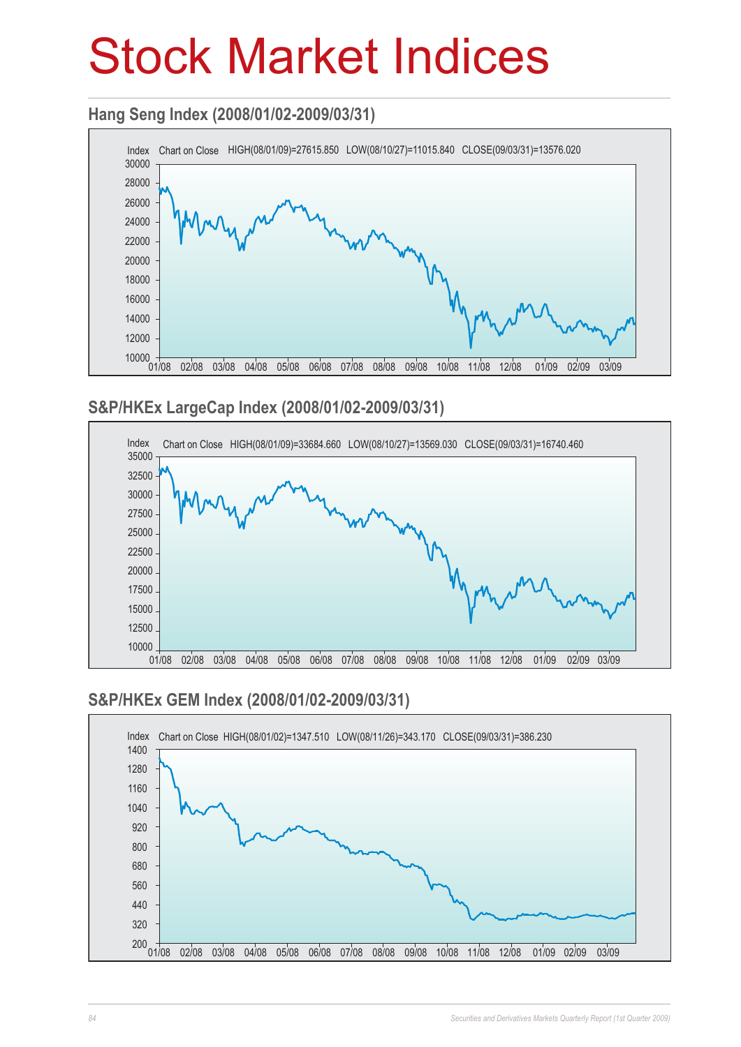# Stock Market Indices

## Hang Seng Index (2008/01/02-2009/03/31)

Index Chart on Close HIGH(08/01/09)=27615.850 LOW(08/10/27)=11015.840 CLOSE(09/03/31)=13576.020

## S&P/HKEx LargeCap Index (2008/01/02-2009/03/31)

Index Chart on Close HIGH(08/01/09)=33684.660 LOW(08/10/27)=13569.030 CLOSE(09/03/31)=16740.460

## S&P/HKEx GEM Index (2008/01/02-2009/03/31)

Index Chart on Close HIGH(08/01/02)=1347.510 LOW(08/11/26)=343.170 CLOSE(09/03/31)=386.230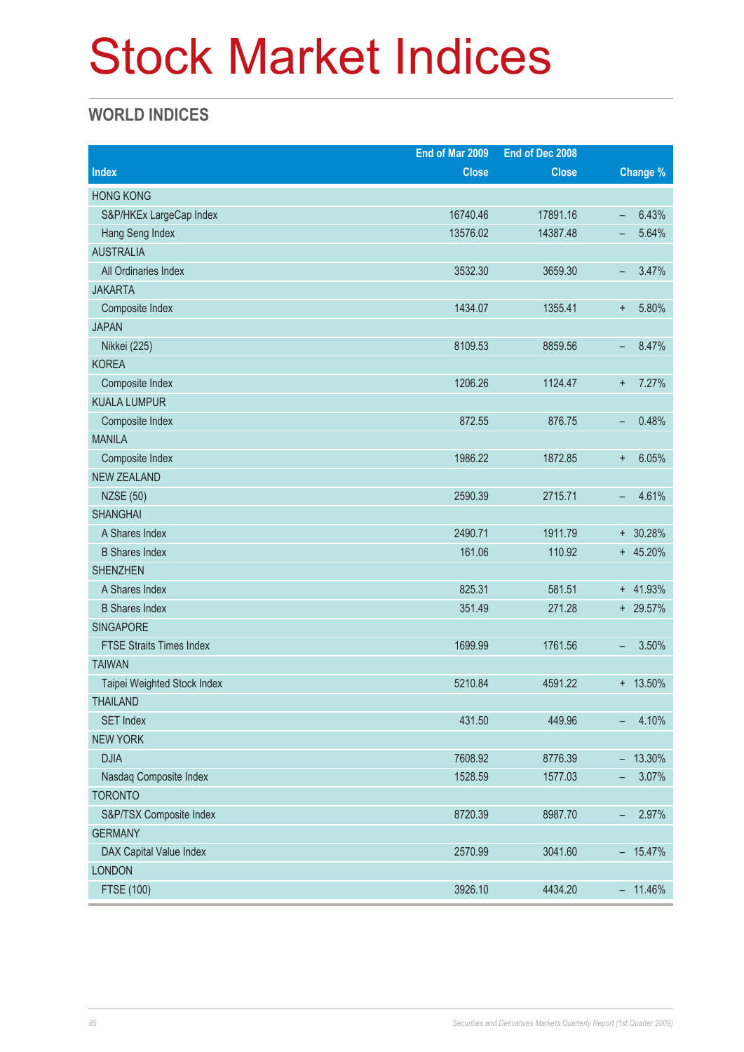# Stock Market Indices

## WORLD INDICES

| Index | End of Mar 2009 Close | End of Dec 2008 Close | Change % |
|---|---|---|---|
| HONG KONG | | | |
| S&P/HKEx LargeCap Index | 16740.46 | 17891.16 | – 6.43% |
| Hang Seng Index | 13576.02 | 14387.48 | – 5.64% |
| AUSTRALIA | | | |
| All Ordinaries Index | 3532.30 | 3659.30 | – 3.47% |
| JAKARTA | | | |
| Composite Index | 1434.07 | 1355.41 | + 5.80% |
| JAPAN | | | |
| Nikkei (225) | 8109.53 | 8859.56 | – 8.47% |
| KOREA | | | |
| Composite Index | 1206.26 | 1124.47 | + 7.27% |
| KUALA LUMPUR | | | |
| Composite Index | 872.55 | 876.75 | – 0.48% |
| MANILA | | | |
| Composite Index | 1986.22 | 1872.85 | + 6.05% |
| NEW ZEALAND | | | |
| NZSE (50) | 2590.39 | 2715.71 | – 4.61% |
| SHANGHAI | | | |
| A Shares Index | 2490.71 | 1911.79 | + 30.28% |
| B Shares Index | 161.06 | 110.92 | + 45.20% |
| SHENZHEN | | | |
| A Shares Index | 825.31 | 581.51 | + 41.93% |
| B Shares Index | 351.49 | 271.28 | + 29.57% |
| SINGAPORE | | | |
| FTSE Straits Times Index | 1699.99 | 1761.56 | – 3.50% |
| TAIWAN | | | |
| Taipei Weighted Stock Index | 5210.84 | 4591.22 | + 13.50% |
| THAILAND | | | |
| SET Index | 431.50 | 449.96 | – 4.10% |
| NEW YORK | | | |
| DJIA | 7608.92 | 8776.39 | – 13.30% |
| Nasdaq Composite Index | 1528.59 | 1577.03 | – 3.07% |
| TORONTO | | | |
| S&P/TSX Composite Index | 8720.39 | 8987.70 | – 2.97% |
| GERMANY | | | |
| DAX Capital Value Index | 2570.99 | 3041.60 | – 15.47% |
| LONDON | | | |
| FTSE (100) | 3926.10 | 4434.20 | – 11.46% |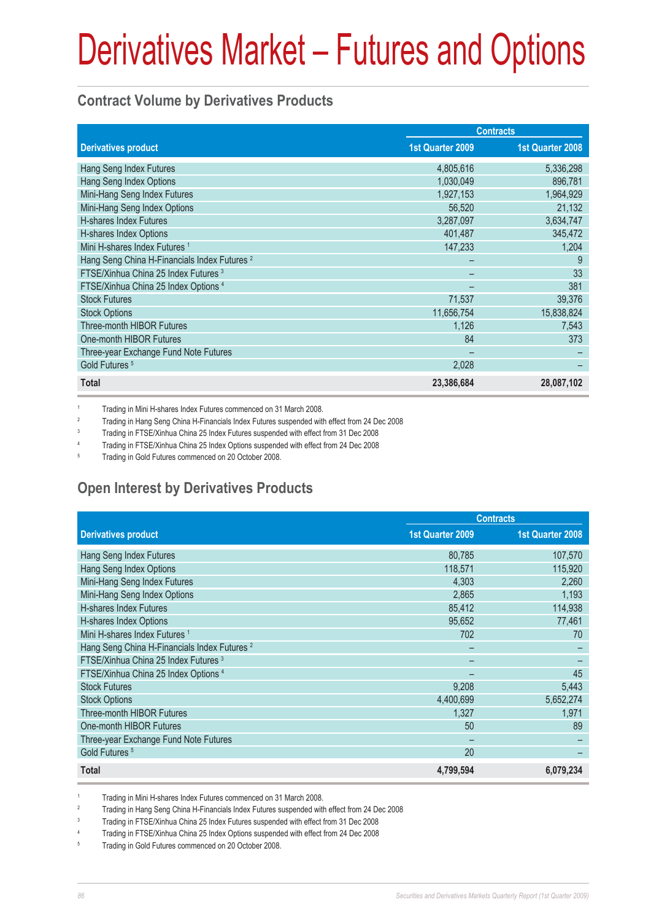# Derivatives Market – Futures and Options

## Contract Volume by Derivatives Products

| Derivatives product | Contracts | |
|---|---|---|
| | 1st Quarter 2009 | 1st Quarter 2008 |
| Hang Seng Index Futures | 4,805,616 | 5,336,298 |
| Hang Seng Index Options | 1,030,049 | 896,781 |
| Mini-Hang Seng Index Futures | 1,927,153 | 1,964,929 |
| Mini-Hang Seng Index Options | 56,520 | 21,132 |
| H-shares Index Futures | 3,287,097 | 3,634,747 |
| H-shares Index Options | 401,487 | 345,472 |
| Mini H-shares Index Futures [1] | 147,233 | 1,204 |
| Hang Seng China H-Financials Index Futures [2] | – | 9 |
| FTSE/Xinhua China 25 Index Futures [3] | – | 33 |
| FTSE/Xinhua China 25 Index Options [4] | – | 381 |
| Stock Futures | 71,537 | 39,376 |
| Stock Options | 11,656,754 | 15,838,824 |
| Three-month HIBOR Futures | 1,126 | 7,543 |
| One-month HIBOR Futures | 84 | 373 |
| Three-year Exchange Fund Note Futures | – | – |
| Gold Futures [5] | 2,028 | – |
| **Total** | **23,386,684** | **28,087,102** |

1 Trading in Mini H-shares Index Futures commenced on 31 March 2008.

2 Trading in Hang Seng China H-Financials Index Futures suspended with effect from 24 Dec 2008

3 Trading in FTSE/Xinhua China 25 Index Futures suspended with effect from 31 Dec 2008

4 Trading in FTSE/Xinhua China 25 Index Options suspended with effect from 24 Dec 2008

5 Trading in Gold Futures commenced on 20 October 2008.

## Open Interest by Derivatives Products

| Derivatives product | Contracts | |
|---|---|---|
| | 1st Quarter 2009 | 1st Quarter 2008 |
| Hang Seng Index Futures | 80,785 | 107,570 |
| Hang Seng Index Options | 118,571 | 115,920 |
| Mini-Hang Seng Index Futures | 4,303 | 2,260 |
| Mini-Hang Seng Index Options | 2,865 | 1,193 |
| H-shares Index Futures | 85,412 | 114,938 |
| H-shares Index Options | 95,652 | 77,461 |
| Mini H-shares Index Futures [1] | 702 | 70 |
| Hang Seng China H-Financials Index Futures [2] | – | – |
| FTSE/Xinhua China 25 Index Futures [3] | – | – |
| FTSE/Xinhua China 25 Index Options [4] | – | 45 |
| Stock Futures | 9,208 | 5,443 |
| Stock Options | 4,400,699 | 5,652,274 |
| Three-month HIBOR Futures | 1,327 | 1,971 |
| One-month HIBOR Futures | 50 | 89 |
| Three-year Exchange Fund Note Futures | – | – |
| Gold Futures [5] | 20 | – |
| **Total** | **4,799,594** | **6,079,234** |

1 Trading in Mini H-shares Index Futures commenced on 31 March 2008.

2 Trading in Hang Seng China H-Financials Index Futures suspended with effect from 24 Dec 2008

3 Trading in FTSE/Xinhua China 25 Index Futures suspended with effect from 31 Dec 2008

4 Trading in FTSE/Xinhua China 25 Index Options suspended with effect from 24 Dec 2008

5 Trading in Gold Futures commenced on 20 October 2008.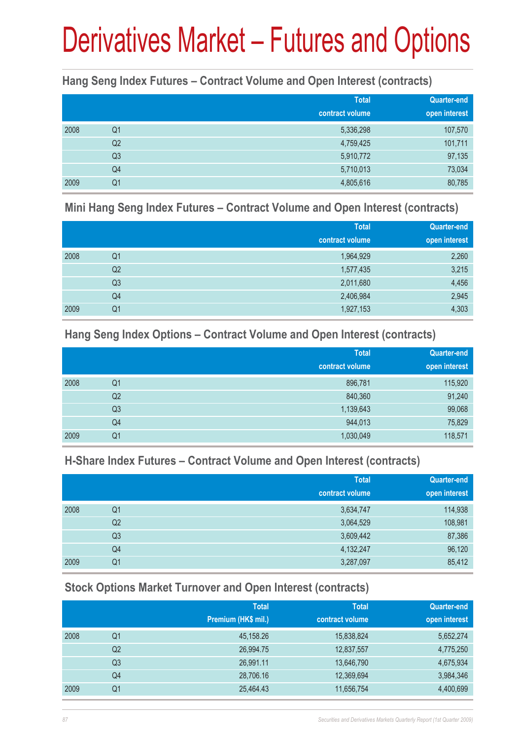# Derivatives Market – Futures and Options

## Hang Seng Index Futures – Contract Volume and Open Interest (contracts)

| | | Total contract volume | Quarter-end open interest |
|---|---|---|---|
| 2008 | Q1 | 5,336,298 | 107,570 |
| | Q2 | 4,759,425 | 101,711 |
| | Q3 | 5,910,772 | 97,135 |
| | Q4 | 5,710,013 | 73,034 |
| 2009 | Q1 | 4,805,616 | 80,785 |

## Mini Hang Seng Index Futures – Contract Volume and Open Interest (contracts)

| | | Total contract volume | Quarter-end open interest |
|---|---|---|---|
| 2008 | Q1 | 1,964,929 | 2,260 |
| | Q2 | 1,577,435 | 3,215 |
| | Q3 | 2,011,680 | 4,456 |
| | Q4 | 2,406,984 | 2,945 |
| 2009 | Q1 | 1,927,153 | 4,303 |

## Hang Seng Index Options – Contract Volume and Open Interest (contracts)

| | | Total contract volume | Quarter-end open interest |
|---|---|---|---|
| 2008 | Q1 | 896,781 | 115,920 |
| | Q2 | 840,360 | 91,240 |
| | Q3 | 1,139,643 | 99,068 |
| | Q4 | 944,013 | 75,829 |
| 2009 | Q1 | 1,030,049 | 118,571 |

## H-Share Index Futures – Contract Volume and Open Interest (contracts)

| | | Total contract volume | Quarter-end open interest |
|---|---|---|---|
| 2008 | Q1 | 3,634,747 | 114,938 |
| | Q2 | 3,064,529 | 108,981 |
| | Q3 | 3,609,442 | 87,386 |
| | Q4 | 4,132,247 | 96,120 |
| 2009 | Q1 | 3,287,097 | 85,412 |

## Stock Options Market Turnover and Open Interest (contracts)

| | | Total Premium (HK$ mil.) | Total contract volume | Quarter-end open interest |
|---|---|---|---|---|
| 2008 | Q1 | 45,158.26 | 15,838,824 | 5,652,274 |
| | Q2 | 26,994.75 | 12,837,557 | 4,775,250 |
| | Q3 | 26,991.11 | 13,646,790 | 4,675,934 |
| | Q4 | 28,706.16 | 12,369,694 | 3,984,346 |
| 2009 | Q1 | 25,464.43 | 11,656,754 | 4,400,699 |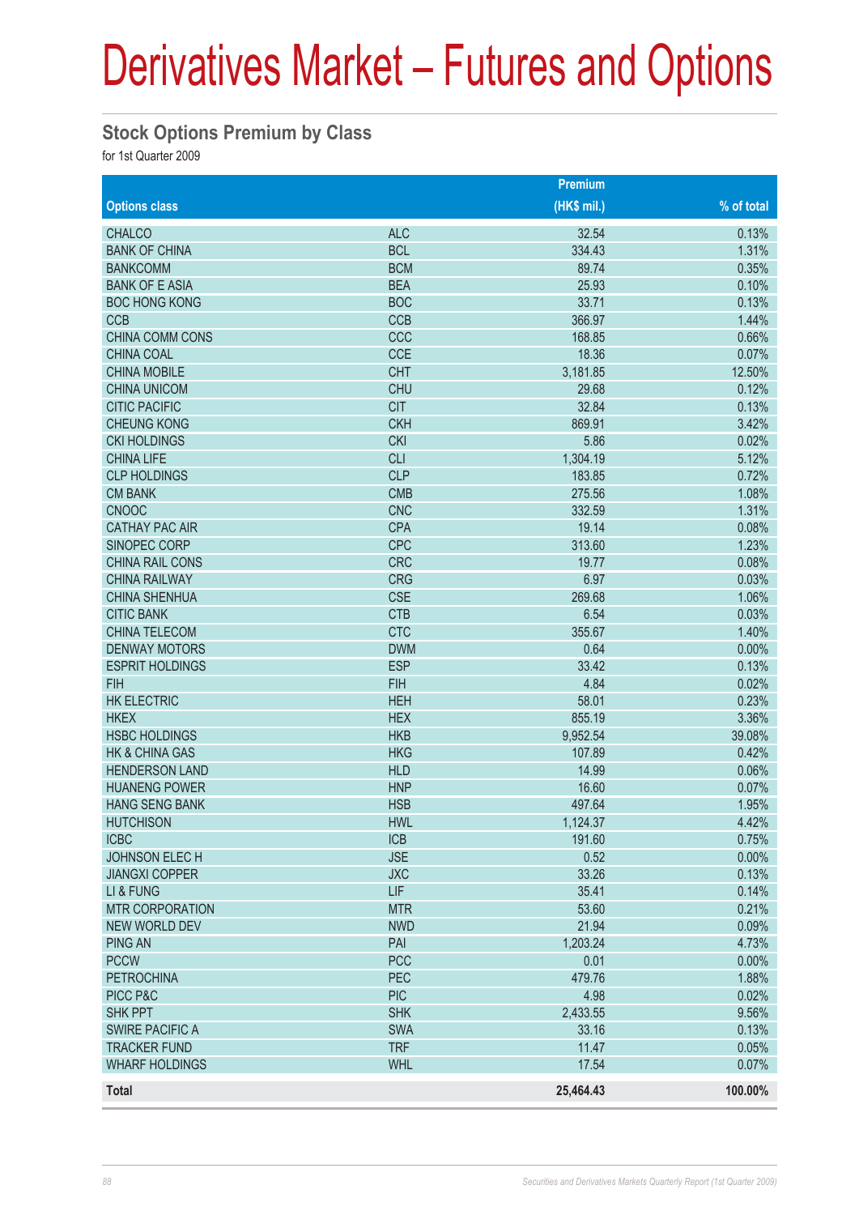# Derivatives Market – Futures and Options

## Stock Options Premium by Class

for 1st Quarter 2009

| Options class | | Premium (HK$ mil.) | % of total |
|---|---|---|---|
| CHALCO | ALC | 32.54 | 0.13% |
| BANK OF CHINA | BCL | 334.43 | 1.31% |
| BANKCOMM | BCM | 89.74 | 0.35% |
| BANK OF E ASIA | BEA | 25.93 | 0.10% |
| BOC HONG KONG | BOC | 33.71 | 0.13% |
| CCB | CCB | 366.97 | 1.44% |
| CHINA COMM CONS | CCC | 168.85 | 0.66% |
| CHINA COAL | CCE | 18.36 | 0.07% |
| CHINA MOBILE | CHT | 3,181.85 | 12.50% |
| CHINA UNICOM | CHU | 29.68 | 0.12% |
| CITIC PACIFIC | CIT | 32.84 | 0.13% |
| CHEUNG KONG | CKH | 869.91 | 3.42% |
| CKI HOLDINGS | CKI | 5.86 | 0.02% |
| CHINA LIFE | CLI | 1,304.19 | 5.12% |
| CLP HOLDINGS | CLP | 183.85 | 0.72% |
| CM BANK | CMB | 275.56 | 1.08% |
| CNOOC | CNC | 332.59 | 1.31% |
| CATHAY PAC AIR | CPA | 19.14 | 0.08% |
| SINOPEC CORP | CPC | 313.60 | 1.23% |
| CHINA RAIL CONS | CRC | 19.77 | 0.08% |
| CHINA RAILWAY | CRG | 6.97 | 0.03% |
| CHINA SHENHUA | CSE | 269.68 | 1.06% |
| CITIC BANK | CTB | 6.54 | 0.03% |
| CHINA TELECOM | CTC | 355.67 | 1.40% |
| DENWAY MOTORS | DWM | 0.64 | 0.00% |
| ESPRIT HOLDINGS | ESP | 33.42 | 0.13% |
| FIH | FIH | 4.84 | 0.02% |
| HK ELECTRIC | HEH | 58.01 | 0.23% |
| HKEX | HEX | 855.19 | 3.36% |
| HSBC HOLDINGS | HKB | 9,952.54 | 39.08% |
| HK & CHINA GAS | HKG | 107.89 | 0.42% |
| HENDERSON LAND | HLD | 14.99 | 0.06% |
| HUANENG POWER | HNP | 16.60 | 0.07% |
| HANG SENG BANK | HSB | 497.64 | 1.95% |
| HUTCHISON | HWL | 1,124.37 | 4.42% |
| ICBC | ICB | 191.60 | 0.75% |
| JOHNSON ELEC H | JSE | 0.52 | 0.00% |
| JIANGXI COPPER | JXC | 33.26 | 0.13% |
| LI & FUNG | LIF | 35.41 | 0.14% |
| MTR CORPORATION | MTR | 53.60 | 0.21% |
| NEW WORLD DEV | NWD | 21.94 | 0.09% |
| PING AN | PAI | 1,203.24 | 4.73% |
| PCCW | PCC | 0.01 | 0.00% |
| PETROCHINA | PEC | 479.76 | 1.88% |
| PICC P&C | PIC | 4.98 | 0.02% |
| SHK PPT | SHK | 2,433.55 | 9.56% |
| SWIRE PACIFIC A | SWA | 33.16 | 0.13% |
| TRACKER FUND | TRF | 11.47 | 0.05% |
| WHARF HOLDINGS | WHL | 17.54 | 0.07% |
| **Total** | | **25,464.43** | **100.00%** |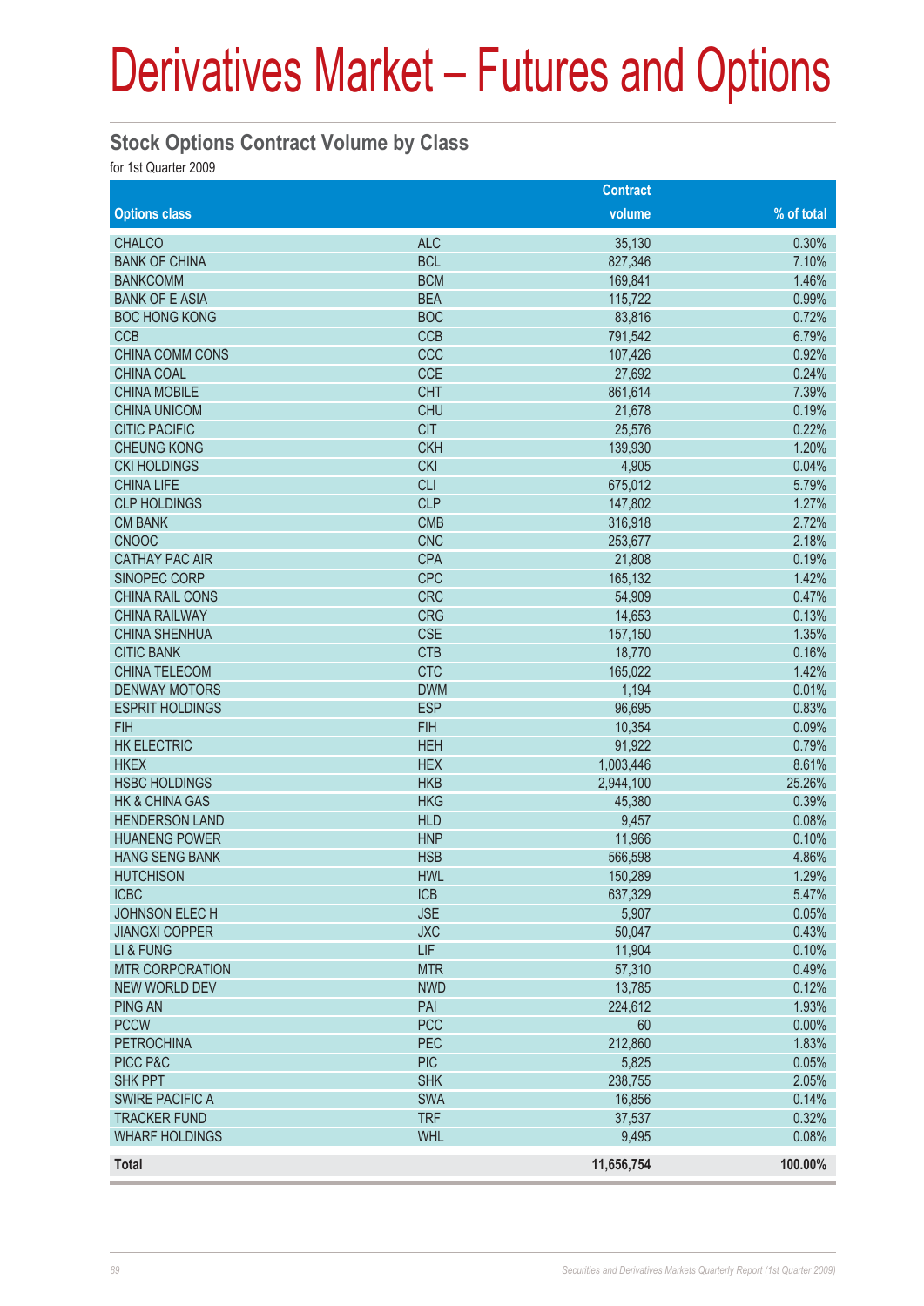# Derivatives Market – Futures and Options

## Stock Options Contract Volume by Class

for 1st Quarter 2009

| Options class | | Contract volume | % of total |
|---|---|---|---|
| CHALCO | ALC | 35,130 | 0.30% |
| BANK OF CHINA | BCL | 827,346 | 7.10% |
| BANKCOMM | BCM | 169,841 | 1.46% |
| BANK OF E ASIA | BEA | 115,722 | 0.99% |
| BOC HONG KONG | BOC | 83,816 | 0.72% |
| CCB | CCB | 791,542 | 6.79% |
| CHINA COMM CONS | CCC | 107,426 | 0.92% |
| CHINA COAL | CCE | 27,692 | 0.24% |
| CHINA MOBILE | CHT | 861,614 | 7.39% |
| CHINA UNICOM | CHU | 21,678 | 0.19% |
| CITIC PACIFIC | CIT | 25,576 | 0.22% |
| CHEUNG KONG | CKH | 139,930 | 1.20% |
| CKI HOLDINGS | CKI | 4,905 | 0.04% |
| CHINA LIFE | CLI | 675,012 | 5.79% |
| CLP HOLDINGS | CLP | 147,802 | 1.27% |
| CM BANK | CMB | 316,918 | 2.72% |
| CNOOC | CNC | 253,677 | 2.18% |
| CATHAY PAC AIR | CPA | 21,808 | 0.19% |
| SINOPEC CORP | CPC | 165,132 | 1.42% |
| CHINA RAIL CONS | CRC | 54,909 | 0.47% |
| CHINA RAILWAY | CRG | 14,653 | 0.13% |
| CHINA SHENHUA | CSE | 157,150 | 1.35% |
| CITIC BANK | CTB | 18,770 | 0.16% |
| CHINA TELECOM | CTC | 165,022 | 1.42% |
| DENWAY MOTORS | DWM | 1,194 | 0.01% |
| ESPRIT HOLDINGS | ESP | 96,695 | 0.83% |
| FIH | FIH | 10,354 | 0.09% |
| HK ELECTRIC | HEH | 91,922 | 0.79% |
| HKEX | HEX | 1,003,446 | 8.61% |
| HSBC HOLDINGS | HKB | 2,944,100 | 25.26% |
| HK & CHINA GAS | HKG | 45,380 | 0.39% |
| HENDERSON LAND | HLD | 9,457 | 0.08% |
| HUANENG POWER | HNP | 11,966 | 0.10% |
| HANG SENG BANK | HSB | 566,598 | 4.86% |
| HUTCHISON | HWL | 150,289 | 1.29% |
| ICBC | ICB | 637,329 | 5.47% |
| JOHNSON ELEC H | JSE | 5,907 | 0.05% |
| JIANGXI COPPER | JXC | 50,047 | 0.43% |
| LI & FUNG | LIF | 11,904 | 0.10% |
| MTR CORPORATION | MTR | 57,310 | 0.49% |
| NEW WORLD DEV | NWD | 13,785 | 0.12% |
| PING AN | PAI | 224,612 | 1.93% |
| PCCW | PCC | 60 | 0.00% |
| PETROCHINA | PEC | 212,860 | 1.83% |
| PICC P&C | PIC | 5,825 | 0.05% |
| SHK PPT | SHK | 238,755 | 2.05% |
| SWIRE PACIFIC A | SWA | 16,856 | 0.14% |
| TRACKER FUND | TRF | 37,537 | 0.32% |
| WHARF HOLDINGS | WHL | 9,495 | 0.08% |
| **Total** | | **11,656,754** | **100.00%** |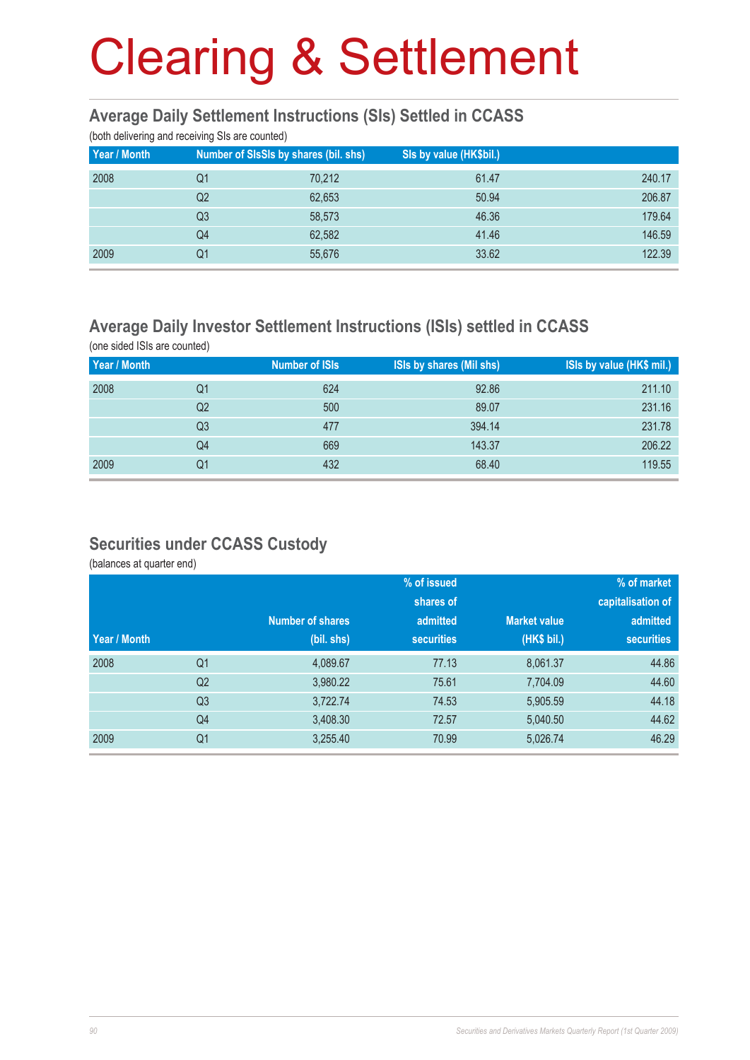# Clearing & Settlement

## Average Daily Settlement Instructions (SIs) Settled in CCASS

(both delivering and receiving SIs are counted)

| Year / Month | | Number of SIsSIs by shares (bil. shs) | SIs by value (HK$bil.) | |
|---|---|---|---|---|
| 2008 | Q1 | 70,212 | 61.47 | 240.17 |
| | Q2 | 62,653 | 50.94 | 206.87 |
| | Q3 | 58,573 | 46.36 | 179.64 |
| | Q4 | 62,582 | 41.46 | 146.59 |
| 2009 | Q1 | 55,676 | 33.62 | 122.39 |

## Average Daily Investor Settlement Instructions (ISIs) settled in CCASS

(one sided ISIs are counted)

| Year / Month | | Number of ISIs | ISIs by shares (Mil shs) | ISIs by value (HK$ mil.) |
|---|---|---|---|---|
| 2008 | Q1 | 624 | 92.86 | 211.10 |
| | Q2 | 500 | 89.07 | 231.16 |
| | Q3 | 477 | 394.14 | 231.78 |
| | Q4 | 669 | 143.37 | 206.22 |
| 2009 | Q1 | 432 | 68.40 | 119.55 |

## Securities under CCASS Custody

(balances at quarter end)

| Year / Month | | Number of shares (bil. shs) | % of issued shares of admitted securities | Market value (HK$ bil.) | % of market capitalisation of admitted securities |
|---|---|---|---|---|---|
| 2008 | Q1 | 4,089.67 | 77.13 | 8,061.37 | 44.86 |
| | Q2 | 3,980.22 | 75.61 | 7,704.09 | 44.60 |
| | Q3 | 3,722.74 | 74.53 | 5,905.59 | 44.18 |
| | Q4 | 3,408.30 | 72.57 | 5,040.50 | 44.62 |
| 2009 | Q1 | 3,255.40 | 70.99 | 5,026.74 | 46.29 |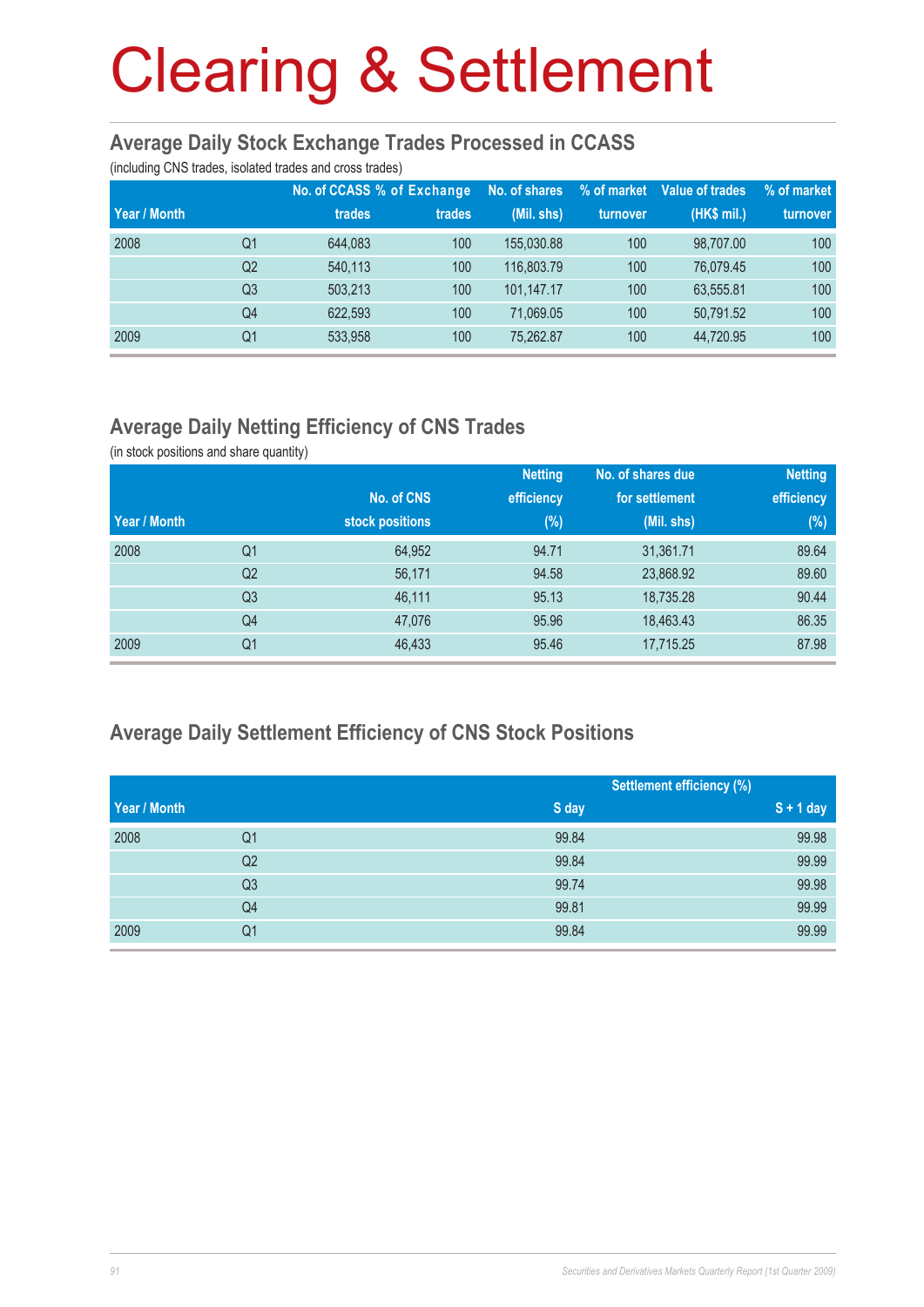# Clearing & Settlement

## Average Daily Stock Exchange Trades Processed in CCASS

(including CNS trades, isolated trades and cross trades)

| Year / Month | | No. of CCASS trades | % of Exchange trades | No. of shares (Mil. shs) | % of market turnover | Value of trades (HK$ mil.) | % of market turnover |
|---|---|---|---|---|---|---|---|
| 2008 | Q1 | 644,083 | 100 | 155,030.88 | 100 | 98,707.00 | 100 |
| | Q2 | 540,113 | 100 | 116,803.79 | 100 | 76,079.45 | 100 |
| | Q3 | 503,213 | 100 | 101,147.17 | 100 | 63,555.81 | 100 |
| | Q4 | 622,593 | 100 | 71,069.05 | 100 | 50,791.52 | 100 |
| 2009 | Q1 | 533,958 | 100 | 75,262.87 | 100 | 44,720.95 | 100 |

## Average Daily Netting Efficiency of CNS Trades

(in stock positions and share quantity)

| Year / Month | | No. of CNS stock positions | Netting efficiency (%) | No. of shares due for settlement (Mil. shs) | Netting efficiency (%) |
|---|---|---|---|---|---|
| 2008 | Q1 | 64,952 | 94.71 | 31,361.71 | 89.64 |
| | Q2 | 56,171 | 94.58 | 23,868.92 | 89.60 |
| | Q3 | 46,111 | 95.13 | 18,735.28 | 90.44 |
| | Q4 | 47,076 | 95.96 | 18,463.43 | 86.35 |
| 2009 | Q1 | 46,433 | 95.46 | 17,715.25 | 87.98 |

## Average Daily Settlement Efficiency of CNS Stock Positions

| Year / Month | | Settlement efficiency (%) S day | Settlement efficiency (%) S + 1 day |
|---|---|---|---|
| 2008 | Q1 | 99.84 | 99.98 |
| | Q2 | 99.84 | 99.99 |
| | Q3 | 99.74 | 99.98 |
| | Q4 | 99.81 | 99.99 |
| 2009 | Q1 | 99.84 | 99.99 |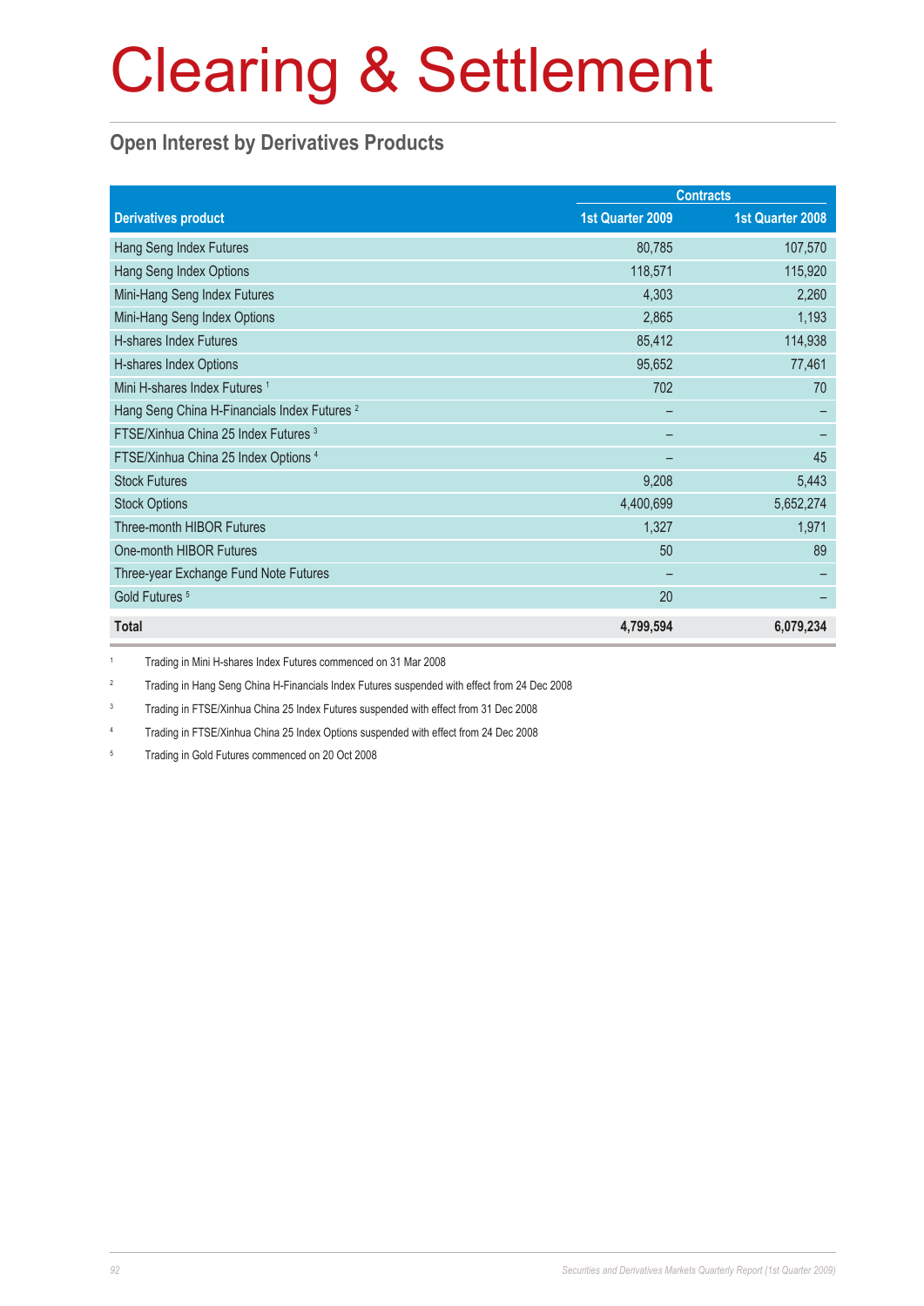# Clearing & Settlement

## Open Interest by Derivatives Products

| Derivatives product | Contracts | |
|---|---|---|
| | 1st Quarter 2009 | 1st Quarter 2008 |
| Hang Seng Index Futures | 80,785 | 107,570 |
| Hang Seng Index Options | 118,571 | 115,920 |
| Mini-Hang Seng Index Futures | 4,303 | 2,260 |
| Mini-Hang Seng Index Options | 2,865 | 1,193 |
| H-shares Index Futures | 85,412 | 114,938 |
| H-shares Index Options | 95,652 | 77,461 |
| Mini H-shares Index Futures [1] | 702 | 70 |
| Hang Seng China H-Financials Index Futures [2] | – | – |
| FTSE/Xinhua China 25 Index Futures [3] | – | – |
| FTSE/Xinhua China 25 Index Options [4] | – | 45 |
| Stock Futures | 9,208 | 5,443 |
| Stock Options | 4,400,699 | 5,652,274 |
| Three-month HIBOR Futures | 1,327 | 1,971 |
| One-month HIBOR Futures | 50 | 89 |
| Three-year Exchange Fund Note Futures | – | – |
| Gold Futures [5] | 20 | – |
| **Total** | **4,799,594** | **6,079,234** |

1 Trading in Mini H-shares Index Futures commenced on 31 Mar 2008

2 Trading in Hang Seng China H-Financials Index Futures suspended with effect from 24 Dec 2008

3 Trading in FTSE/Xinhua China 25 Index Futures suspended with effect from 31 Dec 2008

4 Trading in FTSE/Xinhua China 25 Index Options suspended with effect from 24 Dec 2008

5 Trading in Gold Futures commenced on 20 Oct 2008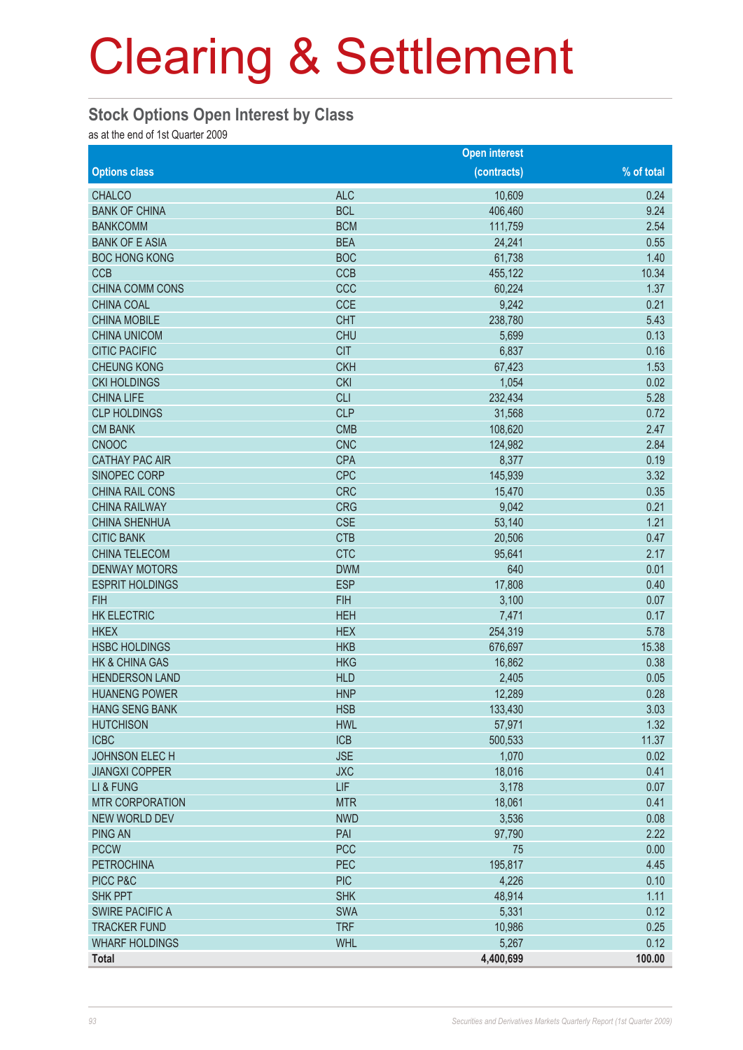# Clearing & Settlement

## Stock Options Open Interest by Class

as at the end of 1st Quarter 2009

| Options class | | Open interest (contracts) | % of total |
|---|---|---|---|
| CHALCO | ALC | 10,609 | 0.24 |
| BANK OF CHINA | BCL | 406,460 | 9.24 |
| BANKCOMM | BCM | 111,759 | 2.54 |
| BANK OF E ASIA | BEA | 24,241 | 0.55 |
| BOC HONG KONG | BOC | 61,738 | 1.40 |
| CCB | CCB | 455,122 | 10.34 |
| CHINA COMM CONS | CCC | 60,224 | 1.37 |
| CHINA COAL | CCE | 9,242 | 0.21 |
| CHINA MOBILE | CHT | 238,780 | 5.43 |
| CHINA UNICOM | CHU | 5,699 | 0.13 |
| CITIC PACIFIC | CIT | 6,837 | 0.16 |
| CHEUNG KONG | CKH | 67,423 | 1.53 |
| CKI HOLDINGS | CKI | 1,054 | 0.02 |
| CHINA LIFE | CLI | 232,434 | 5.28 |
| CLP HOLDINGS | CLP | 31,568 | 0.72 |
| CM BANK | CMB | 108,620 | 2.47 |
| CNOOC | CNC | 124,982 | 2.84 |
| CATHAY PAC AIR | CPA | 8,377 | 0.19 |
| SINOPEC CORP | CPC | 145,939 | 3.32 |
| CHINA RAIL CONS | CRC | 15,470 | 0.35 |
| CHINA RAILWAY | CRG | 9,042 | 0.21 |
| CHINA SHENHUA | CSE | 53,140 | 1.21 |
| CITIC BANK | CTB | 20,506 | 0.47 |
| CHINA TELECOM | CTC | 95,641 | 2.17 |
| DENWAY MOTORS | DWM | 640 | 0.01 |
| ESPRIT HOLDINGS | ESP | 17,808 | 0.40 |
| FIH | FIH | 3,100 | 0.07 |
| HK ELECTRIC | HEH | 7,471 | 0.17 |
| HKEX | HEX | 254,319 | 5.78 |
| HSBC HOLDINGS | HKB | 676,697 | 15.38 |
| HK & CHINA GAS | HKG | 16,862 | 0.38 |
| HENDERSON LAND | HLD | 2,405 | 0.05 |
| HUANENG POWER | HNP | 12,289 | 0.28 |
| HANG SENG BANK | HSB | 133,430 | 3.03 |
| HUTCHISON | HWL | 57,971 | 1.32 |
| ICBC | ICB | 500,533 | 11.37 |
| JOHNSON ELEC H | JSE | 1,070 | 0.02 |
| JIANGXI COPPER | JXC | 18,016 | 0.41 |
| LI & FUNG | LIF | 3,178 | 0.07 |
| MTR CORPORATION | MTR | 18,061 | 0.41 |
| NEW WORLD DEV | NWD | 3,536 | 0.08 |
| PING AN | PAI | 97,790 | 2.22 |
| PCCW | PCC | 75 | 0.00 |
| PETROCHINA | PEC | 195,817 | 4.45 |
| PICC P&C | PIC | 4,226 | 0.10 |
| SHK PPT | SHK | 48,914 | 1.11 |
| SWIRE PACIFIC A | SWA | 5,331 | 0.12 |
| TRACKER FUND | TRF | 10,986 | 0.25 |
| WHARF HOLDINGS | WHL | 5,267 | 0.12 |
| **Total** | | **4,400,699** | **100.00** |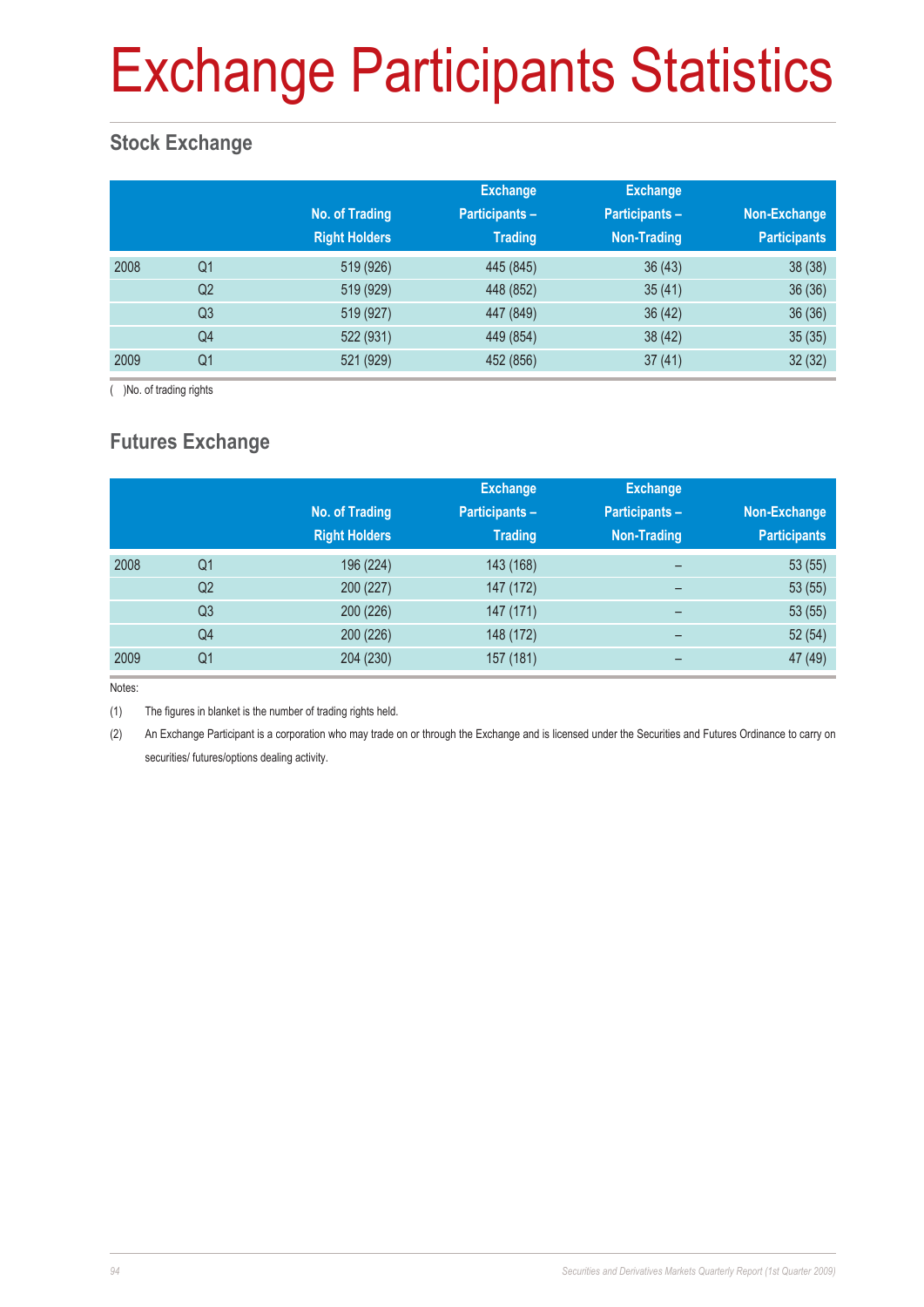# Exchange Participants Statistics

## Stock Exchange

| | | No. of Trading Right Holders | Exchange Participants – Trading | Exchange Participants – Non-Trading | Non-Exchange Participants |
|---|---|---|---|---|---|
| 2008 | Q1 | 519 (926) | 445 (845) | 36 (43) | 38 (38) |
| | Q2 | 519 (929) | 448 (852) | 35 (41) | 36 (36) |
| | Q3 | 519 (927) | 447 (849) | 36 (42) | 36 (36) |
| | Q4 | 522 (931) | 449 (854) | 38 (42) | 35 (35) |
| 2009 | Q1 | 521 (929) | 452 (856) | 37 (41) | 32 (32) |

(   )No. of trading rights

## Futures Exchange

| | | No. of Trading Right Holders | Exchange Participants – Trading | Exchange Participants – Non-Trading | Non-Exchange Participants |
|---|---|---|---|---|---|
| 2008 | Q1 | 196 (224) | 143 (168) | – | 53 (55) |
| | Q2 | 200 (227) | 147 (172) | – | 53 (55) |
| | Q3 | 200 (226) | 147 (171) | – | 53 (55) |
| | Q4 | 200 (226) | 148 (172) | – | 52 (54) |
| 2009 | Q1 | 204 (230) | 157 (181) | – | 47 (49) |

Notes:

(1) The figures in blanket is the number of trading rights held.

(2) An Exchange Participant is a corporation who may trade on or through the Exchange and is licensed under the Securities and Futures Ordinance to carry on securities/ futures/options dealing activity.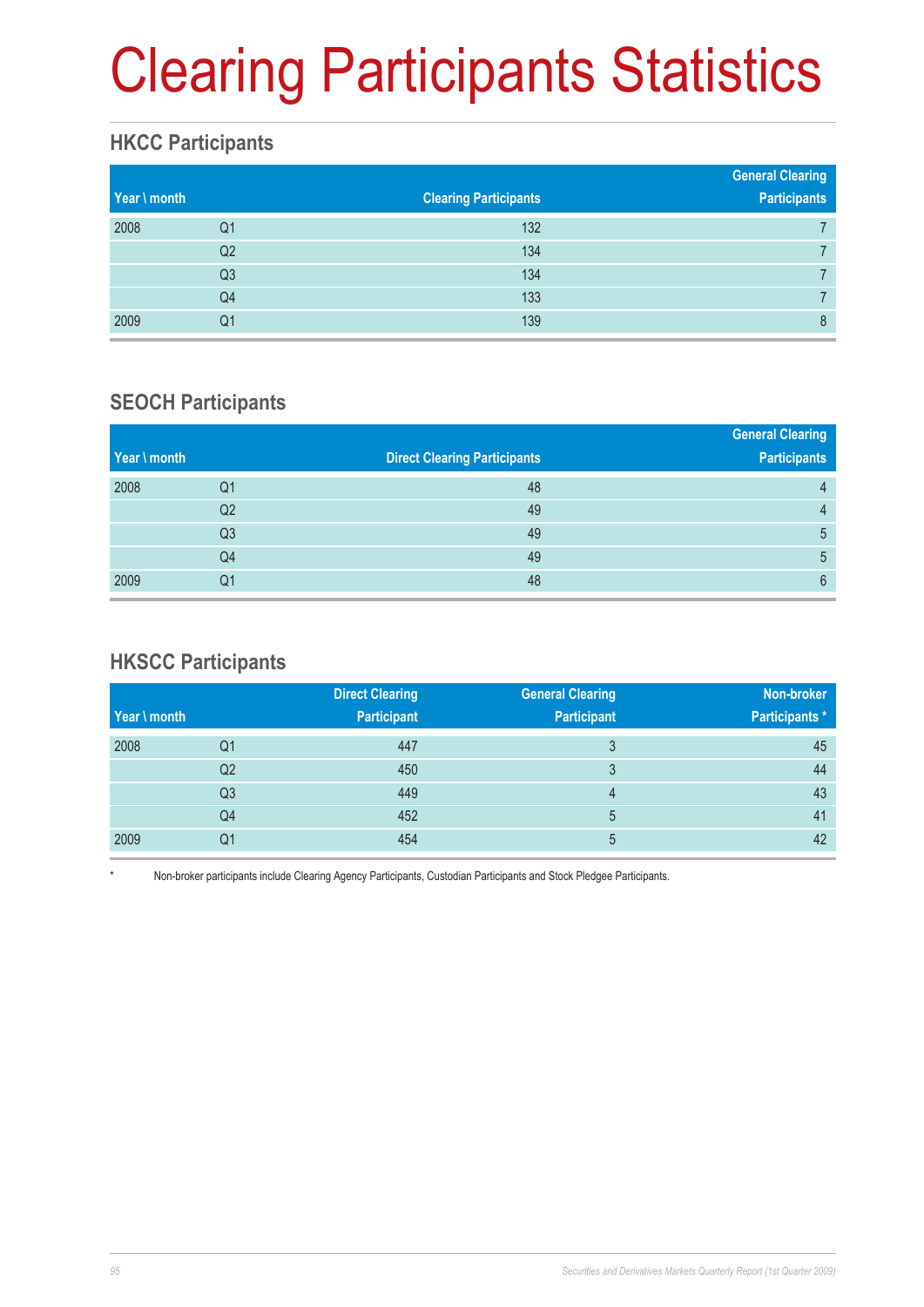# Clearing Participants Statistics

## HKCC Participants

| Year \ month | | Clearing Participants | General Clearing Participants |
|---|---|---|---|
| 2008 | Q1 | 132 | 7 |
| | Q2 | 134 | 7 |
| | Q3 | 134 | 7 |
| | Q4 | 133 | 7 |
| 2009 | Q1 | 139 | 8 |

## SEOCH Participants

| Year \ month | | Direct Clearing Participants | General Clearing Participants |
|---|---|---|---|
| 2008 | Q1 | 48 | 4 |
| | Q2 | 49 | 4 |
| | Q3 | 49 | 5 |
| | Q4 | 49 | 5 |
| 2009 | Q1 | 48 | 6 |

## HKSCC Participants

| Year \ month | | Direct Clearing Participant | General Clearing Participant | Non-broker Participants * |
|---|---|---|---|---|
| 2008 | Q1 | 447 | 3 | 45 |
| | Q2 | 450 | 3 | 44 |
| | Q3 | 449 | 4 | 43 |
| | Q4 | 452 | 5 | 41 |
| 2009 | Q1 | 454 | 5 | 42 |

* Non-broker participants include Clearing Agency Participants, Custodian Participants and Stock Pledgee Participants.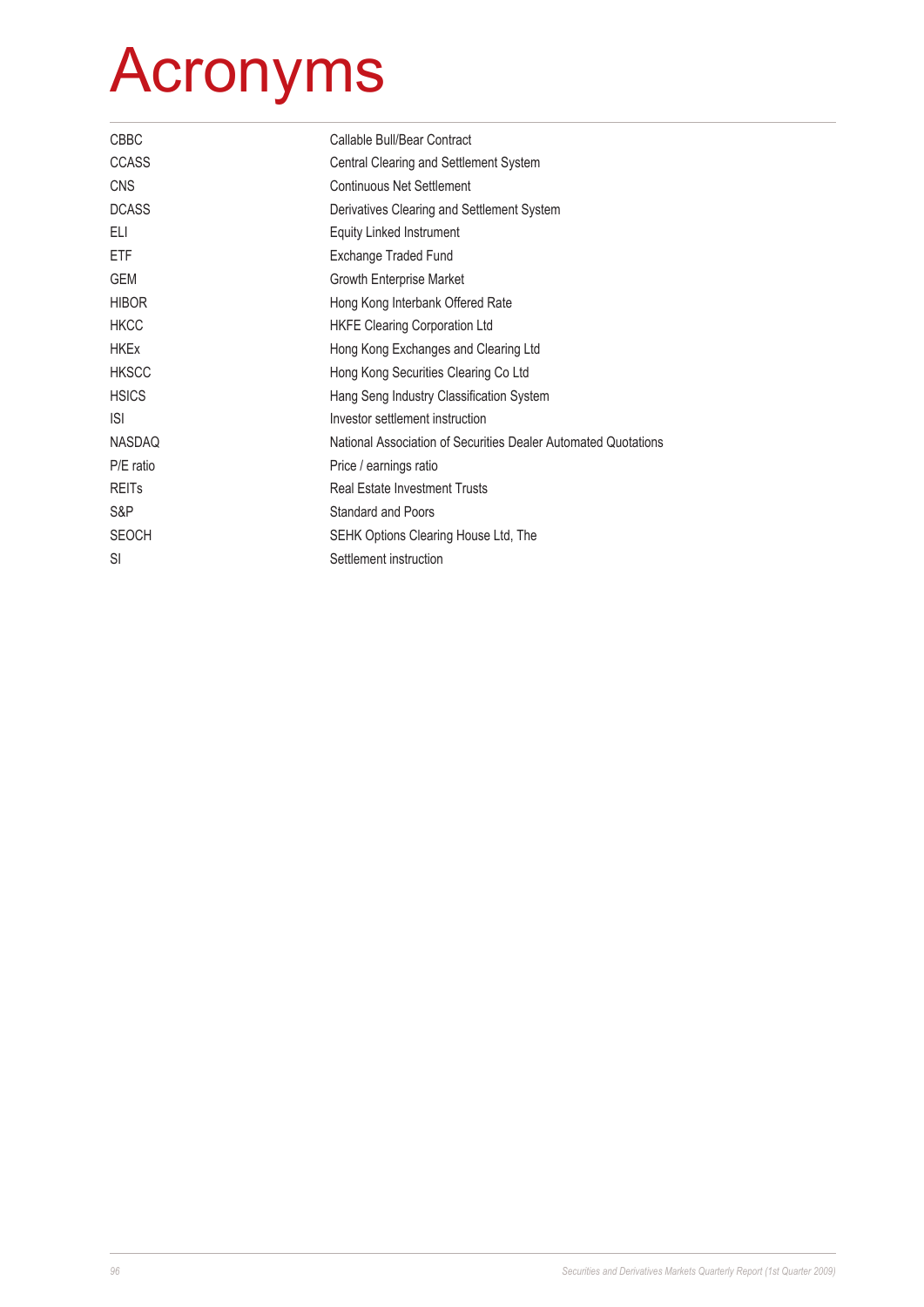# Acronyms

| | |
|---|---|
| CBBC | Callable Bull/Bear Contract |
| CCASS | Central Clearing and Settlement System |
| CNS | Continuous Net Settlement |
| DCASS | Derivatives Clearing and Settlement System |
| ELI | Equity Linked Instrument |
| ETF | Exchange Traded Fund |
| GEM | Growth Enterprise Market |
| HIBOR | Hong Kong Interbank Offered Rate |
| HKCC | HKFE Clearing Corporation Ltd |
| HKEx | Hong Kong Exchanges and Clearing Ltd |
| HKSCC | Hong Kong Securities Clearing Co Ltd |
| HSICS | Hang Seng Industry Classification System |
| ISI | Investor settlement instruction |
| NASDAQ | National Association of Securities Dealer Automated Quotations |
| P/E ratio | Price / earnings ratio |
| REITs | Real Estate Investment Trusts |
| S&P | Standard and Poors |
| SEOCH | SEHK Options Clearing House Ltd, The |
| SI | Settlement instruction |